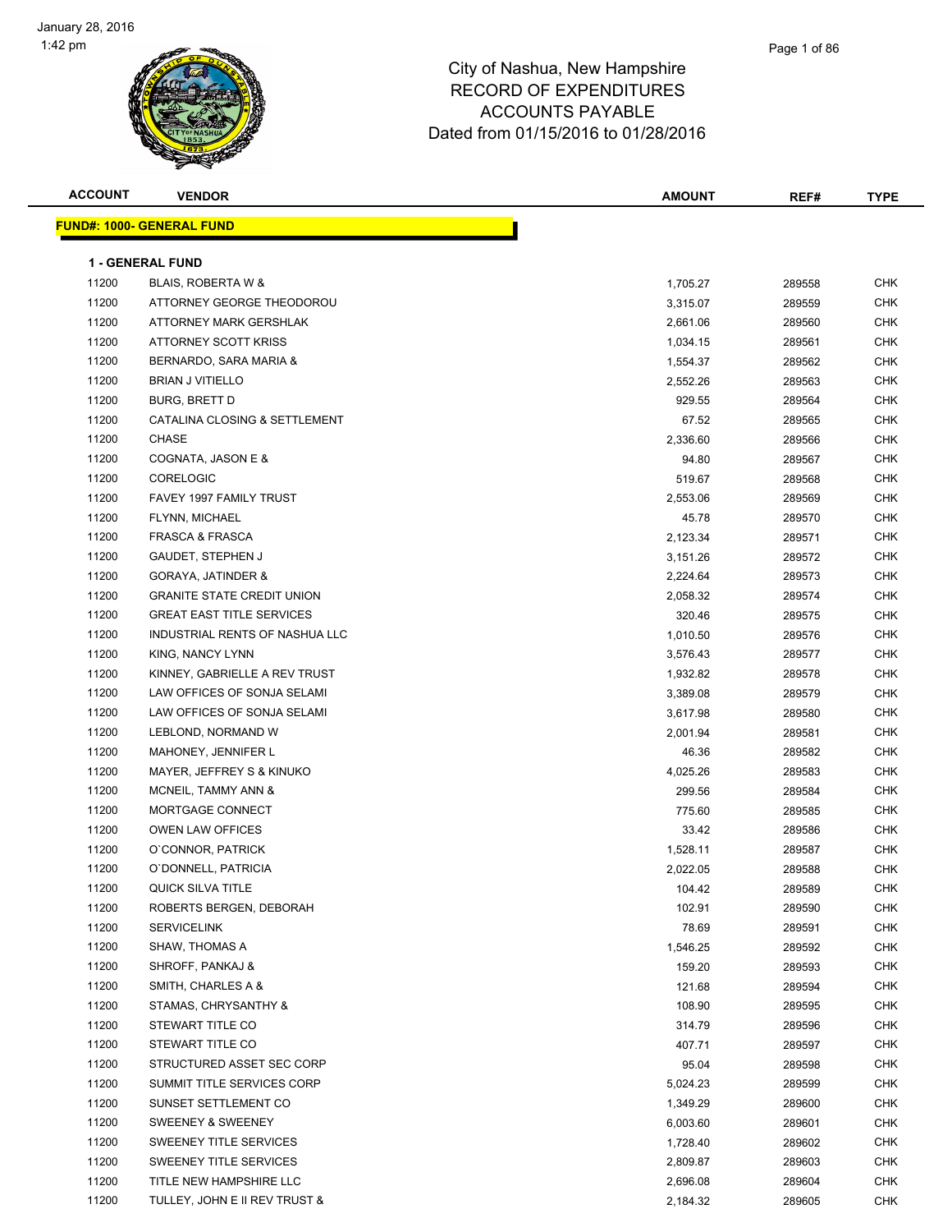# City of Nashua, New Hampshire
## RECORD OF EXPENDITURES
## ACCOUNTS PAYABLE
### Dated from 01/15/2016 to 01/28/2016

| ACCOUNT | VENDOR | AMOUNT | REF# | TYPE |
|---|---|---|---|---|
| **FUND#: 1000- GENERAL FUND** | | | | |
| **1 - GENERAL FUND** | | | | |
| 11200 | BLAIS, ROBERTA W & | 1,705.27 | 289558 | CHK |
| 11200 | ATTORNEY GEORGE THEODOROU | 3,315.07 | 289559 | CHK |
| 11200 | ATTORNEY MARK GERSHLAK | 2,661.06 | 289560 | CHK |
| 11200 | ATTORNEY SCOTT KRISS | 1,034.15 | 289561 | CHK |
| 11200 | BERNARDO, SARA MARIA & | 1,554.37 | 289562 | CHK |
| 11200 | BRIAN J VITIELLO | 2,552.26 | 289563 | CHK |
| 11200 | BURG, BRETT D | 929.55 | 289564 | CHK |
| 11200 | CATALINA CLOSING & SETTLEMENT | 67.52 | 289565 | CHK |
| 11200 | CHASE | 2,336.60 | 289566 | CHK |
| 11200 | COGNATA, JASON E & | 94.80 | 289567 | CHK |
| 11200 | CORELOGIC | 519.67 | 289568 | CHK |
| 11200 | FAVEY 1997 FAMILY TRUST | 2,553.06 | 289569 | CHK |
| 11200 | FLYNN, MICHAEL | 45.78 | 289570 | CHK |
| 11200 | FRASCA & FRASCA | 2,123.34 | 289571 | CHK |
| 11200 | GAUDET, STEPHEN J | 3,151.26 | 289572 | CHK |
| 11200 | GORAYA, JATINDER & | 2,224.64 | 289573 | CHK |
| 11200 | GRANITE STATE CREDIT UNION | 2,058.32 | 289574 | CHK |
| 11200 | GREAT EAST TITLE SERVICES | 320.46 | 289575 | CHK |
| 11200 | INDUSTRIAL RENTS OF NASHUA LLC | 1,010.50 | 289576 | CHK |
| 11200 | KING, NANCY LYNN | 3,576.43 | 289577 | CHK |
| 11200 | KINNEY, GABRIELLE A REV TRUST | 1,932.82 | 289578 | CHK |
| 11200 | LAW OFFICES OF SONJA SELAMI | 3,389.08 | 289579 | CHK |
| 11200 | LAW OFFICES OF SONJA SELAMI | 3,617.98 | 289580 | CHK |
| 11200 | LEBLOND, NORMAND W | 2,001.94 | 289581 | CHK |
| 11200 | MAHONEY, JENNIFER L | 46.36 | 289582 | CHK |
| 11200 | MAYER, JEFFREY S & KINUKO | 4,025.26 | 289583 | CHK |
| 11200 | MCNEIL, TAMMY ANN & | 299.56 | 289584 | CHK |
| 11200 | MORTGAGE CONNECT | 775.60 | 289585 | CHK |
| 11200 | OWEN LAW OFFICES | 33.42 | 289586 | CHK |
| 11200 | O`CONNOR, PATRICK | 1,528.11 | 289587 | CHK |
| 11200 | O`DONNELL, PATRICIA | 2,022.05 | 289588 | CHK |
| 11200 | QUICK SILVA TITLE | 104.42 | 289589 | CHK |
| 11200 | ROBERTS BERGEN, DEBORAH | 102.91 | 289590 | CHK |
| 11200 | SERVICELINK | 78.69 | 289591 | CHK |
| 11200 | SHAW, THOMAS A | 1,546.25 | 289592 | CHK |
| 11200 | SHROFF, PANKAJ & | 159.20 | 289593 | CHK |
| 11200 | SMITH, CHARLES A & | 121.68 | 289594 | CHK |
| 11200 | STAMAS, CHRYSANTHY & | 108.90 | 289595 | CHK |
| 11200 | STEWART TITLE CO | 314.79 | 289596 | CHK |
| 11200 | STEWART TITLE CO | 407.71 | 289597 | CHK |
| 11200 | STRUCTURED ASSET SEC CORP | 95.04 | 289598 | CHK |
| 11200 | SUMMIT TITLE SERVICES CORP | 5,024.23 | 289599 | CHK |
| 11200 | SUNSET SETTLEMENT CO | 1,349.29 | 289600 | CHK |
| 11200 | SWEENEY & SWEENEY | 6,003.60 | 289601 | CHK |
| 11200 | SWEENEY TITLE SERVICES | 1,728.40 | 289602 | CHK |
| 11200 | SWEENEY TITLE SERVICES | 2,809.87 | 289603 | CHK |
| 11200 | TITLE NEW HAMPSHIRE LLC | 2,696.08 | 289604 | CHK |
| 11200 | TULLEY, JOHN E II REV TRUST & | 2,184.32 | 289605 | CHK |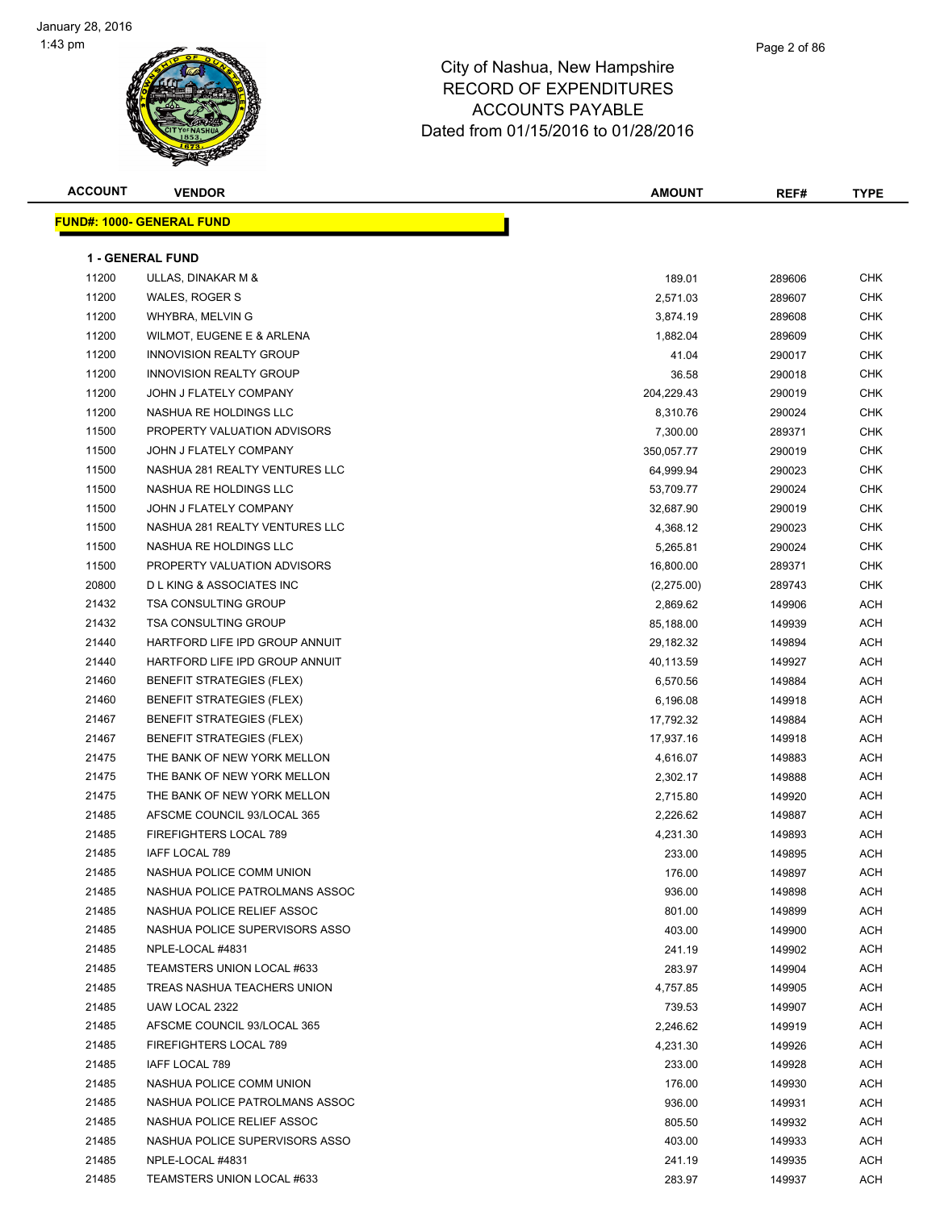January 28, 2016
1:43 pm

# City of Nashua, New Hampshire
# RECORD OF EXPENDITURES
# ACCOUNTS PAYABLE
# Dated from 01/15/2016 to 01/28/2016

## FUND#: 1000- GENERAL FUND

### 1 - GENERAL FUND

| ACCOUNT | VENDOR | AMOUNT | REF# | TYPE |
|---|---|---|---|---|
| 11200 | ULLAS, DINAKAR M & | 189.01 | 289606 | CHK |
| 11200 | WALES, ROGER S | 2,571.03 | 289607 | CHK |
| 11200 | WHYBRA, MELVIN G | 3,874.19 | 289608 | CHK |
| 11200 | WILMOT, EUGENE E & ARLENA | 1,882.04 | 289609 | CHK |
| 11200 | INNOVISION REALTY GROUP | 41.04 | 290017 | CHK |
| 11200 | INNOVISION REALTY GROUP | 36.58 | 290018 | CHK |
| 11200 | JOHN J FLATELY COMPANY | 204,229.43 | 290019 | CHK |
| 11200 | NASHUA RE HOLDINGS LLC | 8,310.76 | 290024 | CHK |
| 11500 | PROPERTY VALUATION ADVISORS | 7,300.00 | 289371 | CHK |
| 11500 | JOHN J FLATELY COMPANY | 350,057.77 | 290019 | CHK |
| 11500 | NASHUA 281 REALTY VENTURES LLC | 64,999.94 | 290023 | CHK |
| 11500 | NASHUA RE HOLDINGS LLC | 53,709.77 | 290024 | CHK |
| 11500 | JOHN J FLATELY COMPANY | 32,687.90 | 290019 | CHK |
| 11500 | NASHUA 281 REALTY VENTURES LLC | 4,368.12 | 290023 | CHK |
| 11500 | NASHUA RE HOLDINGS LLC | 5,265.81 | 290024 | CHK |
| 11500 | PROPERTY VALUATION ADVISORS | 16,800.00 | 289371 | CHK |
| 20800 | D L KING & ASSOCIATES INC | (2,275.00) | 289743 | CHK |
| 21432 | TSA CONSULTING GROUP | 2,869.62 | 149906 | ACH |
| 21432 | TSA CONSULTING GROUP | 85,188.00 | 149939 | ACH |
| 21440 | HARTFORD LIFE IPD GROUP ANNUIT | 29,182.32 | 149894 | ACH |
| 21440 | HARTFORD LIFE IPD GROUP ANNUIT | 40,113.59 | 149927 | ACH |
| 21460 | BENEFIT STRATEGIES (FLEX) | 6,570.56 | 149884 | ACH |
| 21460 | BENEFIT STRATEGIES (FLEX) | 6,196.08 | 149918 | ACH |
| 21467 | BENEFIT STRATEGIES (FLEX) | 17,792.32 | 149884 | ACH |
| 21467 | BENEFIT STRATEGIES (FLEX) | 17,937.16 | 149918 | ACH |
| 21475 | THE BANK OF NEW YORK MELLON | 4,616.07 | 149883 | ACH |
| 21475 | THE BANK OF NEW YORK MELLON | 2,302.17 | 149888 | ACH |
| 21475 | THE BANK OF NEW YORK MELLON | 2,715.80 | 149920 | ACH |
| 21485 | AFSCME COUNCIL 93/LOCAL 365 | 2,226.62 | 149887 | ACH |
| 21485 | FIREFIGHTERS LOCAL 789 | 4,231.30 | 149893 | ACH |
| 21485 | IAFF LOCAL 789 | 233.00 | 149895 | ACH |
| 21485 | NASHUA POLICE COMM UNION | 176.00 | 149897 | ACH |
| 21485 | NASHUA POLICE PATROLMANS ASSOC | 936.00 | 149898 | ACH |
| 21485 | NASHUA POLICE RELIEF ASSOC | 801.00 | 149899 | ACH |
| 21485 | NASHUA POLICE SUPERVISORS ASSO | 403.00 | 149900 | ACH |
| 21485 | NPLE-LOCAL #4831 | 241.19 | 149902 | ACH |
| 21485 | TEAMSTERS UNION LOCAL #633 | 283.97 | 149904 | ACH |
| 21485 | TREAS NASHUA TEACHERS UNION | 4,757.85 | 149905 | ACH |
| 21485 | UAW LOCAL 2322 | 739.53 | 149907 | ACH |
| 21485 | AFSCME COUNCIL 93/LOCAL 365 | 2,246.62 | 149919 | ACH |
| 21485 | FIREFIGHTERS LOCAL 789 | 4,231.30 | 149926 | ACH |
| 21485 | IAFF LOCAL 789 | 233.00 | 149928 | ACH |
| 21485 | NASHUA POLICE COMM UNION | 176.00 | 149930 | ACH |
| 21485 | NASHUA POLICE PATROLMANS ASSOC | 936.00 | 149931 | ACH |
| 21485 | NASHUA POLICE RELIEF ASSOC | 805.50 | 149932 | ACH |
| 21485 | NASHUA POLICE SUPERVISORS ASSO | 403.00 | 149933 | ACH |
| 21485 | NPLE-LOCAL #4831 | 241.19 | 149935 | ACH |
| 21485 | TEAMSTERS UNION LOCAL #633 | 283.97 | 149937 | ACH |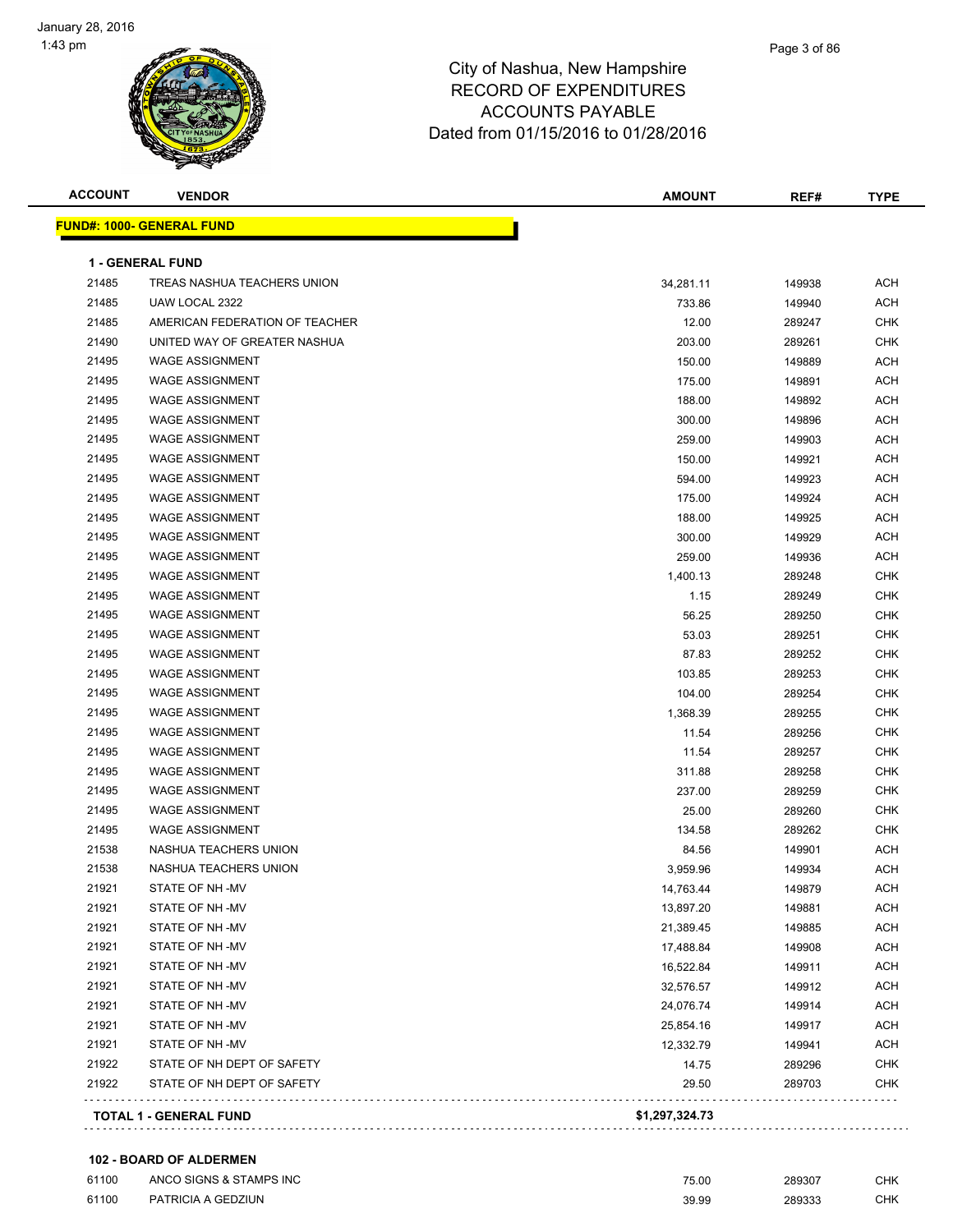City of Nashua, New Hampshire
RECORD OF EXPENDITURES
ACCOUNTS PAYABLE
Dated from 01/15/2016 to 01/28/2016

| ACCOUNT | VENDOR | AMOUNT | REF# | TYPE |
|---|---|---|---|---|

**FUND#: 1000- GENERAL FUND**

**1 - GENERAL FUND**

| ACCOUNT | VENDOR | AMOUNT | REF# | TYPE |
|---|---|---|---|---|
| 21485 | TREAS NASHUA TEACHERS UNION | 34,281.11 | 149938 | ACH |
| 21485 | UAW LOCAL 2322 | 733.86 | 149940 | ACH |
| 21485 | AMERICAN FEDERATION OF TEACHER | 12.00 | 289247 | CHK |
| 21490 | UNITED WAY OF GREATER NASHUA | 203.00 | 289261 | CHK |
| 21495 | WAGE ASSIGNMENT | 150.00 | 149889 | ACH |
| 21495 | WAGE ASSIGNMENT | 175.00 | 149891 | ACH |
| 21495 | WAGE ASSIGNMENT | 188.00 | 149892 | ACH |
| 21495 | WAGE ASSIGNMENT | 300.00 | 149896 | ACH |
| 21495 | WAGE ASSIGNMENT | 259.00 | 149903 | ACH |
| 21495 | WAGE ASSIGNMENT | 150.00 | 149921 | ACH |
| 21495 | WAGE ASSIGNMENT | 594.00 | 149923 | ACH |
| 21495 | WAGE ASSIGNMENT | 175.00 | 149924 | ACH |
| 21495 | WAGE ASSIGNMENT | 188.00 | 149925 | ACH |
| 21495 | WAGE ASSIGNMENT | 300.00 | 149929 | ACH |
| 21495 | WAGE ASSIGNMENT | 259.00 | 149936 | ACH |
| 21495 | WAGE ASSIGNMENT | 1,400.13 | 289248 | CHK |
| 21495 | WAGE ASSIGNMENT | 1.15 | 289249 | CHK |
| 21495 | WAGE ASSIGNMENT | 56.25 | 289250 | CHK |
| 21495 | WAGE ASSIGNMENT | 53.03 | 289251 | CHK |
| 21495 | WAGE ASSIGNMENT | 87.83 | 289252 | CHK |
| 21495 | WAGE ASSIGNMENT | 103.85 | 289253 | CHK |
| 21495 | WAGE ASSIGNMENT | 104.00 | 289254 | CHK |
| 21495 | WAGE ASSIGNMENT | 1,368.39 | 289255 | CHK |
| 21495 | WAGE ASSIGNMENT | 11.54 | 289256 | CHK |
| 21495 | WAGE ASSIGNMENT | 11.54 | 289257 | CHK |
| 21495 | WAGE ASSIGNMENT | 311.88 | 289258 | CHK |
| 21495 | WAGE ASSIGNMENT | 237.00 | 289259 | CHK |
| 21495 | WAGE ASSIGNMENT | 25.00 | 289260 | CHK |
| 21495 | WAGE ASSIGNMENT | 134.58 | 289262 | CHK |
| 21538 | NASHUA TEACHERS UNION | 84.56 | 149901 | ACH |
| 21538 | NASHUA TEACHERS UNION | 3,959.96 | 149934 | ACH |
| 21921 | STATE OF NH -MV | 14,763.44 | 149879 | ACH |
| 21921 | STATE OF NH -MV | 13,897.20 | 149881 | ACH |
| 21921 | STATE OF NH -MV | 21,389.45 | 149885 | ACH |
| 21921 | STATE OF NH -MV | 17,488.84 | 149908 | ACH |
| 21921 | STATE OF NH -MV | 16,522.84 | 149911 | ACH |
| 21921 | STATE OF NH -MV | 32,576.57 | 149912 | ACH |
| 21921 | STATE OF NH -MV | 24,076.74 | 149914 | ACH |
| 21921 | STATE OF NH -MV | 25,854.16 | 149917 | ACH |
| 21921 | STATE OF NH -MV | 12,332.79 | 149941 | ACH |
| 21922 | STATE OF NH DEPT OF SAFETY | 14.75 | 289296 | CHK |
| 21922 | STATE OF NH DEPT OF SAFETY | 29.50 | 289703 | CHK |
| | **TOTAL 1 - GENERAL FUND** | **$1,297,324.73** | | |

**102 - BOARD OF ALDERMEN**

| ACCOUNT | VENDOR | AMOUNT | REF# | TYPE |
|---|---|---|---|---|
| 61100 | ANCO SIGNS & STAMPS INC | 75.00 | 289307 | CHK |
| 61100 | PATRICIA A GEDZIUN | 39.99 | 289333 | CHK |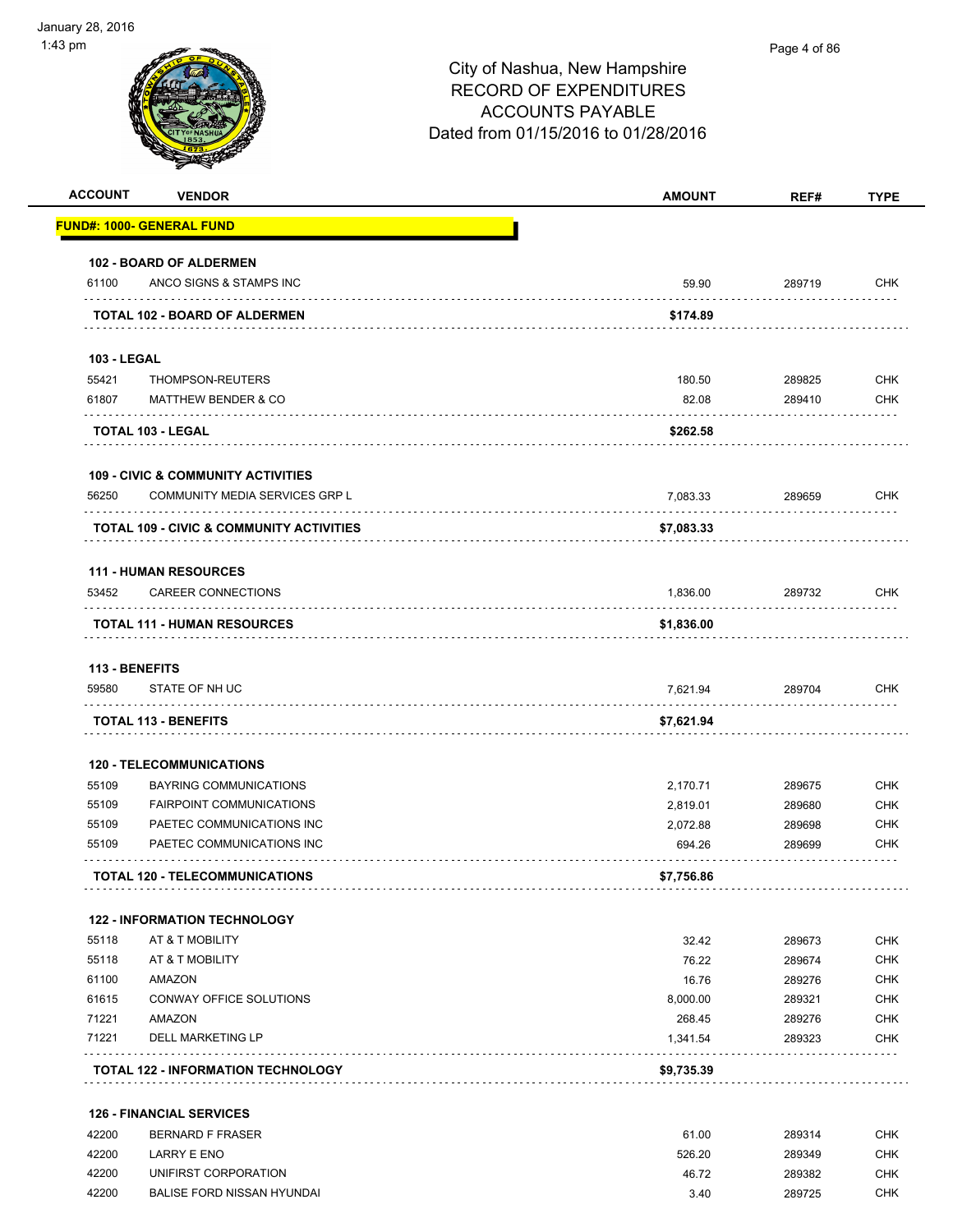City of Nashua, New Hampshire
RECORD OF EXPENDITURES
ACCOUNTS PAYABLE
Dated from 01/15/2016 to 01/28/2016

| ACCOUNT | VENDOR | AMOUNT | REF# | TYPE |
|---|---|---|---|---|
| **FUND#: 1000- GENERAL FUND** | | | | |
| **102 - BOARD OF ALDERMEN** | | | | |
| 61100 | ANCO SIGNS & STAMPS INC | 59.90 | 289719 | CHK |
| **TOTAL 102 - BOARD OF ALDERMEN** | | **$174.89** | | |
| **103 - LEGAL** | | | | |
| 55421 | THOMPSON-REUTERS | 180.50 | 289825 | CHK |
| 61807 | MATTHEW BENDER & CO | 82.08 | 289410 | CHK |
| **TOTAL 103 - LEGAL** | | **$262.58** | | |
| **109 - CIVIC & COMMUNITY ACTIVITIES** | | | | |
| 56250 | COMMUNITY MEDIA SERVICES GRP L | 7,083.33 | 289659 | CHK |
| **TOTAL 109 - CIVIC & COMMUNITY ACTIVITIES** | | **$7,083.33** | | |
| **111 - HUMAN RESOURCES** | | | | |
| 53452 | CAREER CONNECTIONS | 1,836.00 | 289732 | CHK |
| **TOTAL 111 - HUMAN RESOURCES** | | **$1,836.00** | | |
| **113 - BENEFITS** | | | | |
| 59580 | STATE OF NH UC | 7,621.94 | 289704 | CHK |
| **TOTAL 113 - BENEFITS** | | **$7,621.94** | | |
| **120 - TELECOMMUNICATIONS** | | | | |
| 55109 | BAYRING COMMUNICATIONS | 2,170.71 | 289675 | CHK |
| 55109 | FAIRPOINT COMMUNICATIONS | 2,819.01 | 289680 | CHK |
| 55109 | PAETEC COMMUNICATIONS INC | 2,072.88 | 289698 | CHK |
| 55109 | PAETEC COMMUNICATIONS INC | 694.26 | 289699 | CHK |
| **TOTAL 120 - TELECOMMUNICATIONS** | | **$7,756.86** | | |
| **122 - INFORMATION TECHNOLOGY** | | | | |
| 55118 | AT & T MOBILITY | 32.42 | 289673 | CHK |
| 55118 | AT & T MOBILITY | 76.22 | 289674 | CHK |
| 61100 | AMAZON | 16.76 | 289276 | CHK |
| 61615 | CONWAY OFFICE SOLUTIONS | 8,000.00 | 289321 | CHK |
| 71221 | AMAZON | 268.45 | 289276 | CHK |
| 71221 | DELL MARKETING LP | 1,341.54 | 289323 | CHK |
| **TOTAL 122 - INFORMATION TECHNOLOGY** | | **$9,735.39** | | |
| **126 - FINANCIAL SERVICES** | | | | |
| 42200 | BERNARD F FRASER | 61.00 | 289314 | CHK |
| 42200 | LARRY E ENO | 526.20 | 289349 | CHK |
| 42200 | UNIFIRST CORPORATION | 46.72 | 289382 | CHK |
| 42200 | BALISE FORD NISSAN HYUNDAI | 3.40 | 289725 | CHK |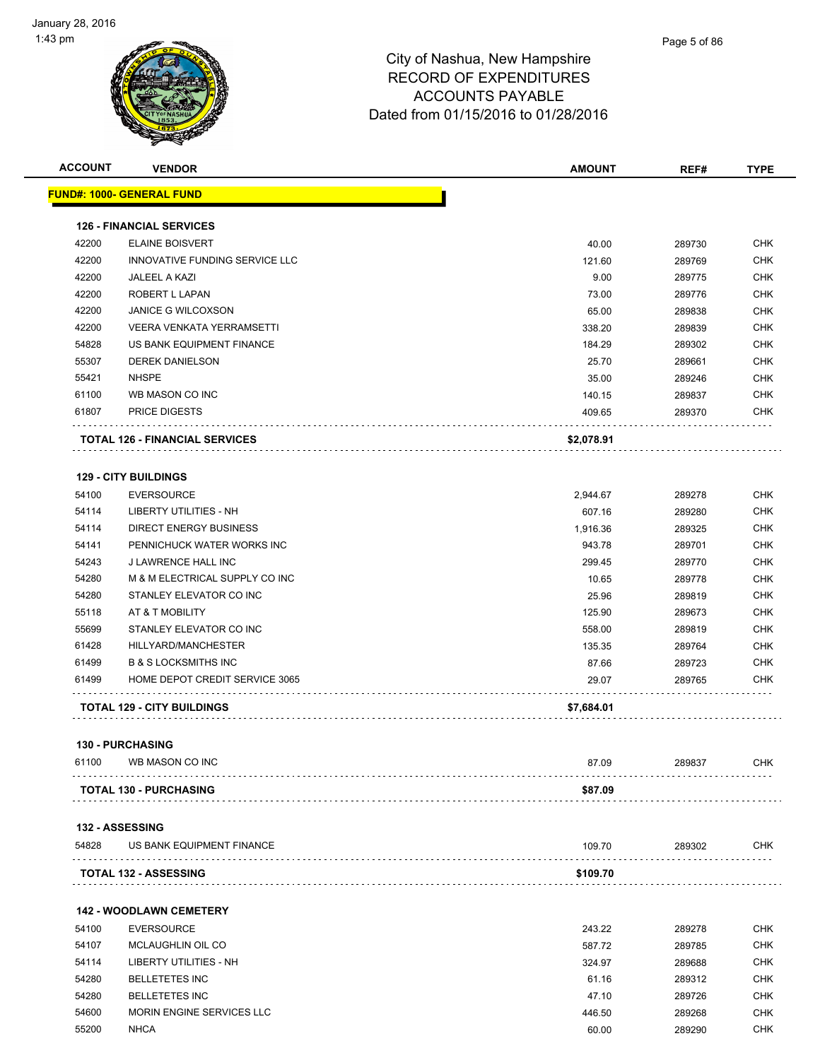City of Nashua, New Hampshire
RECORD OF EXPENDITURES
ACCOUNTS PAYABLE
Dated from 01/15/2016 to 01/28/2016

| ACCOUNT | VENDOR | AMOUNT | REF# | TYPE |
|---|---|---|---|---|
| **FUND#: 1000- GENERAL FUND** | | | | |
| **126 - FINANCIAL SERVICES** | | | | |
| 42200 | ELAINE BOISVERT | 40.00 | 289730 | CHK |
| 42200 | INNOVATIVE FUNDING SERVICE LLC | 121.60 | 289769 | CHK |
| 42200 | JALEEL A KAZI | 9.00 | 289775 | CHK |
| 42200 | ROBERT L LAPAN | 73.00 | 289776 | CHK |
| 42200 | JANICE G WILCOXSON | 65.00 | 289838 | CHK |
| 42200 | VEERA VENKATA YERRAMSETTI | 338.20 | 289839 | CHK |
| 54828 | US BANK EQUIPMENT FINANCE | 184.29 | 289302 | CHK |
| 55307 | DEREK DANIELSON | 25.70 | 289661 | CHK |
| 55421 | NHSPE | 35.00 | 289246 | CHK |
| 61100 | WB MASON CO INC | 140.15 | 289837 | CHK |
| 61807 | PRICE DIGESTS | 409.65 | 289370 | CHK |
| **TOTAL 126 - FINANCIAL SERVICES** | | **$2,078.91** | | |
| **129 - CITY BUILDINGS** | | | | |
| 54100 | EVERSOURCE | 2,944.67 | 289278 | CHK |
| 54114 | LIBERTY UTILITIES - NH | 607.16 | 289280 | CHK |
| 54114 | DIRECT ENERGY BUSINESS | 1,916.36 | 289325 | CHK |
| 54141 | PENNICHUCK WATER WORKS INC | 943.78 | 289701 | CHK |
| 54243 | J LAWRENCE HALL INC | 299.45 | 289770 | CHK |
| 54280 | M & M ELECTRICAL SUPPLY CO INC | 10.65 | 289778 | CHK |
| 54280 | STANLEY ELEVATOR CO INC | 25.96 | 289819 | CHK |
| 55118 | AT & T MOBILITY | 125.90 | 289673 | CHK |
| 55699 | STANLEY ELEVATOR CO INC | 558.00 | 289819 | CHK |
| 61428 | HILLYARD/MANCHESTER | 135.35 | 289764 | CHK |
| 61499 | B & S LOCKSMITHS INC | 87.66 | 289723 | CHK |
| 61499 | HOME DEPOT CREDIT SERVICE 3065 | 29.07 | 289765 | CHK |
| **TOTAL 129 - CITY BUILDINGS** | | **$7,684.01** | | |
| **130 - PURCHASING** | | | | |
| 61100 | WB MASON CO INC | 87.09 | 289837 | CHK |
| **TOTAL 130 - PURCHASING** | | **$87.09** | | |
| **132 - ASSESSING** | | | | |
| 54828 | US BANK EQUIPMENT FINANCE | 109.70 | 289302 | CHK |
| **TOTAL 132 - ASSESSING** | | **$109.70** | | |
| **142 - WOODLAWN CEMETERY** | | | | |
| 54100 | EVERSOURCE | 243.22 | 289278 | CHK |
| 54107 | MCLAUGHLIN OIL CO | 587.72 | 289785 | CHK |
| 54114 | LIBERTY UTILITIES - NH | 324.97 | 289688 | CHK |
| 54280 | BELLETETES INC | 61.16 | 289312 | CHK |
| 54280 | BELLETETES INC | 47.10 | 289726 | CHK |
| 54600 | MORIN ENGINE SERVICES LLC | 446.50 | 289268 | CHK |
| 55200 | NHCA | 60.00 | 289290 | CHK |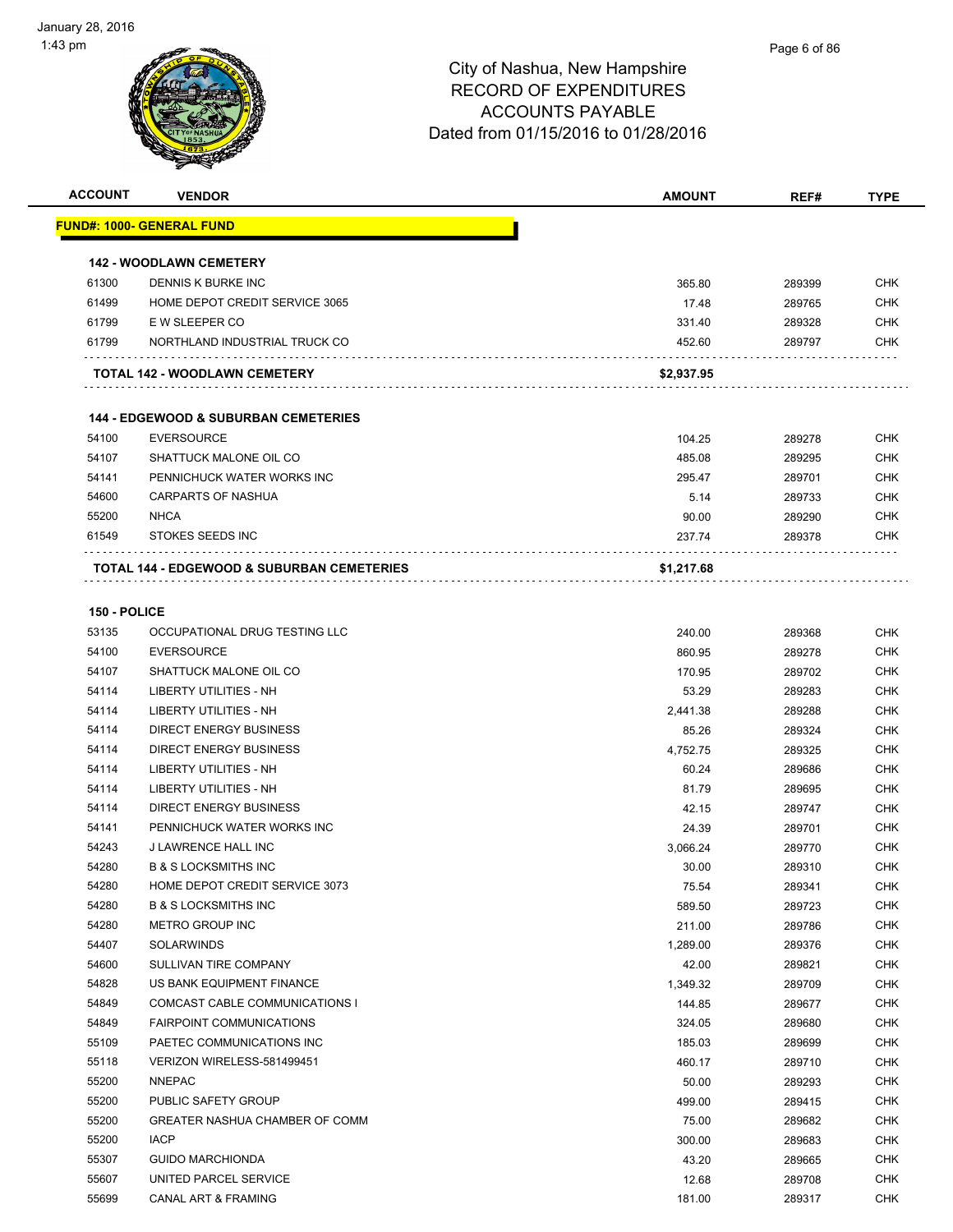# City of Nashua, New Hampshire
## RECORD OF EXPENDITURES
## ACCOUNTS PAYABLE
## Dated from 01/15/2016 to 01/28/2016

| ACCOUNT | VENDOR | AMOUNT | REF# | TYPE |
|---|---|---|---|---|
| **FUND#: 1000- GENERAL FUND** | | | | |
| **142 - WOODLAWN CEMETERY** | | | | |
| 61300 | DENNIS K BURKE INC | 365.80 | 289399 | CHK |
| 61499 | HOME DEPOT CREDIT SERVICE 3065 | 17.48 | 289765 | CHK |
| 61799 | E W SLEEPER CO | 331.40 | 289328 | CHK |
| 61799 | NORTHLAND INDUSTRIAL TRUCK CO | 452.60 | 289797 | CHK |
| | **TOTAL 142 - WOODLAWN CEMETERY** | **$2,937.95** | | |
| **144 - EDGEWOOD & SUBURBAN CEMETERIES** | | | | |
| 54100 | EVERSOURCE | 104.25 | 289278 | CHK |
| 54107 | SHATTUCK MALONE OIL CO | 485.08 | 289295 | CHK |
| 54141 | PENNICHUCK WATER WORKS INC | 295.47 | 289701 | CHK |
| 54600 | CARPARTS OF NASHUA | 5.14 | 289733 | CHK |
| 55200 | NHCA | 90.00 | 289290 | CHK |
| 61549 | STOKES SEEDS INC | 237.74 | 289378 | CHK |
| | **TOTAL 144 - EDGEWOOD & SUBURBAN CEMETERIES** | **$1,217.68** | | |
| **150 - POLICE** | | | | |
| 53135 | OCCUPATIONAL DRUG TESTING LLC | 240.00 | 289368 | CHK |
| 54100 | EVERSOURCE | 860.95 | 289278 | CHK |
| 54107 | SHATTUCK MALONE OIL CO | 170.95 | 289702 | CHK |
| 54114 | LIBERTY UTILITIES - NH | 53.29 | 289283 | CHK |
| 54114 | LIBERTY UTILITIES - NH | 2,441.38 | 289288 | CHK |
| 54114 | DIRECT ENERGY BUSINESS | 85.26 | 289324 | CHK |
| 54114 | DIRECT ENERGY BUSINESS | 4,752.75 | 289325 | CHK |
| 54114 | LIBERTY UTILITIES - NH | 60.24 | 289686 | CHK |
| 54114 | LIBERTY UTILITIES - NH | 81.79 | 289695 | CHK |
| 54114 | DIRECT ENERGY BUSINESS | 42.15 | 289747 | CHK |
| 54141 | PENNICHUCK WATER WORKS INC | 24.39 | 289701 | CHK |
| 54243 | J LAWRENCE HALL INC | 3,066.24 | 289770 | CHK |
| 54280 | B & S LOCKSMITHS INC | 30.00 | 289310 | CHK |
| 54280 | HOME DEPOT CREDIT SERVICE 3073 | 75.54 | 289341 | CHK |
| 54280 | B & S LOCKSMITHS INC | 589.50 | 289723 | CHK |
| 54280 | METRO GROUP INC | 211.00 | 289786 | CHK |
| 54407 | SOLARWINDS | 1,289.00 | 289376 | CHK |
| 54600 | SULLIVAN TIRE COMPANY | 42.00 | 289821 | CHK |
| 54828 | US BANK EQUIPMENT FINANCE | 1,349.32 | 289709 | CHK |
| 54849 | COMCAST CABLE COMMUNICATIONS I | 144.85 | 289677 | CHK |
| 54849 | FAIRPOINT COMMUNICATIONS | 324.05 | 289680 | CHK |
| 55109 | PAETEC COMMUNICATIONS INC | 185.03 | 289699 | CHK |
| 55118 | VERIZON WIRELESS-581499451 | 460.17 | 289710 | CHK |
| 55200 | NNEPAC | 50.00 | 289293 | CHK |
| 55200 | PUBLIC SAFETY GROUP | 499.00 | 289415 | CHK |
| 55200 | GREATER NASHUA CHAMBER OF COMM | 75.00 | 289682 | CHK |
| 55200 | IACP | 300.00 | 289683 | CHK |
| 55307 | GUIDO MARCHIONDA | 43.20 | 289665 | CHK |
| 55607 | UNITED PARCEL SERVICE | 12.68 | 289708 | CHK |
| 55699 | CANAL ART & FRAMING | 181.00 | 289317 | CHK |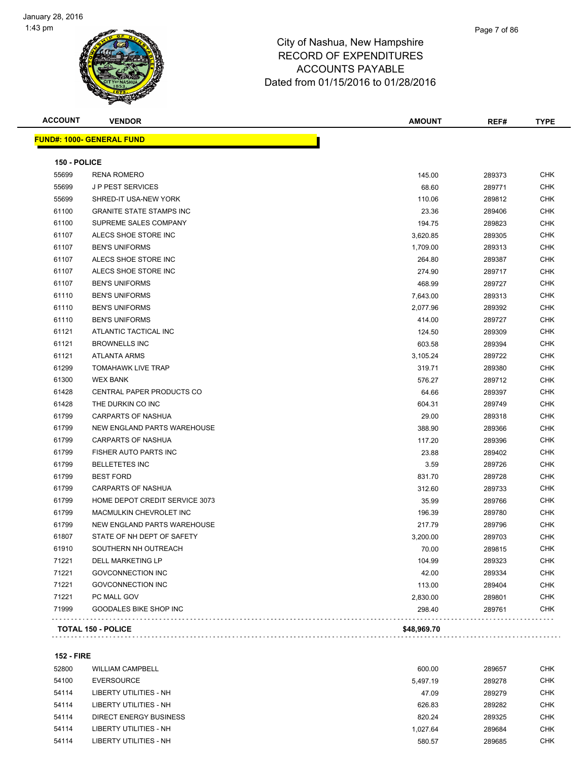# City of Nashua, New Hampshire
## RECORD OF EXPENDITURES
## ACCOUNTS PAYABLE
## Dated from 01/15/2016 to 01/28/2016

January 28, 2016
1:43 pm

| ACCOUNT | VENDOR | AMOUNT | REF# | TYPE |
|---|---|---|---|---|
| **FUND#: 1000- GENERAL FUND** | | | | |
| **150 - POLICE** | | | | |
| 55699 | RENA ROMERO | 145.00 | 289373 | CHK |
| 55699 | J P PEST SERVICES | 68.60 | 289771 | CHK |
| 55699 | SHRED-IT USA-NEW YORK | 110.06 | 289812 | CHK |
| 61100 | GRANITE STATE STAMPS INC | 23.36 | 289406 | CHK |
| 61100 | SUPREME SALES COMPANY | 194.75 | 289823 | CHK |
| 61107 | ALECS SHOE STORE INC | 3,620.85 | 289305 | CHK |
| 61107 | BEN'S UNIFORMS | 1,709.00 | 289313 | CHK |
| 61107 | ALECS SHOE STORE INC | 264.80 | 289387 | CHK |
| 61107 | ALECS SHOE STORE INC | 274.90 | 289717 | CHK |
| 61107 | BEN'S UNIFORMS | 468.99 | 289727 | CHK |
| 61110 | BEN'S UNIFORMS | 7,643.00 | 289313 | CHK |
| 61110 | BEN'S UNIFORMS | 2,077.96 | 289392 | CHK |
| 61110 | BEN'S UNIFORMS | 414.00 | 289727 | CHK |
| 61121 | ATLANTIC TACTICAL INC | 124.50 | 289309 | CHK |
| 61121 | BROWNELLS INC | 603.58 | 289394 | CHK |
| 61121 | ATLANTA ARMS | 3,105.24 | 289722 | CHK |
| 61299 | TOMAHAWK LIVE TRAP | 319.71 | 289380 | CHK |
| 61300 | WEX BANK | 576.27 | 289712 | CHK |
| 61428 | CENTRAL PAPER PRODUCTS CO | 64.66 | 289397 | CHK |
| 61428 | THE DURKIN CO INC | 604.31 | 289749 | CHK |
| 61799 | CARPARTS OF NASHUA | 29.00 | 289318 | CHK |
| 61799 | NEW ENGLAND PARTS WAREHOUSE | 388.90 | 289366 | CHK |
| 61799 | CARPARTS OF NASHUA | 117.20 | 289396 | CHK |
| 61799 | FISHER AUTO PARTS INC | 23.88 | 289402 | CHK |
| 61799 | BELLETETES INC | 3.59 | 289726 | CHK |
| 61799 | BEST FORD | 831.70 | 289728 | CHK |
| 61799 | CARPARTS OF NASHUA | 312.60 | 289733 | CHK |
| 61799 | HOME DEPOT CREDIT SERVICE 3073 | 35.99 | 289766 | CHK |
| 61799 | MACMULKIN CHEVROLET INC | 196.39 | 289780 | CHK |
| 61799 | NEW ENGLAND PARTS WAREHOUSE | 217.79 | 289796 | CHK |
| 61807 | STATE OF NH DEPT OF SAFETY | 3,200.00 | 289703 | CHK |
| 61910 | SOUTHERN NH OUTREACH | 70.00 | 289815 | CHK |
| 71221 | DELL MARKETING LP | 104.99 | 289323 | CHK |
| 71221 | GOVCONNECTION INC | 42.00 | 289334 | CHK |
| 71221 | GOVCONNECTION INC | 113.00 | 289404 | CHK |
| 71221 | PC MALL GOV | 2,830.00 | 289801 | CHK |
| 71999 | GOODALES BIKE SHOP INC | 298.40 | 289761 | CHK |
| **TOTAL 150 - POLICE** | | **$48,969.70** | | |
| **152 - FIRE** | | | | |
| 52800 | WILLIAM CAMPBELL | 600.00 | 289657 | CHK |
| 54100 | EVERSOURCE | 5,497.19 | 289278 | CHK |
| 54114 | LIBERTY UTILITIES - NH | 47.09 | 289279 | CHK |
| 54114 | LIBERTY UTILITIES - NH | 626.83 | 289282 | CHK |
| 54114 | DIRECT ENERGY BUSINESS | 820.24 | 289325 | CHK |
| 54114 | LIBERTY UTILITIES - NH | 1,027.64 | 289684 | CHK |
| 54114 | LIBERTY UTILITIES - NH | 580.57 | 289685 | CHK |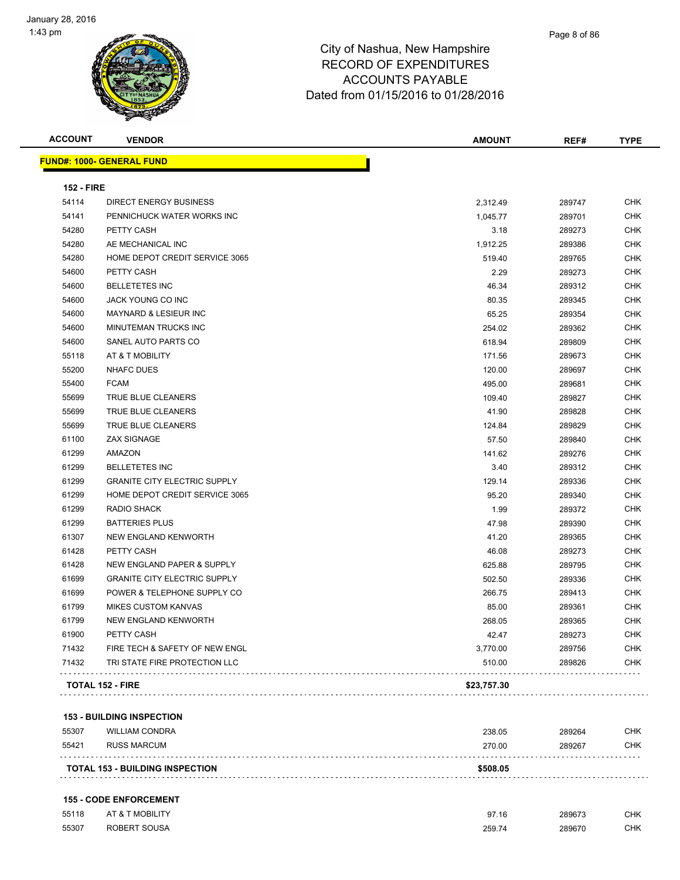# City of Nashua, New Hampshire
## RECORD OF EXPENDITURES
## ACCOUNTS PAYABLE
## Dated from 01/15/2016 to 01/28/2016

January 28, 2016
1:43 pm

**FUND#: 1000- GENERAL FUND**

### 152 - FIRE

| ACCOUNT | VENDOR | AMOUNT | REF# | TYPE |
|---|---|---|---|---|
| 54114 | DIRECT ENERGY BUSINESS | 2,312.49 | 289747 | CHK |
| 54141 | PENNICHUCK WATER WORKS INC | 1,045.77 | 289701 | CHK |
| 54280 | PETTY CASH | 3.18 | 289273 | CHK |
| 54280 | AE MECHANICAL INC | 1,912.25 | 289386 | CHK |
| 54280 | HOME DEPOT CREDIT SERVICE 3065 | 519.40 | 289765 | CHK |
| 54600 | PETTY CASH | 2.29 | 289273 | CHK |
| 54600 | BELLETETES INC | 46.34 | 289312 | CHK |
| 54600 | JACK YOUNG CO INC | 80.35 | 289345 | CHK |
| 54600 | MAYNARD & LESIEUR INC | 65.25 | 289354 | CHK |
| 54600 | MINUTEMAN TRUCKS INC | 254.02 | 289362 | CHK |
| 54600 | SANEL AUTO PARTS CO | 618.94 | 289809 | CHK |
| 55118 | AT & T MOBILITY | 171.56 | 289673 | CHK |
| 55200 | NHAFC DUES | 120.00 | 289697 | CHK |
| 55400 | FCAM | 495.00 | 289681 | CHK |
| 55699 | TRUE BLUE CLEANERS | 109.40 | 289827 | CHK |
| 55699 | TRUE BLUE CLEANERS | 41.90 | 289828 | CHK |
| 55699 | TRUE BLUE CLEANERS | 124.84 | 289829 | CHK |
| 61100 | ZAX SIGNAGE | 57.50 | 289840 | CHK |
| 61299 | AMAZON | 141.62 | 289276 | CHK |
| 61299 | BELLETETES INC | 3.40 | 289312 | CHK |
| 61299 | GRANITE CITY ELECTRIC SUPPLY | 129.14 | 289336 | CHK |
| 61299 | HOME DEPOT CREDIT SERVICE 3065 | 95.20 | 289340 | CHK |
| 61299 | RADIO SHACK | 1.99 | 289372 | CHK |
| 61299 | BATTERIES PLUS | 47.98 | 289390 | CHK |
| 61307 | NEW ENGLAND KENWORTH | 41.20 | 289365 | CHK |
| 61428 | PETTY CASH | 46.08 | 289273 | CHK |
| 61428 | NEW ENGLAND PAPER & SUPPLY | 625.88 | 289795 | CHK |
| 61699 | GRANITE CITY ELECTRIC SUPPLY | 502.50 | 289336 | CHK |
| 61699 | POWER & TELEPHONE SUPPLY CO | 266.75 | 289413 | CHK |
| 61799 | MIKES CUSTOM KANVAS | 85.00 | 289361 | CHK |
| 61799 | NEW ENGLAND KENWORTH | 268.05 | 289365 | CHK |
| 61900 | PETTY CASH | 42.47 | 289273 | CHK |
| 71432 | FIRE TECH & SAFETY OF NEW ENGL | 3,770.00 | 289756 | CHK |
| 71432 | TRI STATE FIRE PROTECTION LLC | 510.00 | 289826 | CHK |
| **TOTAL 152 - FIRE** | | **$23,757.30** | | |

### 153 - BUILDING INSPECTION

| ACCOUNT | VENDOR | AMOUNT | REF# | TYPE |
|---|---|---|---|---|
| 55307 | WILLIAM CONDRA | 238.05 | 289264 | CHK |
| 55421 | RUSS MARCUM | 270.00 | 289267 | CHK |
| **TOTAL 153 - BUILDING INSPECTION** | | **$508.05** | | |

### 155 - CODE ENFORCEMENT

| ACCOUNT | VENDOR | AMOUNT | REF# | TYPE |
|---|---|---|---|---|
| 55118 | AT & T MOBILITY | 97.16 | 289673 | CHK |
| 55307 | ROBERT SOUSA | 259.74 | 289670 | CHK |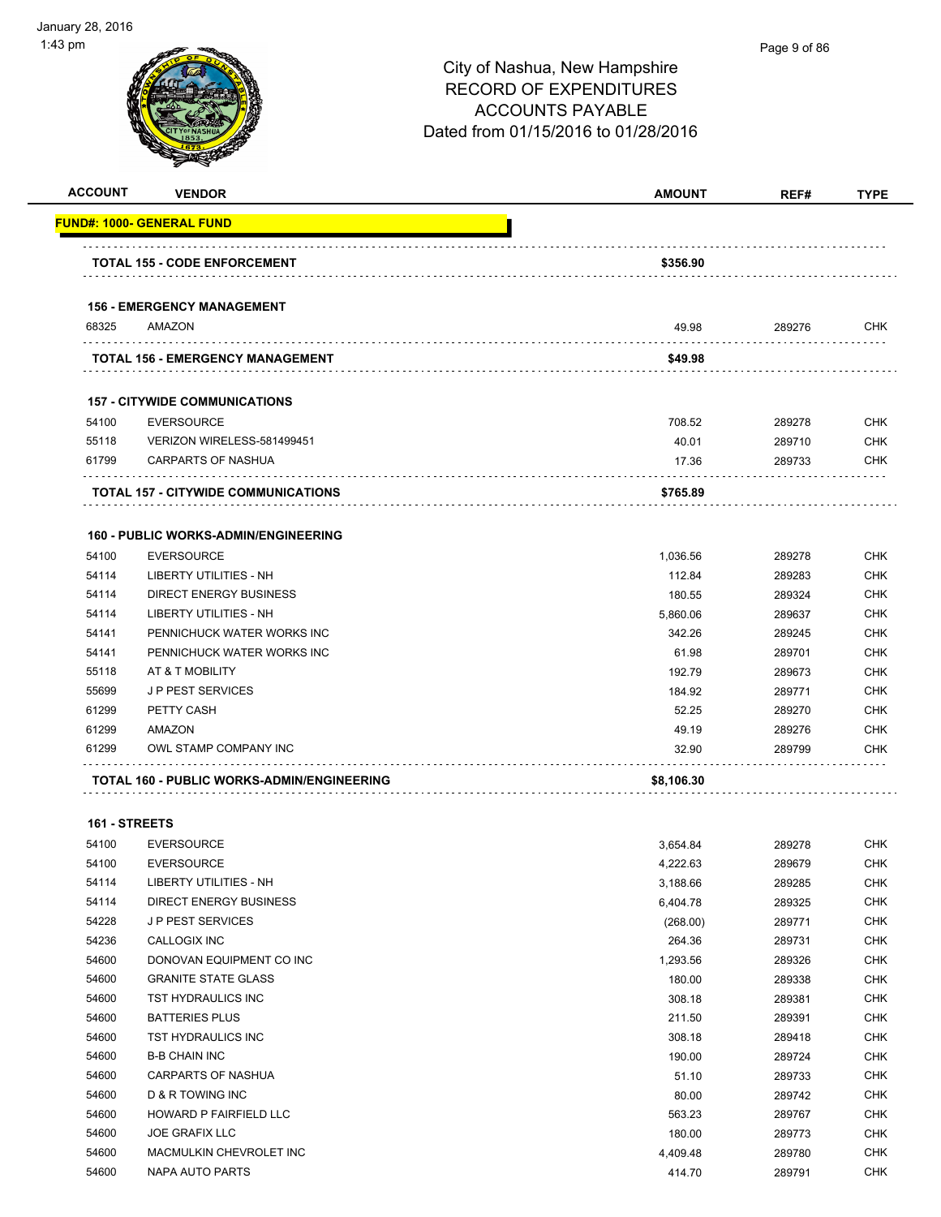# City of Nashua, New Hampshire
## RECORD OF EXPENDITURES
## ACCOUNTS PAYABLE
## Dated from 01/15/2016 to 01/28/2016

| ACCOUNT | VENDOR | AMOUNT | REF# | TYPE |
|---|---|---|---|---|
| **FUND#: 1000- GENERAL FUND** | | | | |
| | **TOTAL 155 - CODE ENFORCEMENT** | **$356.90** | | |
| | **156 - EMERGENCY MANAGEMENT** | | | |
| 68325 | AMAZON | 49.98 | 289276 | CHK |
| | **TOTAL 156 - EMERGENCY MANAGEMENT** | **$49.98** | | |
| | **157 - CITYWIDE COMMUNICATIONS** | | | |
| 54100 | EVERSOURCE | 708.52 | 289278 | CHK |
| 55118 | VERIZON WIRELESS-581499451 | 40.01 | 289710 | CHK |
| 61799 | CARPARTS OF NASHUA | 17.36 | 289733 | CHK |
| | **TOTAL 157 - CITYWIDE COMMUNICATIONS** | **$765.89** | | |
| | **160 - PUBLIC WORKS-ADMIN/ENGINEERING** | | | |
| 54100 | EVERSOURCE | 1,036.56 | 289278 | CHK |
| 54114 | LIBERTY UTILITIES - NH | 112.84 | 289283 | CHK |
| 54114 | DIRECT ENERGY BUSINESS | 180.55 | 289324 | CHK |
| 54114 | LIBERTY UTILITIES - NH | 5,860.06 | 289637 | CHK |
| 54141 | PENNICHUCK WATER WORKS INC | 342.26 | 289245 | CHK |
| 54141 | PENNICHUCK WATER WORKS INC | 61.98 | 289701 | CHK |
| 55118 | AT & T MOBILITY | 192.79 | 289673 | CHK |
| 55699 | J P PEST SERVICES | 184.92 | 289771 | CHK |
| 61299 | PETTY CASH | 52.25 | 289270 | CHK |
| 61299 | AMAZON | 49.19 | 289276 | CHK |
| 61299 | OWL STAMP COMPANY INC | 32.90 | 289799 | CHK |
| | **TOTAL 160 - PUBLIC WORKS-ADMIN/ENGINEERING** | **$8,106.30** | | |
| | **161 - STREETS** | | | |
| 54100 | EVERSOURCE | 3,654.84 | 289278 | CHK |
| 54100 | EVERSOURCE | 4,222.63 | 289679 | CHK |
| 54114 | LIBERTY UTILITIES - NH | 3,188.66 | 289285 | CHK |
| 54114 | DIRECT ENERGY BUSINESS | 6,404.78 | 289325 | CHK |
| 54228 | J P PEST SERVICES | (268.00) | 289771 | CHK |
| 54236 | CALLOGIX INC | 264.36 | 289731 | CHK |
| 54600 | DONOVAN EQUIPMENT CO INC | 1,293.56 | 289326 | CHK |
| 54600 | GRANITE STATE GLASS | 180.00 | 289338 | CHK |
| 54600 | TST HYDRAULICS INC | 308.18 | 289381 | CHK |
| 54600 | BATTERIES PLUS | 211.50 | 289391 | CHK |
| 54600 | TST HYDRAULICS INC | 308.18 | 289418 | CHK |
| 54600 | B-B CHAIN INC | 190.00 | 289724 | CHK |
| 54600 | CARPARTS OF NASHUA | 51.10 | 289733 | CHK |
| 54600 | D & R TOWING INC | 80.00 | 289742 | CHK |
| 54600 | HOWARD P FAIRFIELD LLC | 563.23 | 289767 | CHK |
| 54600 | JOE GRAFIX LLC | 180.00 | 289773 | CHK |
| 54600 | MACMULKIN CHEVROLET INC | 4,409.48 | 289780 | CHK |
| 54600 | NAPA AUTO PARTS | 414.70 | 289791 | CHK |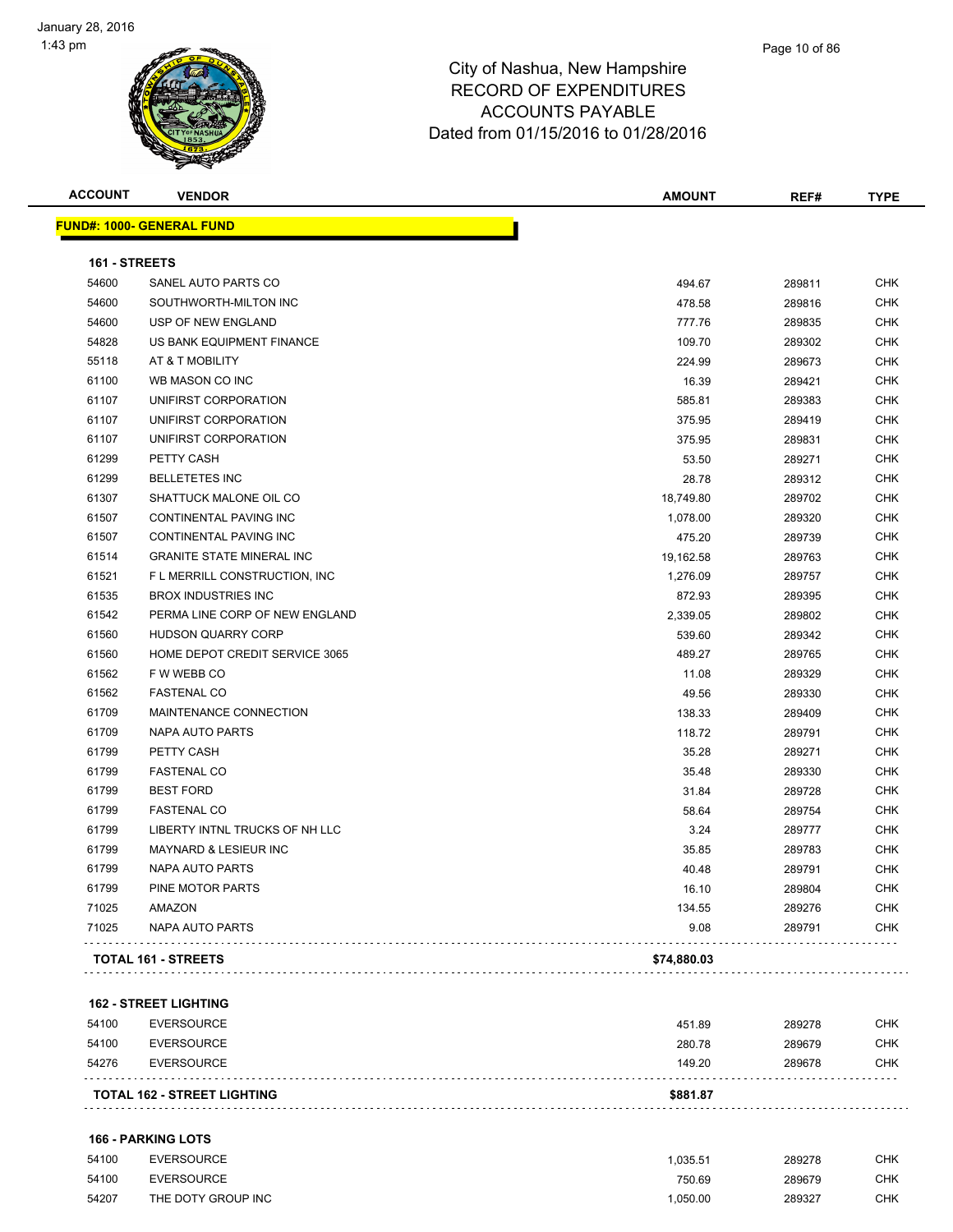# City of Nashua, New Hampshire
## RECORD OF EXPENDITURES
## ACCOUNTS PAYABLE
## Dated from 01/15/2016 to 01/28/2016

| ACCOUNT | VENDOR | AMOUNT | REF# | TYPE |
|---|---|---|---|---|
| **FUND#: 1000- GENERAL FUND** | | | | |
| **161 - STREETS** | | | | |
| 54600 | SANEL AUTO PARTS CO | 494.67 | 289811 | CHK |
| 54600 | SOUTHWORTH-MILTON INC | 478.58 | 289816 | CHK |
| 54600 | USP OF NEW ENGLAND | 777.76 | 289835 | CHK |
| 54828 | US BANK EQUIPMENT FINANCE | 109.70 | 289302 | CHK |
| 55118 | AT & T MOBILITY | 224.99 | 289673 | CHK |
| 61100 | WB MASON CO INC | 16.39 | 289421 | CHK |
| 61107 | UNIFIRST CORPORATION | 585.81 | 289383 | CHK |
| 61107 | UNIFIRST CORPORATION | 375.95 | 289419 | CHK |
| 61107 | UNIFIRST CORPORATION | 375.95 | 289831 | CHK |
| 61299 | PETTY CASH | 53.50 | 289271 | CHK |
| 61299 | BELLETETES INC | 28.78 | 289312 | CHK |
| 61307 | SHATTUCK MALONE OIL CO | 18,749.80 | 289702 | CHK |
| 61507 | CONTINENTAL PAVING INC | 1,078.00 | 289320 | CHK |
| 61507 | CONTINENTAL PAVING INC | 475.20 | 289739 | CHK |
| 61514 | GRANITE STATE MINERAL INC | 19,162.58 | 289763 | CHK |
| 61521 | F L MERRILL CONSTRUCTION, INC | 1,276.09 | 289757 | CHK |
| 61535 | BROX INDUSTRIES INC | 872.93 | 289395 | CHK |
| 61542 | PERMA LINE CORP OF NEW ENGLAND | 2,339.05 | 289802 | CHK |
| 61560 | HUDSON QUARRY CORP | 539.60 | 289342 | CHK |
| 61560 | HOME DEPOT CREDIT SERVICE 3065 | 489.27 | 289765 | CHK |
| 61562 | F W WEBB CO | 11.08 | 289329 | CHK |
| 61562 | FASTENAL CO | 49.56 | 289330 | CHK |
| 61709 | MAINTENANCE CONNECTION | 138.33 | 289409 | CHK |
| 61709 | NAPA AUTO PARTS | 118.72 | 289791 | CHK |
| 61799 | PETTY CASH | 35.28 | 289271 | CHK |
| 61799 | FASTENAL CO | 35.48 | 289330 | CHK |
| 61799 | BEST FORD | 31.84 | 289728 | CHK |
| 61799 | FASTENAL CO | 58.64 | 289754 | CHK |
| 61799 | LIBERTY INTNL TRUCKS OF NH LLC | 3.24 | 289777 | CHK |
| 61799 | MAYNARD & LESIEUR INC | 35.85 | 289783 | CHK |
| 61799 | NAPA AUTO PARTS | 40.48 | 289791 | CHK |
| 61799 | PINE MOTOR PARTS | 16.10 | 289804 | CHK |
| 71025 | AMAZON | 134.55 | 289276 | CHK |
| 71025 | NAPA AUTO PARTS | 9.08 | 289791 | CHK |
| **TOTAL 161 - STREETS** | | **$74,880.03** | | |
| **162 - STREET LIGHTING** | | | | |
| 54100 | EVERSOURCE | 451.89 | 289278 | CHK |
| 54100 | EVERSOURCE | 280.78 | 289679 | CHK |
| 54276 | EVERSOURCE | 149.20 | 289678 | CHK |
| **TOTAL 162 - STREET LIGHTING** | | **$881.87** | | |
| **166 - PARKING LOTS** | | | | |
| 54100 | EVERSOURCE | 1,035.51 | 289278 | CHK |
| 54100 | EVERSOURCE | 750.69 | 289679 | CHK |
| 54207 | THE DOTY GROUP INC | 1,050.00 | 289327 | CHK |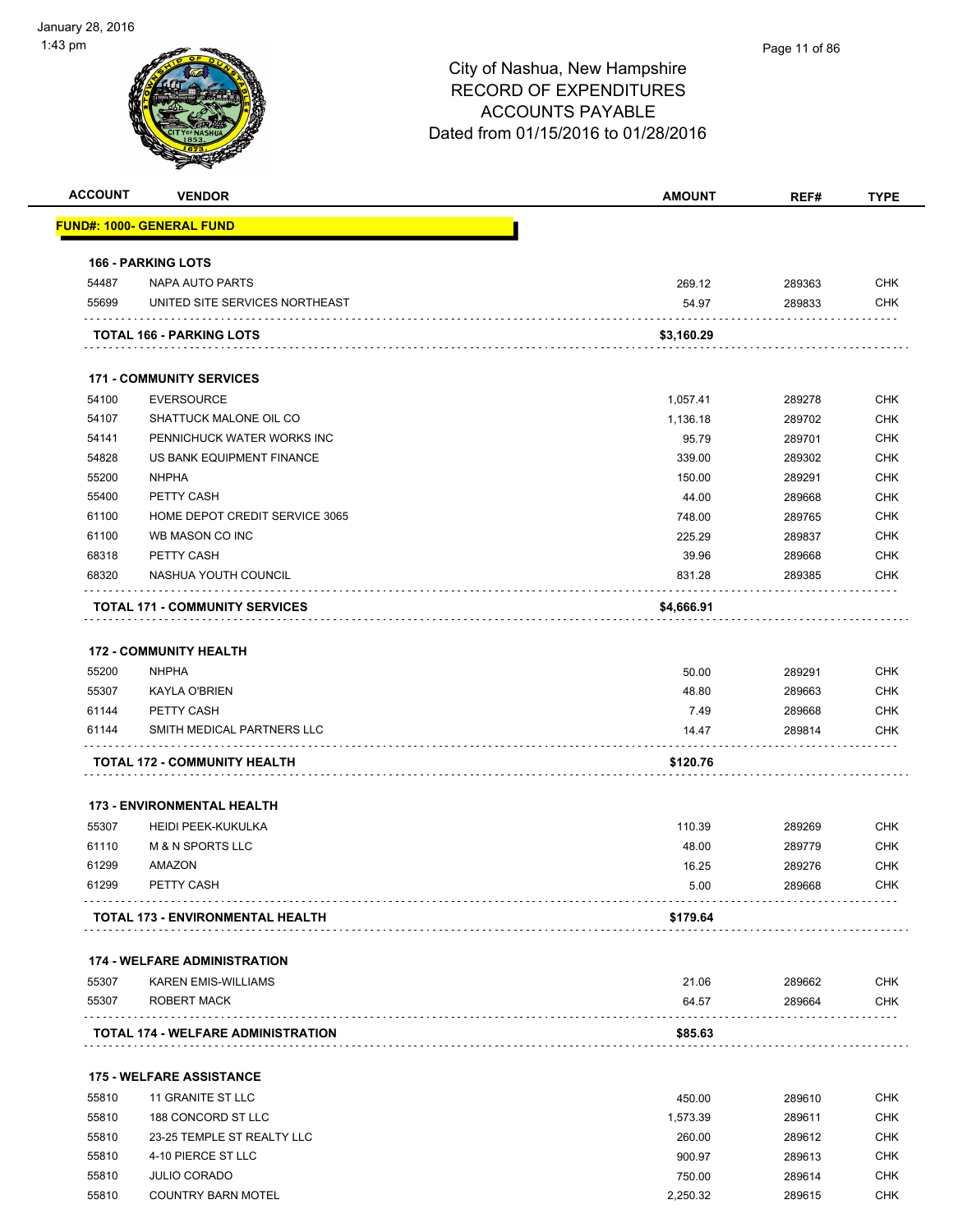City of Nashua, New Hampshire
RECORD OF EXPENDITURES
ACCOUNTS PAYABLE
Dated from 01/15/2016 to 01/28/2016

| ACCOUNT | VENDOR | AMOUNT | REF# | TYPE |
|---|---|---|---|---|
| **FUND#: 1000- GENERAL FUND** | | | | |
| **166 - PARKING LOTS** | | | | |
| 54487 | NAPA AUTO PARTS | 269.12 | 289363 | CHK |
| 55699 | UNITED SITE SERVICES NORTHEAST | 54.97 | 289833 | CHK |
| **TOTAL 166 - PARKING LOTS** | | **$3,160.29** | | |
| **171 - COMMUNITY SERVICES** | | | | |
| 54100 | EVERSOURCE | 1,057.41 | 289278 | CHK |
| 54107 | SHATTUCK MALONE OIL CO | 1,136.18 | 289702 | CHK |
| 54141 | PENNICHUCK WATER WORKS INC | 95.79 | 289701 | CHK |
| 54828 | US BANK EQUIPMENT FINANCE | 339.00 | 289302 | CHK |
| 55200 | NHPHA | 150.00 | 289291 | CHK |
| 55400 | PETTY CASH | 44.00 | 289668 | CHK |
| 61100 | HOME DEPOT CREDIT SERVICE 3065 | 748.00 | 289765 | CHK |
| 61100 | WB MASON CO INC | 225.29 | 289837 | CHK |
| 68318 | PETTY CASH | 39.96 | 289668 | CHK |
| 68320 | NASHUA YOUTH COUNCIL | 831.28 | 289385 | CHK |
| **TOTAL 171 - COMMUNITY SERVICES** | | **$4,666.91** | | |
| **172 - COMMUNITY HEALTH** | | | | |
| 55200 | NHPHA | 50.00 | 289291 | CHK |
| 55307 | KAYLA O'BRIEN | 48.80 | 289663 | CHK |
| 61144 | PETTY CASH | 7.49 | 289668 | CHK |
| 61144 | SMITH MEDICAL PARTNERS LLC | 14.47 | 289814 | CHK |
| **TOTAL 172 - COMMUNITY HEALTH** | | **$120.76** | | |
| **173 - ENVIRONMENTAL HEALTH** | | | | |
| 55307 | HEIDI PEEK-KUKULKA | 110.39 | 289269 | CHK |
| 61110 | M & N SPORTS LLC | 48.00 | 289779 | CHK |
| 61299 | AMAZON | 16.25 | 289276 | CHK |
| 61299 | PETTY CASH | 5.00 | 289668 | CHK |
| **TOTAL 173 - ENVIRONMENTAL HEALTH** | | **$179.64** | | |
| **174 - WELFARE ADMINISTRATION** | | | | |
| 55307 | KAREN EMIS-WILLIAMS | 21.06 | 289662 | CHK |
| 55307 | ROBERT MACK | 64.57 | 289664 | CHK |
| **TOTAL 174 - WELFARE ADMINISTRATION** | | **$85.63** | | |
| **175 - WELFARE ASSISTANCE** | | | | |
| 55810 | 11 GRANITE ST LLC | 450.00 | 289610 | CHK |
| 55810 | 188 CONCORD ST LLC | 1,573.39 | 289611 | CHK |
| 55810 | 23-25 TEMPLE ST REALTY LLC | 260.00 | 289612 | CHK |
| 55810 | 4-10 PIERCE ST LLC | 900.97 | 289613 | CHK |
| 55810 | JULIO CORADO | 750.00 | 289614 | CHK |
| 55810 | COUNTRY BARN MOTEL | 2,250.32 | 289615 | CHK |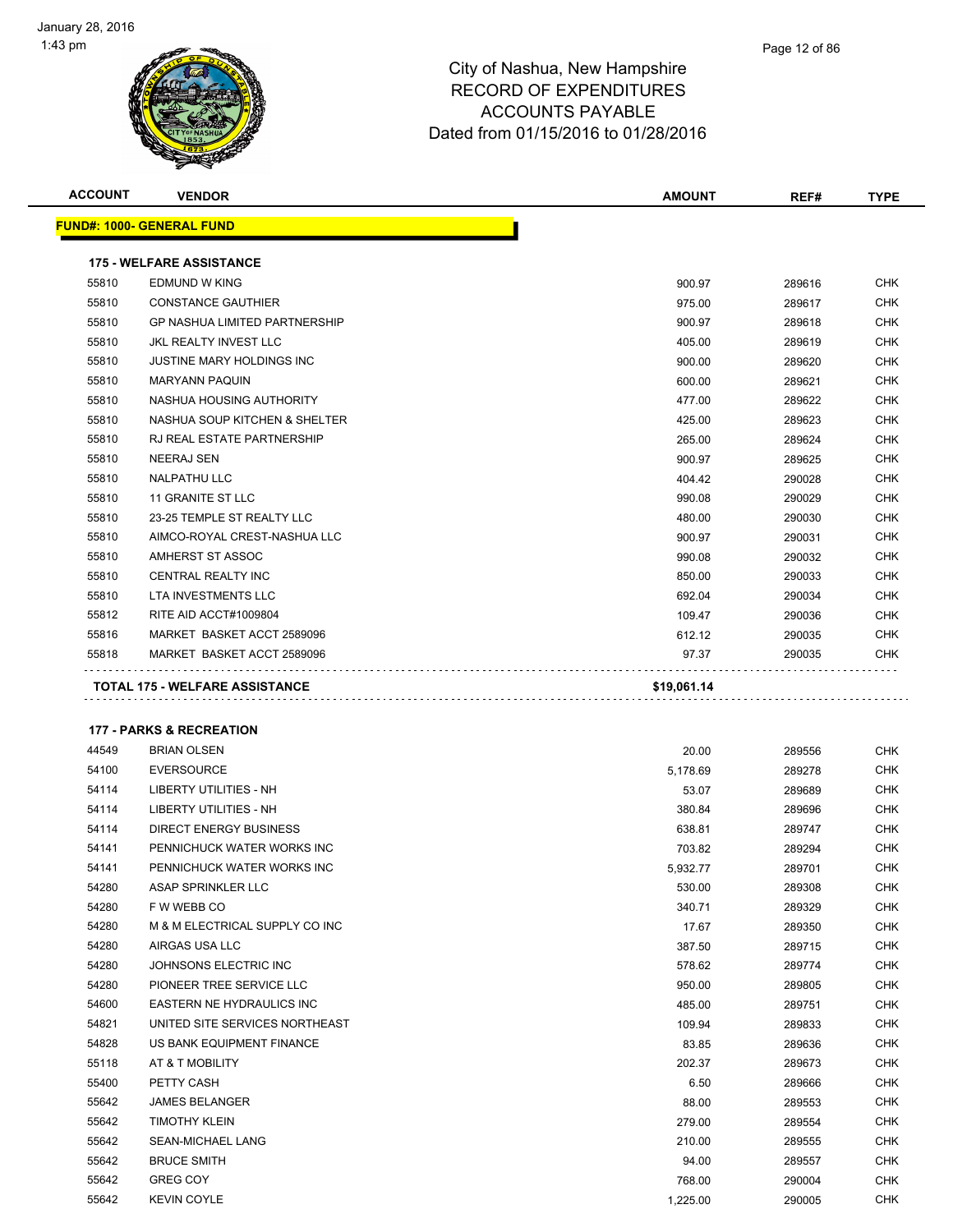# City of Nashua, New Hampshire
## RECORD OF EXPENDITURES
## ACCOUNTS PAYABLE
## Dated from 01/15/2016 to 01/28/2016

| ACCOUNT | VENDOR | AMOUNT | REF# | TYPE |
|---|---|---|---|---|
| **FUND#: 1000- GENERAL FUND** | | | | |
| **175 - WELFARE ASSISTANCE** | | | | |
| 55810 | EDMUND W KING | 900.97 | 289616 | CHK |
| 55810 | CONSTANCE GAUTHIER | 975.00 | 289617 | CHK |
| 55810 | GP NASHUA LIMITED PARTNERSHIP | 900.97 | 289618 | CHK |
| 55810 | JKL REALTY INVEST LLC | 405.00 | 289619 | CHK |
| 55810 | JUSTINE MARY HOLDINGS INC | 900.00 | 289620 | CHK |
| 55810 | MARYANN PAQUIN | 600.00 | 289621 | CHK |
| 55810 | NASHUA HOUSING AUTHORITY | 477.00 | 289622 | CHK |
| 55810 | NASHUA SOUP KITCHEN & SHELTER | 425.00 | 289623 | CHK |
| 55810 | RJ REAL ESTATE PARTNERSHIP | 265.00 | 289624 | CHK |
| 55810 | NEERAJ SEN | 900.97 | 289625 | CHK |
| 55810 | NALPATHU LLC | 404.42 | 290028 | CHK |
| 55810 | 11 GRANITE ST LLC | 990.08 | 290029 | CHK |
| 55810 | 23-25 TEMPLE ST REALTY LLC | 480.00 | 290030 | CHK |
| 55810 | AIMCO-ROYAL CREST-NASHUA LLC | 900.97 | 290031 | CHK |
| 55810 | AMHERST ST ASSOC | 990.08 | 290032 | CHK |
| 55810 | CENTRAL REALTY INC | 850.00 | 290033 | CHK |
| 55810 | LTA INVESTMENTS LLC | 692.04 | 290034 | CHK |
| 55812 | RITE AID ACCT#1009804 | 109.47 | 290036 | CHK |
| 55816 | MARKET BASKET ACCT 2589096 | 612.12 | 290035 | CHK |
| 55818 | MARKET BASKET ACCT 2589096 | 97.37 | 290035 | CHK |
| **TOTAL 175 - WELFARE ASSISTANCE** | | **$19,061.14** | | |
| **177 - PARKS & RECREATION** | | | | |
| 44549 | BRIAN OLSEN | 20.00 | 289556 | CHK |
| 54100 | EVERSOURCE | 5,178.69 | 289278 | CHK |
| 54114 | LIBERTY UTILITIES - NH | 53.07 | 289689 | CHK |
| 54114 | LIBERTY UTILITIES - NH | 380.84 | 289696 | CHK |
| 54114 | DIRECT ENERGY BUSINESS | 638.81 | 289747 | CHK |
| 54141 | PENNICHUCK WATER WORKS INC | 703.82 | 289294 | CHK |
| 54141 | PENNICHUCK WATER WORKS INC | 5,932.77 | 289701 | CHK |
| 54280 | ASAP SPRINKLER LLC | 530.00 | 289308 | CHK |
| 54280 | F W WEBB CO | 340.71 | 289329 | CHK |
| 54280 | M & M ELECTRICAL SUPPLY CO INC | 17.67 | 289350 | CHK |
| 54280 | AIRGAS USA LLC | 387.50 | 289715 | CHK |
| 54280 | JOHNSONS ELECTRIC INC | 578.62 | 289774 | CHK |
| 54280 | PIONEER TREE SERVICE LLC | 950.00 | 289805 | CHK |
| 54600 | EASTERN NE HYDRAULICS INC | 485.00 | 289751 | CHK |
| 54821 | UNITED SITE SERVICES NORTHEAST | 109.94 | 289833 | CHK |
| 54828 | US BANK EQUIPMENT FINANCE | 83.85 | 289636 | CHK |
| 55118 | AT & T MOBILITY | 202.37 | 289673 | CHK |
| 55400 | PETTY CASH | 6.50 | 289666 | CHK |
| 55642 | JAMES BELANGER | 88.00 | 289553 | CHK |
| 55642 | TIMOTHY KLEIN | 279.00 | 289554 | CHK |
| 55642 | SEAN-MICHAEL LANG | 210.00 | 289555 | CHK |
| 55642 | BRUCE SMITH | 94.00 | 289557 | CHK |
| 55642 | GREG COY | 768.00 | 290004 | CHK |
| 55642 | KEVIN COYLE | 1,225.00 | 290005 | CHK |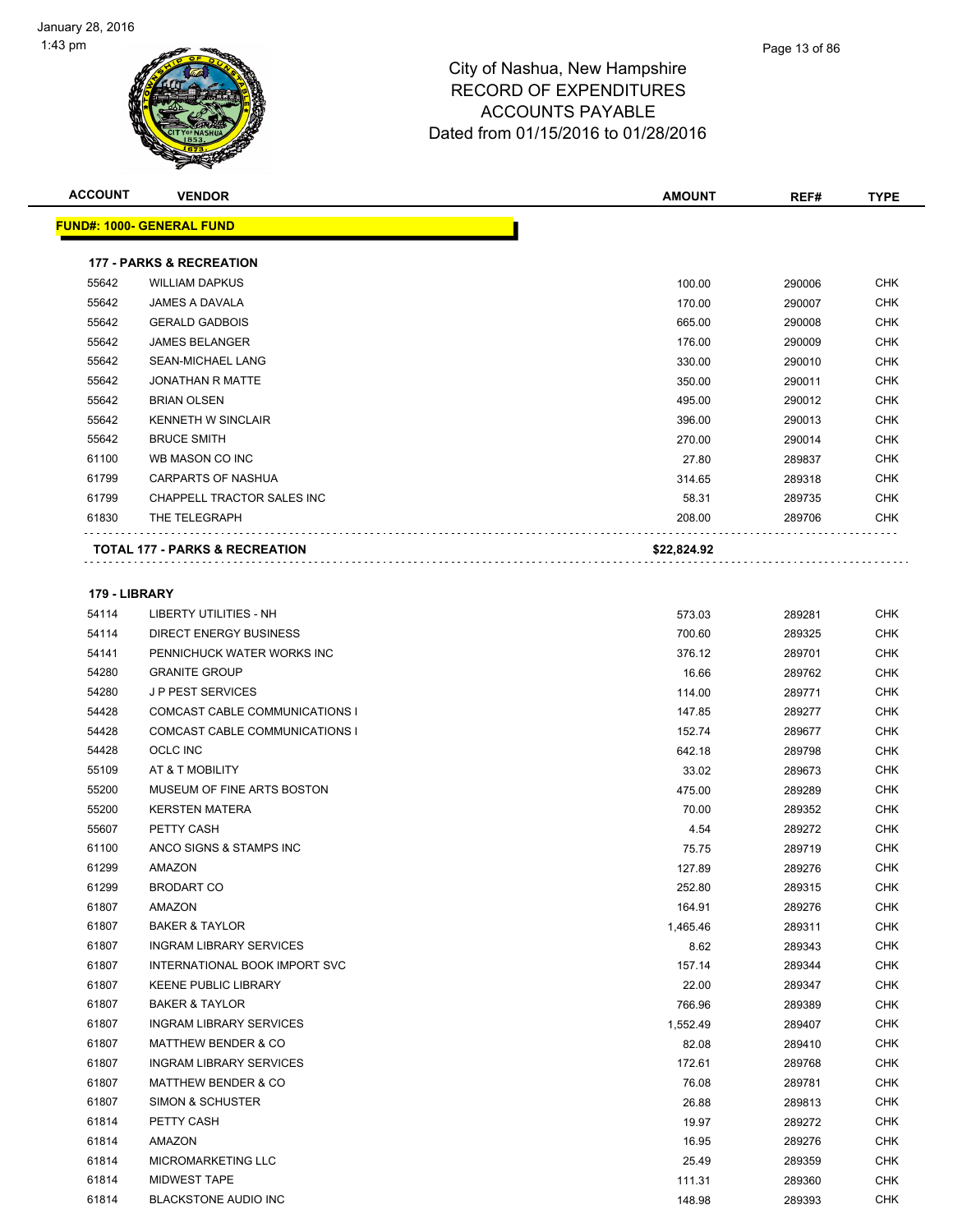# City of Nashua, New Hampshire
## RECORD OF EXPENDITURES
## ACCOUNTS PAYABLE
## Dated from 01/15/2016 to 01/28/2016

| ACCOUNT | VENDOR | AMOUNT | REF# | TYPE |
|---|---|---|---|---|

**FUND#: 1000- GENERAL FUND**

**177 - PARKS & RECREATION**

| ACCOUNT | VENDOR | AMOUNT | REF# | TYPE |
|---|---|---|---|---|
| 55642 | WILLIAM DAPKUS | 100.00 | 290006 | CHK |
| 55642 | JAMES A DAVALA | 170.00 | 290007 | CHK |
| 55642 | GERALD GADBOIS | 665.00 | 290008 | CHK |
| 55642 | JAMES BELANGER | 176.00 | 290009 | CHK |
| 55642 | SEAN-MICHAEL LANG | 330.00 | 290010 | CHK |
| 55642 | JONATHAN R MATTE | 350.00 | 290011 | CHK |
| 55642 | BRIAN OLSEN | 495.00 | 290012 | CHK |
| 55642 | KENNETH W SINCLAIR | 396.00 | 290013 | CHK |
| 55642 | BRUCE SMITH | 270.00 | 290014 | CHK |
| 61100 | WB MASON CO INC | 27.80 | 289837 | CHK |
| 61799 | CARPARTS OF NASHUA | 314.65 | 289318 | CHK |
| 61799 | CHAPPELL TRACTOR SALES INC | 58.31 | 289735 | CHK |
| 61830 | THE TELEGRAPH | 208.00 | 289706 | CHK |
| | **TOTAL 177 - PARKS & RECREATION** | **$22,824.92** | | |

**179 - LIBRARY**

| ACCOUNT | VENDOR | AMOUNT | REF# | TYPE |
|---|---|---|---|---|
| 54114 | LIBERTY UTILITIES - NH | 573.03 | 289281 | CHK |
| 54114 | DIRECT ENERGY BUSINESS | 700.60 | 289325 | CHK |
| 54141 | PENNICHUCK WATER WORKS INC | 376.12 | 289701 | CHK |
| 54280 | GRANITE GROUP | 16.66 | 289762 | CHK |
| 54280 | J P PEST SERVICES | 114.00 | 289771 | CHK |
| 54428 | COMCAST CABLE COMMUNICATIONS I | 147.85 | 289277 | CHK |
| 54428 | COMCAST CABLE COMMUNICATIONS I | 152.74 | 289677 | CHK |
| 54428 | OCLC INC | 642.18 | 289798 | CHK |
| 55109 | AT & T MOBILITY | 33.02 | 289673 | CHK |
| 55200 | MUSEUM OF FINE ARTS BOSTON | 475.00 | 289289 | CHK |
| 55200 | KERSTEN MATERA | 70.00 | 289352 | CHK |
| 55607 | PETTY CASH | 4.54 | 289272 | CHK |
| 61100 | ANCO SIGNS & STAMPS INC | 75.75 | 289719 | CHK |
| 61299 | AMAZON | 127.89 | 289276 | CHK |
| 61299 | BRODART CO | 252.80 | 289315 | CHK |
| 61807 | AMAZON | 164.91 | 289276 | CHK |
| 61807 | BAKER & TAYLOR | 1,465.46 | 289311 | CHK |
| 61807 | INGRAM LIBRARY SERVICES | 8.62 | 289343 | CHK |
| 61807 | INTERNATIONAL BOOK IMPORT SVC | 157.14 | 289344 | CHK |
| 61807 | KEENE PUBLIC LIBRARY | 22.00 | 289347 | CHK |
| 61807 | BAKER & TAYLOR | 766.96 | 289389 | CHK |
| 61807 | INGRAM LIBRARY SERVICES | 1,552.49 | 289407 | CHK |
| 61807 | MATTHEW BENDER & CO | 82.08 | 289410 | CHK |
| 61807 | INGRAM LIBRARY SERVICES | 172.61 | 289768 | CHK |
| 61807 | MATTHEW BENDER & CO | 76.08 | 289781 | CHK |
| 61807 | SIMON & SCHUSTER | 26.88 | 289813 | CHK |
| 61814 | PETTY CASH | 19.97 | 289272 | CHK |
| 61814 | AMAZON | 16.95 | 289276 | CHK |
| 61814 | MICROMARKETING LLC | 25.49 | 289359 | CHK |
| 61814 | MIDWEST TAPE | 111.31 | 289360 | CHK |
| 61814 | BLACKSTONE AUDIO INC | 148.98 | 289393 | CHK |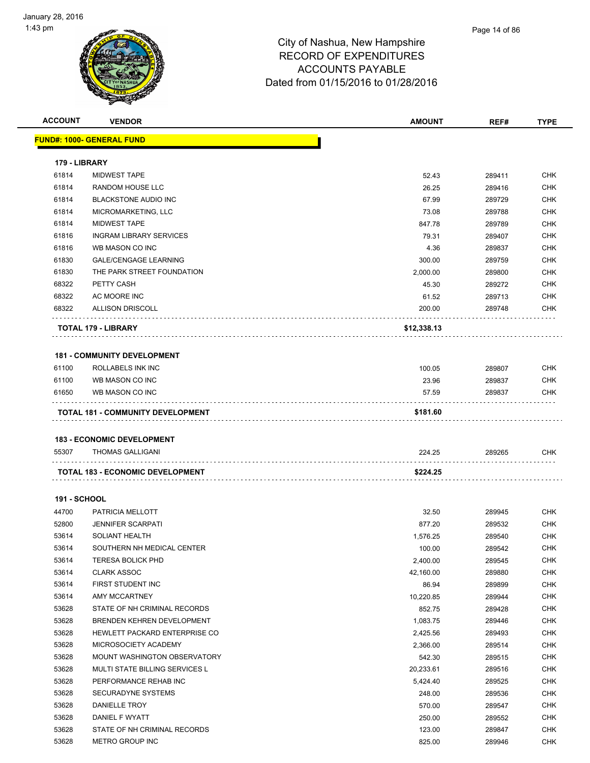City of Nashua, New Hampshire
RECORD OF EXPENDITURES
ACCOUNTS PAYABLE
Dated from 01/15/2016 to 01/28/2016

| ACCOUNT | VENDOR | AMOUNT | REF# | TYPE |
|---|---|---|---|---|
| **FUND#: 1000- GENERAL FUND** | | | | |
| **179 - LIBRARY** | | | | |
| 61814 | MIDWEST TAPE | 52.43 | 289411 | CHK |
| 61814 | RANDOM HOUSE LLC | 26.25 | 289416 | CHK |
| 61814 | BLACKSTONE AUDIO INC | 67.99 | 289729 | CHK |
| 61814 | MICROMARKETING, LLC | 73.08 | 289788 | CHK |
| 61814 | MIDWEST TAPE | 847.78 | 289789 | CHK |
| 61816 | INGRAM LIBRARY SERVICES | 79.31 | 289407 | CHK |
| 61816 | WB MASON CO INC | 4.36 | 289837 | CHK |
| 61830 | GALE/CENGAGE LEARNING | 300.00 | 289759 | CHK |
| 61830 | THE PARK STREET FOUNDATION | 2,000.00 | 289800 | CHK |
| 68322 | PETTY CASH | 45.30 | 289272 | CHK |
| 68322 | AC MOORE INC | 61.52 | 289713 | CHK |
| 68322 | ALLISON DRISCOLL | 200.00 | 289748 | CHK |
| | **TOTAL 179 - LIBRARY** | **$12,338.13** | | |
| **181 - COMMUNITY DEVELOPMENT** | | | | |
| 61100 | ROLLABELS INK INC | 100.05 | 289807 | CHK |
| 61100 | WB MASON CO INC | 23.96 | 289837 | CHK |
| 61650 | WB MASON CO INC | 57.59 | 289837 | CHK |
| | **TOTAL 181 - COMMUNITY DEVELOPMENT** | **$181.60** | | |
| **183 - ECONOMIC DEVELOPMENT** | | | | |
| 55307 | THOMAS GALLIGANI | 224.25 | 289265 | CHK |
| | **TOTAL 183 - ECONOMIC DEVELOPMENT** | **$224.25** | | |
| **191 - SCHOOL** | | | | |
| 44700 | PATRICIA MELLOTT | 32.50 | 289945 | CHK |
| 52800 | JENNIFER SCARPATI | 877.20 | 289532 | CHK |
| 53614 | SOLIANT HEALTH | 1,576.25 | 289540 | CHK |
| 53614 | SOUTHERN NH MEDICAL CENTER | 100.00 | 289542 | CHK |
| 53614 | TERESA BOLICK PHD | 2,400.00 | 289545 | CHK |
| 53614 | CLARK ASSOC | 42,160.00 | 289880 | CHK |
| 53614 | FIRST STUDENT INC | 86.94 | 289899 | CHK |
| 53614 | AMY MCCARTNEY | 10,220.85 | 289944 | CHK |
| 53628 | STATE OF NH CRIMINAL RECORDS | 852.75 | 289428 | CHK |
| 53628 | BRENDEN KEHREN DEVELOPMENT | 1,083.75 | 289446 | CHK |
| 53628 | HEWLETT PACKARD ENTERPRISE CO | 2,425.56 | 289493 | CHK |
| 53628 | MICROSOCIETY ACADEMY | 2,366.00 | 289514 | CHK |
| 53628 | MOUNT WASHINGTON OBSERVATORY | 542.30 | 289515 | CHK |
| 53628 | MULTI STATE BILLING SERVICES L | 20,233.61 | 289516 | CHK |
| 53628 | PERFORMANCE REHAB INC | 5,424.40 | 289525 | CHK |
| 53628 | SECURADYNE SYSTEMS | 248.00 | 289536 | CHK |
| 53628 | DANIELLE TROY | 570.00 | 289547 | CHK |
| 53628 | DANIEL F WYATT | 250.00 | 289552 | CHK |
| 53628 | STATE OF NH CRIMINAL RECORDS | 123.00 | 289847 | CHK |
| 53628 | METRO GROUP INC | 825.00 | 289946 | CHK |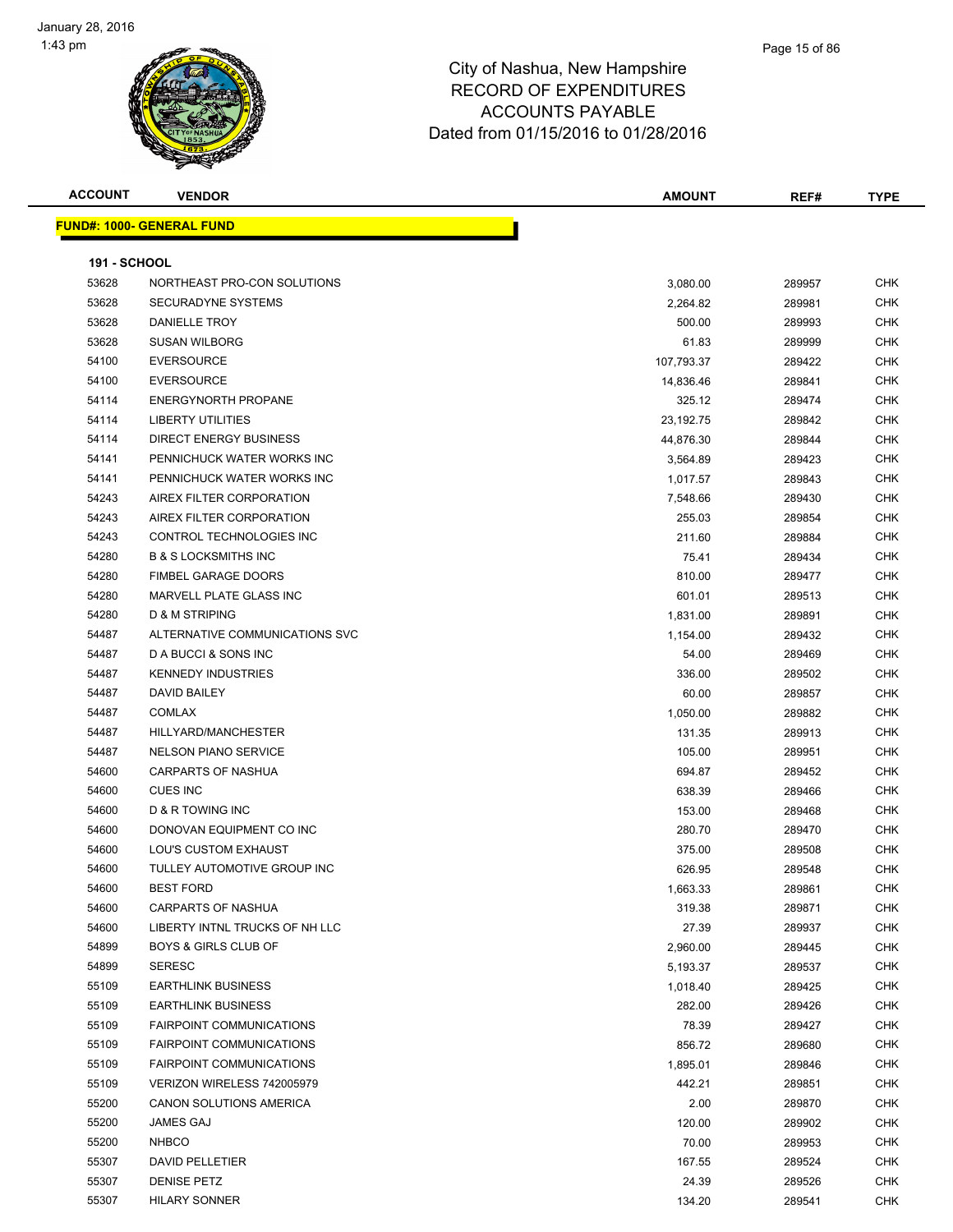# City of Nashua, New Hampshire
## RECORD OF EXPENDITURES
## ACCOUNTS PAYABLE
## Dated from 01/15/2016 to 01/28/2016

January 28, 2016
1:43 pm

**FUND#: 1000- GENERAL FUND**

**191 - SCHOOL**

| ACCOUNT | VENDOR | AMOUNT | REF# | TYPE |
|---|---|---|---|---|
| 53628 | NORTHEAST PRO-CON SOLUTIONS | 3,080.00 | 289957 | CHK |
| 53628 | SECURADYNE SYSTEMS | 2,264.82 | 289981 | CHK |
| 53628 | DANIELLE TROY | 500.00 | 289993 | CHK |
| 53628 | SUSAN WILBORG | 61.83 | 289999 | CHK |
| 54100 | EVERSOURCE | 107,793.37 | 289422 | CHK |
| 54100 | EVERSOURCE | 14,836.46 | 289841 | CHK |
| 54114 | ENERGYNORTH PROPANE | 325.12 | 289474 | CHK |
| 54114 | LIBERTY UTILITIES | 23,192.75 | 289842 | CHK |
| 54114 | DIRECT ENERGY BUSINESS | 44,876.30 | 289844 | CHK |
| 54141 | PENNICHUCK WATER WORKS INC | 3,564.89 | 289423 | CHK |
| 54141 | PENNICHUCK WATER WORKS INC | 1,017.57 | 289843 | CHK |
| 54243 | AIREX FILTER CORPORATION | 7,548.66 | 289430 | CHK |
| 54243 | AIREX FILTER CORPORATION | 255.03 | 289854 | CHK |
| 54243 | CONTROL TECHNOLOGIES INC | 211.60 | 289884 | CHK |
| 54280 | B & S LOCKSMITHS INC | 75.41 | 289434 | CHK |
| 54280 | FIMBEL GARAGE DOORS | 810.00 | 289477 | CHK |
| 54280 | MARVELL PLATE GLASS INC | 601.01 | 289513 | CHK |
| 54280 | D & M STRIPING | 1,831.00 | 289891 | CHK |
| 54487 | ALTERNATIVE COMMUNICATIONS SVC | 1,154.00 | 289432 | CHK |
| 54487 | D A BUCCI & SONS INC | 54.00 | 289469 | CHK |
| 54487 | KENNEDY INDUSTRIES | 336.00 | 289502 | CHK |
| 54487 | DAVID BAILEY | 60.00 | 289857 | CHK |
| 54487 | COMLAX | 1,050.00 | 289882 | CHK |
| 54487 | HILLYARD/MANCHESTER | 131.35 | 289913 | CHK |
| 54487 | NELSON PIANO SERVICE | 105.00 | 289951 | CHK |
| 54600 | CARPARTS OF NASHUA | 694.87 | 289452 | CHK |
| 54600 | CUES INC | 638.39 | 289466 | CHK |
| 54600 | D & R TOWING INC | 153.00 | 289468 | CHK |
| 54600 | DONOVAN EQUIPMENT CO INC | 280.70 | 289470 | CHK |
| 54600 | LOU'S CUSTOM EXHAUST | 375.00 | 289508 | CHK |
| 54600 | TULLEY AUTOMOTIVE GROUP INC | 626.95 | 289548 | CHK |
| 54600 | BEST FORD | 1,663.33 | 289861 | CHK |
| 54600 | CARPARTS OF NASHUA | 319.38 | 289871 | CHK |
| 54600 | LIBERTY INTNL TRUCKS OF NH LLC | 27.39 | 289937 | CHK |
| 54899 | BOYS & GIRLS CLUB OF | 2,960.00 | 289445 | CHK |
| 54899 | SERESC | 5,193.37 | 289537 | CHK |
| 55109 | EARTHLINK BUSINESS | 1,018.40 | 289425 | CHK |
| 55109 | EARTHLINK BUSINESS | 282.00 | 289426 | CHK |
| 55109 | FAIRPOINT COMMUNICATIONS | 78.39 | 289427 | CHK |
| 55109 | FAIRPOINT COMMUNICATIONS | 856.72 | 289680 | CHK |
| 55109 | FAIRPOINT COMMUNICATIONS | 1,895.01 | 289846 | CHK |
| 55109 | VERIZON WIRELESS 742005979 | 442.21 | 289851 | CHK |
| 55200 | CANON SOLUTIONS AMERICA | 2.00 | 289870 | CHK |
| 55200 | JAMES GAJ | 120.00 | 289902 | CHK |
| 55200 | NHBCO | 70.00 | 289953 | CHK |
| 55307 | DAVID PELLETIER | 167.55 | 289524 | CHK |
| 55307 | DENISE PETZ | 24.39 | 289526 | CHK |
| 55307 | HILARY SONNER | 134.20 | 289541 | CHK |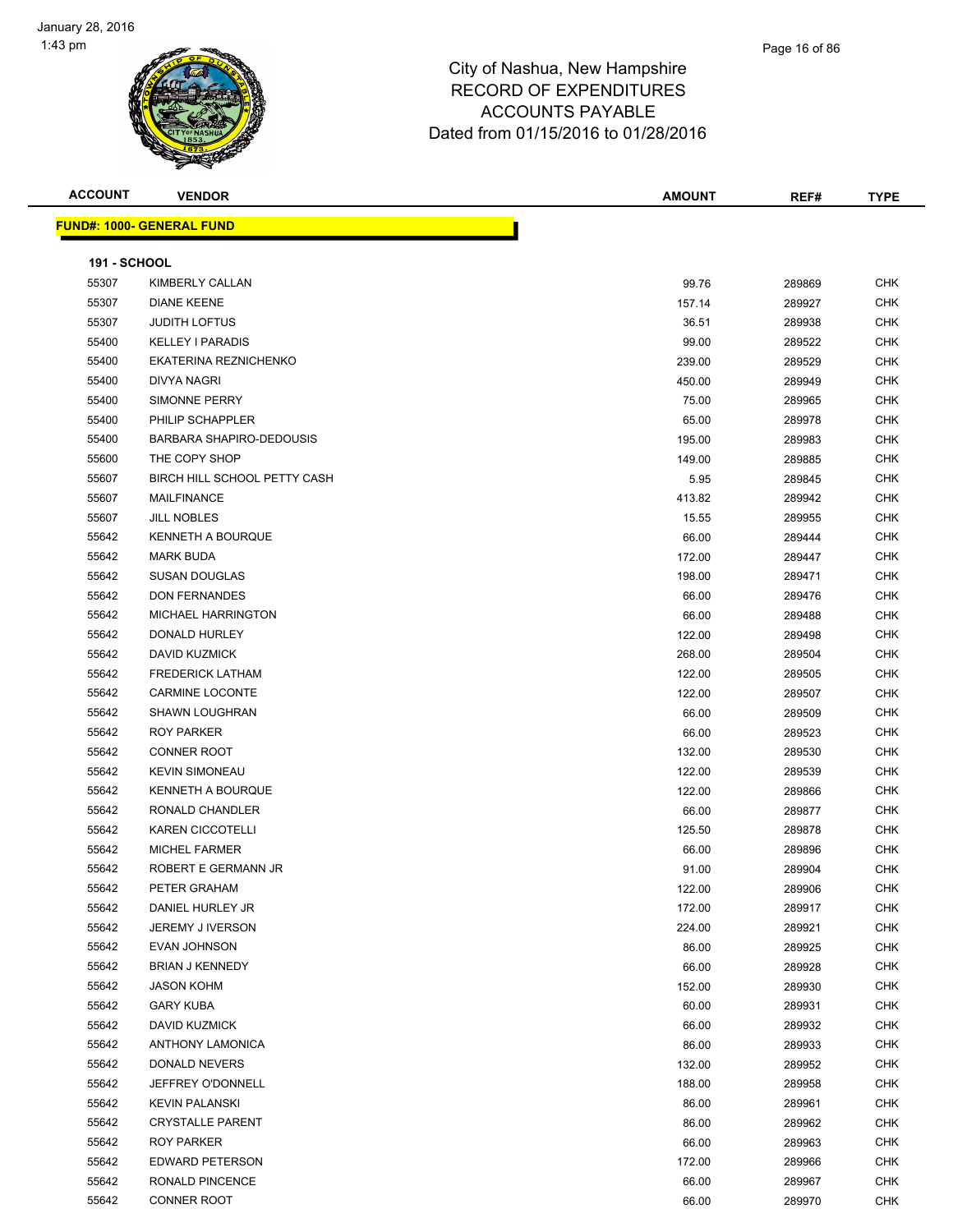# City of Nashua, New Hampshire
# RECORD OF EXPENDITURES
# ACCOUNTS PAYABLE
# Dated from 01/15/2016 to 01/28/2016

| ACCOUNT | VENDOR | AMOUNT | REF# | TYPE |
|---|---|---|---|---|

**FUND#: 1000- GENERAL FUND**

**191 - SCHOOL**

| ACCOUNT | VENDOR | AMOUNT | REF# | TYPE |
|---|---|---|---|---|
| 55307 | KIMBERLY CALLAN | 99.76 | 289869 | CHK |
| 55307 | DIANE KEENE | 157.14 | 289927 | CHK |
| 55307 | JUDITH LOFTUS | 36.51 | 289938 | CHK |
| 55400 | KELLEY I PARADIS | 99.00 | 289522 | CHK |
| 55400 | EKATERINA REZNICHENKO | 239.00 | 289529 | CHK |
| 55400 | DIVYA NAGRI | 450.00 | 289949 | CHK |
| 55400 | SIMONNE PERRY | 75.00 | 289965 | CHK |
| 55400 | PHILIP SCHAPPLER | 65.00 | 289978 | CHK |
| 55400 | BARBARA SHAPIRO-DEDOUSIS | 195.00 | 289983 | CHK |
| 55600 | THE COPY SHOP | 149.00 | 289885 | CHK |
| 55607 | BIRCH HILL SCHOOL PETTY CASH | 5.95 | 289845 | CHK |
| 55607 | MAILFINANCE | 413.82 | 289942 | CHK |
| 55607 | JILL NOBLES | 15.55 | 289955 | CHK |
| 55642 | KENNETH A BOURQUE | 66.00 | 289444 | CHK |
| 55642 | MARK BUDA | 172.00 | 289447 | CHK |
| 55642 | SUSAN DOUGLAS | 198.00 | 289471 | CHK |
| 55642 | DON FERNANDES | 66.00 | 289476 | CHK |
| 55642 | MICHAEL HARRINGTON | 66.00 | 289488 | CHK |
| 55642 | DONALD HURLEY | 122.00 | 289498 | CHK |
| 55642 | DAVID KUZMICK | 268.00 | 289504 | CHK |
| 55642 | FREDERICK LATHAM | 122.00 | 289505 | CHK |
| 55642 | CARMINE LOCONTE | 122.00 | 289507 | CHK |
| 55642 | SHAWN LOUGHRAN | 66.00 | 289509 | CHK |
| 55642 | ROY PARKER | 66.00 | 289523 | CHK |
| 55642 | CONNER ROOT | 132.00 | 289530 | CHK |
| 55642 | KEVIN SIMONEAU | 122.00 | 289539 | CHK |
| 55642 | KENNETH A BOURQUE | 122.00 | 289866 | CHK |
| 55642 | RONALD CHANDLER | 66.00 | 289877 | CHK |
| 55642 | KAREN CICCOTELLI | 125.50 | 289878 | CHK |
| 55642 | MICHEL FARMER | 66.00 | 289896 | CHK |
| 55642 | ROBERT E GERMANN JR | 91.00 | 289904 | CHK |
| 55642 | PETER GRAHAM | 122.00 | 289906 | CHK |
| 55642 | DANIEL HURLEY JR | 172.00 | 289917 | CHK |
| 55642 | JEREMY J IVERSON | 224.00 | 289921 | CHK |
| 55642 | EVAN JOHNSON | 86.00 | 289925 | CHK |
| 55642 | BRIAN J KENNEDY | 66.00 | 289928 | CHK |
| 55642 | JASON KOHM | 152.00 | 289930 | CHK |
| 55642 | GARY KUBA | 60.00 | 289931 | CHK |
| 55642 | DAVID KUZMICK | 66.00 | 289932 | CHK |
| 55642 | ANTHONY LAMONICA | 86.00 | 289933 | CHK |
| 55642 | DONALD NEVERS | 132.00 | 289952 | CHK |
| 55642 | JEFFREY O'DONNELL | 188.00 | 289958 | CHK |
| 55642 | KEVIN PALANSKI | 86.00 | 289961 | CHK |
| 55642 | CRYSTALLE PARENT | 86.00 | 289962 | CHK |
| 55642 | ROY PARKER | 66.00 | 289963 | CHK |
| 55642 | EDWARD PETERSON | 172.00 | 289966 | CHK |
| 55642 | RONALD PINCENCE | 66.00 | 289967 | CHK |
| 55642 | CONNER ROOT | 66.00 | 289970 | CHK |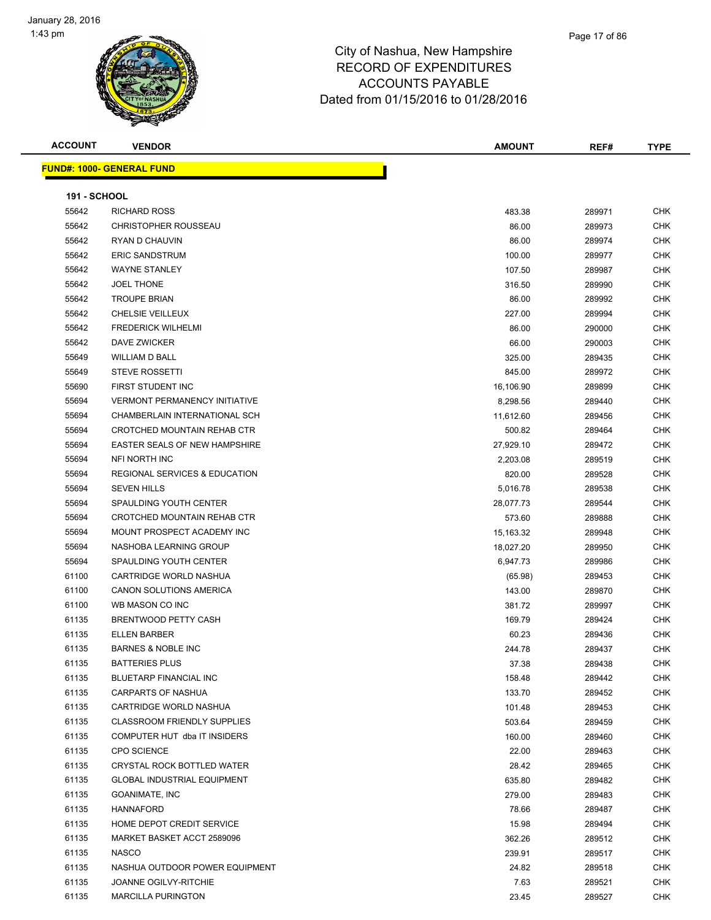# City of Nashua, New Hampshire
## RECORD OF EXPENDITURES
## ACCOUNTS PAYABLE
## Dated from 01/15/2016 to 01/28/2016

**FUND#: 1000- GENERAL FUND**

**191 - SCHOOL**

| ACCOUNT | VENDOR | AMOUNT | REF# | TYPE |
|---|---|---|---|---|
| 55642 | RICHARD ROSS | 483.38 | 289971 | CHK |
| 55642 | CHRISTOPHER ROUSSEAU | 86.00 | 289973 | CHK |
| 55642 | RYAN D CHAUVIN | 86.00 | 289974 | CHK |
| 55642 | ERIC SANDSTRUM | 100.00 | 289977 | CHK |
| 55642 | WAYNE STANLEY | 107.50 | 289987 | CHK |
| 55642 | JOEL THONE | 316.50 | 289990 | CHK |
| 55642 | TROUPE BRIAN | 86.00 | 289992 | CHK |
| 55642 | CHELSIE VEILLEUX | 227.00 | 289994 | CHK |
| 55642 | FREDERICK WILHELMI | 86.00 | 290000 | CHK |
| 55642 | DAVE ZWICKER | 66.00 | 290003 | CHK |
| 55649 | WILLIAM D BALL | 325.00 | 289435 | CHK |
| 55649 | STEVE ROSSETTI | 845.00 | 289972 | CHK |
| 55690 | FIRST STUDENT INC | 16,106.90 | 289899 | CHK |
| 55694 | VERMONT PERMANENCY INITIATIVE | 8,298.56 | 289440 | CHK |
| 55694 | CHAMBERLAIN INTERNATIONAL SCH | 11,612.60 | 289456 | CHK |
| 55694 | CROTCHED MOUNTAIN REHAB CTR | 500.82 | 289464 | CHK |
| 55694 | EASTER SEALS OF NEW HAMPSHIRE | 27,929.10 | 289472 | CHK |
| 55694 | NFI NORTH INC | 2,203.08 | 289519 | CHK |
| 55694 | REGIONAL SERVICES & EDUCATION | 820.00 | 289528 | CHK |
| 55694 | SEVEN HILLS | 5,016.78 | 289538 | CHK |
| 55694 | SPAULDING YOUTH CENTER | 28,077.73 | 289544 | CHK |
| 55694 | CROTCHED MOUNTAIN REHAB CTR | 573.60 | 289888 | CHK |
| 55694 | MOUNT PROSPECT ACADEMY INC | 15,163.32 | 289948 | CHK |
| 55694 | NASHOBA LEARNING GROUP | 18,027.20 | 289950 | CHK |
| 55694 | SPAULDING YOUTH CENTER | 6,947.73 | 289986 | CHK |
| 61100 | CARTRIDGE WORLD NASHUA | (65.98) | 289453 | CHK |
| 61100 | CANON SOLUTIONS AMERICA | 143.00 | 289870 | CHK |
| 61100 | WB MASON CO INC | 381.72 | 289997 | CHK |
| 61135 | BRENTWOOD PETTY CASH | 169.79 | 289424 | CHK |
| 61135 | ELLEN BARBER | 60.23 | 289436 | CHK |
| 61135 | BARNES & NOBLE INC | 244.78 | 289437 | CHK |
| 61135 | BATTERIES PLUS | 37.38 | 289438 | CHK |
| 61135 | BLUETARP FINANCIAL INC | 158.48 | 289442 | CHK |
| 61135 | CARPARTS OF NASHUA | 133.70 | 289452 | CHK |
| 61135 | CARTRIDGE WORLD NASHUA | 101.48 | 289453 | CHK |
| 61135 | CLASSROOM FRIENDLY SUPPLIES | 503.64 | 289459 | CHK |
| 61135 | COMPUTER HUT dba IT INSIDERS | 160.00 | 289460 | CHK |
| 61135 | CPO SCIENCE | 22.00 | 289463 | CHK |
| 61135 | CRYSTAL ROCK BOTTLED WATER | 28.42 | 289465 | CHK |
| 61135 | GLOBAL INDUSTRIAL EQUIPMENT | 635.80 | 289482 | CHK |
| 61135 | GOANIMATE, INC | 279.00 | 289483 | CHK |
| 61135 | HANNAFORD | 78.66 | 289487 | CHK |
| 61135 | HOME DEPOT CREDIT SERVICE | 15.98 | 289494 | CHK |
| 61135 | MARKET BASKET ACCT 2589096 | 362.26 | 289512 | CHK |
| 61135 | NASCO | 239.91 | 289517 | CHK |
| 61135 | NASHUA OUTDOOR POWER EQUIPMENT | 24.82 | 289518 | CHK |
| 61135 | JOANNE OGILVY-RITCHIE | 7.63 | 289521 | CHK |
| 61135 | MARCILLA PURINGTON | 23.45 | 289527 | CHK |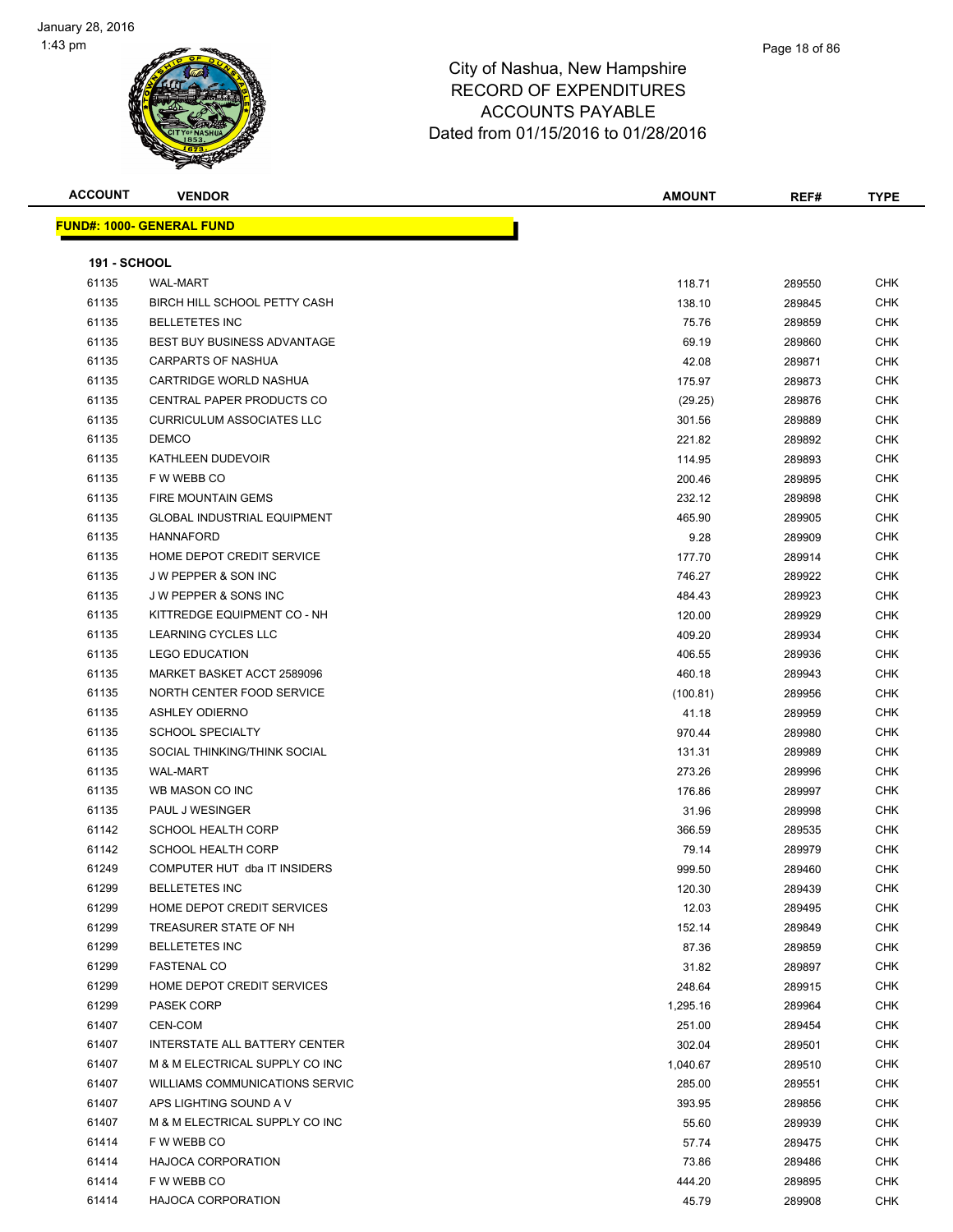City of Nashua, New Hampshire
RECORD OF EXPENDITURES
ACCOUNTS PAYABLE
Dated from 01/15/2016 to 01/28/2016

| ACCOUNT | VENDOR | AMOUNT | REF# | TYPE |
|---|---|---|---|---|

**FUND#: 1000- GENERAL FUND**

**191 - SCHOOL**

| ACCOUNT | VENDOR | AMOUNT | REF# | TYPE |
|---|---|---|---|---|
| 61135 | WAL-MART | 118.71 | 289550 | CHK |
| 61135 | BIRCH HILL SCHOOL PETTY CASH | 138.10 | 289845 | CHK |
| 61135 | BELLETETES INC | 75.76 | 289859 | CHK |
| 61135 | BEST BUY BUSINESS ADVANTAGE | 69.19 | 289860 | CHK |
| 61135 | CARPARTS OF NASHUA | 42.08 | 289871 | CHK |
| 61135 | CARTRIDGE WORLD NASHUA | 175.97 | 289873 | CHK |
| 61135 | CENTRAL PAPER PRODUCTS CO | (29.25) | 289876 | CHK |
| 61135 | CURRICULUM ASSOCIATES LLC | 301.56 | 289889 | CHK |
| 61135 | DEMCO | 221.82 | 289892 | CHK |
| 61135 | KATHLEEN DUDEVOIR | 114.95 | 289893 | CHK |
| 61135 | F W WEBB CO | 200.46 | 289895 | CHK |
| 61135 | FIRE MOUNTAIN GEMS | 232.12 | 289898 | CHK |
| 61135 | GLOBAL INDUSTRIAL EQUIPMENT | 465.90 | 289905 | CHK |
| 61135 | HANNAFORD | 9.28 | 289909 | CHK |
| 61135 | HOME DEPOT CREDIT SERVICE | 177.70 | 289914 | CHK |
| 61135 | J W PEPPER & SON INC | 746.27 | 289922 | CHK |
| 61135 | J W PEPPER & SONS INC | 484.43 | 289923 | CHK |
| 61135 | KITTREDGE EQUIPMENT CO - NH | 120.00 | 289929 | CHK |
| 61135 | LEARNING CYCLES LLC | 409.20 | 289934 | CHK |
| 61135 | LEGO EDUCATION | 406.55 | 289936 | CHK |
| 61135 | MARKET BASKET ACCT 2589096 | 460.18 | 289943 | CHK |
| 61135 | NORTH CENTER FOOD SERVICE | (100.81) | 289956 | CHK |
| 61135 | ASHLEY ODIERNO | 41.18 | 289959 | CHK |
| 61135 | SCHOOL SPECIALTY | 970.44 | 289980 | CHK |
| 61135 | SOCIAL THINKING/THINK SOCIAL | 131.31 | 289989 | CHK |
| 61135 | WAL-MART | 273.26 | 289996 | CHK |
| 61135 | WB MASON CO INC | 176.86 | 289997 | CHK |
| 61135 | PAUL J WESINGER | 31.96 | 289998 | CHK |
| 61142 | SCHOOL HEALTH CORP | 366.59 | 289535 | CHK |
| 61142 | SCHOOL HEALTH CORP | 79.14 | 289979 | CHK |
| 61249 | COMPUTER HUT dba IT INSIDERS | 999.50 | 289460 | CHK |
| 61299 | BELLETETES INC | 120.30 | 289439 | CHK |
| 61299 | HOME DEPOT CREDIT SERVICES | 12.03 | 289495 | CHK |
| 61299 | TREASURER STATE OF NH | 152.14 | 289849 | CHK |
| 61299 | BELLETETES INC | 87.36 | 289859 | CHK |
| 61299 | FASTENAL CO | 31.82 | 289897 | CHK |
| 61299 | HOME DEPOT CREDIT SERVICES | 248.64 | 289915 | CHK |
| 61299 | PASEK CORP | 1,295.16 | 289964 | CHK |
| 61407 | CEN-COM | 251.00 | 289454 | CHK |
| 61407 | INTERSTATE ALL BATTERY CENTER | 302.04 | 289501 | CHK |
| 61407 | M & M ELECTRICAL SUPPLY CO INC | 1,040.67 | 289510 | CHK |
| 61407 | WILLIAMS COMMUNICATIONS SERVIC | 285.00 | 289551 | CHK |
| 61407 | APS LIGHTING SOUND A V | 393.95 | 289856 | CHK |
| 61407 | M & M ELECTRICAL SUPPLY CO INC | 55.60 | 289939 | CHK |
| 61414 | F W WEBB CO | 57.74 | 289475 | CHK |
| 61414 | HAJOCA CORPORATION | 73.86 | 289486 | CHK |
| 61414 | F W WEBB CO | 444.20 | 289895 | CHK |
| 61414 | HAJOCA CORPORATION | 45.79 | 289908 | CHK |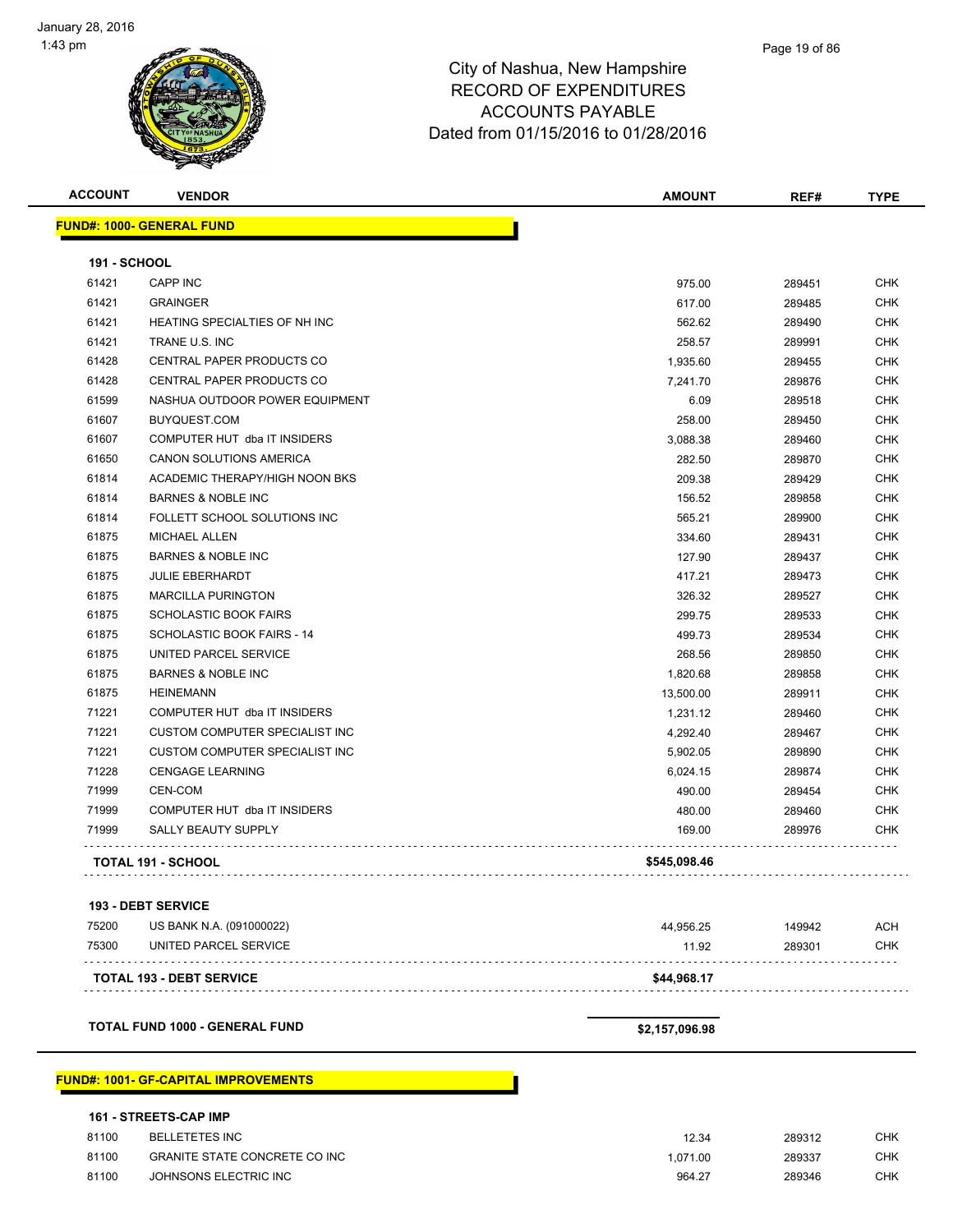City of Nashua, New Hampshire
RECORD OF EXPENDITURES
ACCOUNTS PAYABLE
Dated from 01/15/2016 to 01/28/2016

| ACCOUNT | VENDOR | AMOUNT | REF# | TYPE |
|---|---|---|---|---|
| **FUND#: 1000- GENERAL FUND** | | | | |
| **191 - SCHOOL** | | | | |
| 61421 | CAPP INC | 975.00 | 289451 | CHK |
| 61421 | GRAINGER | 617.00 | 289485 | CHK |
| 61421 | HEATING SPECIALTIES OF NH INC | 562.62 | 289490 | CHK |
| 61421 | TRANE U.S. INC | 258.57 | 289991 | CHK |
| 61428 | CENTRAL PAPER PRODUCTS CO | 1,935.60 | 289455 | CHK |
| 61428 | CENTRAL PAPER PRODUCTS CO | 7,241.70 | 289876 | CHK |
| 61599 | NASHUA OUTDOOR POWER EQUIPMENT | 6.09 | 289518 | CHK |
| 61607 | BUYQUEST.COM | 258.00 | 289450 | CHK |
| 61607 | COMPUTER HUT dba IT INSIDERS | 3,088.38 | 289460 | CHK |
| 61650 | CANON SOLUTIONS AMERICA | 282.50 | 289870 | CHK |
| 61814 | ACADEMIC THERAPY/HIGH NOON BKS | 209.38 | 289429 | CHK |
| 61814 | BARNES & NOBLE INC | 156.52 | 289858 | CHK |
| 61814 | FOLLETT SCHOOL SOLUTIONS INC | 565.21 | 289900 | CHK |
| 61875 | MICHAEL ALLEN | 334.60 | 289431 | CHK |
| 61875 | BARNES & NOBLE INC | 127.90 | 289437 | CHK |
| 61875 | JULIE EBERHARDT | 417.21 | 289473 | CHK |
| 61875 | MARCILLA PURINGTON | 326.32 | 289527 | CHK |
| 61875 | SCHOLASTIC BOOK FAIRS | 299.75 | 289533 | CHK |
| 61875 | SCHOLASTIC BOOK FAIRS - 14 | 499.73 | 289534 | CHK |
| 61875 | UNITED PARCEL SERVICE | 268.56 | 289850 | CHK |
| 61875 | BARNES & NOBLE INC | 1,820.68 | 289858 | CHK |
| 61875 | HEINEMANN | 13,500.00 | 289911 | CHK |
| 71221 | COMPUTER HUT dba IT INSIDERS | 1,231.12 | 289460 | CHK |
| 71221 | CUSTOM COMPUTER SPECIALIST INC | 4,292.40 | 289467 | CHK |
| 71221 | CUSTOM COMPUTER SPECIALIST INC | 5,902.05 | 289890 | CHK |
| 71228 | CENGAGE LEARNING | 6,024.15 | 289874 | CHK |
| 71999 | CEN-COM | 490.00 | 289454 | CHK |
| 71999 | COMPUTER HUT dba IT INSIDERS | 480.00 | 289460 | CHK |
| 71999 | SALLY BEAUTY SUPPLY | 169.00 | 289976 | CHK |
| **TOTAL 191 - SCHOOL** | | **$545,098.46** | | |
| **193 - DEBT SERVICE** | | | | |
| 75200 | US BANK N.A. (091000022) | 44,956.25 | 149942 | ACH |
| 75300 | UNITED PARCEL SERVICE | 11.92 | 289301 | CHK |
| **TOTAL 193 - DEBT SERVICE** | | **$44,968.17** | | |
| **TOTAL FUND 1000 - GENERAL FUND** | | **$2,157,096.98** | | |
| **FUND#: 1001- GF-CAPITAL IMPROVEMENTS** | | | | |
| **161 - STREETS-CAP IMP** | | | | |
| 81100 | BELLETETES INC | 12.34 | 289312 | CHK |
| 81100 | GRANITE STATE CONCRETE CO INC | 1,071.00 | 289337 | CHK |
| 81100 | JOHNSONS ELECTRIC INC | 964.27 | 289346 | CHK |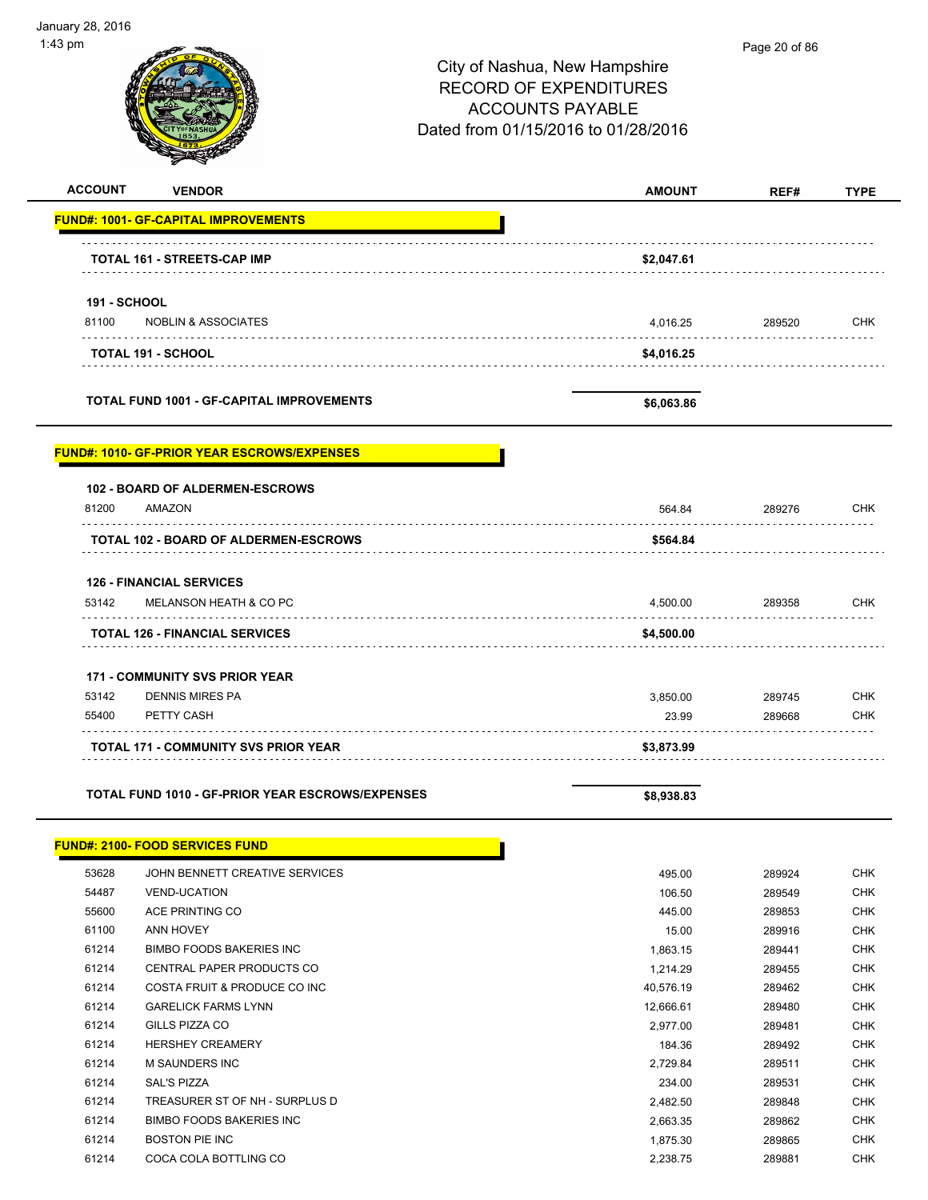City of Nashua, New Hampshire
RECORD OF EXPENDITURES
ACCOUNTS PAYABLE
Dated from 01/15/2016 to 01/28/2016

| ACCOUNT | VENDOR | AMOUNT | REF# | TYPE |
|---|---|---|---|---|
| **FUND#: 1001- GF-CAPITAL IMPROVEMENTS** | | | | |
| | **TOTAL 161 - STREETS-CAP IMP** | **$2,047.61** | | |
| **191 - SCHOOL** | | | | |
| 81100 | NOBLIN & ASSOCIATES | 4,016.25 | 289520 | CHK |
| | **TOTAL 191 - SCHOOL** | **$4,016.25** | | |
| | **TOTAL FUND 1001 - GF-CAPITAL IMPROVEMENTS** | **$6,063.86** | | |
| **FUND#: 1010- GF-PRIOR YEAR ESCROWS/EXPENSES** | | | | |
| **102 - BOARD OF ALDERMEN-ESCROWS** | | | | |
| 81200 | AMAZON | 564.84 | 289276 | CHK |
| | **TOTAL 102 - BOARD OF ALDERMEN-ESCROWS** | **$564.84** | | |
| **126 - FINANCIAL SERVICES** | | | | |
| 53142 | MELANSON HEATH & CO PC | 4,500.00 | 289358 | CHK |
| | **TOTAL 126 - FINANCIAL SERVICES** | **$4,500.00** | | |
| **171 - COMMUNITY SVS PRIOR YEAR** | | | | |
| 53142 | DENNIS MIRES PA | 3,850.00 | 289745 | CHK |
| 55400 | PETTY CASH | 23.99 | 289668 | CHK |
| | **TOTAL 171 - COMMUNITY SVS PRIOR YEAR** | **$3,873.99** | | |
| | **TOTAL FUND 1010 - GF-PRIOR YEAR ESCROWS/EXPENSES** | **$8,938.83** | | |
| **FUND#: 2100- FOOD SERVICES FUND** | | | | |
| 53628 | JOHN BENNETT CREATIVE SERVICES | 495.00 | 289924 | CHK |
| 54487 | VEND-UCATION | 106.50 | 289549 | CHK |
| 55600 | ACE PRINTING CO | 445.00 | 289853 | CHK |
| 61100 | ANN HOVEY | 15.00 | 289916 | CHK |
| 61214 | BIMBO FOODS BAKERIES INC | 1,863.15 | 289441 | CHK |
| 61214 | CENTRAL PAPER PRODUCTS CO | 1,214.29 | 289455 | CHK |
| 61214 | COSTA FRUIT & PRODUCE CO INC | 40,576.19 | 289462 | CHK |
| 61214 | GARELICK FARMS LYNN | 12,666.61 | 289480 | CHK |
| 61214 | GILLS PIZZA CO | 2,977.00 | 289481 | CHK |
| 61214 | HERSHEY CREAMERY | 184.36 | 289492 | CHK |
| 61214 | M SAUNDERS INC | 2,729.84 | 289511 | CHK |
| 61214 | SAL'S PIZZA | 234.00 | 289531 | CHK |
| 61214 | TREASURER ST OF NH - SURPLUS D | 2,482.50 | 289848 | CHK |
| 61214 | BIMBO FOODS BAKERIES INC | 2,663.35 | 289862 | CHK |
| 61214 | BOSTON PIE INC | 1,875.30 | 289865 | CHK |
| 61214 | COCA COLA BOTTLING CO | 2,238.75 | 289881 | CHK |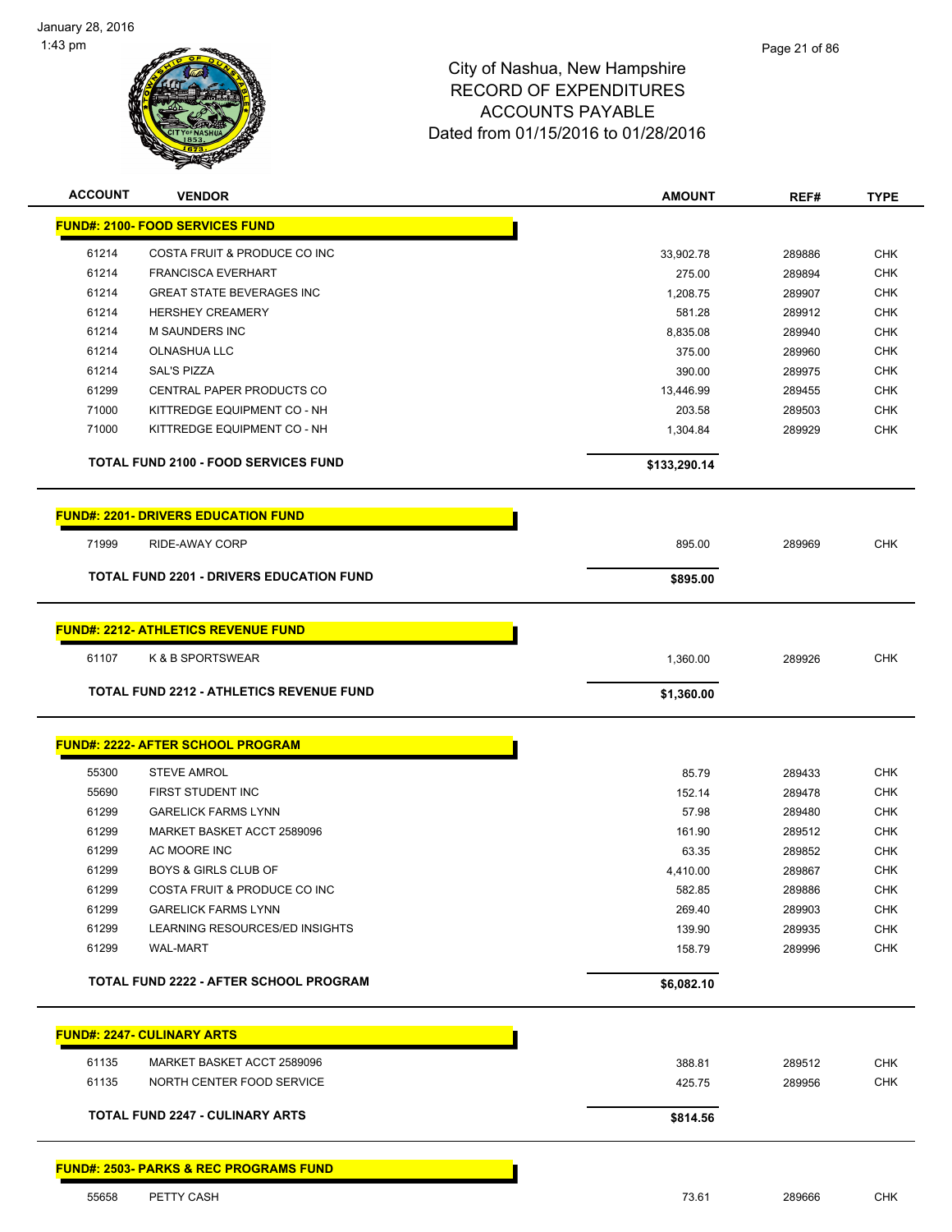City of Nashua, New Hampshire
RECORD OF EXPENDITURES
ACCOUNTS PAYABLE
Dated from 01/15/2016 to 01/28/2016

| ACCOUNT | VENDOR | AMOUNT | REF# | TYPE |
|---|---|---|---|---|
| **FUND#: 2100- FOOD SERVICES FUND** | | | | |
| 61214 | COSTA FRUIT & PRODUCE CO INC | 33,902.78 | 289886 | CHK |
| 61214 | FRANCISCA EVERHART | 275.00 | 289894 | CHK |
| 61214 | GREAT STATE BEVERAGES INC | 1,208.75 | 289907 | CHK |
| 61214 | HERSHEY CREAMERY | 581.28 | 289912 | CHK |
| 61214 | M SAUNDERS INC | 8,835.08 | 289940 | CHK |
| 61214 | OLNASHUA LLC | 375.00 | 289960 | CHK |
| 61214 | SAL'S PIZZA | 390.00 | 289975 | CHK |
| 61299 | CENTRAL PAPER PRODUCTS CO | 13,446.99 | 289455 | CHK |
| 71000 | KITTREDGE EQUIPMENT CO - NH | 203.58 | 289503 | CHK |
| 71000 | KITTREDGE EQUIPMENT CO - NH | 1,304.84 | 289929 | CHK |
| | **TOTAL FUND 2100 - FOOD SERVICES FUND** | **$133,290.14** | | |
| **FUND#: 2201- DRIVERS EDUCATION FUND** | | | | |
| 71999 | RIDE-AWAY CORP | 895.00 | 289969 | CHK |
| | **TOTAL FUND 2201 - DRIVERS EDUCATION FUND** | **$895.00** | | |
| **FUND#: 2212- ATHLETICS REVENUE FUND** | | | | |
| 61107 | K & B SPORTSWEAR | 1,360.00 | 289926 | CHK |
| | **TOTAL FUND 2212 - ATHLETICS REVENUE FUND** | **$1,360.00** | | |
| **FUND#: 2222- AFTER SCHOOL PROGRAM** | | | | |
| 55300 | STEVE AMROL | 85.79 | 289433 | CHK |
| 55690 | FIRST STUDENT INC | 152.14 | 289478 | CHK |
| 61299 | GARELICK FARMS LYNN | 57.98 | 289480 | CHK |
| 61299 | MARKET BASKET ACCT 2589096 | 161.90 | 289512 | CHK |
| 61299 | AC MOORE INC | 63.35 | 289852 | CHK |
| 61299 | BOYS & GIRLS CLUB OF | 4,410.00 | 289867 | CHK |
| 61299 | COSTA FRUIT & PRODUCE CO INC | 582.85 | 289886 | CHK |
| 61299 | GARELICK FARMS LYNN | 269.40 | 289903 | CHK |
| 61299 | LEARNING RESOURCES/ED INSIGHTS | 139.90 | 289935 | CHK |
| 61299 | WAL-MART | 158.79 | 289996 | CHK |
| | **TOTAL FUND 2222 - AFTER SCHOOL PROGRAM** | **$6,082.10** | | |
| **FUND#: 2247- CULINARY ARTS** | | | | |
| 61135 | MARKET BASKET ACCT 2589096 | 388.81 | 289512 | CHK |
| 61135 | NORTH CENTER FOOD SERVICE | 425.75 | 289956 | CHK |
| | **TOTAL FUND 2247 - CULINARY ARTS** | **$814.56** | | |
| **FUND#: 2503- PARKS & REC PROGRAMS FUND** | | | | |
| 55658 | PETTY CASH | 73.61 | 289666 | CHK |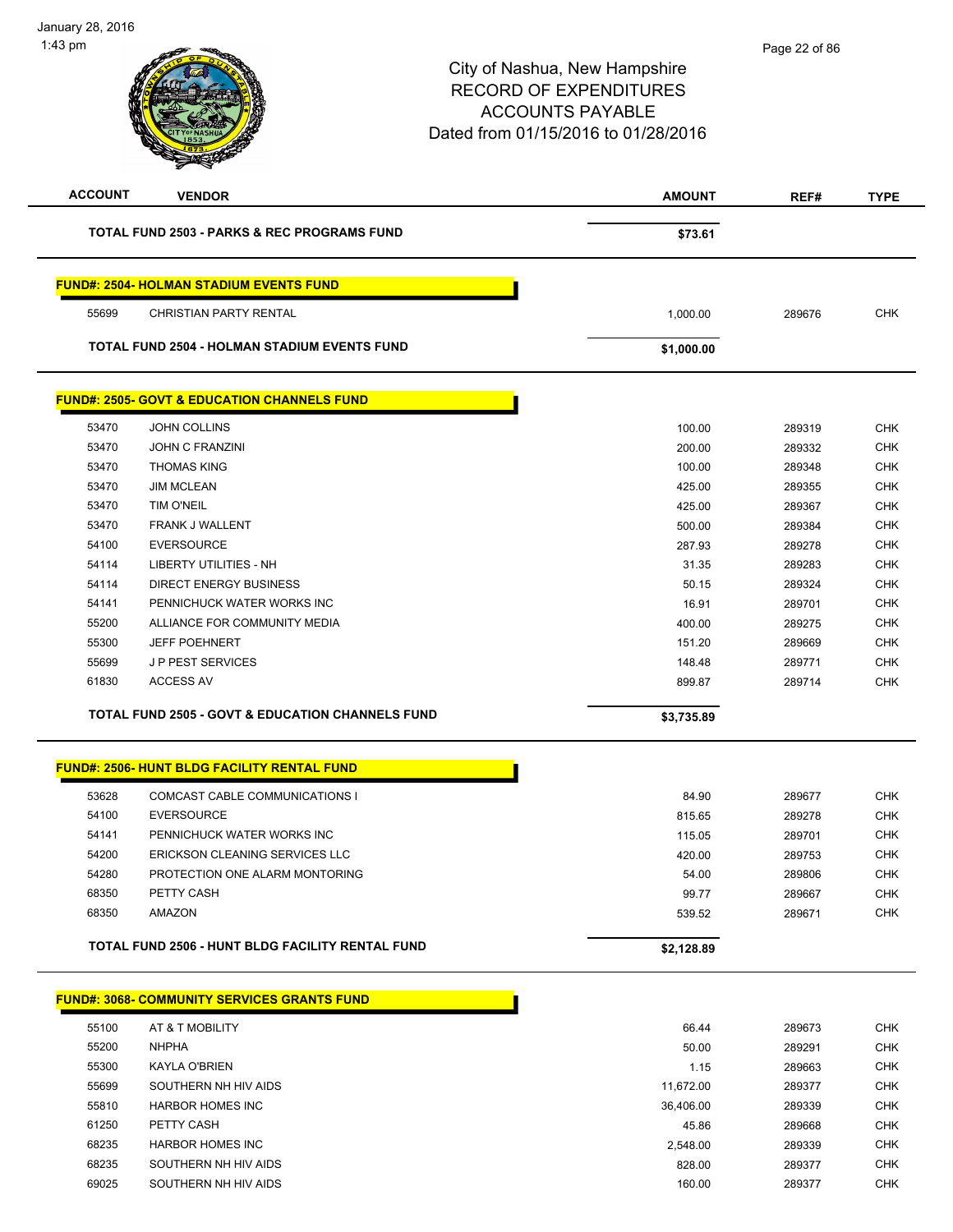City of Nashua, New Hampshire
RECORD OF EXPENDITURES
ACCOUNTS PAYABLE
Dated from 01/15/2016 to 01/28/2016

| ACCOUNT | VENDOR | AMOUNT | REF# | TYPE |
|---|---|---|---|---|
| | **TOTAL FUND 2503 - PARKS & REC PROGRAMS FUND** | **$73.61** | | |

**FUND#: 2504- HOLMAN STADIUM EVENTS FUND**

| ACCOUNT | VENDOR | AMOUNT | REF# | TYPE |
|---|---|---|---|---|
| 55699 | CHRISTIAN PARTY RENTAL | 1,000.00 | 289676 | CHK |
| | **TOTAL FUND 2504 - HOLMAN STADIUM EVENTS FUND** | **$1,000.00** | | |

**FUND#: 2505- GOVT & EDUCATION CHANNELS FUND**

| ACCOUNT | VENDOR | AMOUNT | REF# | TYPE |
|---|---|---|---|---|
| 53470 | JOHN COLLINS | 100.00 | 289319 | CHK |
| 53470 | JOHN C FRANZINI | 200.00 | 289332 | CHK |
| 53470 | THOMAS KING | 100.00 | 289348 | CHK |
| 53470 | JIM MCLEAN | 425.00 | 289355 | CHK |
| 53470 | TIM O'NEIL | 425.00 | 289367 | CHK |
| 53470 | FRANK J WALLENT | 500.00 | 289384 | CHK |
| 54100 | EVERSOURCE | 287.93 | 289278 | CHK |
| 54114 | LIBERTY UTILITIES - NH | 31.35 | 289283 | CHK |
| 54114 | DIRECT ENERGY BUSINESS | 50.15 | 289324 | CHK |
| 54141 | PENNICHUCK WATER WORKS INC | 16.91 | 289701 | CHK |
| 55200 | ALLIANCE FOR COMMUNITY MEDIA | 400.00 | 289275 | CHK |
| 55300 | JEFF POEHNERT | 151.20 | 289669 | CHK |
| 55699 | J P PEST SERVICES | 148.48 | 289771 | CHK |
| 61830 | ACCESS AV | 899.87 | 289714 | CHK |
| | **TOTAL FUND 2505 - GOVT & EDUCATION CHANNELS FUND** | **$3,735.89** | | |

**FUND#: 2506- HUNT BLDG FACILITY RENTAL FUND**

| ACCOUNT | VENDOR | AMOUNT | REF# | TYPE |
|---|---|---|---|---|
| 53628 | COMCAST CABLE COMMUNICATIONS I | 84.90 | 289677 | CHK |
| 54100 | EVERSOURCE | 815.65 | 289278 | CHK |
| 54141 | PENNICHUCK WATER WORKS INC | 115.05 | 289701 | CHK |
| 54200 | ERICKSON CLEANING SERVICES LLC | 420.00 | 289753 | CHK |
| 54280 | PROTECTION ONE ALARM MONTORING | 54.00 | 289806 | CHK |
| 68350 | PETTY CASH | 99.77 | 289667 | CHK |
| 68350 | AMAZON | 539.52 | 289671 | CHK |
| | **TOTAL FUND 2506 - HUNT BLDG FACILITY RENTAL FUND** | **$2,128.89** | | |

**FUND#: 3068- COMMUNITY SERVICES GRANTS FUND**

| ACCOUNT | VENDOR | AMOUNT | REF# | TYPE |
|---|---|---|---|---|
| 55100 | AT & T MOBILITY | 66.44 | 289673 | CHK |
| 55200 | NHPHA | 50.00 | 289291 | CHK |
| 55300 | KAYLA O'BRIEN | 1.15 | 289663 | CHK |
| 55699 | SOUTHERN NH HIV AIDS | 11,672.00 | 289377 | CHK |
| 55810 | HARBOR HOMES INC | 36,406.00 | 289339 | CHK |
| 61250 | PETTY CASH | 45.86 | 289668 | CHK |
| 68235 | HARBOR HOMES INC | 2,548.00 | 289339 | CHK |
| 68235 | SOUTHERN NH HIV AIDS | 828.00 | 289377 | CHK |
| 69025 | SOUTHERN NH HIV AIDS | 160.00 | 289377 | CHK |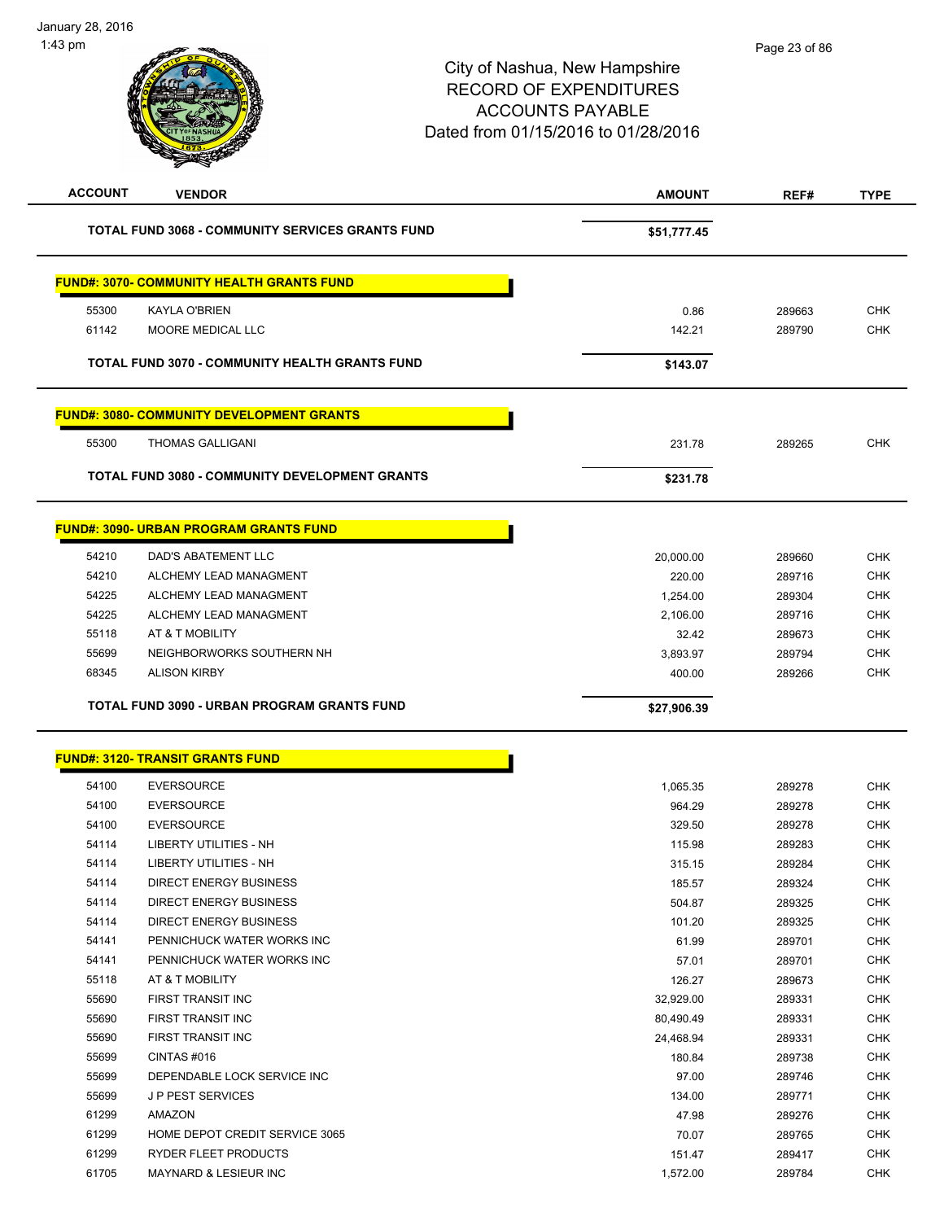City of Nashua, New Hampshire
RECORD OF EXPENDITURES
ACCOUNTS PAYABLE
Dated from 01/15/2016 to 01/28/2016

| ACCOUNT | VENDOR | AMOUNT | REF# | TYPE |
|---|---|---|---|---|
| | **TOTAL FUND 3068 - COMMUNITY SERVICES GRANTS FUND** | **$51,777.45** | | |

**FUND#: 3070- COMMUNITY HEALTH GRANTS FUND**

| ACCOUNT | VENDOR | AMOUNT | REF# | TYPE |
|---|---|---|---|---|
| 55300 | KAYLA O'BRIEN | 0.86 | 289663 | CHK |
| 61142 | MOORE MEDICAL LLC | 142.21 | 289790 | CHK |
| | **TOTAL FUND 3070 - COMMUNITY HEALTH GRANTS FUND** | **$143.07** | | |

**FUND#: 3080- COMMUNITY DEVELOPMENT GRANTS**

| ACCOUNT | VENDOR | AMOUNT | REF# | TYPE |
|---|---|---|---|---|
| 55300 | THOMAS GALLIGANI | 231.78 | 289265 | CHK |
| | **TOTAL FUND 3080 - COMMUNITY DEVELOPMENT GRANTS** | **$231.78** | | |

**FUND#: 3090- URBAN PROGRAM GRANTS FUND**

| ACCOUNT | VENDOR | AMOUNT | REF# | TYPE |
|---|---|---|---|---|
| 54210 | DAD'S ABATEMENT LLC | 20,000.00 | 289660 | CHK |
| 54210 | ALCHEMY LEAD MANAGMENT | 220.00 | 289716 | CHK |
| 54225 | ALCHEMY LEAD MANAGMENT | 1,254.00 | 289304 | CHK |
| 54225 | ALCHEMY LEAD MANAGMENT | 2,106.00 | 289716 | CHK |
| 55118 | AT & T MOBILITY | 32.42 | 289673 | CHK |
| 55699 | NEIGHBORWORKS SOUTHERN NH | 3,893.97 | 289794 | CHK |
| 68345 | ALISON KIRBY | 400.00 | 289266 | CHK |
| | **TOTAL FUND 3090 - URBAN PROGRAM GRANTS FUND** | **$27,906.39** | | |

**FUND#: 3120- TRANSIT GRANTS FUND**

| ACCOUNT | VENDOR | AMOUNT | REF# | TYPE |
|---|---|---|---|---|
| 54100 | EVERSOURCE | 1,065.35 | 289278 | CHK |
| 54100 | EVERSOURCE | 964.29 | 289278 | CHK |
| 54100 | EVERSOURCE | 329.50 | 289278 | CHK |
| 54114 | LIBERTY UTILITIES - NH | 115.98 | 289283 | CHK |
| 54114 | LIBERTY UTILITIES - NH | 315.15 | 289284 | CHK |
| 54114 | DIRECT ENERGY BUSINESS | 185.57 | 289324 | CHK |
| 54114 | DIRECT ENERGY BUSINESS | 504.87 | 289325 | CHK |
| 54114 | DIRECT ENERGY BUSINESS | 101.20 | 289325 | CHK |
| 54141 | PENNICHUCK WATER WORKS INC | 61.99 | 289701 | CHK |
| 54141 | PENNICHUCK WATER WORKS INC | 57.01 | 289701 | CHK |
| 55118 | AT & T MOBILITY | 126.27 | 289673 | CHK |
| 55690 | FIRST TRANSIT INC | 32,929.00 | 289331 | CHK |
| 55690 | FIRST TRANSIT INC | 80,490.49 | 289331 | CHK |
| 55690 | FIRST TRANSIT INC | 24,468.94 | 289331 | CHK |
| 55699 | CINTAS #016 | 180.84 | 289738 | CHK |
| 55699 | DEPENDABLE LOCK SERVICE INC | 97.00 | 289746 | CHK |
| 55699 | J P PEST SERVICES | 134.00 | 289771 | CHK |
| 61299 | AMAZON | 47.98 | 289276 | CHK |
| 61299 | HOME DEPOT CREDIT SERVICE 3065 | 70.07 | 289765 | CHK |
| 61299 | RYDER FLEET PRODUCTS | 151.47 | 289417 | CHK |
| 61705 | MAYNARD & LESIEUR INC | 1,572.00 | 289784 | CHK |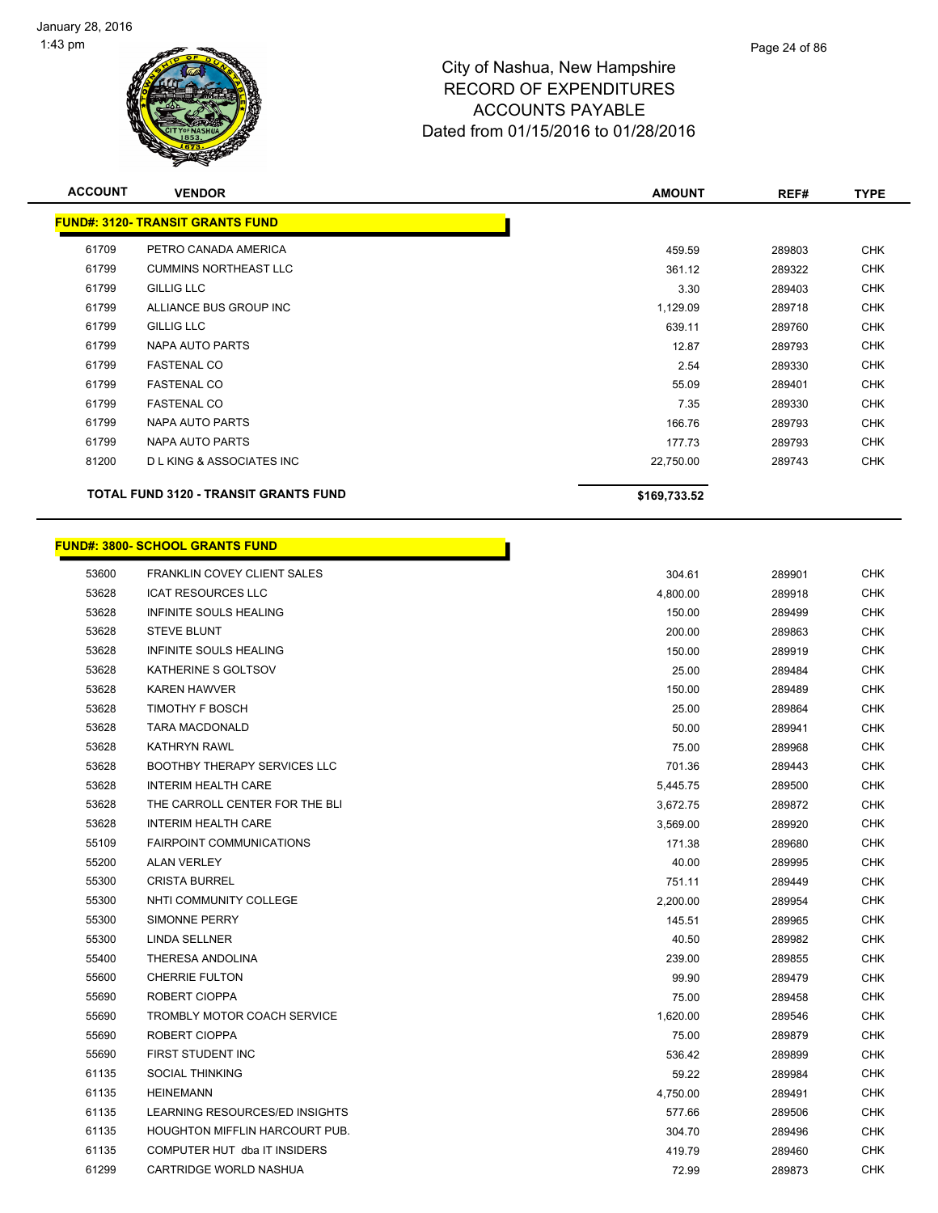City of Nashua, New Hampshire
RECORD OF EXPENDITURES
ACCOUNTS PAYABLE
Dated from 01/15/2016 to 01/28/2016

| ACCOUNT | VENDOR | AMOUNT | REF# | TYPE |
|---|---|---|---|---|
| **FUND#: 3120- TRANSIT GRANTS FUND** | | | | |
| 61709 | PETRO CANADA AMERICA | 459.59 | 289803 | CHK |
| 61799 | CUMMINS NORTHEAST LLC | 361.12 | 289322 | CHK |
| 61799 | GILLIG LLC | 3.30 | 289403 | CHK |
| 61799 | ALLIANCE BUS GROUP INC | 1,129.09 | 289718 | CHK |
| 61799 | GILLIG LLC | 639.11 | 289760 | CHK |
| 61799 | NAPA AUTO PARTS | 12.87 | 289793 | CHK |
| 61799 | FASTENAL CO | 2.54 | 289330 | CHK |
| 61799 | FASTENAL CO | 55.09 | 289401 | CHK |
| 61799 | FASTENAL CO | 7.35 | 289330 | CHK |
| 61799 | NAPA AUTO PARTS | 166.76 | 289793 | CHK |
| 61799 | NAPA AUTO PARTS | 177.73 | 289793 | CHK |
| 81200 | D L KING & ASSOCIATES INC | 22,750.00 | 289743 | CHK |
| | **TOTAL FUND 3120 - TRANSIT GRANTS FUND** | **$169,733.52** | | |

| ACCOUNT | VENDOR | AMOUNT | REF# | TYPE |
|---|---|---|---|---|
| **FUND#: 3800- SCHOOL GRANTS FUND** | | | | |
| 53600 | FRANKLIN COVEY CLIENT SALES | 304.61 | 289901 | CHK |
| 53628 | ICAT RESOURCES LLC | 4,800.00 | 289918 | CHK |
| 53628 | INFINITE SOULS HEALING | 150.00 | 289499 | CHK |
| 53628 | STEVE BLUNT | 200.00 | 289863 | CHK |
| 53628 | INFINITE SOULS HEALING | 150.00 | 289919 | CHK |
| 53628 | KATHERINE S GOLTSOV | 25.00 | 289484 | CHK |
| 53628 | KAREN HAWVER | 150.00 | 289489 | CHK |
| 53628 | TIMOTHY F BOSCH | 25.00 | 289864 | CHK |
| 53628 | TARA MACDONALD | 50.00 | 289941 | CHK |
| 53628 | KATHRYN RAWL | 75.00 | 289968 | CHK |
| 53628 | BOOTHBY THERAPY SERVICES LLC | 701.36 | 289443 | CHK |
| 53628 | INTERIM HEALTH CARE | 5,445.75 | 289500 | CHK |
| 53628 | THE CARROLL CENTER FOR THE BLI | 3,672.75 | 289872 | CHK |
| 53628 | INTERIM HEALTH CARE | 3,569.00 | 289920 | CHK |
| 55109 | FAIRPOINT COMMUNICATIONS | 171.38 | 289680 | CHK |
| 55200 | ALAN VERLEY | 40.00 | 289995 | CHK |
| 55300 | CRISTA BURREL | 751.11 | 289449 | CHK |
| 55300 | NHTI COMMUNITY COLLEGE | 2,200.00 | 289954 | CHK |
| 55300 | SIMONNE PERRY | 145.51 | 289965 | CHK |
| 55300 | LINDA SELLNER | 40.50 | 289982 | CHK |
| 55400 | THERESA ANDOLINA | 239.00 | 289855 | CHK |
| 55600 | CHERRIE FULTON | 99.90 | 289479 | CHK |
| 55690 | ROBERT CIOPPA | 75.00 | 289458 | CHK |
| 55690 | TROMBLY MOTOR COACH SERVICE | 1,620.00 | 289546 | CHK |
| 55690 | ROBERT CIOPPA | 75.00 | 289879 | CHK |
| 55690 | FIRST STUDENT INC | 536.42 | 289899 | CHK |
| 61135 | SOCIAL THINKING | 59.22 | 289984 | CHK |
| 61135 | HEINEMANN | 4,750.00 | 289491 | CHK |
| 61135 | LEARNING RESOURCES/ED INSIGHTS | 577.66 | 289506 | CHK |
| 61135 | HOUGHTON MIFFLIN HARCOURT PUB. | 304.70 | 289496 | CHK |
| 61135 | COMPUTER HUT dba IT INSIDERS | 419.79 | 289460 | CHK |
| 61299 | CARTRIDGE WORLD NASHUA | 72.99 | 289873 | CHK |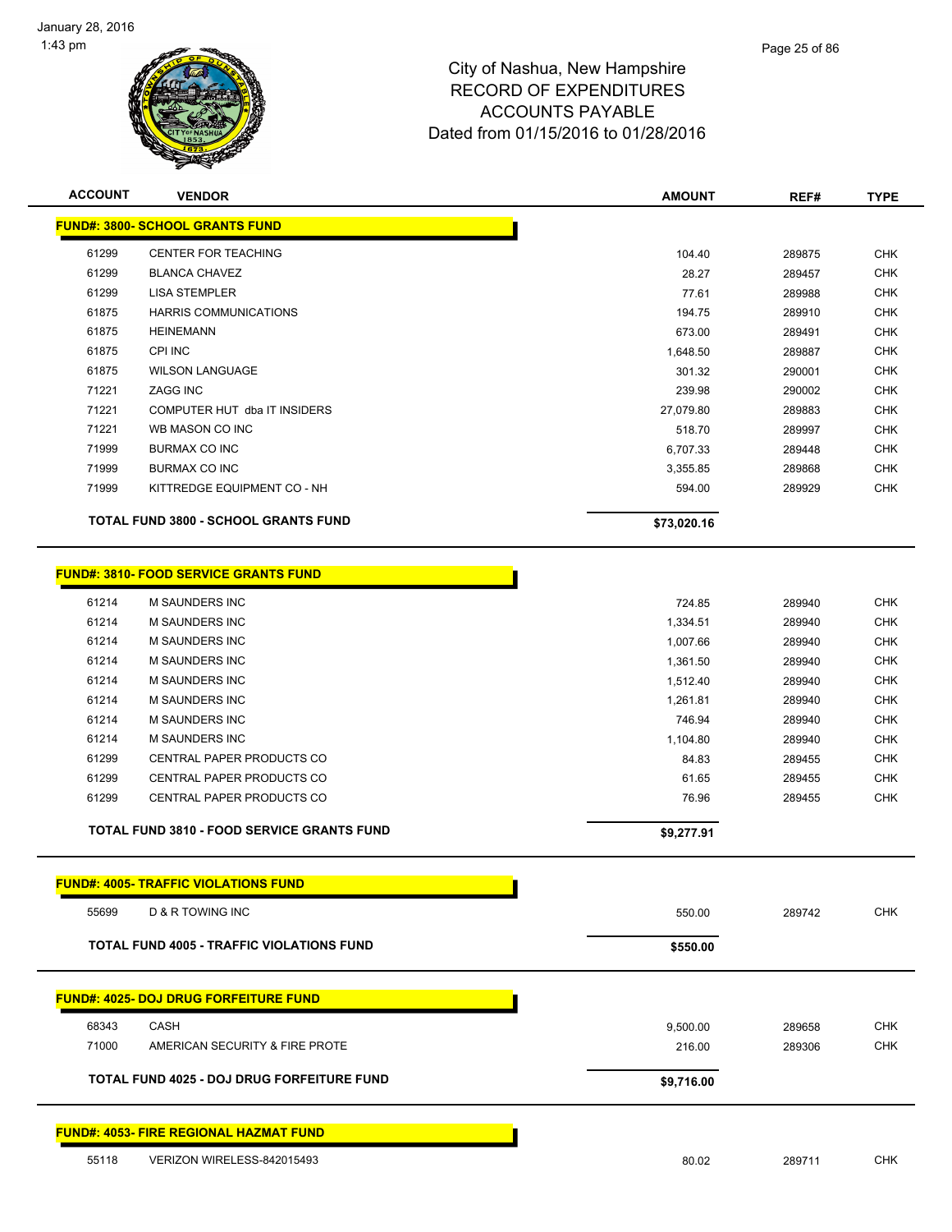January 28, 2016
1:43 pm

# City of Nashua, New Hampshire
# RECORD OF EXPENDITURES
# ACCOUNTS PAYABLE
# Dated from 01/15/2016 to 01/28/2016

| ACCOUNT | VENDOR | AMOUNT | REF# | TYPE |
|---|---|---|---|---|
| **FUND#: 3800- SCHOOL GRANTS FUND** | | | | |
| 61299 | CENTER FOR TEACHING | 104.40 | 289875 | CHK |
| 61299 | BLANCA CHAVEZ | 28.27 | 289457 | CHK |
| 61299 | LISA STEMPLER | 77.61 | 289988 | CHK |
| 61875 | HARRIS COMMUNICATIONS | 194.75 | 289910 | CHK |
| 61875 | HEINEMANN | 673.00 | 289491 | CHK |
| 61875 | CPI INC | 1,648.50 | 289887 | CHK |
| 61875 | WILSON LANGUAGE | 301.32 | 290001 | CHK |
| 71221 | ZAGG INC | 239.98 | 290002 | CHK |
| 71221 | COMPUTER HUT dba IT INSIDERS | 27,079.80 | 289883 | CHK |
| 71221 | WB MASON CO INC | 518.70 | 289997 | CHK |
| 71999 | BURMAX CO INC | 6,707.33 | 289448 | CHK |
| 71999 | BURMAX CO INC | 3,355.85 | 289868 | CHK |
| 71999 | KITTREDGE EQUIPMENT CO - NH | 594.00 | 289929 | CHK |
| | **TOTAL FUND 3800 - SCHOOL GRANTS FUND** | **$73,020.16** | | |
| **FUND#: 3810- FOOD SERVICE GRANTS FUND** | | | | |
| 61214 | M SAUNDERS INC | 724.85 | 289940 | CHK |
| 61214 | M SAUNDERS INC | 1,334.51 | 289940 | CHK |
| 61214 | M SAUNDERS INC | 1,007.66 | 289940 | CHK |
| 61214 | M SAUNDERS INC | 1,361.50 | 289940 | CHK |
| 61214 | M SAUNDERS INC | 1,512.40 | 289940 | CHK |
| 61214 | M SAUNDERS INC | 1,261.81 | 289940 | CHK |
| 61214 | M SAUNDERS INC | 746.94 | 289940 | CHK |
| 61214 | M SAUNDERS INC | 1,104.80 | 289940 | CHK |
| 61299 | CENTRAL PAPER PRODUCTS CO | 84.83 | 289455 | CHK |
| 61299 | CENTRAL PAPER PRODUCTS CO | 61.65 | 289455 | CHK |
| 61299 | CENTRAL PAPER PRODUCTS CO | 76.96 | 289455 | CHK |
| | **TOTAL FUND 3810 - FOOD SERVICE GRANTS FUND** | **$9,277.91** | | |
| **FUND#: 4005- TRAFFIC VIOLATIONS FUND** | | | | |
| 55699 | D & R TOWING INC | 550.00 | 289742 | CHK |
| | **TOTAL FUND 4005 - TRAFFIC VIOLATIONS FUND** | **$550.00** | | |
| **FUND#: 4025- DOJ DRUG FORFEITURE FUND** | | | | |
| 68343 | CASH | 9,500.00 | 289658 | CHK |
| 71000 | AMERICAN SECURITY & FIRE PROTE | 216.00 | 289306 | CHK |
| | **TOTAL FUND 4025 - DOJ DRUG FORFEITURE FUND** | **$9,716.00** | | |
| **FUND#: 4053- FIRE REGIONAL HAZMAT FUND** | | | | |
| 55118 | VERIZON WIRELESS-842015493 | 80.02 | 289711 | CHK |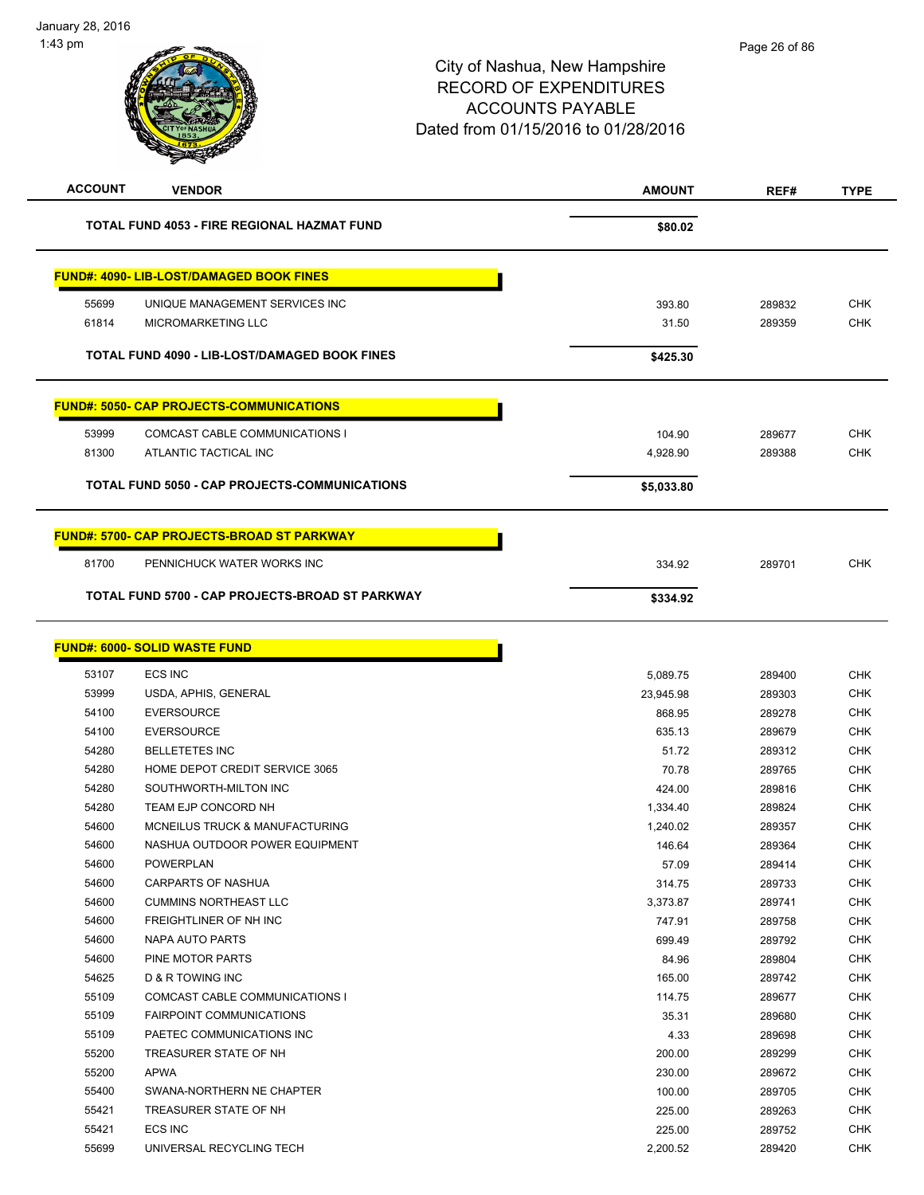City of Nashua, New Hampshire
RECORD OF EXPENDITURES
ACCOUNTS PAYABLE
Dated from 01/15/2016 to 01/28/2016

| ACCOUNT | VENDOR | AMOUNT | REF# | TYPE |
|---|---|---|---|---|
| | **TOTAL FUND 4053 - FIRE REGIONAL HAZMAT FUND** | **$80.02** | | |

**FUND#: 4090- LIB-LOST/DAMAGED BOOK FINES**

| ACCOUNT | VENDOR | AMOUNT | REF# | TYPE |
|---|---|---|---|---|
| 55699 | UNIQUE MANAGEMENT SERVICES INC | 393.80 | 289832 | CHK |
| 61814 | MICROMARKETING LLC | 31.50 | 289359 | CHK |
| | **TOTAL FUND 4090 - LIB-LOST/DAMAGED BOOK FINES** | **$425.30** | | |

**FUND#: 5050- CAP PROJECTS-COMMUNICATIONS**

| ACCOUNT | VENDOR | AMOUNT | REF# | TYPE |
|---|---|---|---|---|
| 53999 | COMCAST CABLE COMMUNICATIONS I | 104.90 | 289677 | CHK |
| 81300 | ATLANTIC TACTICAL INC | 4,928.90 | 289388 | CHK |
| | **TOTAL FUND 5050 - CAP PROJECTS-COMMUNICATIONS** | **$5,033.80** | | |

**FUND#: 5700- CAP PROJECTS-BROAD ST PARKWAY**

| ACCOUNT | VENDOR | AMOUNT | REF# | TYPE |
|---|---|---|---|---|
| 81700 | PENNICHUCK WATER WORKS INC | 334.92 | 289701 | CHK |
| | **TOTAL FUND 5700 - CAP PROJECTS-BROAD ST PARKWAY** | **$334.92** | | |

**FUND#: 6000- SOLID WASTE FUND**

| ACCOUNT | VENDOR | AMOUNT | REF# | TYPE |
|---|---|---|---|---|
| 53107 | ECS INC | 5,089.75 | 289400 | CHK |
| 53999 | USDA, APHIS, GENERAL | 23,945.98 | 289303 | CHK |
| 54100 | EVERSOURCE | 868.95 | 289278 | CHK |
| 54100 | EVERSOURCE | 635.13 | 289679 | CHK |
| 54280 | BELLETETES INC | 51.72 | 289312 | CHK |
| 54280 | HOME DEPOT CREDIT SERVICE 3065 | 70.78 | 289765 | CHK |
| 54280 | SOUTHWORTH-MILTON INC | 424.00 | 289816 | CHK |
| 54280 | TEAM EJP CONCORD NH | 1,334.40 | 289824 | CHK |
| 54600 | MCNEILUS TRUCK & MANUFACTURING | 1,240.02 | 289357 | CHK |
| 54600 | NASHUA OUTDOOR POWER EQUIPMENT | 146.64 | 289364 | CHK |
| 54600 | POWERPLAN | 57.09 | 289414 | CHK |
| 54600 | CARPARTS OF NASHUA | 314.75 | 289733 | CHK |
| 54600 | CUMMINS NORTHEAST LLC | 3,373.87 | 289741 | CHK |
| 54600 | FREIGHTLINER OF NH INC | 747.91 | 289758 | CHK |
| 54600 | NAPA AUTO PARTS | 699.49 | 289792 | CHK |
| 54600 | PINE MOTOR PARTS | 84.96 | 289804 | CHK |
| 54625 | D & R TOWING INC | 165.00 | 289742 | CHK |
| 55109 | COMCAST CABLE COMMUNICATIONS I | 114.75 | 289677 | CHK |
| 55109 | FAIRPOINT COMMUNICATIONS | 35.31 | 289680 | CHK |
| 55109 | PAETEC COMMUNICATIONS INC | 4.33 | 289698 | CHK |
| 55200 | TREASURER STATE OF NH | 200.00 | 289299 | CHK |
| 55200 | APWA | 230.00 | 289672 | CHK |
| 55400 | SWANA-NORTHERN NE CHAPTER | 100.00 | 289705 | CHK |
| 55421 | TREASURER STATE OF NH | 225.00 | 289263 | CHK |
| 55421 | ECS INC | 225.00 | 289752 | CHK |
| 55699 | UNIVERSAL RECYCLING TECH | 2,200.52 | 289420 | CHK |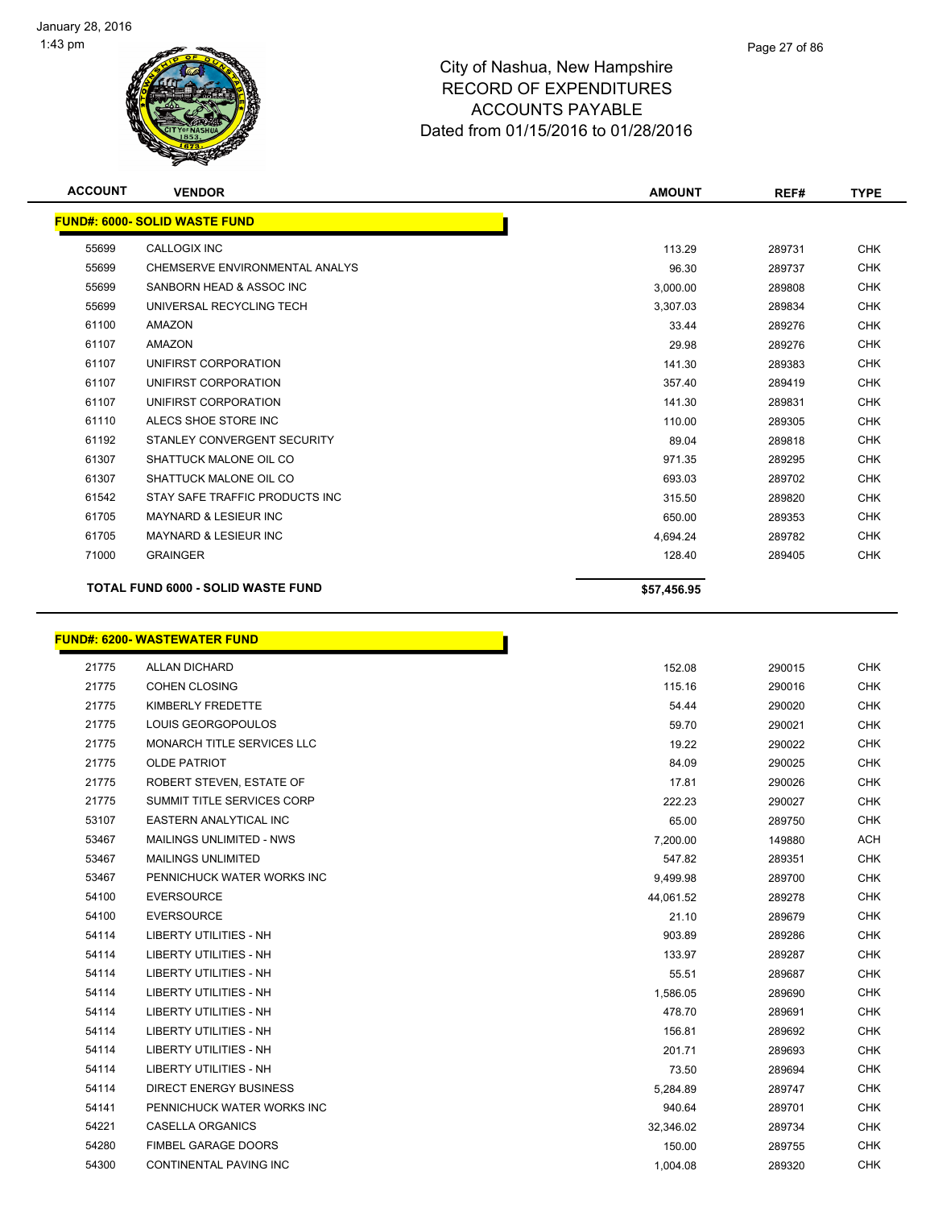# City of Nashua, New Hampshire
# RECORD OF EXPENDITURES
# ACCOUNTS PAYABLE
# Dated from 01/15/2016 to 01/28/2016

| ACCOUNT | VENDOR | AMOUNT | REF# | TYPE |
|---|---|---|---|---|
| **FUND#: 6000- SOLID WASTE FUND** | | | | |
| 55699 | CALLOGIX INC | 113.29 | 289731 | CHK |
| 55699 | CHEMSERVE ENVIRONMENTAL ANALYS | 96.30 | 289737 | CHK |
| 55699 | SANBORN HEAD & ASSOC INC | 3,000.00 | 289808 | CHK |
| 55699 | UNIVERSAL RECYCLING TECH | 3,307.03 | 289834 | CHK |
| 61100 | AMAZON | 33.44 | 289276 | CHK |
| 61107 | AMAZON | 29.98 | 289276 | CHK |
| 61107 | UNIFIRST CORPORATION | 141.30 | 289383 | CHK |
| 61107 | UNIFIRST CORPORATION | 357.40 | 289419 | CHK |
| 61107 | UNIFIRST CORPORATION | 141.30 | 289831 | CHK |
| 61110 | ALECS SHOE STORE INC | 110.00 | 289305 | CHK |
| 61192 | STANLEY CONVERGENT SECURITY | 89.04 | 289818 | CHK |
| 61307 | SHATTUCK MALONE OIL CO | 971.35 | 289295 | CHK |
| 61307 | SHATTUCK MALONE OIL CO | 693.03 | 289702 | CHK |
| 61542 | STAY SAFE TRAFFIC PRODUCTS INC | 315.50 | 289820 | CHK |
| 61705 | MAYNARD & LESIEUR INC | 650.00 | 289353 | CHK |
| 61705 | MAYNARD & LESIEUR INC | 4,694.24 | 289782 | CHK |
| 71000 | GRAINGER | 128.40 | 289405 | CHK |
| **TOTAL FUND 6000 - SOLID WASTE FUND** | | **$57,456.95** | | |

| ACCOUNT | VENDOR | AMOUNT | REF# | TYPE |
|---|---|---|---|---|
| **FUND#: 6200- WASTEWATER FUND** | | | | |
| 21775 | ALLAN DICHARD | 152.08 | 290015 | CHK |
| 21775 | COHEN CLOSING | 115.16 | 290016 | CHK |
| 21775 | KIMBERLY FREDETTE | 54.44 | 290020 | CHK |
| 21775 | LOUIS GEORGOPOULOS | 59.70 | 290021 | CHK |
| 21775 | MONARCH TITLE SERVICES LLC | 19.22 | 290022 | CHK |
| 21775 | OLDE PATRIOT | 84.09 | 290025 | CHK |
| 21775 | ROBERT STEVEN, ESTATE OF | 17.81 | 290026 | CHK |
| 21775 | SUMMIT TITLE SERVICES CORP | 222.23 | 290027 | CHK |
| 53107 | EASTERN ANALYTICAL INC | 65.00 | 289750 | CHK |
| 53467 | MAILINGS UNLIMITED - NWS | 7,200.00 | 149880 | ACH |
| 53467 | MAILINGS UNLIMITED | 547.82 | 289351 | CHK |
| 53467 | PENNICHUCK WATER WORKS INC | 9,499.98 | 289700 | CHK |
| 54100 | EVERSOURCE | 44,061.52 | 289278 | CHK |
| 54100 | EVERSOURCE | 21.10 | 289679 | CHK |
| 54114 | LIBERTY UTILITIES - NH | 903.89 | 289286 | CHK |
| 54114 | LIBERTY UTILITIES - NH | 133.97 | 289287 | CHK |
| 54114 | LIBERTY UTILITIES - NH | 55.51 | 289687 | CHK |
| 54114 | LIBERTY UTILITIES - NH | 1,586.05 | 289690 | CHK |
| 54114 | LIBERTY UTILITIES - NH | 478.70 | 289691 | CHK |
| 54114 | LIBERTY UTILITIES - NH | 156.81 | 289692 | CHK |
| 54114 | LIBERTY UTILITIES - NH | 201.71 | 289693 | CHK |
| 54114 | LIBERTY UTILITIES - NH | 73.50 | 289694 | CHK |
| 54114 | DIRECT ENERGY BUSINESS | 5,284.89 | 289747 | CHK |
| 54141 | PENNICHUCK WATER WORKS INC | 940.64 | 289701 | CHK |
| 54221 | CASELLA ORGANICS | 32,346.02 | 289734 | CHK |
| 54280 | FIMBEL GARAGE DOORS | 150.00 | 289755 | CHK |
| 54300 | CONTINENTAL PAVING INC | 1,004.08 | 289320 | CHK |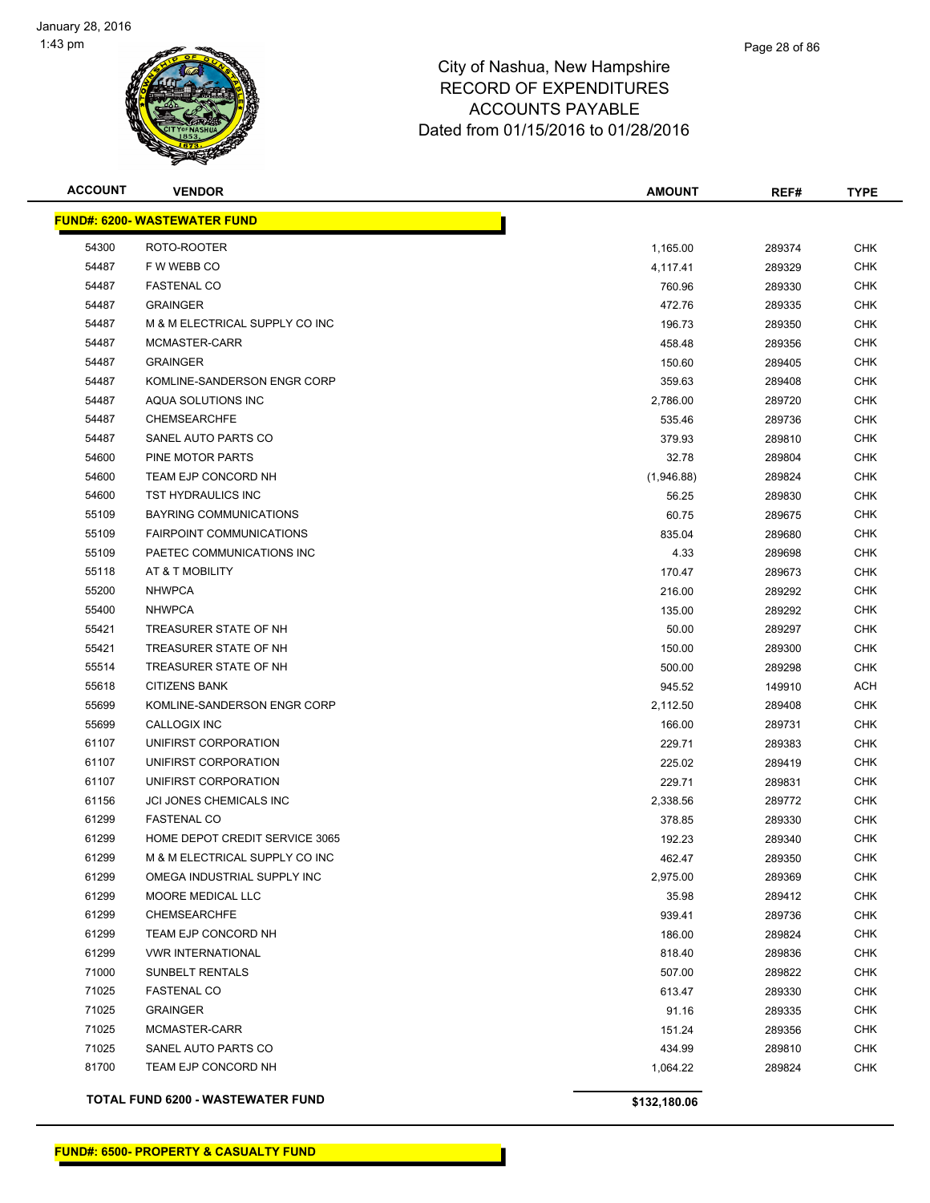# City of Nashua, New Hampshire
## RECORD OF EXPENDITURES
## ACCOUNTS PAYABLE
## Dated from 01/15/2016 to 01/28/2016

| ACCOUNT | VENDOR | AMOUNT | REF# | TYPE |
|---|---|---|---|---|
| **FUND#: 6200- WASTEWATER FUND** | | | | |
| 54300 | ROTO-ROOTER | 1,165.00 | 289374 | CHK |
| 54487 | F W WEBB CO | 4,117.41 | 289329 | CHK |
| 54487 | FASTENAL CO | 760.96 | 289330 | CHK |
| 54487 | GRAINGER | 472.76 | 289335 | CHK |
| 54487 | M & M ELECTRICAL SUPPLY CO INC | 196.73 | 289350 | CHK |
| 54487 | MCMASTER-CARR | 458.48 | 289356 | CHK |
| 54487 | GRAINGER | 150.60 | 289405 | CHK |
| 54487 | KOMLINE-SANDERSON ENGR CORP | 359.63 | 289408 | CHK |
| 54487 | AQUA SOLUTIONS INC | 2,786.00 | 289720 | CHK |
| 54487 | CHEMSEARCHFE | 535.46 | 289736 | CHK |
| 54487 | SANEL AUTO PARTS CO | 379.93 | 289810 | CHK |
| 54600 | PINE MOTOR PARTS | 32.78 | 289804 | CHK |
| 54600 | TEAM EJP CONCORD NH | (1,946.88) | 289824 | CHK |
| 54600 | TST HYDRAULICS INC | 56.25 | 289830 | CHK |
| 55109 | BAYRING COMMUNICATIONS | 60.75 | 289675 | CHK |
| 55109 | FAIRPOINT COMMUNICATIONS | 835.04 | 289680 | CHK |
| 55109 | PAETEC COMMUNICATIONS INC | 4.33 | 289698 | CHK |
| 55118 | AT & T MOBILITY | 170.47 | 289673 | CHK |
| 55200 | NHWPCA | 216.00 | 289292 | CHK |
| 55400 | NHWPCA | 135.00 | 289292 | CHK |
| 55421 | TREASURER STATE OF NH | 50.00 | 289297 | CHK |
| 55421 | TREASURER STATE OF NH | 150.00 | 289300 | CHK |
| 55514 | TREASURER STATE OF NH | 500.00 | 289298 | CHK |
| 55618 | CITIZENS BANK | 945.52 | 149910 | ACH |
| 55699 | KOMLINE-SANDERSON ENGR CORP | 2,112.50 | 289408 | CHK |
| 55699 | CALLOGIX INC | 166.00 | 289731 | CHK |
| 61107 | UNIFIRST CORPORATION | 229.71 | 289383 | CHK |
| 61107 | UNIFIRST CORPORATION | 225.02 | 289419 | CHK |
| 61107 | UNIFIRST CORPORATION | 229.71 | 289831 | CHK |
| 61156 | JCI JONES CHEMICALS INC | 2,338.56 | 289772 | CHK |
| 61299 | FASTENAL CO | 378.85 | 289330 | CHK |
| 61299 | HOME DEPOT CREDIT SERVICE 3065 | 192.23 | 289340 | CHK |
| 61299 | M & M ELECTRICAL SUPPLY CO INC | 462.47 | 289350 | CHK |
| 61299 | OMEGA INDUSTRIAL SUPPLY INC | 2,975.00 | 289369 | CHK |
| 61299 | MOORE MEDICAL LLC | 35.98 | 289412 | CHK |
| 61299 | CHEMSEARCHFE | 939.41 | 289736 | CHK |
| 61299 | TEAM EJP CONCORD NH | 186.00 | 289824 | CHK |
| 61299 | VWR INTERNATIONAL | 818.40 | 289836 | CHK |
| 71000 | SUNBELT RENTALS | 507.00 | 289822 | CHK |
| 71025 | FASTENAL CO | 613.47 | 289330 | CHK |
| 71025 | GRAINGER | 91.16 | 289335 | CHK |
| 71025 | MCMASTER-CARR | 151.24 | 289356 | CHK |
| 71025 | SANEL AUTO PARTS CO | 434.99 | 289810 | CHK |
| 81700 | TEAM EJP CONCORD NH | 1,064.22 | 289824 | CHK |
| **TOTAL FUND 6200 - WASTEWATER FUND** | | **$132,180.06** | | |

**FUND#: 6500- PROPERTY & CASUALTY FUND**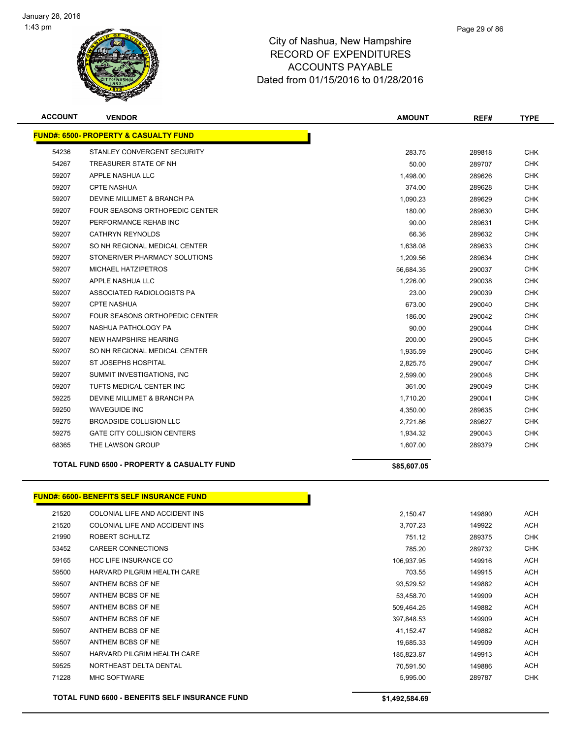# City of Nashua, New Hampshire
# RECORD OF EXPENDITURES
# ACCOUNTS PAYABLE
# Dated from 01/15/2016 to 01/28/2016

January 28, 2016
1:43 pm

| ACCOUNT | VENDOR | AMOUNT | REF# | TYPE |
|---|---|---|---|---|
| **FUND#: 6500- PROPERTY & CASUALTY FUND** | | | | |
| 54236 | STANLEY CONVERGENT SECURITY | 283.75 | 289818 | CHK |
| 54267 | TREASURER STATE OF NH | 50.00 | 289707 | CHK |
| 59207 | APPLE NASHUA LLC | 1,498.00 | 289626 | CHK |
| 59207 | CPTE NASHUA | 374.00 | 289628 | CHK |
| 59207 | DEVINE MILLIMET & BRANCH PA | 1,090.23 | 289629 | CHK |
| 59207 | FOUR SEASONS ORTHOPEDIC CENTER | 180.00 | 289630 | CHK |
| 59207 | PERFORMANCE REHAB INC | 90.00 | 289631 | CHK |
| 59207 | CATHRYN REYNOLDS | 66.36 | 289632 | CHK |
| 59207 | SO NH REGIONAL MEDICAL CENTER | 1,638.08 | 289633 | CHK |
| 59207 | STONERIVER PHARMACY SOLUTIONS | 1,209.56 | 289634 | CHK |
| 59207 | MICHAEL HATZIPETROS | 56,684.35 | 290037 | CHK |
| 59207 | APPLE NASHUA LLC | 1,226.00 | 290038 | CHK |
| 59207 | ASSOCIATED RADIOLOGISTS PA | 23.00 | 290039 | CHK |
| 59207 | CPTE NASHUA | 673.00 | 290040 | CHK |
| 59207 | FOUR SEASONS ORTHOPEDIC CENTER | 186.00 | 290042 | CHK |
| 59207 | NASHUA PATHOLOGY PA | 90.00 | 290044 | CHK |
| 59207 | NEW HAMPSHIRE HEARING | 200.00 | 290045 | CHK |
| 59207 | SO NH REGIONAL MEDICAL CENTER | 1,935.59 | 290046 | CHK |
| 59207 | ST JOSEPHS HOSPITAL | 2,825.75 | 290047 | CHK |
| 59207 | SUMMIT INVESTIGATIONS, INC | 2,599.00 | 290048 | CHK |
| 59207 | TUFTS MEDICAL CENTER INC | 361.00 | 290049 | CHK |
| 59225 | DEVINE MILLIMET & BRANCH PA | 1,710.20 | 290041 | CHK |
| 59250 | WAVEGUIDE INC | 4,350.00 | 289635 | CHK |
| 59275 | BROADSIDE COLLISION LLC | 2,721.86 | 289627 | CHK |
| 59275 | GATE CITY COLLISION CENTERS | 1,934.32 | 290043 | CHK |
| 68365 | THE LAWSON GROUP | 1,607.00 | 289379 | CHK |
| | **TOTAL FUND 6500 - PROPERTY & CASUALTY FUND** | **$85,607.05** | | |

| ACCOUNT | VENDOR | AMOUNT | REF# | TYPE |
|---|---|---|---|---|
| **FUND#: 6600- BENEFITS SELF INSURANCE FUND** | | | | |
| 21520 | COLONIAL LIFE AND ACCIDENT INS | 2,150.47 | 149890 | ACH |
| 21520 | COLONIAL LIFE AND ACCIDENT INS | 3,707.23 | 149922 | ACH |
| 21990 | ROBERT SCHULTZ | 751.12 | 289375 | CHK |
| 53452 | CAREER CONNECTIONS | 785.20 | 289732 | CHK |
| 59165 | HCC LIFE INSURANCE CO | 106,937.95 | 149916 | ACH |
| 59500 | HARVARD PILGRIM HEALTH CARE | 703.55 | 149915 | ACH |
| 59507 | ANTHEM BCBS OF NE | 93,529.52 | 149882 | ACH |
| 59507 | ANTHEM BCBS OF NE | 53,458.70 | 149909 | ACH |
| 59507 | ANTHEM BCBS OF NE | 509,464.25 | 149882 | ACH |
| 59507 | ANTHEM BCBS OF NE | 397,848.53 | 149909 | ACH |
| 59507 | ANTHEM BCBS OF NE | 41,152.47 | 149882 | ACH |
| 59507 | ANTHEM BCBS OF NE | 19,685.33 | 149909 | ACH |
| 59507 | HARVARD PILGRIM HEALTH CARE | 185,823.87 | 149913 | ACH |
| 59525 | NORTHEAST DELTA DENTAL | 70,591.50 | 149886 | ACH |
| 71228 | MHC SOFTWARE | 5,995.00 | 289787 | CHK |
| | **TOTAL FUND 6600 - BENEFITS SELF INSURANCE FUND** | **$1,492,584.69** | | |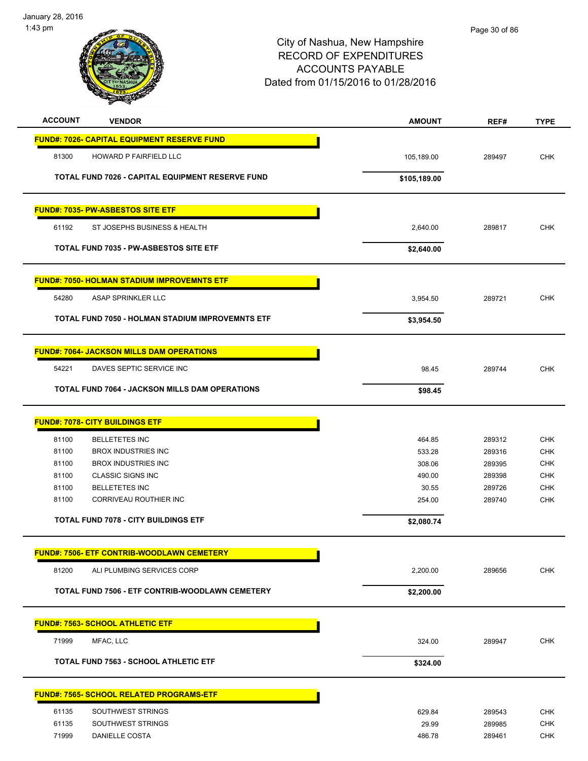# City of Nashua, New Hampshire
## RECORD OF EXPENDITURES
## ACCOUNTS PAYABLE
## Dated from 01/15/2016 to 01/28/2016

| ACCOUNT | VENDOR | AMOUNT | REF# | TYPE |
|---|---|---|---|---|
| **FUND#: 7026- CAPITAL EQUIPMENT RESERVE FUND** | | | | |
| 81300 | HOWARD P FAIRFIELD LLC | 105,189.00 | 289497 | CHK |
| **TOTAL FUND 7026 - CAPITAL EQUIPMENT RESERVE FUND** | | **$105,189.00** | | |
| **FUND#: 7035- PW-ASBESTOS SITE ETF** | | | | |
| 61192 | ST JOSEPHS BUSINESS & HEALTH | 2,640.00 | 289817 | CHK |
| **TOTAL FUND 7035 - PW-ASBESTOS SITE ETF** | | **$2,640.00** | | |
| **FUND#: 7050- HOLMAN STADIUM IMPROVEMNTS ETF** | | | | |
| 54280 | ASAP SPRINKLER LLC | 3,954.50 | 289721 | CHK |
| **TOTAL FUND 7050 - HOLMAN STADIUM IMPROVEMNTS ETF** | | **$3,954.50** | | |
| **FUND#: 7064- JACKSON MILLS DAM OPERATIONS** | | | | |
| 54221 | DAVES SEPTIC SERVICE INC | 98.45 | 289744 | CHK |
| **TOTAL FUND 7064 - JACKSON MILLS DAM OPERATIONS** | | **$98.45** | | |
| **FUND#: 7078- CITY BUILDINGS ETF** | | | | |
| 81100 | BELLETETES INC | 464.85 | 289312 | CHK |
| 81100 | BROX INDUSTRIES INC | 533.28 | 289316 | CHK |
| 81100 | BROX INDUSTRIES INC | 308.06 | 289395 | CHK |
| 81100 | CLASSIC SIGNS INC | 490.00 | 289398 | CHK |
| 81100 | BELLETETES INC | 30.55 | 289726 | CHK |
| 81100 | CORRIVEAU ROUTHIER INC | 254.00 | 289740 | CHK |
| **TOTAL FUND 7078 - CITY BUILDINGS ETF** | | **$2,080.74** | | |
| **FUND#: 7506- ETF CONTRIB-WOODLAWN CEMETERY** | | | | |
| 81200 | ALI PLUMBING SERVICES CORP | 2,200.00 | 289656 | CHK |
| **TOTAL FUND 7506 - ETF CONTRIB-WOODLAWN CEMETERY** | | **$2,200.00** | | |
| **FUND#: 7563- SCHOOL ATHLETIC ETF** | | | | |
| 71999 | MFAC, LLC | 324.00 | 289947 | CHK |
| **TOTAL FUND 7563 - SCHOOL ATHLETIC ETF** | | **$324.00** | | |
| **FUND#: 7565- SCHOOL RELATED PROGRAMS-ETF** | | | | |
| 61135 | SOUTHWEST STRINGS | 629.84 | 289543 | CHK |
| 61135 | SOUTHWEST STRINGS | 29.99 | 289985 | CHK |
| 71999 | DANIELLE COSTA | 486.78 | 289461 | CHK |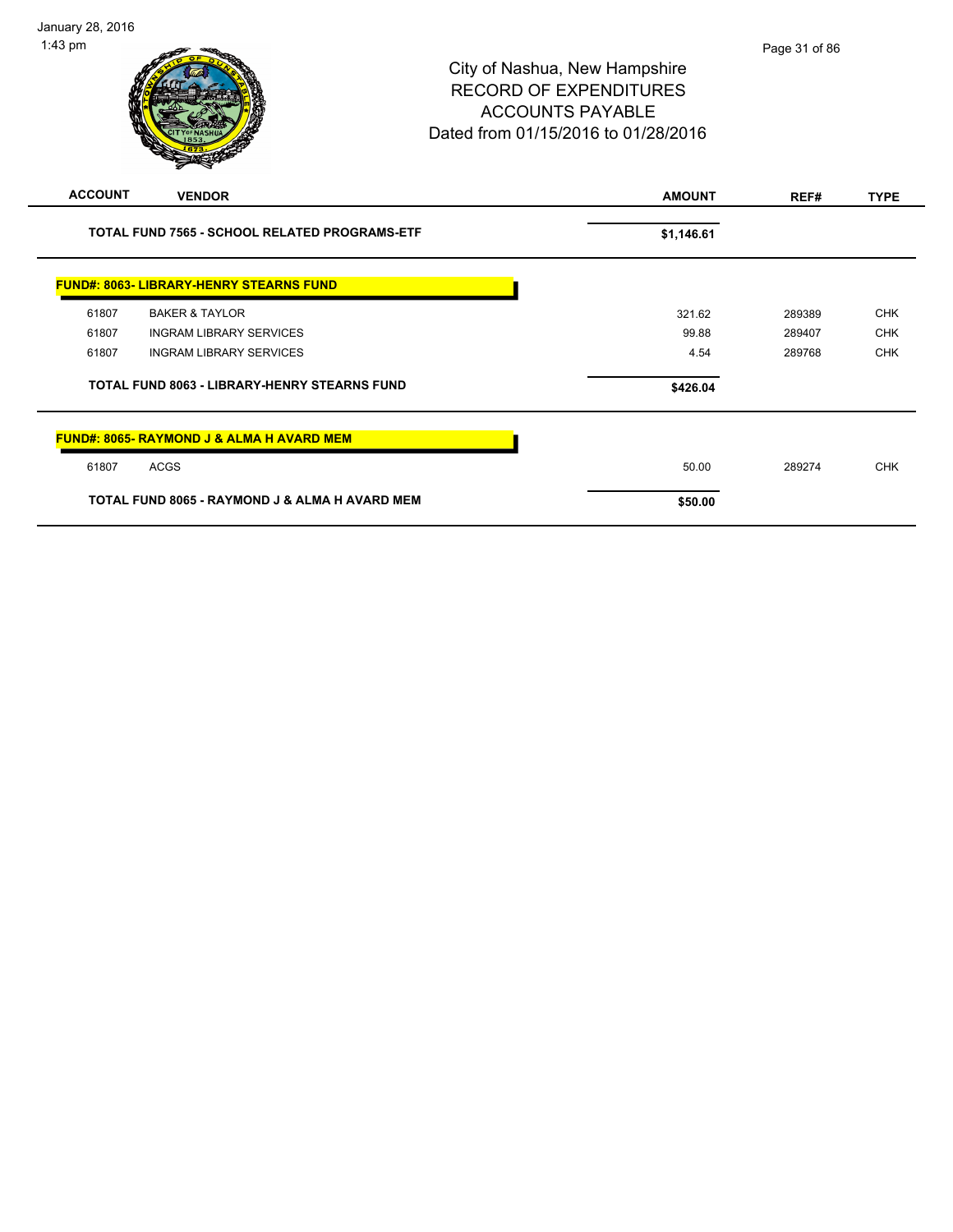| ACCOUNT | VENDOR | AMOUNT | REF# | TYPE |
|---|---|---|---|---|
| | **TOTAL FUND 7565 - SCHOOL RELATED PROGRAMS-ETF** | **$1,146.61** | | |
| **FUND#: 8063- LIBRARY-HENRY STEARNS FUND** | | | | |
| 61807 | BAKER & TAYLOR | 321.62 | 289389 | CHK |
| 61807 | INGRAM LIBRARY SERVICES | 99.88 | 289407 | CHK |
| 61807 | INGRAM LIBRARY SERVICES | 4.54 | 289768 | CHK |
| | **TOTAL FUND 8063 - LIBRARY-HENRY STEARNS FUND** | **$426.04** | | |
| **FUND#: 8065- RAYMOND J & ALMA H AVARD MEM** | | | | |
| 61807 | ACGS | 50.00 | 289274 | CHK |
| | **TOTAL FUND 8065 - RAYMOND J & ALMA H AVARD MEM** | **$50.00** | | |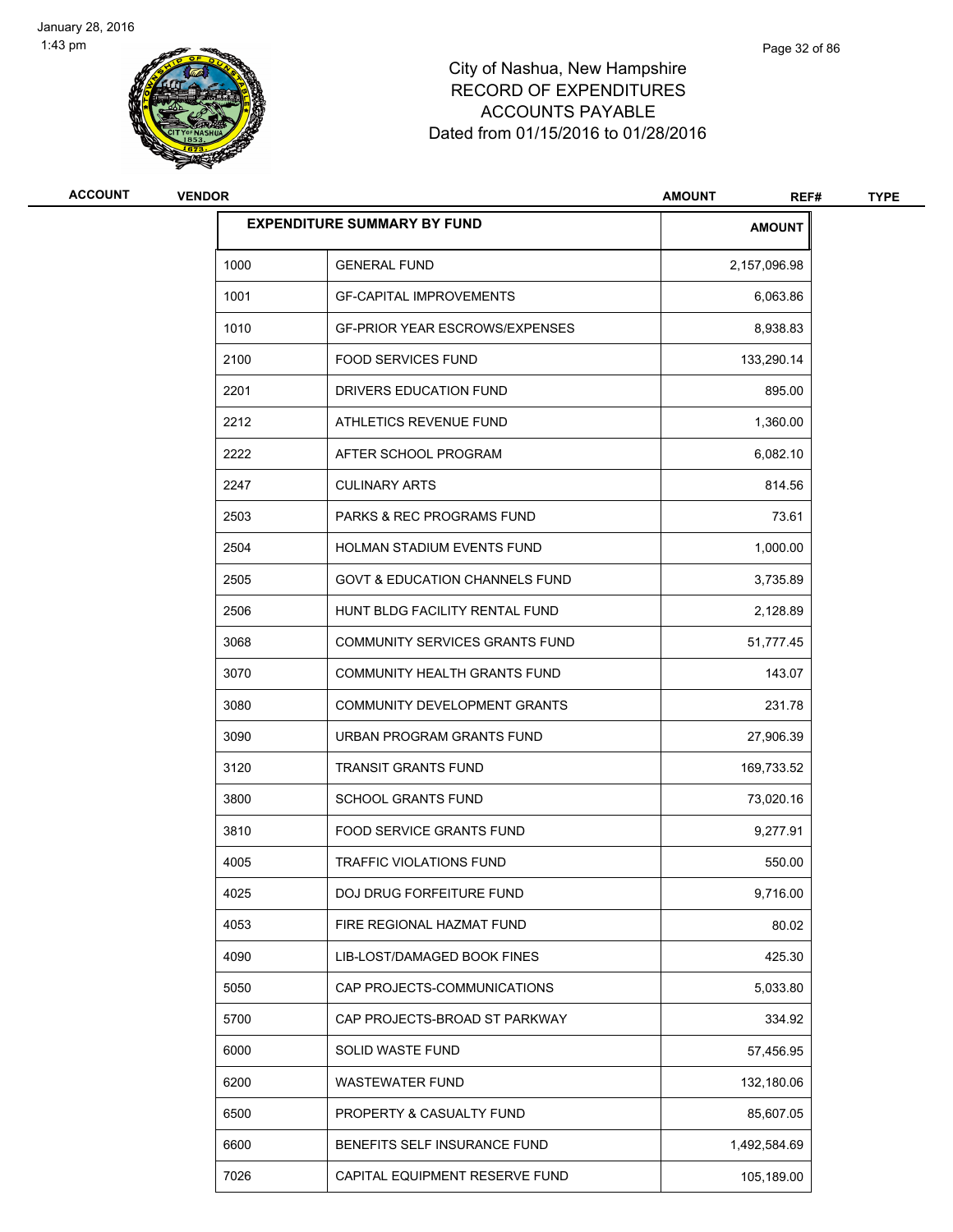# City of Nashua, New Hampshire
# RECORD OF EXPENDITURES
# ACCOUNTS PAYABLE
# Dated from 01/15/2016 to 01/28/2016

| ACCOUNT | VENDOR | AMOUNT | REF# | TYPE |
|---|---|---|---|---|

| EXPENDITURE SUMMARY BY FUND | | AMOUNT |
|---|---|---|
| 1000 | GENERAL FUND | 2,157,096.98 |
| 1001 | GF-CAPITAL IMPROVEMENTS | 6,063.86 |
| 1010 | GF-PRIOR YEAR ESCROWS/EXPENSES | 8,938.83 |
| 2100 | FOOD SERVICES FUND | 133,290.14 |
| 2201 | DRIVERS EDUCATION FUND | 895.00 |
| 2212 | ATHLETICS REVENUE FUND | 1,360.00 |
| 2222 | AFTER SCHOOL PROGRAM | 6,082.10 |
| 2247 | CULINARY ARTS | 814.56 |
| 2503 | PARKS & REC PROGRAMS FUND | 73.61 |
| 2504 | HOLMAN STADIUM EVENTS FUND | 1,000.00 |
| 2505 | GOVT & EDUCATION CHANNELS FUND | 3,735.89 |
| 2506 | HUNT BLDG FACILITY RENTAL FUND | 2,128.89 |
| 3068 | COMMUNITY SERVICES GRANTS FUND | 51,777.45 |
| 3070 | COMMUNITY HEALTH GRANTS FUND | 143.07 |
| 3080 | COMMUNITY DEVELOPMENT GRANTS | 231.78 |
| 3090 | URBAN PROGRAM GRANTS FUND | 27,906.39 |
| 3120 | TRANSIT GRANTS FUND | 169,733.52 |
| 3800 | SCHOOL GRANTS FUND | 73,020.16 |
| 3810 | FOOD SERVICE GRANTS FUND | 9,277.91 |
| 4005 | TRAFFIC VIOLATIONS FUND | 550.00 |
| 4025 | DOJ DRUG FORFEITURE FUND | 9,716.00 |
| 4053 | FIRE REGIONAL HAZMAT FUND | 80.02 |
| 4090 | LIB-LOST/DAMAGED BOOK FINES | 425.30 |
| 5050 | CAP PROJECTS-COMMUNICATIONS | 5,033.80 |
| 5700 | CAP PROJECTS-BROAD ST PARKWAY | 334.92 |
| 6000 | SOLID WASTE FUND | 57,456.95 |
| 6200 | WASTEWATER FUND | 132,180.06 |
| 6500 | PROPERTY & CASUALTY FUND | 85,607.05 |
| 6600 | BENEFITS SELF INSURANCE FUND | 1,492,584.69 |
| 7026 | CAPITAL EQUIPMENT RESERVE FUND | 105,189.00 |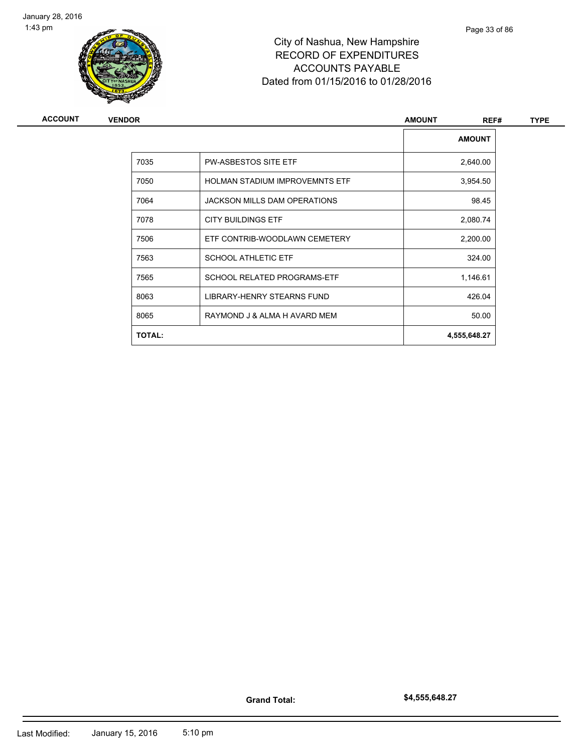| | | AMOUNT |
|---|---|---|
| 7035 | PW-ASBESTOS SITE ETF | 2,640.00 |
| 7050 | HOLMAN STADIUM IMPROVEMNTS ETF | 3,954.50 |
| 7064 | JACKSON MILLS DAM OPERATIONS | 98.45 |
| 7078 | CITY BUILDINGS ETF | 2,080.74 |
| 7506 | ETF CONTRIB-WOODLAWN CEMETERY | 2,200.00 |
| 7563 | SCHOOL ATHLETIC ETF | 324.00 |
| 7565 | SCHOOL RELATED PROGRAMS-ETF | 1,146.61 |
| 8063 | LIBRARY-HENRY STEARNS FUND | 426.04 |
| 8065 | RAYMOND J & ALMA H AVARD MEM | 50.00 |
| **TOTAL:** | | **4,555,648.27** |

**Grand Total:** **$4,555,648.27**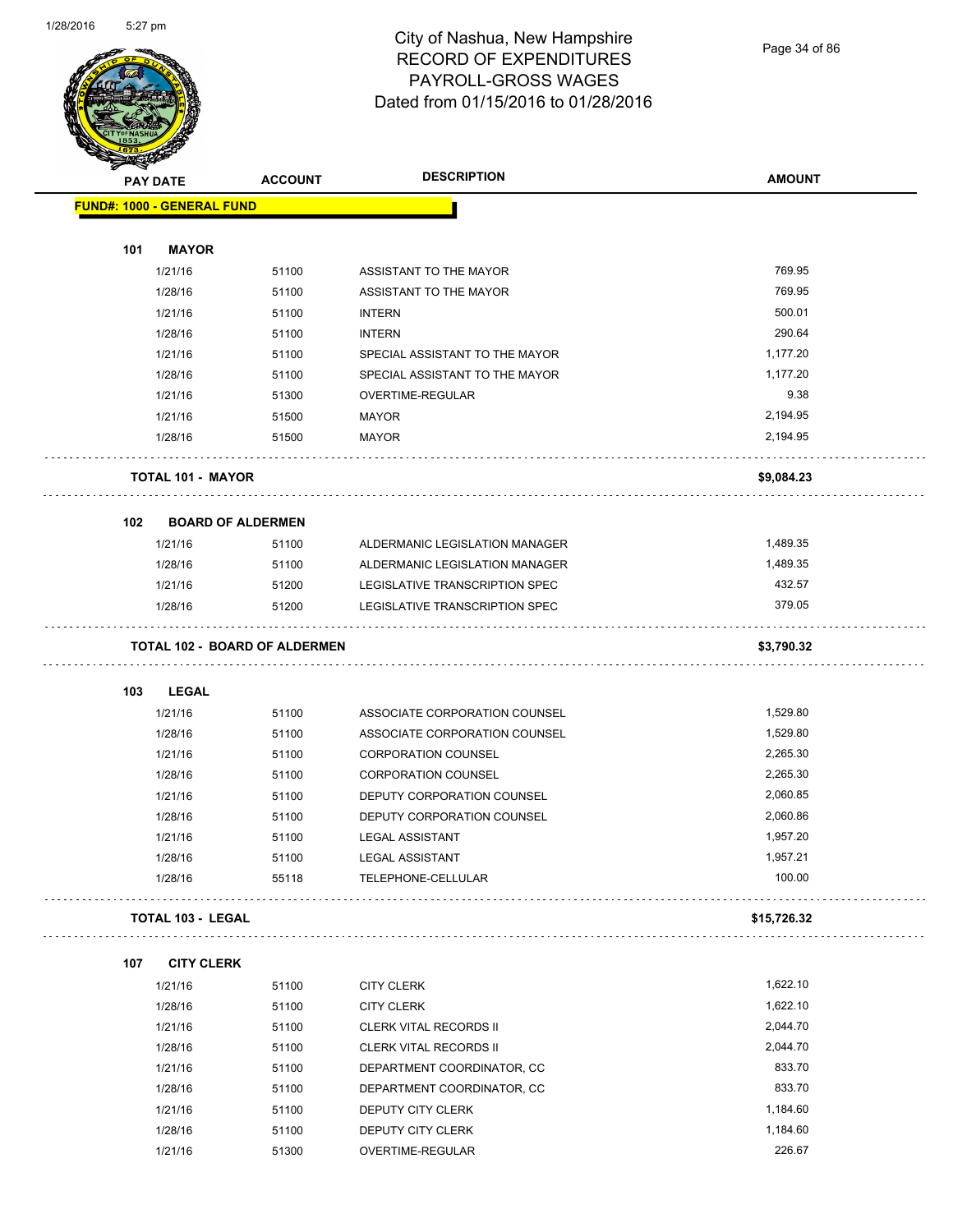# City of Nashua, New Hampshire
## RECORD OF EXPENDITURES
## PAYROLL-GROSS WAGES
## Dated from 01/15/2016 to 01/28/2016

| PAY DATE | ACCOUNT | DESCRIPTION | AMOUNT |
|---|---|---|---|
| **FUND#: 1000 - GENERAL FUND** | | | |
| **101 MAYOR** | | | |
| 1/21/16 | 51100 | ASSISTANT TO THE MAYOR | 769.95 |
| 1/28/16 | 51100 | ASSISTANT TO THE MAYOR | 769.95 |
| 1/21/16 | 51100 | INTERN | 500.01 |
| 1/28/16 | 51100 | INTERN | 290.64 |
| 1/21/16 | 51100 | SPECIAL ASSISTANT TO THE MAYOR | 1,177.20 |
| 1/28/16 | 51100 | SPECIAL ASSISTANT TO THE MAYOR | 1,177.20 |
| 1/21/16 | 51300 | OVERTIME-REGULAR | 9.38 |
| 1/21/16 | 51500 | MAYOR | 2,194.95 |
| 1/28/16 | 51500 | MAYOR | 2,194.95 |
| **TOTAL 101 - MAYOR** | | | **$9,084.23** |
| **102 BOARD OF ALDERMEN** | | | |
| 1/21/16 | 51100 | ALDERMANIC LEGISLATION MANAGER | 1,489.35 |
| 1/28/16 | 51100 | ALDERMANIC LEGISLATION MANAGER | 1,489.35 |
| 1/21/16 | 51200 | LEGISLATIVE TRANSCRIPTION SPEC | 432.57 |
| 1/28/16 | 51200 | LEGISLATIVE TRANSCRIPTION SPEC | 379.05 |
| **TOTAL 102 - BOARD OF ALDERMEN** | | | **$3,790.32** |
| **103 LEGAL** | | | |
| 1/21/16 | 51100 | ASSOCIATE CORPORATION COUNSEL | 1,529.80 |
| 1/28/16 | 51100 | ASSOCIATE CORPORATION COUNSEL | 1,529.80 |
| 1/21/16 | 51100 | CORPORATION COUNSEL | 2,265.30 |
| 1/28/16 | 51100 | CORPORATION COUNSEL | 2,265.30 |
| 1/21/16 | 51100 | DEPUTY CORPORATION COUNSEL | 2,060.85 |
| 1/28/16 | 51100 | DEPUTY CORPORATION COUNSEL | 2,060.86 |
| 1/21/16 | 51100 | LEGAL ASSISTANT | 1,957.20 |
| 1/28/16 | 51100 | LEGAL ASSISTANT | 1,957.21 |
| 1/28/16 | 55118 | TELEPHONE-CELLULAR | 100.00 |
| **TOTAL 103 - LEGAL** | | | **$15,726.32** |
| **107 CITY CLERK** | | | |
| 1/21/16 | 51100 | CITY CLERK | 1,622.10 |
| 1/28/16 | 51100 | CITY CLERK | 1,622.10 |
| 1/21/16 | 51100 | CLERK VITAL RECORDS II | 2,044.70 |
| 1/28/16 | 51100 | CLERK VITAL RECORDS II | 2,044.70 |
| 1/21/16 | 51100 | DEPARTMENT COORDINATOR, CC | 833.70 |
| 1/28/16 | 51100 | DEPARTMENT COORDINATOR, CC | 833.70 |
| 1/21/16 | 51100 | DEPUTY CITY CLERK | 1,184.60 |
| 1/28/16 | 51100 | DEPUTY CITY CLERK | 1,184.60 |
| 1/21/16 | 51300 | OVERTIME-REGULAR | 226.67 |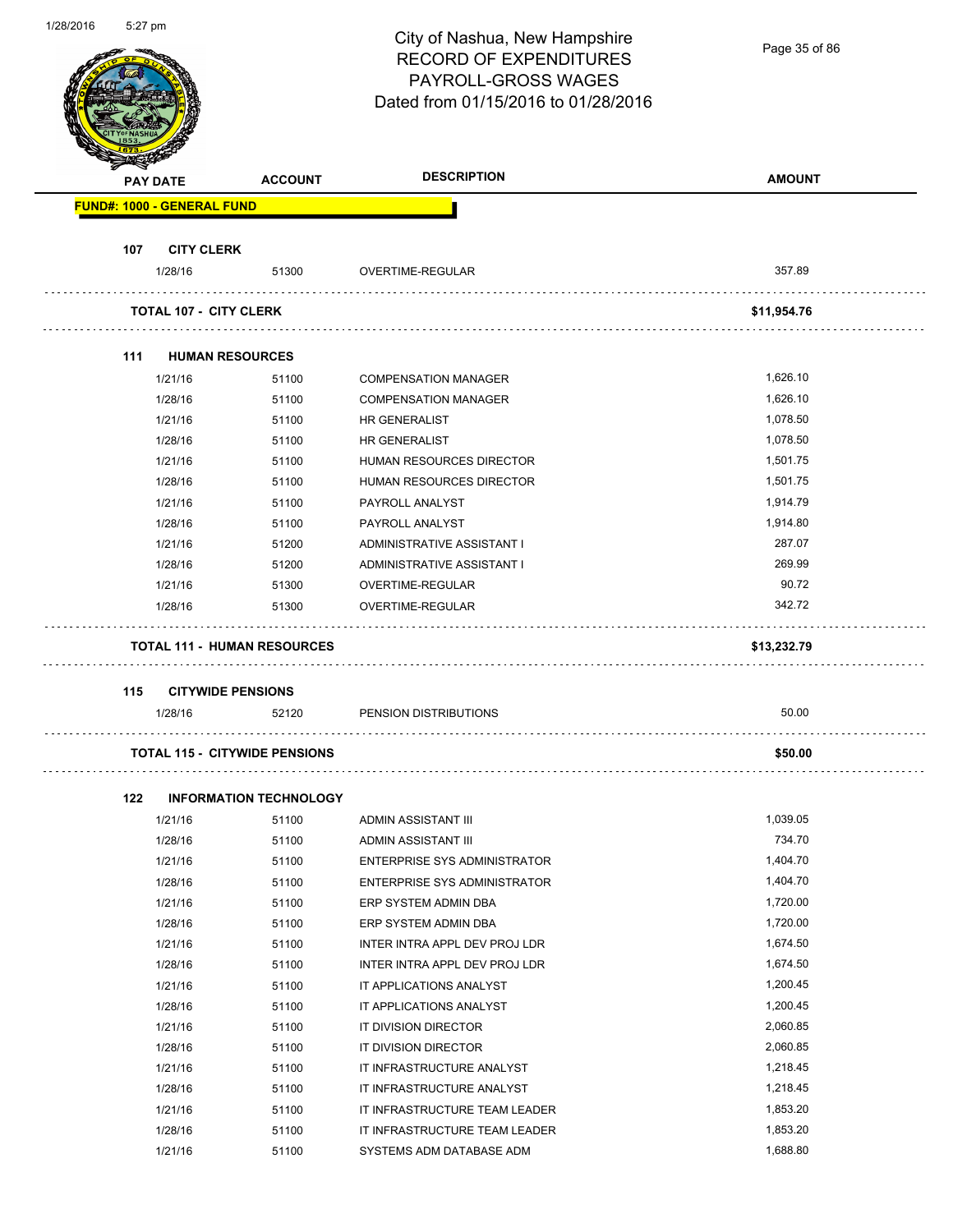# City of Nashua, New Hampshire
## RECORD OF EXPENDITURES
## PAYROLL-GROSS WAGES
## Dated from 01/15/2016 to 01/28/2016

| PAY DATE | ACCOUNT | DESCRIPTION | AMOUNT |
|---|---|---|---|
| **FUND#: 1000 - GENERAL FUND** | | | |
| **107 CITY CLERK** | | | |
| 1/28/16 | 51300 | OVERTIME-REGULAR | 357.89 |
| **TOTAL 107 - CITY CLERK** | | | **$11,954.76** |
| **111 HUMAN RESOURCES** | | | |
| 1/21/16 | 51100 | COMPENSATION MANAGER | 1,626.10 |
| 1/28/16 | 51100 | COMPENSATION MANAGER | 1,626.10 |
| 1/21/16 | 51100 | HR GENERALIST | 1,078.50 |
| 1/28/16 | 51100 | HR GENERALIST | 1,078.50 |
| 1/21/16 | 51100 | HUMAN RESOURCES DIRECTOR | 1,501.75 |
| 1/28/16 | 51100 | HUMAN RESOURCES DIRECTOR | 1,501.75 |
| 1/21/16 | 51100 | PAYROLL ANALYST | 1,914.79 |
| 1/28/16 | 51100 | PAYROLL ANALYST | 1,914.80 |
| 1/21/16 | 51200 | ADMINISTRATIVE ASSISTANT I | 287.07 |
| 1/28/16 | 51200 | ADMINISTRATIVE ASSISTANT I | 269.99 |
| 1/21/16 | 51300 | OVERTIME-REGULAR | 90.72 |
| 1/28/16 | 51300 | OVERTIME-REGULAR | 342.72 |
| **TOTAL 111 - HUMAN RESOURCES** | | | **$13,232.79** |
| **115 CITYWIDE PENSIONS** | | | |
| 1/28/16 | 52120 | PENSION DISTRIBUTIONS | 50.00 |
| **TOTAL 115 - CITYWIDE PENSIONS** | | | **$50.00** |
| **122 INFORMATION TECHNOLOGY** | | | |
| 1/21/16 | 51100 | ADMIN ASSISTANT III | 1,039.05 |
| 1/28/16 | 51100 | ADMIN ASSISTANT III | 734.70 |
| 1/21/16 | 51100 | ENTERPRISE SYS ADMINISTRATOR | 1,404.70 |
| 1/28/16 | 51100 | ENTERPRISE SYS ADMINISTRATOR | 1,404.70 |
| 1/21/16 | 51100 | ERP SYSTEM ADMIN DBA | 1,720.00 |
| 1/28/16 | 51100 | ERP SYSTEM ADMIN DBA | 1,720.00 |
| 1/21/16 | 51100 | INTER INTRA APPL DEV PROJ LDR | 1,674.50 |
| 1/28/16 | 51100 | INTER INTRA APPL DEV PROJ LDR | 1,674.50 |
| 1/21/16 | 51100 | IT APPLICATIONS ANALYST | 1,200.45 |
| 1/28/16 | 51100 | IT APPLICATIONS ANALYST | 1,200.45 |
| 1/21/16 | 51100 | IT DIVISION DIRECTOR | 2,060.85 |
| 1/28/16 | 51100 | IT DIVISION DIRECTOR | 2,060.85 |
| 1/21/16 | 51100 | IT INFRASTRUCTURE ANALYST | 1,218.45 |
| 1/28/16 | 51100 | IT INFRASTRUCTURE ANALYST | 1,218.45 |
| 1/21/16 | 51100 | IT INFRASTRUCTURE TEAM LEADER | 1,853.20 |
| 1/28/16 | 51100 | IT INFRASTRUCTURE TEAM LEADER | 1,853.20 |
| 1/21/16 | 51100 | SYSTEMS ADM DATABASE ADM | 1,688.80 |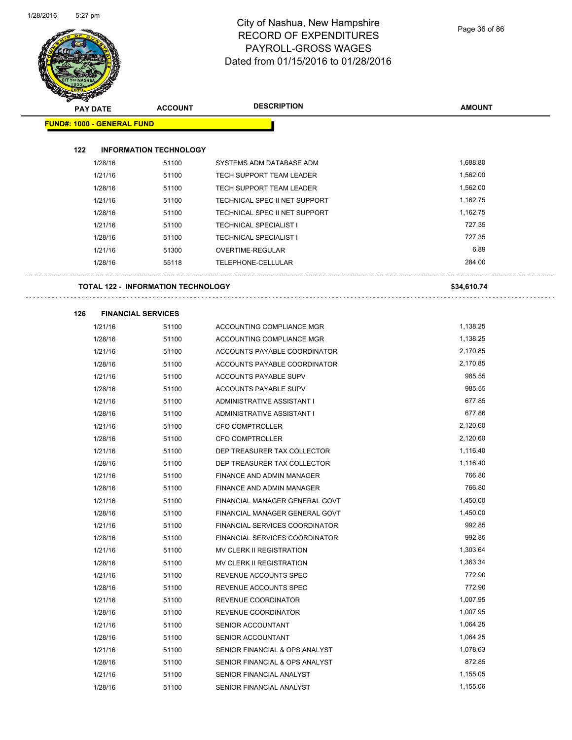# City of Nashua, New Hampshire
## RECORD OF EXPENDITURES
## PAYROLL-GROSS WAGES
## Dated from 01/15/2016 to 01/28/2016

| PAY DATE | ACCOUNT | DESCRIPTION | AMOUNT |
|---|---|---|---|
| **FUND#: 1000 - GENERAL FUND** | | | |
| **122 INFORMATION TECHNOLOGY** | | | |
| 1/28/16 | 51100 | SYSTEMS ADM DATABASE ADM | 1,688.80 |
| 1/21/16 | 51100 | TECH SUPPORT TEAM LEADER | 1,562.00 |
| 1/28/16 | 51100 | TECH SUPPORT TEAM LEADER | 1,562.00 |
| 1/21/16 | 51100 | TECHNICAL SPEC II NET SUPPORT | 1,162.75 |
| 1/28/16 | 51100 | TECHNICAL SPEC II NET SUPPORT | 1,162.75 |
| 1/21/16 | 51100 | TECHNICAL SPECIALIST I | 727.35 |
| 1/28/16 | 51100 | TECHNICAL SPECIALIST I | 727.35 |
| 1/21/16 | 51300 | OVERTIME-REGULAR | 6.89 |
| 1/28/16 | 55118 | TELEPHONE-CELLULAR | 284.00 |
| **TOTAL 122 - INFORMATION TECHNOLOGY** | | | **$34,610.74** |
| **126 FINANCIAL SERVICES** | | | |
| 1/21/16 | 51100 | ACCOUNTING COMPLIANCE MGR | 1,138.25 |
| 1/28/16 | 51100 | ACCOUNTING COMPLIANCE MGR | 1,138.25 |
| 1/21/16 | 51100 | ACCOUNTS PAYABLE COORDINATOR | 2,170.85 |
| 1/28/16 | 51100 | ACCOUNTS PAYABLE COORDINATOR | 2,170.85 |
| 1/21/16 | 51100 | ACCOUNTS PAYABLE SUPV | 985.55 |
| 1/28/16 | 51100 | ACCOUNTS PAYABLE SUPV | 985.55 |
| 1/21/16 | 51100 | ADMINISTRATIVE ASSISTANT I | 677.85 |
| 1/28/16 | 51100 | ADMINISTRATIVE ASSISTANT I | 677.86 |
| 1/21/16 | 51100 | CFO COMPTROLLER | 2,120.60 |
| 1/28/16 | 51100 | CFO COMPTROLLER | 2,120.60 |
| 1/21/16 | 51100 | DEP TREASURER TAX COLLECTOR | 1,116.40 |
| 1/28/16 | 51100 | DEP TREASURER TAX COLLECTOR | 1,116.40 |
| 1/21/16 | 51100 | FINANCE AND ADMIN MANAGER | 766.80 |
| 1/28/16 | 51100 | FINANCE AND ADMIN MANAGER | 766.80 |
| 1/21/16 | 51100 | FINANCIAL MANAGER GENERAL GOVT | 1,450.00 |
| 1/28/16 | 51100 | FINANCIAL MANAGER GENERAL GOVT | 1,450.00 |
| 1/21/16 | 51100 | FINANCIAL SERVICES COORDINATOR | 992.85 |
| 1/28/16 | 51100 | FINANCIAL SERVICES COORDINATOR | 992.85 |
| 1/21/16 | 51100 | MV CLERK II REGISTRATION | 1,303.64 |
| 1/28/16 | 51100 | MV CLERK II REGISTRATION | 1,363.34 |
| 1/21/16 | 51100 | REVENUE ACCOUNTS SPEC | 772.90 |
| 1/28/16 | 51100 | REVENUE ACCOUNTS SPEC | 772.90 |
| 1/21/16 | 51100 | REVENUE COORDINATOR | 1,007.95 |
| 1/28/16 | 51100 | REVENUE COORDINATOR | 1,007.95 |
| 1/21/16 | 51100 | SENIOR ACCOUNTANT | 1,064.25 |
| 1/28/16 | 51100 | SENIOR ACCOUNTANT | 1,064.25 |
| 1/21/16 | 51100 | SENIOR FINANCIAL & OPS ANALYST | 1,078.63 |
| 1/28/16 | 51100 | SENIOR FINANCIAL & OPS ANALYST | 872.85 |
| 1/21/16 | 51100 | SENIOR FINANCIAL ANALYST | 1,155.05 |
| 1/28/16 | 51100 | SENIOR FINANCIAL ANALYST | 1,155.06 |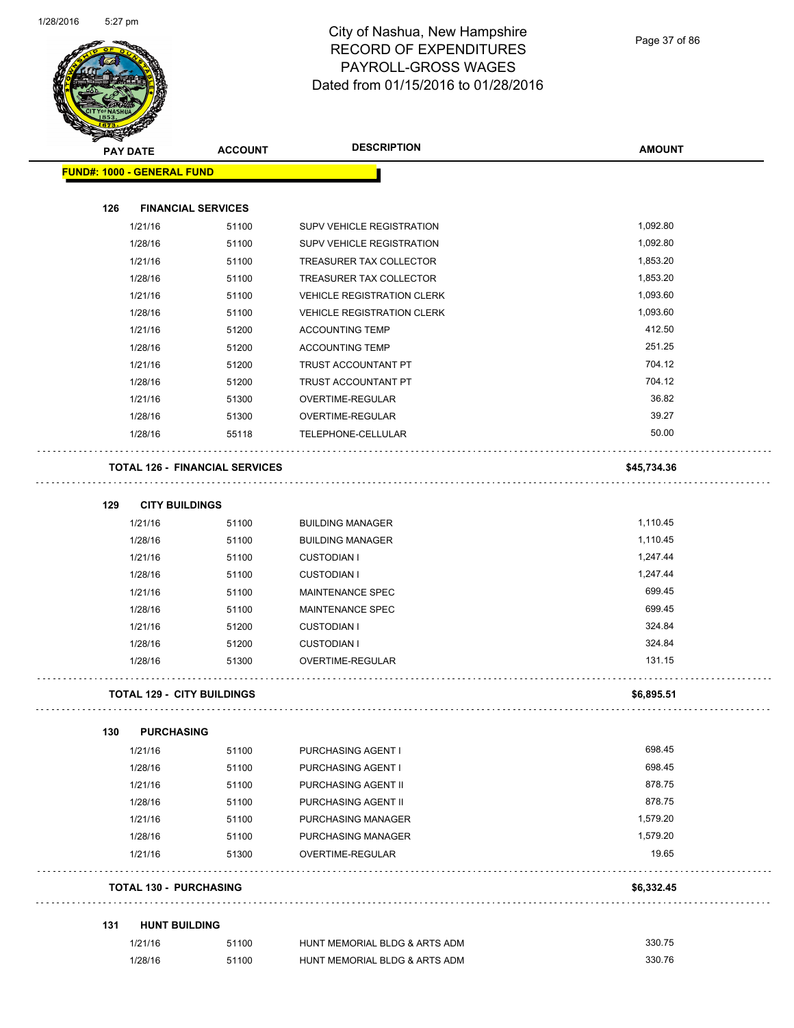# City of Nashua, New Hampshire
## RECORD OF EXPENDITURES
## PAYROLL-GROSS WAGES
## Dated from 01/15/2016 to 01/28/2016

| PAY DATE | ACCOUNT | DESCRIPTION | AMOUNT |
|---|---|---|---|
| **FUND#: 1000 - GENERAL FUND** | | | |
| **126 FINANCIAL SERVICES** | | | |
| 1/21/16 | 51100 | SUPV VEHICLE REGISTRATION | 1,092.80 |
| 1/28/16 | 51100 | SUPV VEHICLE REGISTRATION | 1,092.80 |
| 1/21/16 | 51100 | TREASURER TAX COLLECTOR | 1,853.20 |
| 1/28/16 | 51100 | TREASURER TAX COLLECTOR | 1,853.20 |
| 1/21/16 | 51100 | VEHICLE REGISTRATION CLERK | 1,093.60 |
| 1/28/16 | 51100 | VEHICLE REGISTRATION CLERK | 1,093.60 |
| 1/21/16 | 51200 | ACCOUNTING TEMP | 412.50 |
| 1/28/16 | 51200 | ACCOUNTING TEMP | 251.25 |
| 1/21/16 | 51200 | TRUST ACCOUNTANT PT | 704.12 |
| 1/28/16 | 51200 | TRUST ACCOUNTANT PT | 704.12 |
| 1/21/16 | 51300 | OVERTIME-REGULAR | 36.82 |
| 1/28/16 | 51300 | OVERTIME-REGULAR | 39.27 |
| 1/28/16 | 55118 | TELEPHONE-CELLULAR | 50.00 |
| **TOTAL 126 - FINANCIAL SERVICES** | | | **$45,734.36** |
| **129 CITY BUILDINGS** | | | |
| 1/21/16 | 51100 | BUILDING MANAGER | 1,110.45 |
| 1/28/16 | 51100 | BUILDING MANAGER | 1,110.45 |
| 1/21/16 | 51100 | CUSTODIAN I | 1,247.44 |
| 1/28/16 | 51100 | CUSTODIAN I | 1,247.44 |
| 1/21/16 | 51100 | MAINTENANCE SPEC | 699.45 |
| 1/28/16 | 51100 | MAINTENANCE SPEC | 699.45 |
| 1/21/16 | 51200 | CUSTODIAN I | 324.84 |
| 1/28/16 | 51200 | CUSTODIAN I | 324.84 |
| 1/28/16 | 51300 | OVERTIME-REGULAR | 131.15 |
| **TOTAL 129 - CITY BUILDINGS** | | | **$6,895.51** |
| **130 PURCHASING** | | | |
| 1/21/16 | 51100 | PURCHASING AGENT I | 698.45 |
| 1/28/16 | 51100 | PURCHASING AGENT I | 698.45 |
| 1/21/16 | 51100 | PURCHASING AGENT II | 878.75 |
| 1/28/16 | 51100 | PURCHASING AGENT II | 878.75 |
| 1/21/16 | 51100 | PURCHASING MANAGER | 1,579.20 |
| 1/28/16 | 51100 | PURCHASING MANAGER | 1,579.20 |
| 1/21/16 | 51300 | OVERTIME-REGULAR | 19.65 |
| **TOTAL 130 - PURCHASING** | | | **$6,332.45** |
| **131 HUNT BUILDING** | | | |
| 1/21/16 | 51100 | HUNT MEMORIAL BLDG & ARTS ADM | 330.75 |
| 1/28/16 | 51100 | HUNT MEMORIAL BLDG & ARTS ADM | 330.76 |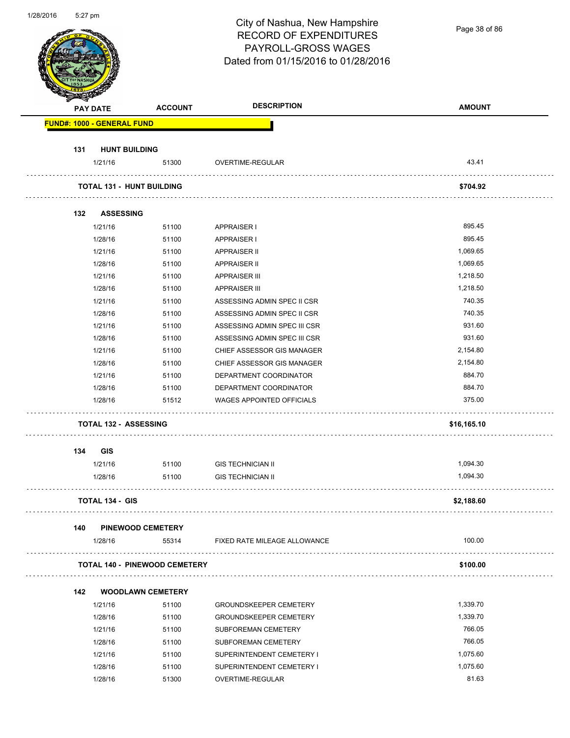City of Nashua, New Hampshire
RECORD OF EXPENDITURES
PAYROLL-GROSS WAGES
Dated from 01/15/2016 to 01/28/2016

| PAY DATE | ACCOUNT | DESCRIPTION | AMOUNT |
|---|---|---|---|
| **FUND#: 1000 - GENERAL FUND** | | | |
| **131 HUNT BUILDING** | | | |
| 1/21/16 | 51300 | OVERTIME-REGULAR | 43.41 |
| **TOTAL 131 - HUNT BUILDING** | | | **$704.92** |
| **132 ASSESSING** | | | |
| 1/21/16 | 51100 | APPRAISER I | 895.45 |
| 1/28/16 | 51100 | APPRAISER I | 895.45 |
| 1/21/16 | 51100 | APPRAISER II | 1,069.65 |
| 1/28/16 | 51100 | APPRAISER II | 1,069.65 |
| 1/21/16 | 51100 | APPRAISER III | 1,218.50 |
| 1/28/16 | 51100 | APPRAISER III | 1,218.50 |
| 1/21/16 | 51100 | ASSESSING ADMIN SPEC II CSR | 740.35 |
| 1/28/16 | 51100 | ASSESSING ADMIN SPEC II CSR | 740.35 |
| 1/21/16 | 51100 | ASSESSING ADMIN SPEC III CSR | 931.60 |
| 1/28/16 | 51100 | ASSESSING ADMIN SPEC III CSR | 931.60 |
| 1/21/16 | 51100 | CHIEF ASSESSOR GIS MANAGER | 2,154.80 |
| 1/28/16 | 51100 | CHIEF ASSESSOR GIS MANAGER | 2,154.80 |
| 1/21/16 | 51100 | DEPARTMENT COORDINATOR | 884.70 |
| 1/28/16 | 51100 | DEPARTMENT COORDINATOR | 884.70 |
| 1/28/16 | 51512 | WAGES APPOINTED OFFICIALS | 375.00 |
| **TOTAL 132 - ASSESSING** | | | **$16,165.10** |
| **134 GIS** | | | |
| 1/21/16 | 51100 | GIS TECHNICIAN II | 1,094.30 |
| 1/28/16 | 51100 | GIS TECHNICIAN II | 1,094.30 |
| **TOTAL 134 - GIS** | | | **$2,188.60** |
| **140 PINEWOOD CEMETERY** | | | |
| 1/28/16 | 55314 | FIXED RATE MILEAGE ALLOWANCE | 100.00 |
| **TOTAL 140 - PINEWOOD CEMETERY** | | | **$100.00** |
| **142 WOODLAWN CEMETERY** | | | |
| 1/21/16 | 51100 | GROUNDSKEEPER CEMETERY | 1,339.70 |
| 1/28/16 | 51100 | GROUNDSKEEPER CEMETERY | 1,339.70 |
| 1/21/16 | 51100 | SUBFOREMAN CEMETERY | 766.05 |
| 1/28/16 | 51100 | SUBFOREMAN CEMETERY | 766.05 |
| 1/21/16 | 51100 | SUPERINTENDENT CEMETERY I | 1,075.60 |
| 1/28/16 | 51100 | SUPERINTENDENT CEMETERY I | 1,075.60 |
| 1/28/16 | 51300 | OVERTIME-REGULAR | 81.63 |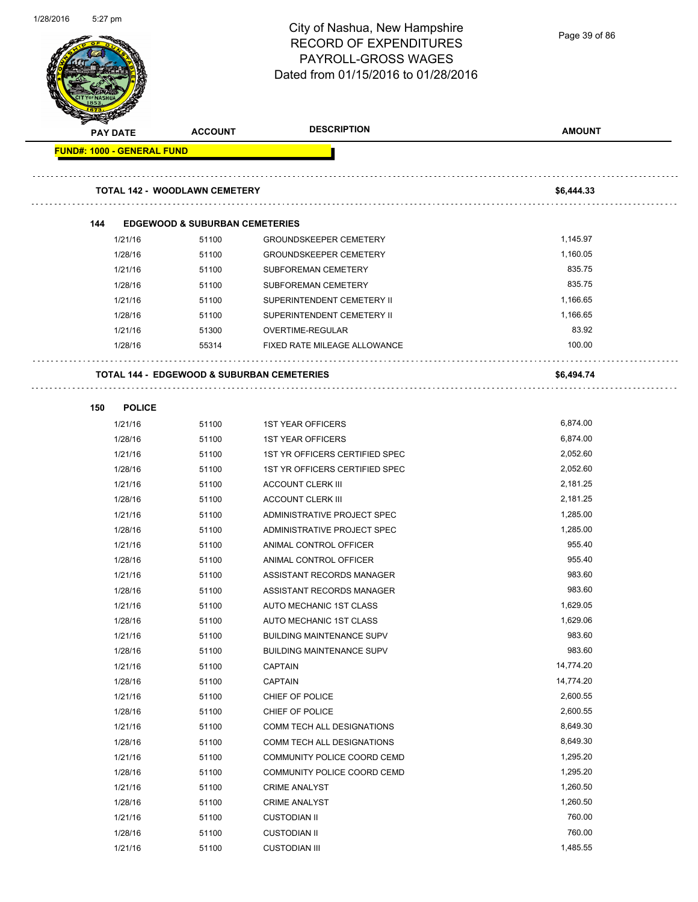# City of Nashua, New Hampshire
## RECORD OF EXPENDITURES
## PAYROLL-GROSS WAGES
## Dated from 01/15/2016 to 01/28/2016

| PAY DATE | ACCOUNT | DESCRIPTION | AMOUNT |
|---|---|---|---|
| **FUND#: 1000 - GENERAL FUND** | | | |
| **TOTAL 142 - WOODLAWN CEMETERY** | | | **$6,444.33** |
| **144 EDGEWOOD & SUBURBAN CEMETERIES** | | | |
| 1/21/16 | 51100 | GROUNDSKEEPER CEMETERY | 1,145.97 |
| 1/28/16 | 51100 | GROUNDSKEEPER CEMETERY | 1,160.05 |
| 1/21/16 | 51100 | SUBFOREMAN CEMETERY | 835.75 |
| 1/28/16 | 51100 | SUBFOREMAN CEMETERY | 835.75 |
| 1/21/16 | 51100 | SUPERINTENDENT CEMETERY II | 1,166.65 |
| 1/28/16 | 51100 | SUPERINTENDENT CEMETERY II | 1,166.65 |
| 1/21/16 | 51300 | OVERTIME-REGULAR | 83.92 |
| 1/28/16 | 55314 | FIXED RATE MILEAGE ALLOWANCE | 100.00 |
| **TOTAL 144 - EDGEWOOD & SUBURBAN CEMETERIES** | | | **$6,494.74** |
| **150 POLICE** | | | |
| 1/21/16 | 51100 | 1ST YEAR OFFICERS | 6,874.00 |
| 1/28/16 | 51100 | 1ST YEAR OFFICERS | 6,874.00 |
| 1/21/16 | 51100 | 1ST YR OFFICERS CERTIFIED SPEC | 2,052.60 |
| 1/28/16 | 51100 | 1ST YR OFFICERS CERTIFIED SPEC | 2,052.60 |
| 1/21/16 | 51100 | ACCOUNT CLERK III | 2,181.25 |
| 1/28/16 | 51100 | ACCOUNT CLERK III | 2,181.25 |
| 1/21/16 | 51100 | ADMINISTRATIVE PROJECT SPEC | 1,285.00 |
| 1/28/16 | 51100 | ADMINISTRATIVE PROJECT SPEC | 1,285.00 |
| 1/21/16 | 51100 | ANIMAL CONTROL OFFICER | 955.40 |
| 1/28/16 | 51100 | ANIMAL CONTROL OFFICER | 955.40 |
| 1/21/16 | 51100 | ASSISTANT RECORDS MANAGER | 983.60 |
| 1/28/16 | 51100 | ASSISTANT RECORDS MANAGER | 983.60 |
| 1/21/16 | 51100 | AUTO MECHANIC 1ST CLASS | 1,629.05 |
| 1/28/16 | 51100 | AUTO MECHANIC 1ST CLASS | 1,629.06 |
| 1/21/16 | 51100 | BUILDING MAINTENANCE SUPV | 983.60 |
| 1/28/16 | 51100 | BUILDING MAINTENANCE SUPV | 983.60 |
| 1/21/16 | 51100 | CAPTAIN | 14,774.20 |
| 1/28/16 | 51100 | CAPTAIN | 14,774.20 |
| 1/21/16 | 51100 | CHIEF OF POLICE | 2,600.55 |
| 1/28/16 | 51100 | CHIEF OF POLICE | 2,600.55 |
| 1/21/16 | 51100 | COMM TECH ALL DESIGNATIONS | 8,649.30 |
| 1/28/16 | 51100 | COMM TECH ALL DESIGNATIONS | 8,649.30 |
| 1/21/16 | 51100 | COMMUNITY POLICE COORD CEMD | 1,295.20 |
| 1/28/16 | 51100 | COMMUNITY POLICE COORD CEMD | 1,295.20 |
| 1/21/16 | 51100 | CRIME ANALYST | 1,260.50 |
| 1/28/16 | 51100 | CRIME ANALYST | 1,260.50 |
| 1/21/16 | 51100 | CUSTODIAN II | 760.00 |
| 1/28/16 | 51100 | CUSTODIAN II | 760.00 |
| 1/21/16 | 51100 | CUSTODIAN III | 1,485.55 |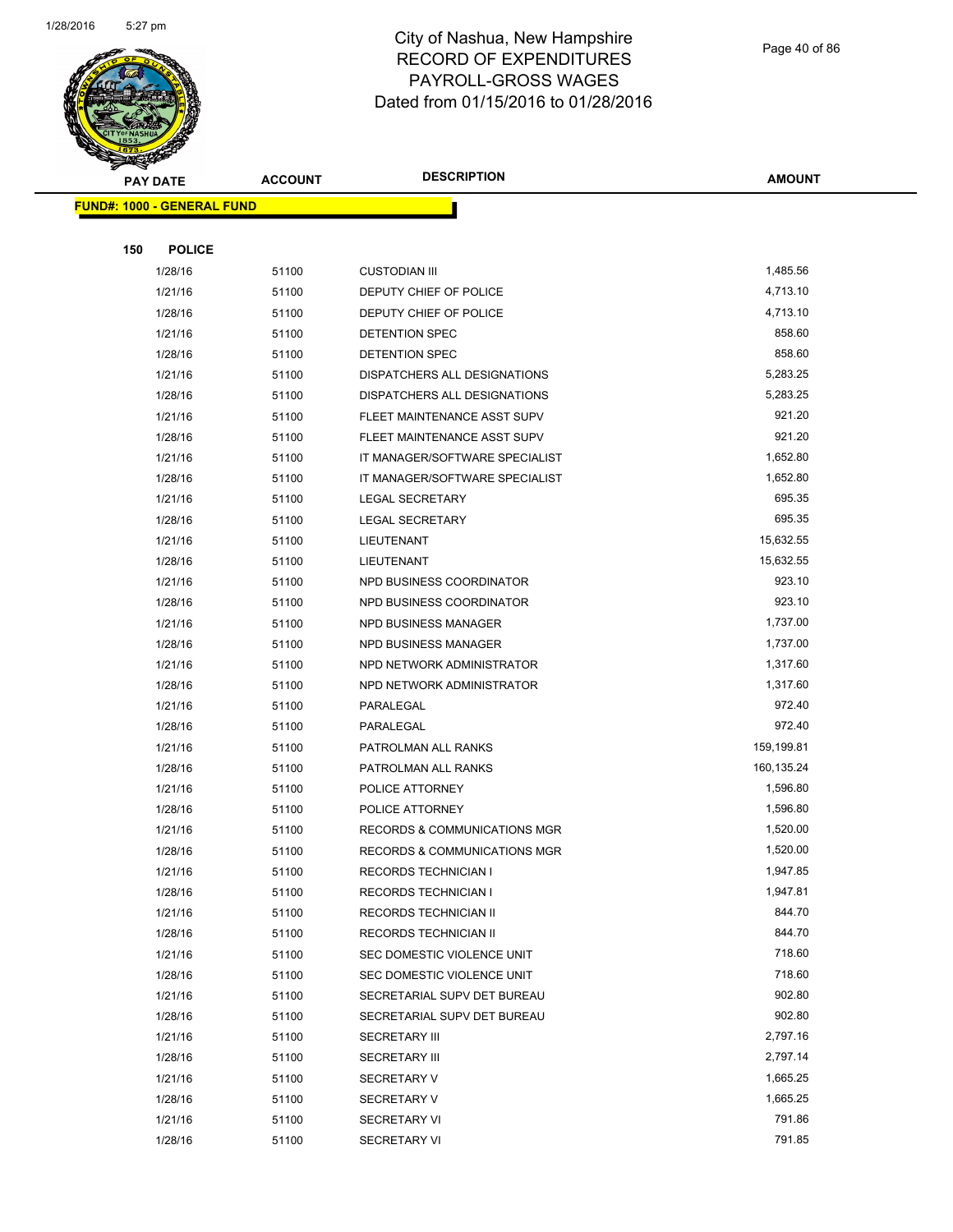# City of Nashua, New Hampshire
## RECORD OF EXPENDITURES
## PAYROLL-GROSS WAGES
## Dated from 01/15/2016 to 01/28/2016

| PAY DATE | ACCOUNT | DESCRIPTION | AMOUNT |
|---|---|---|---|

**FUND#: 1000 - GENERAL FUND**

**150 POLICE**

| PAY DATE | ACCOUNT | DESCRIPTION | AMOUNT |
|---|---|---|---|
| 1/28/16 | 51100 | CUSTODIAN III | 1,485.56 |
| 1/21/16 | 51100 | DEPUTY CHIEF OF POLICE | 4,713.10 |
| 1/28/16 | 51100 | DEPUTY CHIEF OF POLICE | 4,713.10 |
| 1/21/16 | 51100 | DETENTION SPEC | 858.60 |
| 1/28/16 | 51100 | DETENTION SPEC | 858.60 |
| 1/21/16 | 51100 | DISPATCHERS ALL DESIGNATIONS | 5,283.25 |
| 1/28/16 | 51100 | DISPATCHERS ALL DESIGNATIONS | 5,283.25 |
| 1/21/16 | 51100 | FLEET MAINTENANCE ASST SUPV | 921.20 |
| 1/28/16 | 51100 | FLEET MAINTENANCE ASST SUPV | 921.20 |
| 1/21/16 | 51100 | IT MANAGER/SOFTWARE SPECIALIST | 1,652.80 |
| 1/28/16 | 51100 | IT MANAGER/SOFTWARE SPECIALIST | 1,652.80 |
| 1/21/16 | 51100 | LEGAL SECRETARY | 695.35 |
| 1/28/16 | 51100 | LEGAL SECRETARY | 695.35 |
| 1/21/16 | 51100 | LIEUTENANT | 15,632.55 |
| 1/28/16 | 51100 | LIEUTENANT | 15,632.55 |
| 1/21/16 | 51100 | NPD BUSINESS COORDINATOR | 923.10 |
| 1/28/16 | 51100 | NPD BUSINESS COORDINATOR | 923.10 |
| 1/21/16 | 51100 | NPD BUSINESS MANAGER | 1,737.00 |
| 1/28/16 | 51100 | NPD BUSINESS MANAGER | 1,737.00 |
| 1/21/16 | 51100 | NPD NETWORK ADMINISTRATOR | 1,317.60 |
| 1/28/16 | 51100 | NPD NETWORK ADMINISTRATOR | 1,317.60 |
| 1/21/16 | 51100 | PARALEGAL | 972.40 |
| 1/28/16 | 51100 | PARALEGAL | 972.40 |
| 1/21/16 | 51100 | PATROLMAN ALL RANKS | 159,199.81 |
| 1/28/16 | 51100 | PATROLMAN ALL RANKS | 160,135.24 |
| 1/21/16 | 51100 | POLICE ATTORNEY | 1,596.80 |
| 1/28/16 | 51100 | POLICE ATTORNEY | 1,596.80 |
| 1/21/16 | 51100 | RECORDS & COMMUNICATIONS MGR | 1,520.00 |
| 1/28/16 | 51100 | RECORDS & COMMUNICATIONS MGR | 1,520.00 |
| 1/21/16 | 51100 | RECORDS TECHNICIAN I | 1,947.85 |
| 1/28/16 | 51100 | RECORDS TECHNICIAN I | 1,947.81 |
| 1/21/16 | 51100 | RECORDS TECHNICIAN II | 844.70 |
| 1/28/16 | 51100 | RECORDS TECHNICIAN II | 844.70 |
| 1/21/16 | 51100 | SEC DOMESTIC VIOLENCE UNIT | 718.60 |
| 1/28/16 | 51100 | SEC DOMESTIC VIOLENCE UNIT | 718.60 |
| 1/21/16 | 51100 | SECRETARIAL SUPV DET BUREAU | 902.80 |
| 1/28/16 | 51100 | SECRETARIAL SUPV DET BUREAU | 902.80 |
| 1/21/16 | 51100 | SECRETARY III | 2,797.16 |
| 1/28/16 | 51100 | SECRETARY III | 2,797.14 |
| 1/21/16 | 51100 | SECRETARY V | 1,665.25 |
| 1/28/16 | 51100 | SECRETARY V | 1,665.25 |
| 1/21/16 | 51100 | SECRETARY VI | 791.86 |
| 1/28/16 | 51100 | SECRETARY VI | 791.85 |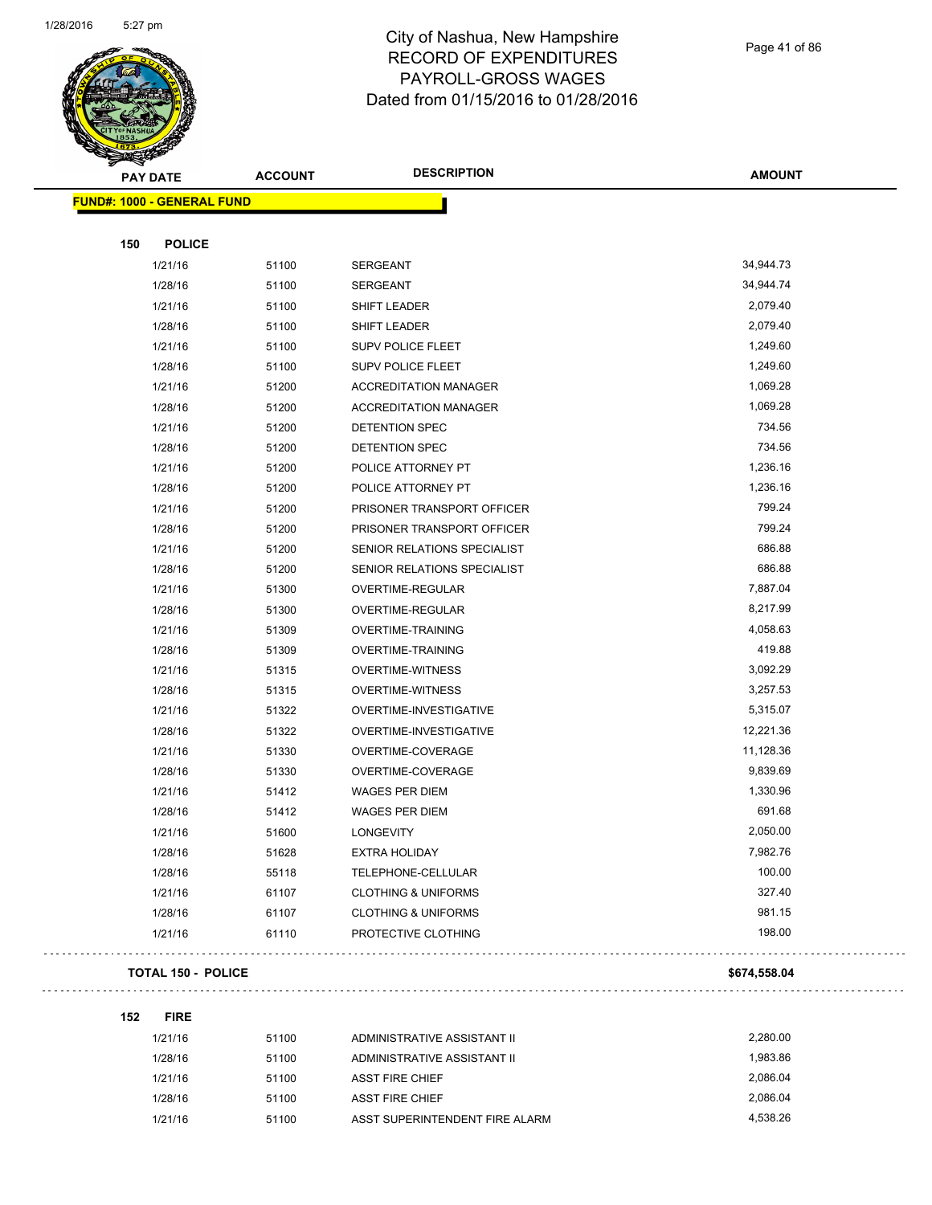# City of Nashua, New Hampshire
# RECORD OF EXPENDITURES
# PAYROLL-GROSS WAGES
# Dated from 01/15/2016 to 01/28/2016

| PAY DATE | ACCOUNT | DESCRIPTION | AMOUNT |
|---|---|---|---|
| **FUND#: 1000 - GENERAL FUND** | | | |
| **150 POLICE** | | | |
| 1/21/16 | 51100 | SERGEANT | 34,944.73 |
| 1/28/16 | 51100 | SERGEANT | 34,944.74 |
| 1/21/16 | 51100 | SHIFT LEADER | 2,079.40 |
| 1/28/16 | 51100 | SHIFT LEADER | 2,079.40 |
| 1/21/16 | 51100 | SUPV POLICE FLEET | 1,249.60 |
| 1/28/16 | 51100 | SUPV POLICE FLEET | 1,249.60 |
| 1/21/16 | 51200 | ACCREDITATION MANAGER | 1,069.28 |
| 1/28/16 | 51200 | ACCREDITATION MANAGER | 1,069.28 |
| 1/21/16 | 51200 | DETENTION SPEC | 734.56 |
| 1/28/16 | 51200 | DETENTION SPEC | 734.56 |
| 1/21/16 | 51200 | POLICE ATTORNEY PT | 1,236.16 |
| 1/28/16 | 51200 | POLICE ATTORNEY PT | 1,236.16 |
| 1/21/16 | 51200 | PRISONER TRANSPORT OFFICER | 799.24 |
| 1/28/16 | 51200 | PRISONER TRANSPORT OFFICER | 799.24 |
| 1/21/16 | 51200 | SENIOR RELATIONS SPECIALIST | 686.88 |
| 1/28/16 | 51200 | SENIOR RELATIONS SPECIALIST | 686.88 |
| 1/21/16 | 51300 | OVERTIME-REGULAR | 7,887.04 |
| 1/28/16 | 51300 | OVERTIME-REGULAR | 8,217.99 |
| 1/21/16 | 51309 | OVERTIME-TRAINING | 4,058.63 |
| 1/28/16 | 51309 | OVERTIME-TRAINING | 419.88 |
| 1/21/16 | 51315 | OVERTIME-WITNESS | 3,092.29 |
| 1/28/16 | 51315 | OVERTIME-WITNESS | 3,257.53 |
| 1/21/16 | 51322 | OVERTIME-INVESTIGATIVE | 5,315.07 |
| 1/28/16 | 51322 | OVERTIME-INVESTIGATIVE | 12,221.36 |
| 1/21/16 | 51330 | OVERTIME-COVERAGE | 11,128.36 |
| 1/28/16 | 51330 | OVERTIME-COVERAGE | 9,839.69 |
| 1/21/16 | 51412 | WAGES PER DIEM | 1,330.96 |
| 1/28/16 | 51412 | WAGES PER DIEM | 691.68 |
| 1/21/16 | 51600 | LONGEVITY | 2,050.00 |
| 1/28/16 | 51628 | EXTRA HOLIDAY | 7,982.76 |
| 1/28/16 | 55118 | TELEPHONE-CELLULAR | 100.00 |
| 1/21/16 | 61107 | CLOTHING & UNIFORMS | 327.40 |
| 1/28/16 | 61107 | CLOTHING & UNIFORMS | 981.15 |
| 1/21/16 | 61110 | PROTECTIVE CLOTHING | 198.00 |
| **TOTAL 150 - POLICE** | | | **$674,558.04** |
| **152 FIRE** | | | |
| 1/21/16 | 51100 | ADMINISTRATIVE ASSISTANT II | 2,280.00 |
| 1/28/16 | 51100 | ADMINISTRATIVE ASSISTANT II | 1,983.86 |
| 1/21/16 | 51100 | ASST FIRE CHIEF | 2,086.04 |
| 1/28/16 | 51100 | ASST FIRE CHIEF | 2,086.04 |
| 1/21/16 | 51100 | ASST SUPERINTENDENT FIRE ALARM | 4,538.26 |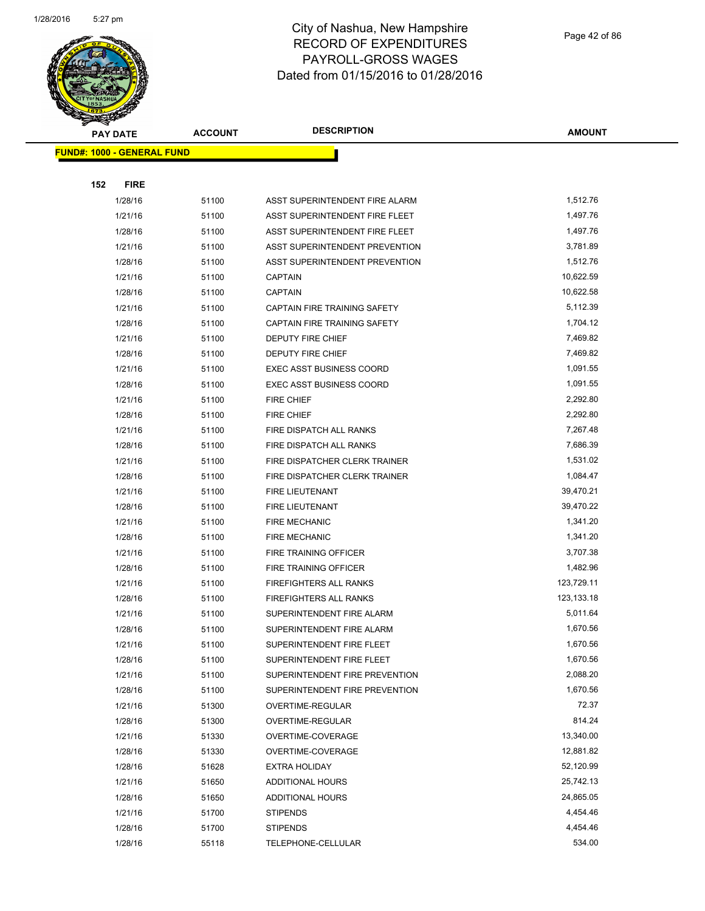# City of Nashua, New Hampshire
## RECORD OF EXPENDITURES
## PAYROLL-GROSS WAGES
## Dated from 01/15/2016 to 01/28/2016

| PAY DATE | ACCOUNT | DESCRIPTION | AMOUNT |
|---|---|---|---|
| **FUND#: 1000 - GENERAL FUND** | | | |
| **152 FIRE** | | | |
| 1/28/16 | 51100 | ASST SUPERINTENDENT FIRE ALARM | 1,512.76 |
| 1/21/16 | 51100 | ASST SUPERINTENDENT FIRE FLEET | 1,497.76 |
| 1/28/16 | 51100 | ASST SUPERINTENDENT FIRE FLEET | 1,497.76 |
| 1/21/16 | 51100 | ASST SUPERINTENDENT PREVENTION | 3,781.89 |
| 1/28/16 | 51100 | ASST SUPERINTENDENT PREVENTION | 1,512.76 |
| 1/21/16 | 51100 | CAPTAIN | 10,622.59 |
| 1/28/16 | 51100 | CAPTAIN | 10,622.58 |
| 1/21/16 | 51100 | CAPTAIN FIRE TRAINING SAFETY | 5,112.39 |
| 1/28/16 | 51100 | CAPTAIN FIRE TRAINING SAFETY | 1,704.12 |
| 1/21/16 | 51100 | DEPUTY FIRE CHIEF | 7,469.82 |
| 1/28/16 | 51100 | DEPUTY FIRE CHIEF | 7,469.82 |
| 1/21/16 | 51100 | EXEC ASST BUSINESS COORD | 1,091.55 |
| 1/28/16 | 51100 | EXEC ASST BUSINESS COORD | 1,091.55 |
| 1/21/16 | 51100 | FIRE CHIEF | 2,292.80 |
| 1/28/16 | 51100 | FIRE CHIEF | 2,292.80 |
| 1/21/16 | 51100 | FIRE DISPATCH ALL RANKS | 7,267.48 |
| 1/28/16 | 51100 | FIRE DISPATCH ALL RANKS | 7,686.39 |
| 1/21/16 | 51100 | FIRE DISPATCHER CLERK TRAINER | 1,531.02 |
| 1/28/16 | 51100 | FIRE DISPATCHER CLERK TRAINER | 1,084.47 |
| 1/21/16 | 51100 | FIRE LIEUTENANT | 39,470.21 |
| 1/28/16 | 51100 | FIRE LIEUTENANT | 39,470.22 |
| 1/21/16 | 51100 | FIRE MECHANIC | 1,341.20 |
| 1/28/16 | 51100 | FIRE MECHANIC | 1,341.20 |
| 1/21/16 | 51100 | FIRE TRAINING OFFICER | 3,707.38 |
| 1/28/16 | 51100 | FIRE TRAINING OFFICER | 1,482.96 |
| 1/21/16 | 51100 | FIREFIGHTERS ALL RANKS | 123,729.11 |
| 1/28/16 | 51100 | FIREFIGHTERS ALL RANKS | 123,133.18 |
| 1/21/16 | 51100 | SUPERINTENDENT FIRE ALARM | 5,011.64 |
| 1/28/16 | 51100 | SUPERINTENDENT FIRE ALARM | 1,670.56 |
| 1/21/16 | 51100 | SUPERINTENDENT FIRE FLEET | 1,670.56 |
| 1/28/16 | 51100 | SUPERINTENDENT FIRE FLEET | 1,670.56 |
| 1/21/16 | 51100 | SUPERINTENDENT FIRE PREVENTION | 2,088.20 |
| 1/28/16 | 51100 | SUPERINTENDENT FIRE PREVENTION | 1,670.56 |
| 1/21/16 | 51300 | OVERTIME-REGULAR | 72.37 |
| 1/28/16 | 51300 | OVERTIME-REGULAR | 814.24 |
| 1/21/16 | 51330 | OVERTIME-COVERAGE | 13,340.00 |
| 1/28/16 | 51330 | OVERTIME-COVERAGE | 12,881.82 |
| 1/28/16 | 51628 | EXTRA HOLIDAY | 52,120.99 |
| 1/21/16 | 51650 | ADDITIONAL HOURS | 25,742.13 |
| 1/28/16 | 51650 | ADDITIONAL HOURS | 24,865.05 |
| 1/21/16 | 51700 | STIPENDS | 4,454.46 |
| 1/28/16 | 51700 | STIPENDS | 4,454.46 |
| 1/28/16 | 55118 | TELEPHONE-CELLULAR | 534.00 |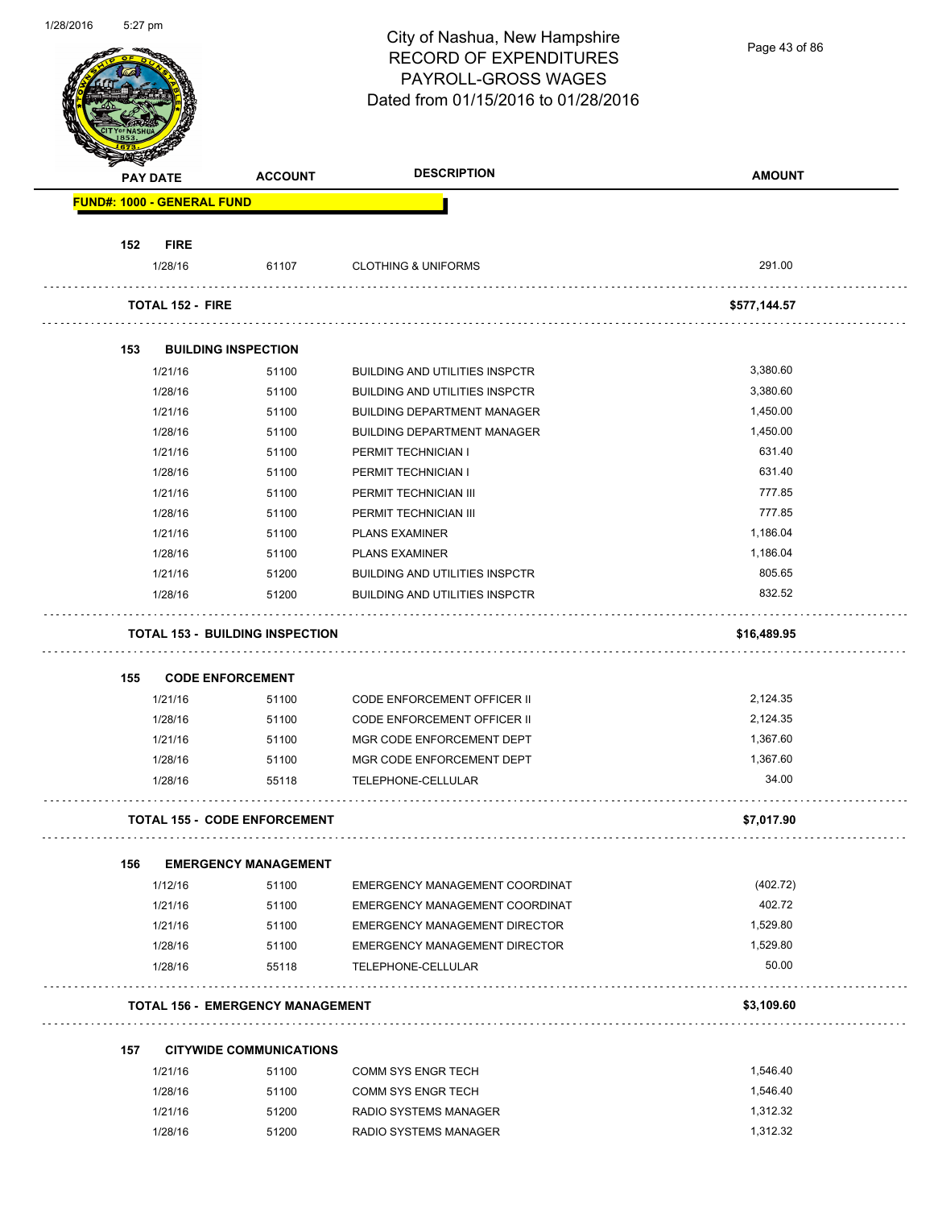# City of Nashua, New Hampshire
## RECORD OF EXPENDITURES
## PAYROLL-GROSS WAGES
## Dated from 01/15/2016 to 01/28/2016

| PAY DATE | ACCOUNT | DESCRIPTION | AMOUNT |
|---|---|---|---|
| **FUND#: 1000 - GENERAL FUND** | | | |
| **152 FIRE** | | | |
| 1/28/16 | 61107 | CLOTHING & UNIFORMS | 291.00 |
| **TOTAL 152 - FIRE** | | | **$577,144.57** |
| **153 BUILDING INSPECTION** | | | |
| 1/21/16 | 51100 | BUILDING AND UTILITIES INSPCTR | 3,380.60 |
| 1/28/16 | 51100 | BUILDING AND UTILITIES INSPCTR | 3,380.60 |
| 1/21/16 | 51100 | BUILDING DEPARTMENT MANAGER | 1,450.00 |
| 1/28/16 | 51100 | BUILDING DEPARTMENT MANAGER | 1,450.00 |
| 1/21/16 | 51100 | PERMIT TECHNICIAN I | 631.40 |
| 1/28/16 | 51100 | PERMIT TECHNICIAN I | 631.40 |
| 1/21/16 | 51100 | PERMIT TECHNICIAN III | 777.85 |
| 1/28/16 | 51100 | PERMIT TECHNICIAN III | 777.85 |
| 1/21/16 | 51100 | PLANS EXAMINER | 1,186.04 |
| 1/28/16 | 51100 | PLANS EXAMINER | 1,186.04 |
| 1/21/16 | 51200 | BUILDING AND UTILITIES INSPCTR | 805.65 |
| 1/28/16 | 51200 | BUILDING AND UTILITIES INSPCTR | 832.52 |
| **TOTAL 153 - BUILDING INSPECTION** | | | **$16,489.95** |
| **155 CODE ENFORCEMENT** | | | |
| 1/21/16 | 51100 | CODE ENFORCEMENT OFFICER II | 2,124.35 |
| 1/28/16 | 51100 | CODE ENFORCEMENT OFFICER II | 2,124.35 |
| 1/21/16 | 51100 | MGR CODE ENFORCEMENT DEPT | 1,367.60 |
| 1/28/16 | 51100 | MGR CODE ENFORCEMENT DEPT | 1,367.60 |
| 1/28/16 | 55118 | TELEPHONE-CELLULAR | 34.00 |
| **TOTAL 155 - CODE ENFORCEMENT** | | | **$7,017.90** |
| **156 EMERGENCY MANAGEMENT** | | | |
| 1/12/16 | 51100 | EMERGENCY MANAGEMENT COORDINAT | (402.72) |
| 1/21/16 | 51100 | EMERGENCY MANAGEMENT COORDINAT | 402.72 |
| 1/21/16 | 51100 | EMERGENCY MANAGEMENT DIRECTOR | 1,529.80 |
| 1/28/16 | 51100 | EMERGENCY MANAGEMENT DIRECTOR | 1,529.80 |
| 1/28/16 | 55118 | TELEPHONE-CELLULAR | 50.00 |
| **TOTAL 156 - EMERGENCY MANAGEMENT** | | | **$3,109.60** |
| **157 CITYWIDE COMMUNICATIONS** | | | |
| 1/21/16 | 51100 | COMM SYS ENGR TECH | 1,546.40 |
| 1/28/16 | 51100 | COMM SYS ENGR TECH | 1,546.40 |
| 1/21/16 | 51200 | RADIO SYSTEMS MANAGER | 1,312.32 |
| 1/28/16 | 51200 | RADIO SYSTEMS MANAGER | 1,312.32 |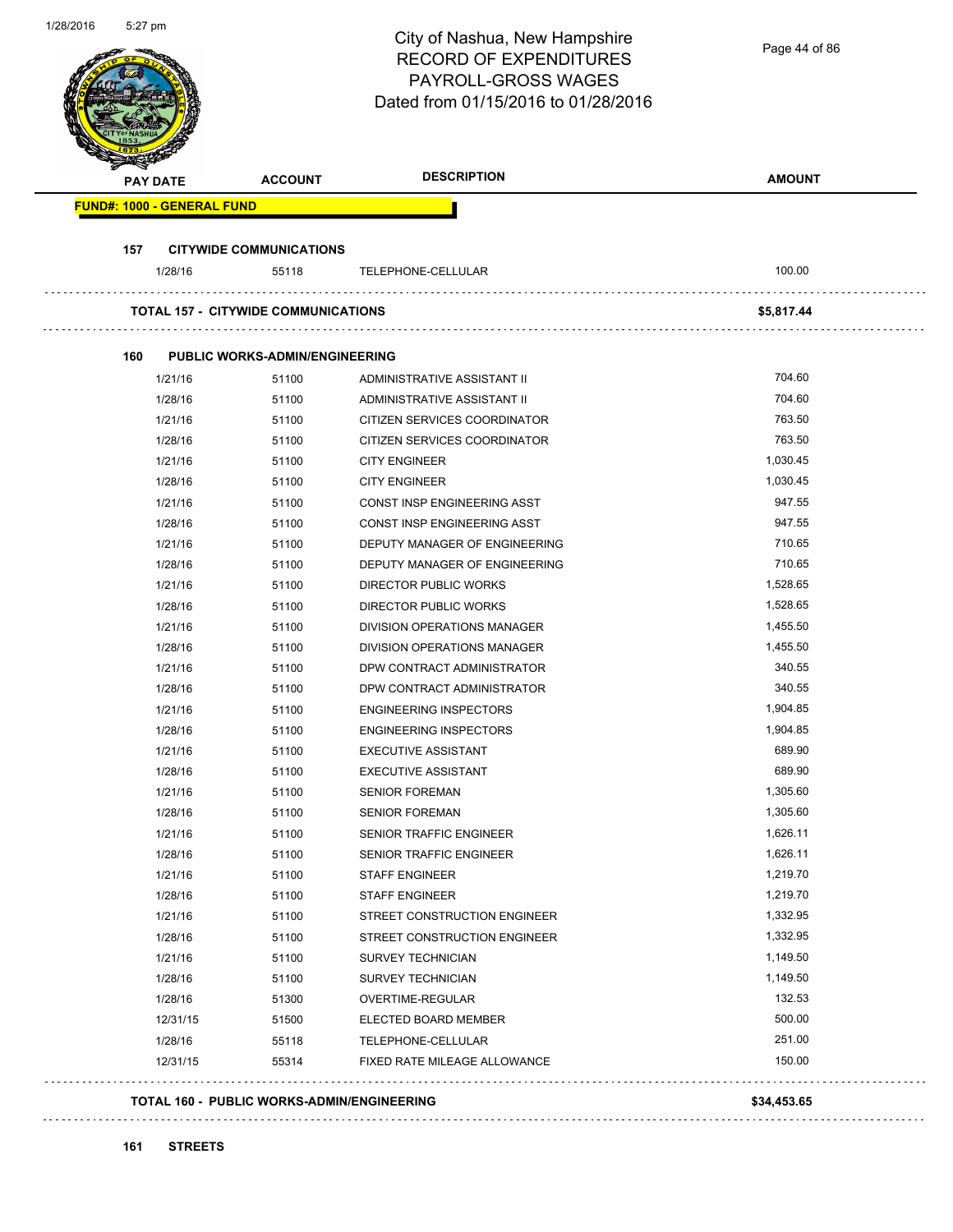# City of Nashua, New Hampshire
## RECORD OF EXPENDITURES
## PAYROLL-GROSS WAGES
## Dated from 01/15/2016 to 01/28/2016

| PAY DATE | ACCOUNT | DESCRIPTION | AMOUNT |
|---|---|---|---|
| **FUND#: 1000 - GENERAL FUND** | | | |
| **157 CITYWIDE COMMUNICATIONS** | | | |
| 1/28/16 | 55118 | TELEPHONE-CELLULAR | 100.00 |
| **TOTAL 157 - CITYWIDE COMMUNICATIONS** | | | **$5,817.44** |
| **160 PUBLIC WORKS-ADMIN/ENGINEERING** | | | |
| 1/21/16 | 51100 | ADMINISTRATIVE ASSISTANT II | 704.60 |
| 1/28/16 | 51100 | ADMINISTRATIVE ASSISTANT II | 704.60 |
| 1/21/16 | 51100 | CITIZEN SERVICES COORDINATOR | 763.50 |
| 1/28/16 | 51100 | CITIZEN SERVICES COORDINATOR | 763.50 |
| 1/21/16 | 51100 | CITY ENGINEER | 1,030.45 |
| 1/28/16 | 51100 | CITY ENGINEER | 1,030.45 |
| 1/21/16 | 51100 | CONST INSP ENGINEERING ASST | 947.55 |
| 1/28/16 | 51100 | CONST INSP ENGINEERING ASST | 947.55 |
| 1/21/16 | 51100 | DEPUTY MANAGER OF ENGINEERING | 710.65 |
| 1/28/16 | 51100 | DEPUTY MANAGER OF ENGINEERING | 710.65 |
| 1/21/16 | 51100 | DIRECTOR PUBLIC WORKS | 1,528.65 |
| 1/28/16 | 51100 | DIRECTOR PUBLIC WORKS | 1,528.65 |
| 1/21/16 | 51100 | DIVISION OPERATIONS MANAGER | 1,455.50 |
| 1/28/16 | 51100 | DIVISION OPERATIONS MANAGER | 1,455.50 |
| 1/21/16 | 51100 | DPW CONTRACT ADMINISTRATOR | 340.55 |
| 1/28/16 | 51100 | DPW CONTRACT ADMINISTRATOR | 340.55 |
| 1/21/16 | 51100 | ENGINEERING INSPECTORS | 1,904.85 |
| 1/28/16 | 51100 | ENGINEERING INSPECTORS | 1,904.85 |
| 1/21/16 | 51100 | EXECUTIVE ASSISTANT | 689.90 |
| 1/28/16 | 51100 | EXECUTIVE ASSISTANT | 689.90 |
| 1/21/16 | 51100 | SENIOR FOREMAN | 1,305.60 |
| 1/28/16 | 51100 | SENIOR FOREMAN | 1,305.60 |
| 1/21/16 | 51100 | SENIOR TRAFFIC ENGINEER | 1,626.11 |
| 1/28/16 | 51100 | SENIOR TRAFFIC ENGINEER | 1,626.11 |
| 1/21/16 | 51100 | STAFF ENGINEER | 1,219.70 |
| 1/28/16 | 51100 | STAFF ENGINEER | 1,219.70 |
| 1/21/16 | 51100 | STREET CONSTRUCTION ENGINEER | 1,332.95 |
| 1/28/16 | 51100 | STREET CONSTRUCTION ENGINEER | 1,332.95 |
| 1/21/16 | 51100 | SURVEY TECHNICIAN | 1,149.50 |
| 1/28/16 | 51100 | SURVEY TECHNICIAN | 1,149.50 |
| 1/28/16 | 51300 | OVERTIME-REGULAR | 132.53 |
| 12/31/15 | 51500 | ELECTED BOARD MEMBER | 500.00 |
| 1/28/16 | 55118 | TELEPHONE-CELLULAR | 251.00 |
| 12/31/15 | 55314 | FIXED RATE MILEAGE ALLOWANCE | 150.00 |
| **TOTAL 160 - PUBLIC WORKS-ADMIN/ENGINEERING** | | | **$34,453.65** |
| **161 STREETS** | | | |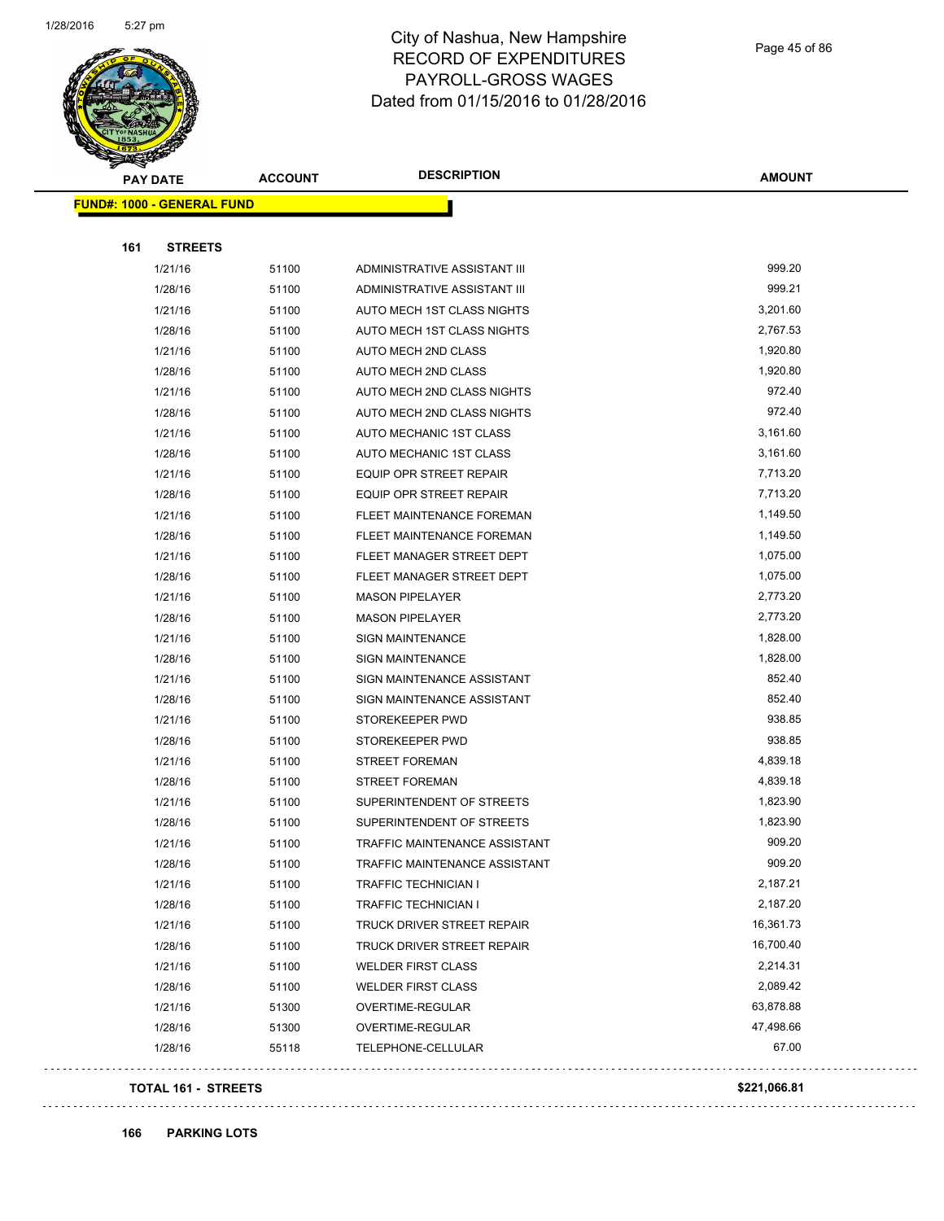# City of Nashua, New Hampshire
## RECORD OF EXPENDITURES
## PAYROLL-GROSS WAGES
## Dated from 01/15/2016 to 01/28/2016

**FUND#: 1000 - GENERAL FUND**

**161 STREETS**

| PAY DATE | ACCOUNT | DESCRIPTION | AMOUNT |
|---|---|---|---|
| 1/21/16 | 51100 | ADMINISTRATIVE ASSISTANT III | 999.20 |
| 1/28/16 | 51100 | ADMINISTRATIVE ASSISTANT III | 999.21 |
| 1/21/16 | 51100 | AUTO MECH 1ST CLASS NIGHTS | 3,201.60 |
| 1/28/16 | 51100 | AUTO MECH 1ST CLASS NIGHTS | 2,767.53 |
| 1/21/16 | 51100 | AUTO MECH 2ND CLASS | 1,920.80 |
| 1/28/16 | 51100 | AUTO MECH 2ND CLASS | 1,920.80 |
| 1/21/16 | 51100 | AUTO MECH 2ND CLASS NIGHTS | 972.40 |
| 1/28/16 | 51100 | AUTO MECH 2ND CLASS NIGHTS | 972.40 |
| 1/21/16 | 51100 | AUTO MECHANIC 1ST CLASS | 3,161.60 |
| 1/28/16 | 51100 | AUTO MECHANIC 1ST CLASS | 3,161.60 |
| 1/21/16 | 51100 | EQUIP OPR STREET REPAIR | 7,713.20 |
| 1/28/16 | 51100 | EQUIP OPR STREET REPAIR | 7,713.20 |
| 1/21/16 | 51100 | FLEET MAINTENANCE FOREMAN | 1,149.50 |
| 1/28/16 | 51100 | FLEET MAINTENANCE FOREMAN | 1,149.50 |
| 1/21/16 | 51100 | FLEET MANAGER STREET DEPT | 1,075.00 |
| 1/28/16 | 51100 | FLEET MANAGER STREET DEPT | 1,075.00 |
| 1/21/16 | 51100 | MASON PIPELAYER | 2,773.20 |
| 1/28/16 | 51100 | MASON PIPELAYER | 2,773.20 |
| 1/21/16 | 51100 | SIGN MAINTENANCE | 1,828.00 |
| 1/28/16 | 51100 | SIGN MAINTENANCE | 1,828.00 |
| 1/21/16 | 51100 | SIGN MAINTENANCE ASSISTANT | 852.40 |
| 1/28/16 | 51100 | SIGN MAINTENANCE ASSISTANT | 852.40 |
| 1/21/16 | 51100 | STOREKEEPER PWD | 938.85 |
| 1/28/16 | 51100 | STOREKEEPER PWD | 938.85 |
| 1/21/16 | 51100 | STREET FOREMAN | 4,839.18 |
| 1/28/16 | 51100 | STREET FOREMAN | 4,839.18 |
| 1/21/16 | 51100 | SUPERINTENDENT OF STREETS | 1,823.90 |
| 1/28/16 | 51100 | SUPERINTENDENT OF STREETS | 1,823.90 |
| 1/21/16 | 51100 | TRAFFIC MAINTENANCE ASSISTANT | 909.20 |
| 1/28/16 | 51100 | TRAFFIC MAINTENANCE ASSISTANT | 909.20 |
| 1/21/16 | 51100 | TRAFFIC TECHNICIAN I | 2,187.21 |
| 1/28/16 | 51100 | TRAFFIC TECHNICIAN I | 2,187.20 |
| 1/21/16 | 51100 | TRUCK DRIVER STREET REPAIR | 16,361.73 |
| 1/28/16 | 51100 | TRUCK DRIVER STREET REPAIR | 16,700.40 |
| 1/21/16 | 51100 | WELDER FIRST CLASS | 2,214.31 |
| 1/28/16 | 51100 | WELDER FIRST CLASS | 2,089.42 |
| 1/21/16 | 51300 | OVERTIME-REGULAR | 63,878.88 |
| 1/28/16 | 51300 | OVERTIME-REGULAR | 47,498.66 |
| 1/28/16 | 55118 | TELEPHONE-CELLULAR | 67.00 |

**TOTAL 161 - STREETS** **$221,066.81**

**166 PARKING LOTS**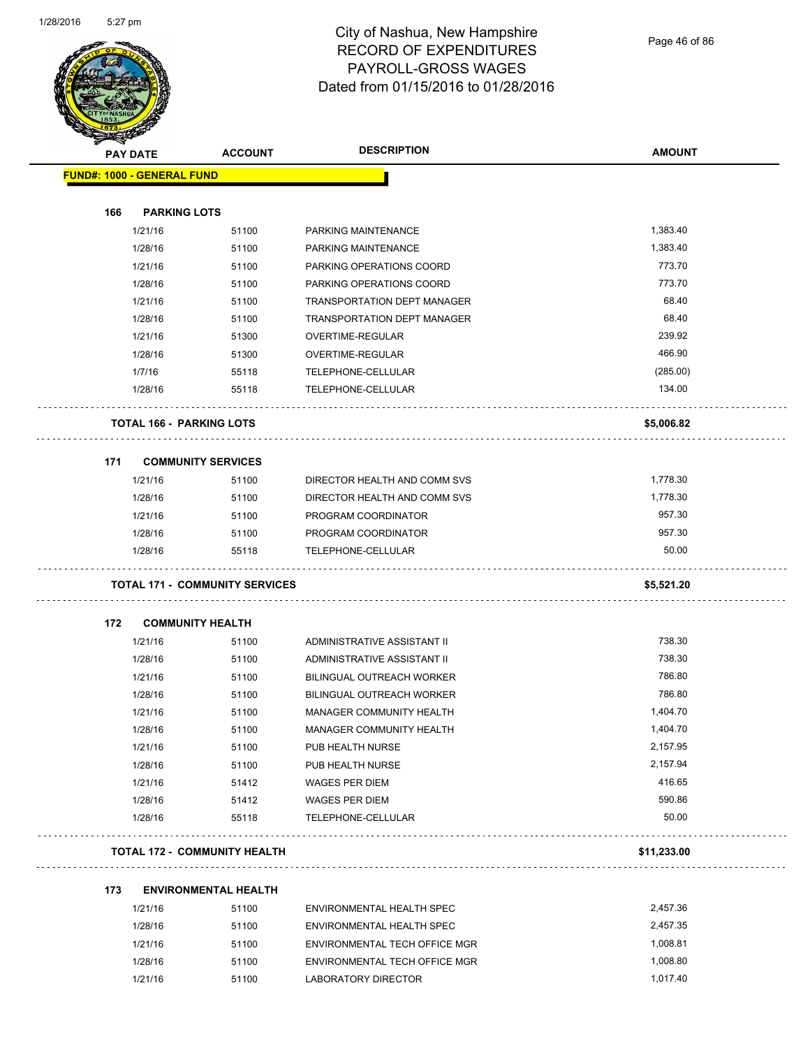# City of Nashua, New Hampshire
# RECORD OF EXPENDITURES
# PAYROLL-GROSS WAGES
# Dated from 01/15/2016 to 01/28/2016

| PAY DATE | ACCOUNT | DESCRIPTION | AMOUNT |
|---|---|---|---|
| **FUND#: 1000 - GENERAL FUND** | | | |
| **166 PARKING LOTS** | | | |
| 1/21/16 | 51100 | PARKING MAINTENANCE | 1,383.40 |
| 1/28/16 | 51100 | PARKING MAINTENANCE | 1,383.40 |
| 1/21/16 | 51100 | PARKING OPERATIONS COORD | 773.70 |
| 1/28/16 | 51100 | PARKING OPERATIONS COORD | 773.70 |
| 1/21/16 | 51100 | TRANSPORTATION DEPT MANAGER | 68.40 |
| 1/28/16 | 51100 | TRANSPORTATION DEPT MANAGER | 68.40 |
| 1/21/16 | 51300 | OVERTIME-REGULAR | 239.92 |
| 1/28/16 | 51300 | OVERTIME-REGULAR | 466.90 |
| 1/7/16 | 55118 | TELEPHONE-CELLULAR | (285.00) |
| 1/28/16 | 55118 | TELEPHONE-CELLULAR | 134.00 |
| **TOTAL 166 - PARKING LOTS** | | | **$5,006.82** |
| **171 COMMUNITY SERVICES** | | | |
| 1/21/16 | 51100 | DIRECTOR HEALTH AND COMM SVS | 1,778.30 |
| 1/28/16 | 51100 | DIRECTOR HEALTH AND COMM SVS | 1,778.30 |
| 1/21/16 | 51100 | PROGRAM COORDINATOR | 957.30 |
| 1/28/16 | 51100 | PROGRAM COORDINATOR | 957.30 |
| 1/28/16 | 55118 | TELEPHONE-CELLULAR | 50.00 |
| **TOTAL 171 - COMMUNITY SERVICES** | | | **$5,521.20** |
| **172 COMMUNITY HEALTH** | | | |
| 1/21/16 | 51100 | ADMINISTRATIVE ASSISTANT II | 738.30 |
| 1/28/16 | 51100 | ADMINISTRATIVE ASSISTANT II | 738.30 |
| 1/21/16 | 51100 | BILINGUAL OUTREACH WORKER | 786.80 |
| 1/28/16 | 51100 | BILINGUAL OUTREACH WORKER | 786.80 |
| 1/21/16 | 51100 | MANAGER COMMUNITY HEALTH | 1,404.70 |
| 1/28/16 | 51100 | MANAGER COMMUNITY HEALTH | 1,404.70 |
| 1/21/16 | 51100 | PUB HEALTH NURSE | 2,157.95 |
| 1/28/16 | 51100 | PUB HEALTH NURSE | 2,157.94 |
| 1/21/16 | 51412 | WAGES PER DIEM | 416.65 |
| 1/28/16 | 51412 | WAGES PER DIEM | 590.86 |
| 1/28/16 | 55118 | TELEPHONE-CELLULAR | 50.00 |
| **TOTAL 172 - COMMUNITY HEALTH** | | | **$11,233.00** |
| **173 ENVIRONMENTAL HEALTH** | | | |
| 1/21/16 | 51100 | ENVIRONMENTAL HEALTH SPEC | 2,457.36 |
| 1/28/16 | 51100 | ENVIRONMENTAL HEALTH SPEC | 2,457.35 |
| 1/21/16 | 51100 | ENVIRONMENTAL TECH OFFICE MGR | 1,008.81 |
| 1/28/16 | 51100 | ENVIRONMENTAL TECH OFFICE MGR | 1,008.80 |
| 1/21/16 | 51100 | LABORATORY DIRECTOR | 1,017.40 |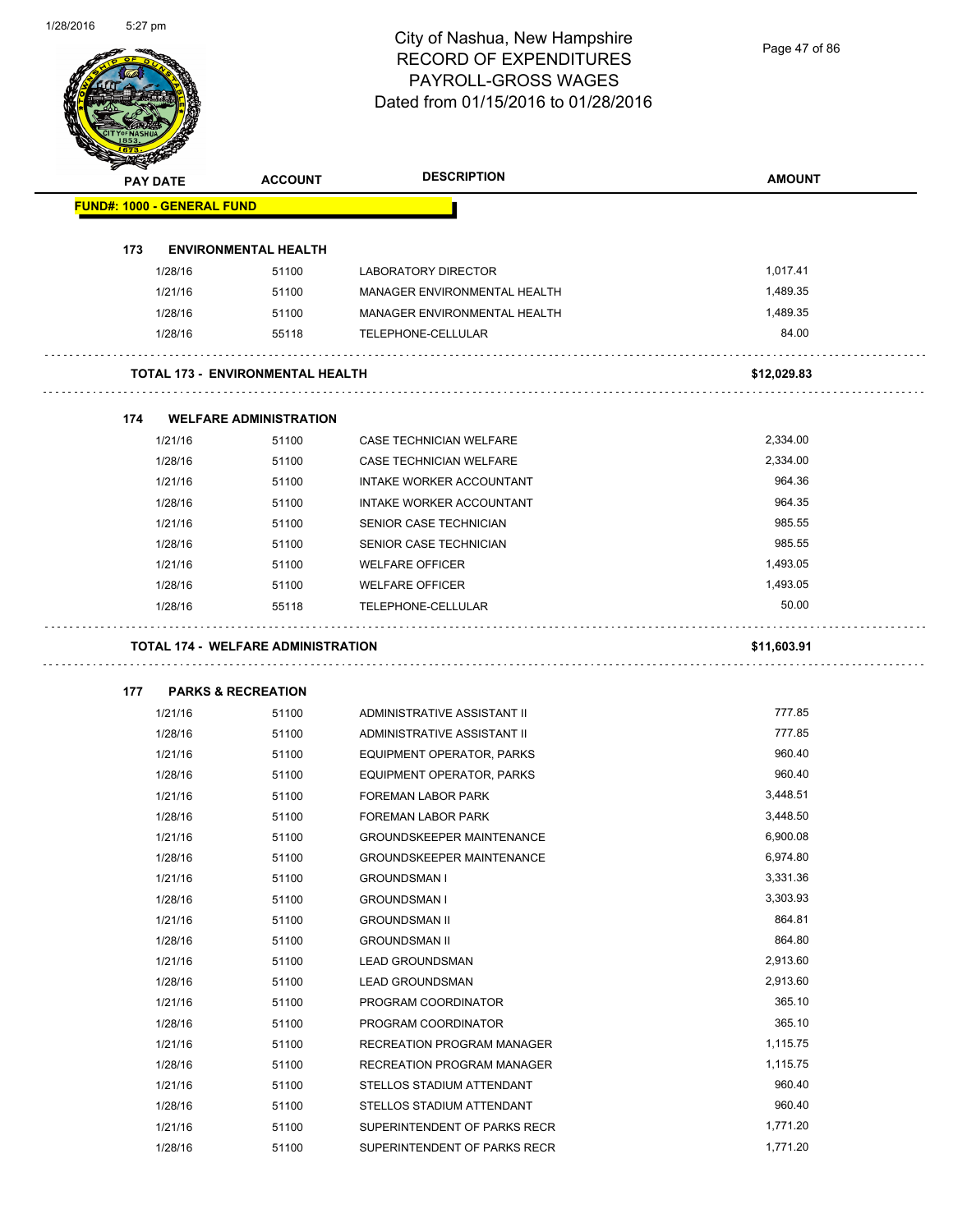# City of Nashua, New Hampshire
## RECORD OF EXPENDITURES
## PAYROLL-GROSS WAGES
## Dated from 01/15/2016 to 01/28/2016

| PAY DATE | ACCOUNT | DESCRIPTION | AMOUNT |
|---|---|---|---|

**FUND#: 1000 - GENERAL FUND**

**173 ENVIRONMENTAL HEALTH**

| PAY DATE | ACCOUNT | DESCRIPTION | AMOUNT |
|---|---|---|---|
| 1/28/16 | 51100 | LABORATORY DIRECTOR | 1,017.41 |
| 1/21/16 | 51100 | MANAGER ENVIRONMENTAL HEALTH | 1,489.35 |
| 1/28/16 | 51100 | MANAGER ENVIRONMENTAL HEALTH | 1,489.35 |
| 1/28/16 | 55118 | TELEPHONE-CELLULAR | 84.00 |

**TOTAL 173 - ENVIRONMENTAL HEALTH** **$12,029.83**

**174 WELFARE ADMINISTRATION**

| PAY DATE | ACCOUNT | DESCRIPTION | AMOUNT |
|---|---|---|---|
| 1/21/16 | 51100 | CASE TECHNICIAN WELFARE | 2,334.00 |
| 1/28/16 | 51100 | CASE TECHNICIAN WELFARE | 2,334.00 |
| 1/21/16 | 51100 | INTAKE WORKER ACCOUNTANT | 964.36 |
| 1/28/16 | 51100 | INTAKE WORKER ACCOUNTANT | 964.35 |
| 1/21/16 | 51100 | SENIOR CASE TECHNICIAN | 985.55 |
| 1/28/16 | 51100 | SENIOR CASE TECHNICIAN | 985.55 |
| 1/21/16 | 51100 | WELFARE OFFICER | 1,493.05 |
| 1/28/16 | 51100 | WELFARE OFFICER | 1,493.05 |
| 1/28/16 | 55118 | TELEPHONE-CELLULAR | 50.00 |

**TOTAL 174 - WELFARE ADMINISTRATION** **$11,603.91**

**177 PARKS & RECREATION**

| PAY DATE | ACCOUNT | DESCRIPTION | AMOUNT |
|---|---|---|---|
| 1/21/16 | 51100 | ADMINISTRATIVE ASSISTANT II | 777.85 |
| 1/28/16 | 51100 | ADMINISTRATIVE ASSISTANT II | 777.85 |
| 1/21/16 | 51100 | EQUIPMENT OPERATOR, PARKS | 960.40 |
| 1/28/16 | 51100 | EQUIPMENT OPERATOR, PARKS | 960.40 |
| 1/21/16 | 51100 | FOREMAN LABOR PARK | 3,448.51 |
| 1/28/16 | 51100 | FOREMAN LABOR PARK | 3,448.50 |
| 1/21/16 | 51100 | GROUNDSKEEPER MAINTENANCE | 6,900.08 |
| 1/28/16 | 51100 | GROUNDSKEEPER MAINTENANCE | 6,974.80 |
| 1/21/16 | 51100 | GROUNDSMAN I | 3,331.36 |
| 1/28/16 | 51100 | GROUNDSMAN I | 3,303.93 |
| 1/21/16 | 51100 | GROUNDSMAN II | 864.81 |
| 1/28/16 | 51100 | GROUNDSMAN II | 864.80 |
| 1/21/16 | 51100 | LEAD GROUNDSMAN | 2,913.60 |
| 1/28/16 | 51100 | LEAD GROUNDSMAN | 2,913.60 |
| 1/21/16 | 51100 | PROGRAM COORDINATOR | 365.10 |
| 1/28/16 | 51100 | PROGRAM COORDINATOR | 365.10 |
| 1/21/16 | 51100 | RECREATION PROGRAM MANAGER | 1,115.75 |
| 1/28/16 | 51100 | RECREATION PROGRAM MANAGER | 1,115.75 |
| 1/21/16 | 51100 | STELLOS STADIUM ATTENDANT | 960.40 |
| 1/28/16 | 51100 | STELLOS STADIUM ATTENDANT | 960.40 |
| 1/21/16 | 51100 | SUPERINTENDENT OF PARKS RECR | 1,771.20 |
| 1/28/16 | 51100 | SUPERINTENDENT OF PARKS RECR | 1,771.20 |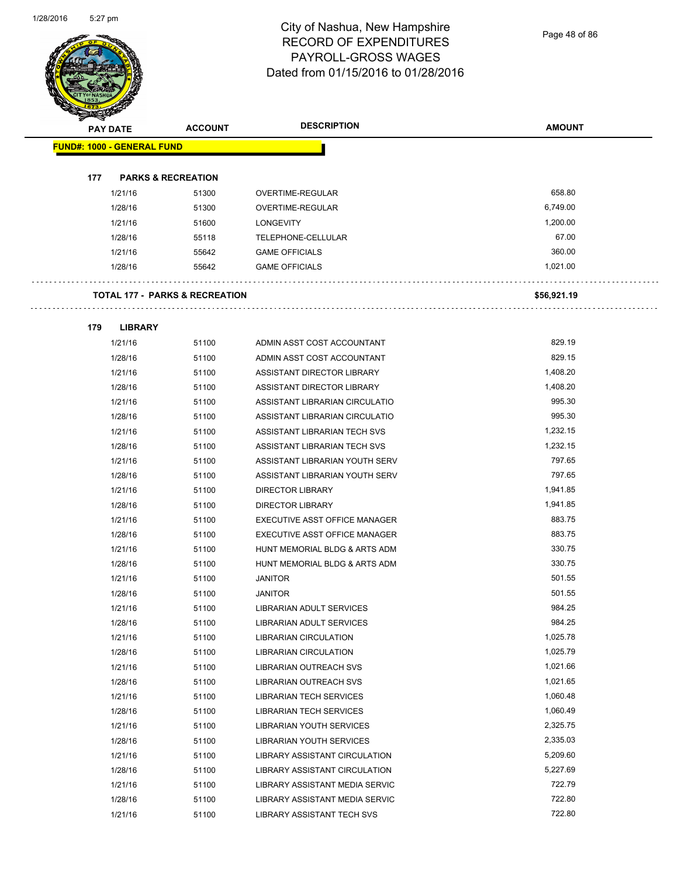# City of Nashua, New Hampshire
## RECORD OF EXPENDITURES
## PAYROLL-GROSS WAGES
## Dated from 01/15/2016 to 01/28/2016

| PAY DATE | ACCOUNT | DESCRIPTION | AMOUNT |
|---|---|---|---|

**FUND#: 1000 - GENERAL FUND**

**177 PARKS & RECREATION**

| PAY DATE | ACCOUNT | DESCRIPTION | AMOUNT |
|---|---|---|---|
| 1/21/16 | 51300 | OVERTIME-REGULAR | 658.80 |
| 1/28/16 | 51300 | OVERTIME-REGULAR | 6,749.00 |
| 1/21/16 | 51600 | LONGEVITY | 1,200.00 |
| 1/28/16 | 55118 | TELEPHONE-CELLULAR | 67.00 |
| 1/21/16 | 55642 | GAME OFFICIALS | 360.00 |
| 1/28/16 | 55642 | GAME OFFICIALS | 1,021.00 |

**TOTAL 177 - PARKS & RECREATION** **$56,921.19**

**179 LIBRARY**

| PAY DATE | ACCOUNT | DESCRIPTION | AMOUNT |
|---|---|---|---|
| 1/21/16 | 51100 | ADMIN ASST COST ACCOUNTANT | 829.19 |
| 1/28/16 | 51100 | ADMIN ASST COST ACCOUNTANT | 829.15 |
| 1/21/16 | 51100 | ASSISTANT DIRECTOR LIBRARY | 1,408.20 |
| 1/28/16 | 51100 | ASSISTANT DIRECTOR LIBRARY | 1,408.20 |
| 1/21/16 | 51100 | ASSISTANT LIBRARIAN CIRCULATIO | 995.30 |
| 1/28/16 | 51100 | ASSISTANT LIBRARIAN CIRCULATIO | 995.30 |
| 1/21/16 | 51100 | ASSISTANT LIBRARIAN TECH SVS | 1,232.15 |
| 1/28/16 | 51100 | ASSISTANT LIBRARIAN TECH SVS | 1,232.15 |
| 1/21/16 | 51100 | ASSISTANT LIBRARIAN YOUTH SERV | 797.65 |
| 1/28/16 | 51100 | ASSISTANT LIBRARIAN YOUTH SERV | 797.65 |
| 1/21/16 | 51100 | DIRECTOR LIBRARY | 1,941.85 |
| 1/28/16 | 51100 | DIRECTOR LIBRARY | 1,941.85 |
| 1/21/16 | 51100 | EXECUTIVE ASST OFFICE MANAGER | 883.75 |
| 1/28/16 | 51100 | EXECUTIVE ASST OFFICE MANAGER | 883.75 |
| 1/21/16 | 51100 | HUNT MEMORIAL BLDG & ARTS ADM | 330.75 |
| 1/28/16 | 51100 | HUNT MEMORIAL BLDG & ARTS ADM | 330.75 |
| 1/21/16 | 51100 | JANITOR | 501.55 |
| 1/28/16 | 51100 | JANITOR | 501.55 |
| 1/21/16 | 51100 | LIBRARIAN ADULT SERVICES | 984.25 |
| 1/28/16 | 51100 | LIBRARIAN ADULT SERVICES | 984.25 |
| 1/21/16 | 51100 | LIBRARIAN CIRCULATION | 1,025.78 |
| 1/28/16 | 51100 | LIBRARIAN CIRCULATION | 1,025.79 |
| 1/21/16 | 51100 | LIBRARIAN OUTREACH SVS | 1,021.66 |
| 1/28/16 | 51100 | LIBRARIAN OUTREACH SVS | 1,021.65 |
| 1/21/16 | 51100 | LIBRARIAN TECH SERVICES | 1,060.48 |
| 1/28/16 | 51100 | LIBRARIAN TECH SERVICES | 1,060.49 |
| 1/21/16 | 51100 | LIBRARIAN YOUTH SERVICES | 2,325.75 |
| 1/28/16 | 51100 | LIBRARIAN YOUTH SERVICES | 2,335.03 |
| 1/21/16 | 51100 | LIBRARY ASSISTANT CIRCULATION | 5,209.60 |
| 1/28/16 | 51100 | LIBRARY ASSISTANT CIRCULATION | 5,227.69 |
| 1/21/16 | 51100 | LIBRARY ASSISTANT MEDIA SERVIC | 722.79 |
| 1/28/16 | 51100 | LIBRARY ASSISTANT MEDIA SERVIC | 722.80 |
| 1/21/16 | 51100 | LIBRARY ASSISTANT TECH SVS | 722.80 |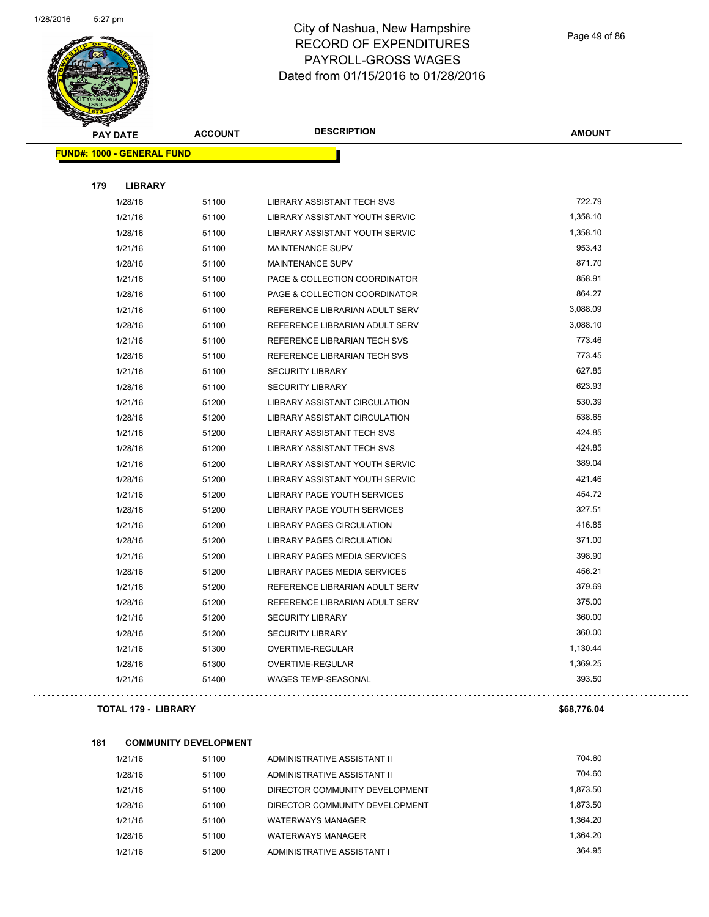# City of Nashua, New Hampshire
# RECORD OF EXPENDITURES
# PAYROLL-GROSS WAGES
# Dated from 01/15/2016 to 01/28/2016

| PAY DATE | ACCOUNT | DESCRIPTION | AMOUNT |
|---|---|---|---|
| **FUND#: 1000 - GENERAL FUND** | | | |
| **179 LIBRARY** | | | |
| 1/28/16 | 51100 | LIBRARY ASSISTANT TECH SVS | 722.79 |
| 1/21/16 | 51100 | LIBRARY ASSISTANT YOUTH SERVIC | 1,358.10 |
| 1/28/16 | 51100 | LIBRARY ASSISTANT YOUTH SERVIC | 1,358.10 |
| 1/21/16 | 51100 | MAINTENANCE SUPV | 953.43 |
| 1/28/16 | 51100 | MAINTENANCE SUPV | 871.70 |
| 1/21/16 | 51100 | PAGE & COLLECTION COORDINATOR | 858.91 |
| 1/28/16 | 51100 | PAGE & COLLECTION COORDINATOR | 864.27 |
| 1/21/16 | 51100 | REFERENCE LIBRARIAN ADULT SERV | 3,088.09 |
| 1/28/16 | 51100 | REFERENCE LIBRARIAN ADULT SERV | 3,088.10 |
| 1/21/16 | 51100 | REFERENCE LIBRARIAN TECH SVS | 773.46 |
| 1/28/16 | 51100 | REFERENCE LIBRARIAN TECH SVS | 773.45 |
| 1/21/16 | 51100 | SECURITY LIBRARY | 627.85 |
| 1/28/16 | 51100 | SECURITY LIBRARY | 623.93 |
| 1/21/16 | 51200 | LIBRARY ASSISTANT CIRCULATION | 530.39 |
| 1/28/16 | 51200 | LIBRARY ASSISTANT CIRCULATION | 538.65 |
| 1/21/16 | 51200 | LIBRARY ASSISTANT TECH SVS | 424.85 |
| 1/28/16 | 51200 | LIBRARY ASSISTANT TECH SVS | 424.85 |
| 1/21/16 | 51200 | LIBRARY ASSISTANT YOUTH SERVIC | 389.04 |
| 1/28/16 | 51200 | LIBRARY ASSISTANT YOUTH SERVIC | 421.46 |
| 1/21/16 | 51200 | LIBRARY PAGE YOUTH SERVICES | 454.72 |
| 1/28/16 | 51200 | LIBRARY PAGE YOUTH SERVICES | 327.51 |
| 1/21/16 | 51200 | LIBRARY PAGES CIRCULATION | 416.85 |
| 1/28/16 | 51200 | LIBRARY PAGES CIRCULATION | 371.00 |
| 1/21/16 | 51200 | LIBRARY PAGES MEDIA SERVICES | 398.90 |
| 1/28/16 | 51200 | LIBRARY PAGES MEDIA SERVICES | 456.21 |
| 1/21/16 | 51200 | REFERENCE LIBRARIAN ADULT SERV | 379.69 |
| 1/28/16 | 51200 | REFERENCE LIBRARIAN ADULT SERV | 375.00 |
| 1/21/16 | 51200 | SECURITY LIBRARY | 360.00 |
| 1/28/16 | 51200 | SECURITY LIBRARY | 360.00 |
| 1/21/16 | 51300 | OVERTIME-REGULAR | 1,130.44 |
| 1/28/16 | 51300 | OVERTIME-REGULAR | 1,369.25 |
| 1/21/16 | 51400 | WAGES TEMP-SEASONAL | 393.50 |
| **TOTAL 179 - LIBRARY** | | | **$68,776.04** |
| **181 COMMUNITY DEVELOPMENT** | | | |
| 1/21/16 | 51100 | ADMINISTRATIVE ASSISTANT II | 704.60 |
| 1/28/16 | 51100 | ADMINISTRATIVE ASSISTANT II | 704.60 |
| 1/21/16 | 51100 | DIRECTOR COMMUNITY DEVELOPMENT | 1,873.50 |
| 1/28/16 | 51100 | DIRECTOR COMMUNITY DEVELOPMENT | 1,873.50 |
| 1/21/16 | 51100 | WATERWAYS MANAGER | 1,364.20 |
| 1/28/16 | 51100 | WATERWAYS MANAGER | 1,364.20 |
| 1/21/16 | 51200 | ADMINISTRATIVE ASSISTANT I | 364.95 |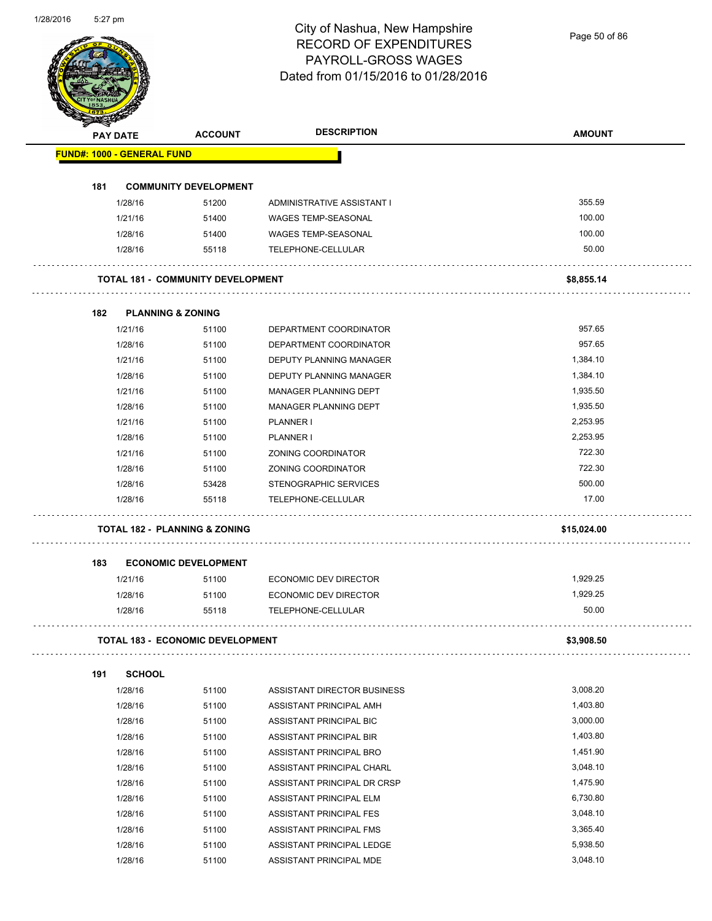# City of Nashua, New Hampshire
## RECORD OF EXPENDITURES
## PAYROLL-GROSS WAGES
## Dated from 01/15/2016 to 01/28/2016

| PAY DATE | ACCOUNT | DESCRIPTION | AMOUNT |
|---|---|---|---|
| **FUND#: 1000 - GENERAL FUND** | | | |
| **181 COMMUNITY DEVELOPMENT** | | | |
| 1/28/16 | 51200 | ADMINISTRATIVE ASSISTANT I | 355.59 |
| 1/21/16 | 51400 | WAGES TEMP-SEASONAL | 100.00 |
| 1/28/16 | 51400 | WAGES TEMP-SEASONAL | 100.00 |
| 1/28/16 | 55118 | TELEPHONE-CELLULAR | 50.00 |
| **TOTAL 181 - COMMUNITY DEVELOPMENT** | | | **$8,855.14** |
| **182 PLANNING & ZONING** | | | |
| 1/21/16 | 51100 | DEPARTMENT COORDINATOR | 957.65 |
| 1/28/16 | 51100 | DEPARTMENT COORDINATOR | 957.65 |
| 1/21/16 | 51100 | DEPUTY PLANNING MANAGER | 1,384.10 |
| 1/28/16 | 51100 | DEPUTY PLANNING MANAGER | 1,384.10 |
| 1/21/16 | 51100 | MANAGER PLANNING DEPT | 1,935.50 |
| 1/28/16 | 51100 | MANAGER PLANNING DEPT | 1,935.50 |
| 1/21/16 | 51100 | PLANNER I | 2,253.95 |
| 1/28/16 | 51100 | PLANNER I | 2,253.95 |
| 1/21/16 | 51100 | ZONING COORDINATOR | 722.30 |
| 1/28/16 | 51100 | ZONING COORDINATOR | 722.30 |
| 1/28/16 | 53428 | STENOGRAPHIC SERVICES | 500.00 |
| 1/28/16 | 55118 | TELEPHONE-CELLULAR | 17.00 |
| **TOTAL 182 - PLANNING & ZONING** | | | **$15,024.00** |
| **183 ECONOMIC DEVELOPMENT** | | | |
| 1/21/16 | 51100 | ECONOMIC DEV DIRECTOR | 1,929.25 |
| 1/28/16 | 51100 | ECONOMIC DEV DIRECTOR | 1,929.25 |
| 1/28/16 | 55118 | TELEPHONE-CELLULAR | 50.00 |
| **TOTAL 183 - ECONOMIC DEVELOPMENT** | | | **$3,908.50** |
| **191 SCHOOL** | | | |
| 1/28/16 | 51100 | ASSISTANT DIRECTOR BUSINESS | 3,008.20 |
| 1/28/16 | 51100 | ASSISTANT PRINCIPAL AMH | 1,403.80 |
| 1/28/16 | 51100 | ASSISTANT PRINCIPAL BIC | 3,000.00 |
| 1/28/16 | 51100 | ASSISTANT PRINCIPAL BIR | 1,403.80 |
| 1/28/16 | 51100 | ASSISTANT PRINCIPAL BRO | 1,451.90 |
| 1/28/16 | 51100 | ASSISTANT PRINCIPAL CHARL | 3,048.10 |
| 1/28/16 | 51100 | ASSISTANT PRINCIPAL DR CRSP | 1,475.90 |
| 1/28/16 | 51100 | ASSISTANT PRINCIPAL ELM | 6,730.80 |
| 1/28/16 | 51100 | ASSISTANT PRINCIPAL FES | 3,048.10 |
| 1/28/16 | 51100 | ASSISTANT PRINCIPAL FMS | 3,365.40 |
| 1/28/16 | 51100 | ASSISTANT PRINCIPAL LEDGE | 5,938.50 |
| 1/28/16 | 51100 | ASSISTANT PRINCIPAL MDE | 3,048.10 |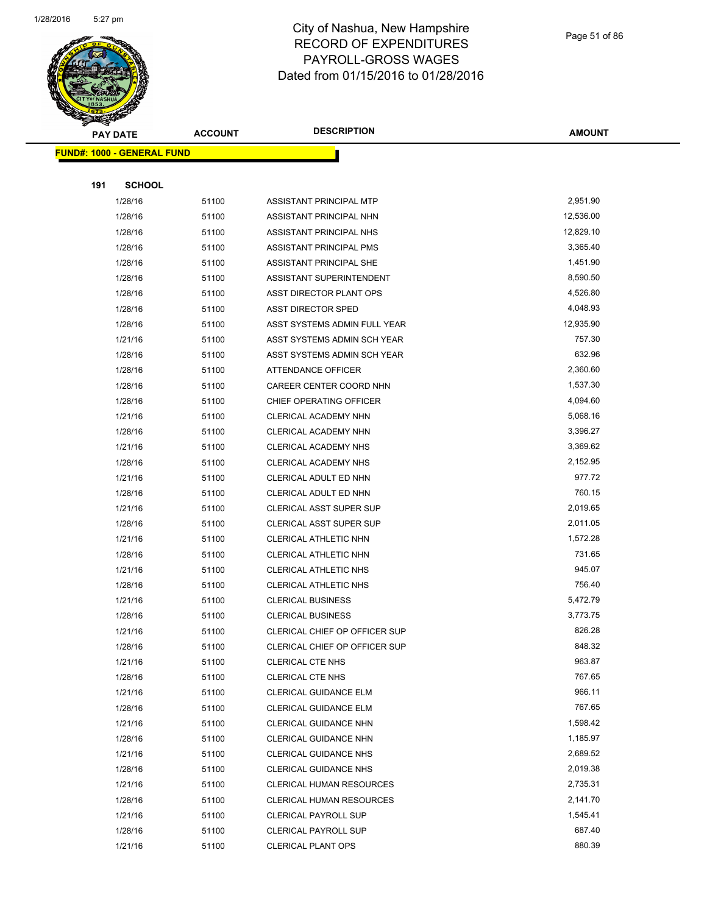# City of Nashua, New Hampshire
# RECORD OF EXPENDITURES
# PAYROLL-GROSS WAGES
# Dated from 01/15/2016 to 01/28/2016

**FUND#: 1000 - GENERAL FUND**

**191 SCHOOL**

| PAY DATE | ACCOUNT | DESCRIPTION | AMOUNT |
|---|---|---|---|
| 1/28/16 | 51100 | ASSISTANT PRINCIPAL MTP | 2,951.90 |
| 1/28/16 | 51100 | ASSISTANT PRINCIPAL NHN | 12,536.00 |
| 1/28/16 | 51100 | ASSISTANT PRINCIPAL NHS | 12,829.10 |
| 1/28/16 | 51100 | ASSISTANT PRINCIPAL PMS | 3,365.40 |
| 1/28/16 | 51100 | ASSISTANT PRINCIPAL SHE | 1,451.90 |
| 1/28/16 | 51100 | ASSISTANT SUPERINTENDENT | 8,590.50 |
| 1/28/16 | 51100 | ASST DIRECTOR PLANT OPS | 4,526.80 |
| 1/28/16 | 51100 | ASST DIRECTOR SPED | 4,048.93 |
| 1/28/16 | 51100 | ASST SYSTEMS ADMIN FULL YEAR | 12,935.90 |
| 1/21/16 | 51100 | ASST SYSTEMS ADMIN SCH YEAR | 757.30 |
| 1/28/16 | 51100 | ASST SYSTEMS ADMIN SCH YEAR | 632.96 |
| 1/28/16 | 51100 | ATTENDANCE OFFICER | 2,360.60 |
| 1/28/16 | 51100 | CAREER CENTER COORD NHN | 1,537.30 |
| 1/28/16 | 51100 | CHIEF OPERATING OFFICER | 4,094.60 |
| 1/21/16 | 51100 | CLERICAL ACADEMY NHN | 5,068.16 |
| 1/28/16 | 51100 | CLERICAL ACADEMY NHN | 3,396.27 |
| 1/21/16 | 51100 | CLERICAL ACADEMY NHS | 3,369.62 |
| 1/28/16 | 51100 | CLERICAL ACADEMY NHS | 2,152.95 |
| 1/21/16 | 51100 | CLERICAL ADULT ED NHN | 977.72 |
| 1/28/16 | 51100 | CLERICAL ADULT ED NHN | 760.15 |
| 1/21/16 | 51100 | CLERICAL ASST SUPER SUP | 2,019.65 |
| 1/28/16 | 51100 | CLERICAL ASST SUPER SUP | 2,011.05 |
| 1/21/16 | 51100 | CLERICAL ATHLETIC NHN | 1,572.28 |
| 1/28/16 | 51100 | CLERICAL ATHLETIC NHN | 731.65 |
| 1/21/16 | 51100 | CLERICAL ATHLETIC NHS | 945.07 |
| 1/28/16 | 51100 | CLERICAL ATHLETIC NHS | 756.40 |
| 1/21/16 | 51100 | CLERICAL BUSINESS | 5,472.79 |
| 1/28/16 | 51100 | CLERICAL BUSINESS | 3,773.75 |
| 1/21/16 | 51100 | CLERICAL CHIEF OP OFFICER SUP | 826.28 |
| 1/28/16 | 51100 | CLERICAL CHIEF OP OFFICER SUP | 848.32 |
| 1/21/16 | 51100 | CLERICAL CTE NHS | 963.87 |
| 1/28/16 | 51100 | CLERICAL CTE NHS | 767.65 |
| 1/21/16 | 51100 | CLERICAL GUIDANCE ELM | 966.11 |
| 1/28/16 | 51100 | CLERICAL GUIDANCE ELM | 767.65 |
| 1/21/16 | 51100 | CLERICAL GUIDANCE NHN | 1,598.42 |
| 1/28/16 | 51100 | CLERICAL GUIDANCE NHN | 1,185.97 |
| 1/21/16 | 51100 | CLERICAL GUIDANCE NHS | 2,689.52 |
| 1/28/16 | 51100 | CLERICAL GUIDANCE NHS | 2,019.38 |
| 1/21/16 | 51100 | CLERICAL HUMAN RESOURCES | 2,735.31 |
| 1/28/16 | 51100 | CLERICAL HUMAN RESOURCES | 2,141.70 |
| 1/21/16 | 51100 | CLERICAL PAYROLL SUP | 1,545.41 |
| 1/28/16 | 51100 | CLERICAL PAYROLL SUP | 687.40 |
| 1/21/16 | 51100 | CLERICAL PLANT OPS | 880.39 |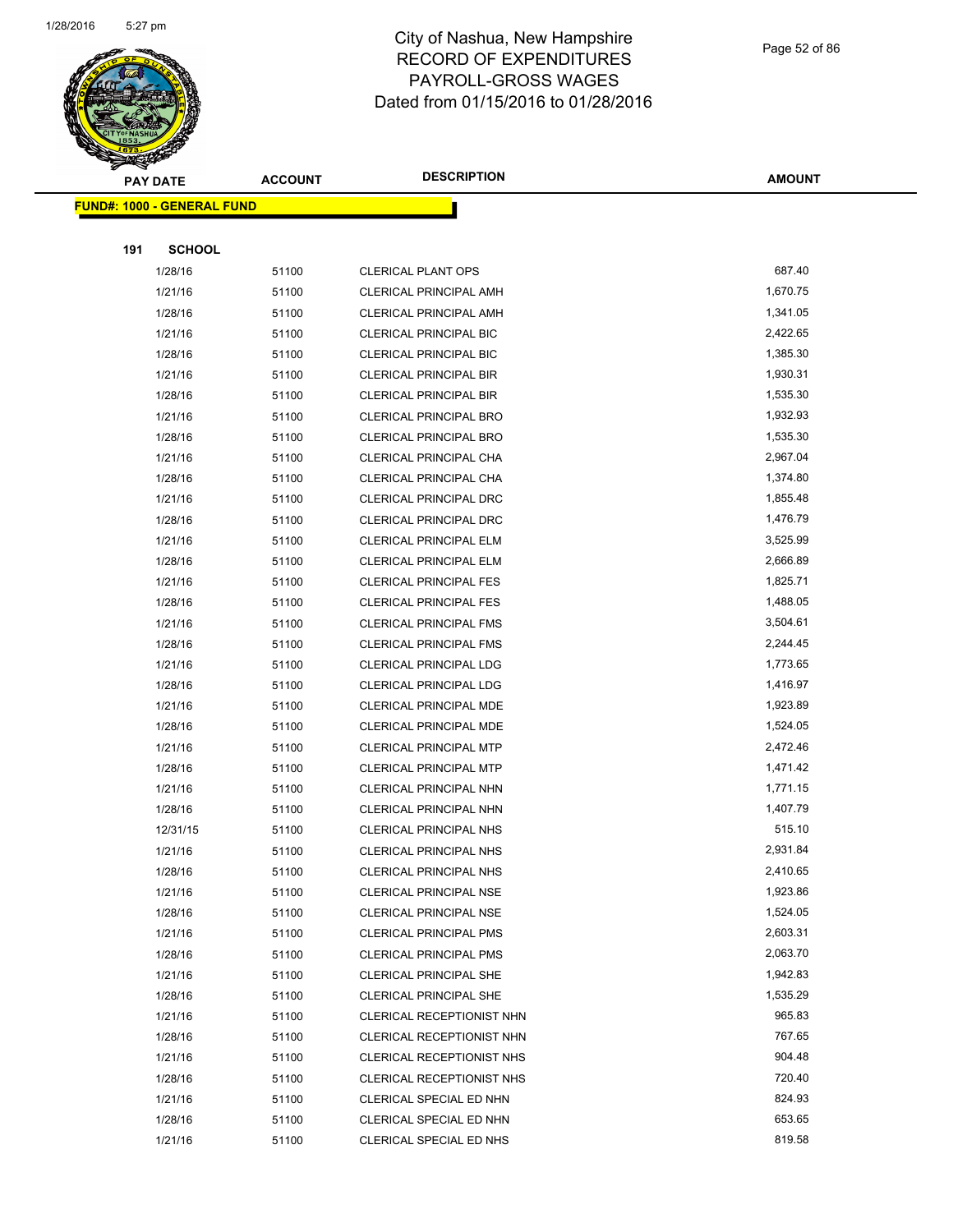# City of Nashua, New Hampshire
## RECORD OF EXPENDITURES
## PAYROLL-GROSS WAGES
## Dated from 01/15/2016 to 01/28/2016

**FUND#: 1000 - GENERAL FUND**

**191 SCHOOL**

| PAY DATE | ACCOUNT | DESCRIPTION | AMOUNT |
|---|---|---|---|
| 1/28/16 | 51100 | CLERICAL PLANT OPS | 687.40 |
| 1/21/16 | 51100 | CLERICAL PRINCIPAL AMH | 1,670.75 |
| 1/28/16 | 51100 | CLERICAL PRINCIPAL AMH | 1,341.05 |
| 1/21/16 | 51100 | CLERICAL PRINCIPAL BIC | 2,422.65 |
| 1/28/16 | 51100 | CLERICAL PRINCIPAL BIC | 1,385.30 |
| 1/21/16 | 51100 | CLERICAL PRINCIPAL BIR | 1,930.31 |
| 1/28/16 | 51100 | CLERICAL PRINCIPAL BIR | 1,535.30 |
| 1/21/16 | 51100 | CLERICAL PRINCIPAL BRO | 1,932.93 |
| 1/28/16 | 51100 | CLERICAL PRINCIPAL BRO | 1,535.30 |
| 1/21/16 | 51100 | CLERICAL PRINCIPAL CHA | 2,967.04 |
| 1/28/16 | 51100 | CLERICAL PRINCIPAL CHA | 1,374.80 |
| 1/21/16 | 51100 | CLERICAL PRINCIPAL DRC | 1,855.48 |
| 1/28/16 | 51100 | CLERICAL PRINCIPAL DRC | 1,476.79 |
| 1/21/16 | 51100 | CLERICAL PRINCIPAL ELM | 3,525.99 |
| 1/28/16 | 51100 | CLERICAL PRINCIPAL ELM | 2,666.89 |
| 1/21/16 | 51100 | CLERICAL PRINCIPAL FES | 1,825.71 |
| 1/28/16 | 51100 | CLERICAL PRINCIPAL FES | 1,488.05 |
| 1/21/16 | 51100 | CLERICAL PRINCIPAL FMS | 3,504.61 |
| 1/28/16 | 51100 | CLERICAL PRINCIPAL FMS | 2,244.45 |
| 1/21/16 | 51100 | CLERICAL PRINCIPAL LDG | 1,773.65 |
| 1/28/16 | 51100 | CLERICAL PRINCIPAL LDG | 1,416.97 |
| 1/21/16 | 51100 | CLERICAL PRINCIPAL MDE | 1,923.89 |
| 1/28/16 | 51100 | CLERICAL PRINCIPAL MDE | 1,524.05 |
| 1/21/16 | 51100 | CLERICAL PRINCIPAL MTP | 2,472.46 |
| 1/28/16 | 51100 | CLERICAL PRINCIPAL MTP | 1,471.42 |
| 1/21/16 | 51100 | CLERICAL PRINCIPAL NHN | 1,771.15 |
| 1/28/16 | 51100 | CLERICAL PRINCIPAL NHN | 1,407.79 |
| 12/31/15 | 51100 | CLERICAL PRINCIPAL NHS | 515.10 |
| 1/21/16 | 51100 | CLERICAL PRINCIPAL NHS | 2,931.84 |
| 1/28/16 | 51100 | CLERICAL PRINCIPAL NHS | 2,410.65 |
| 1/21/16 | 51100 | CLERICAL PRINCIPAL NSE | 1,923.86 |
| 1/28/16 | 51100 | CLERICAL PRINCIPAL NSE | 1,524.05 |
| 1/21/16 | 51100 | CLERICAL PRINCIPAL PMS | 2,603.31 |
| 1/28/16 | 51100 | CLERICAL PRINCIPAL PMS | 2,063.70 |
| 1/21/16 | 51100 | CLERICAL PRINCIPAL SHE | 1,942.83 |
| 1/28/16 | 51100 | CLERICAL PRINCIPAL SHE | 1,535.29 |
| 1/21/16 | 51100 | CLERICAL RECEPTIONIST NHN | 965.83 |
| 1/28/16 | 51100 | CLERICAL RECEPTIONIST NHN | 767.65 |
| 1/21/16 | 51100 | CLERICAL RECEPTIONIST NHS | 904.48 |
| 1/28/16 | 51100 | CLERICAL RECEPTIONIST NHS | 720.40 |
| 1/21/16 | 51100 | CLERICAL SPECIAL ED NHN | 824.93 |
| 1/28/16 | 51100 | CLERICAL SPECIAL ED NHN | 653.65 |
| 1/21/16 | 51100 | CLERICAL SPECIAL ED NHS | 819.58 |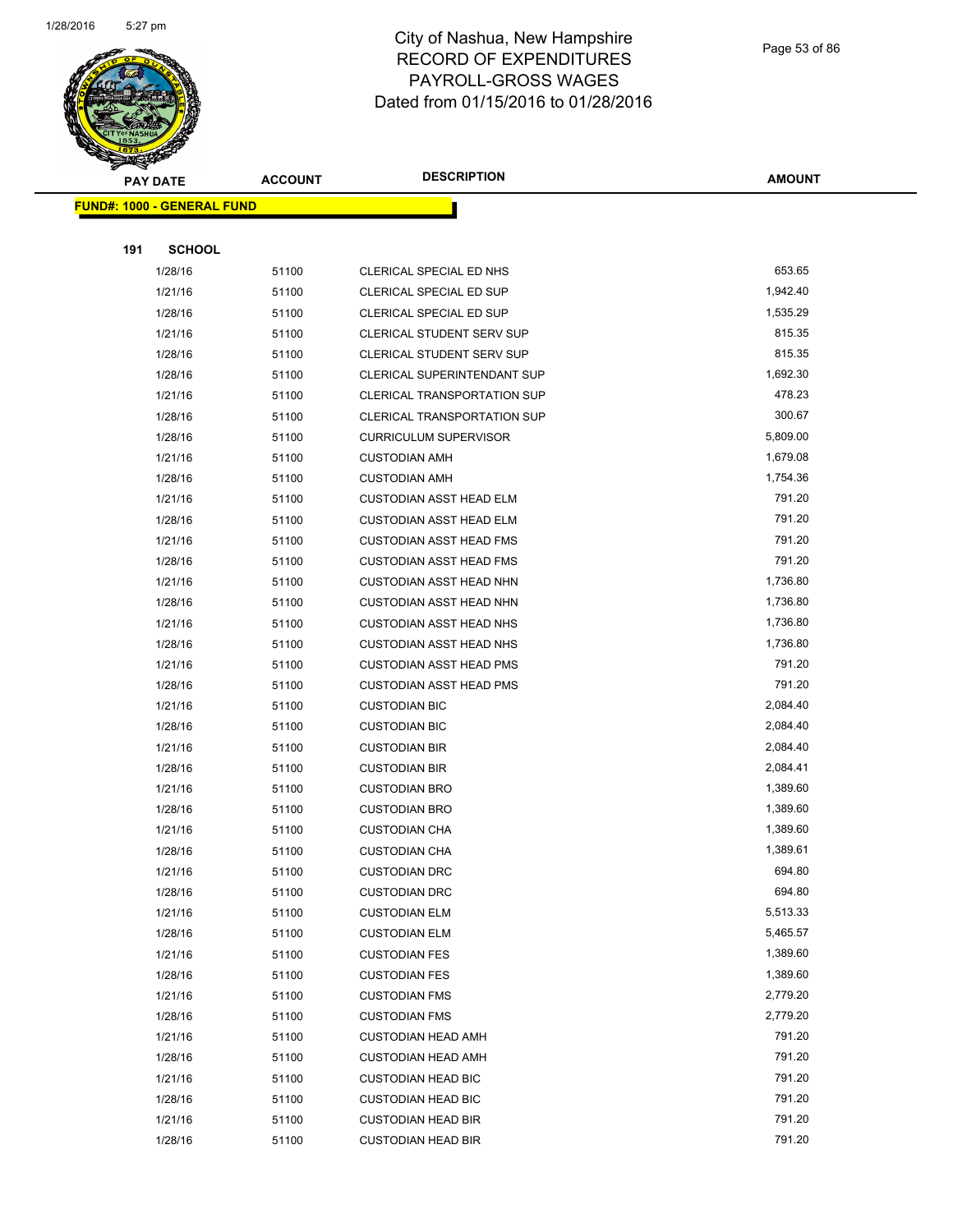# City of Nashua, New Hampshire
## RECORD OF EXPENDITURES
## PAYROLL-GROSS WAGES
## Dated from 01/15/2016 to 01/28/2016

**FUND#: 1000 - GENERAL FUND**

**191 SCHOOL**

| PAY DATE | ACCOUNT | DESCRIPTION | AMOUNT |
|---|---|---|---|
| 1/28/16 | 51100 | CLERICAL SPECIAL ED NHS | 653.65 |
| 1/21/16 | 51100 | CLERICAL SPECIAL ED SUP | 1,942.40 |
| 1/28/16 | 51100 | CLERICAL SPECIAL ED SUP | 1,535.29 |
| 1/21/16 | 51100 | CLERICAL STUDENT SERV SUP | 815.35 |
| 1/28/16 | 51100 | CLERICAL STUDENT SERV SUP | 815.35 |
| 1/28/16 | 51100 | CLERICAL SUPERINTENDANT SUP | 1,692.30 |
| 1/21/16 | 51100 | CLERICAL TRANSPORTATION SUP | 478.23 |
| 1/28/16 | 51100 | CLERICAL TRANSPORTATION SUP | 300.67 |
| 1/28/16 | 51100 | CURRICULUM SUPERVISOR | 5,809.00 |
| 1/21/16 | 51100 | CUSTODIAN AMH | 1,679.08 |
| 1/28/16 | 51100 | CUSTODIAN AMH | 1,754.36 |
| 1/21/16 | 51100 | CUSTODIAN ASST HEAD ELM | 791.20 |
| 1/28/16 | 51100 | CUSTODIAN ASST HEAD ELM | 791.20 |
| 1/21/16 | 51100 | CUSTODIAN ASST HEAD FMS | 791.20 |
| 1/28/16 | 51100 | CUSTODIAN ASST HEAD FMS | 791.20 |
| 1/21/16 | 51100 | CUSTODIAN ASST HEAD NHN | 1,736.80 |
| 1/28/16 | 51100 | CUSTODIAN ASST HEAD NHN | 1,736.80 |
| 1/21/16 | 51100 | CUSTODIAN ASST HEAD NHS | 1,736.80 |
| 1/28/16 | 51100 | CUSTODIAN ASST HEAD NHS | 1,736.80 |
| 1/21/16 | 51100 | CUSTODIAN ASST HEAD PMS | 791.20 |
| 1/28/16 | 51100 | CUSTODIAN ASST HEAD PMS | 791.20 |
| 1/21/16 | 51100 | CUSTODIAN BIC | 2,084.40 |
| 1/28/16 | 51100 | CUSTODIAN BIC | 2,084.40 |
| 1/21/16 | 51100 | CUSTODIAN BIR | 2,084.40 |
| 1/28/16 | 51100 | CUSTODIAN BIR | 2,084.41 |
| 1/21/16 | 51100 | CUSTODIAN BRO | 1,389.60 |
| 1/28/16 | 51100 | CUSTODIAN BRO | 1,389.60 |
| 1/21/16 | 51100 | CUSTODIAN CHA | 1,389.60 |
| 1/28/16 | 51100 | CUSTODIAN CHA | 1,389.61 |
| 1/21/16 | 51100 | CUSTODIAN DRC | 694.80 |
| 1/28/16 | 51100 | CUSTODIAN DRC | 694.80 |
| 1/21/16 | 51100 | CUSTODIAN ELM | 5,513.33 |
| 1/28/16 | 51100 | CUSTODIAN ELM | 5,465.57 |
| 1/21/16 | 51100 | CUSTODIAN FES | 1,389.60 |
| 1/28/16 | 51100 | CUSTODIAN FES | 1,389.60 |
| 1/21/16 | 51100 | CUSTODIAN FMS | 2,779.20 |
| 1/28/16 | 51100 | CUSTODIAN FMS | 2,779.20 |
| 1/21/16 | 51100 | CUSTODIAN HEAD AMH | 791.20 |
| 1/28/16 | 51100 | CUSTODIAN HEAD AMH | 791.20 |
| 1/21/16 | 51100 | CUSTODIAN HEAD BIC | 791.20 |
| 1/28/16 | 51100 | CUSTODIAN HEAD BIC | 791.20 |
| 1/21/16 | 51100 | CUSTODIAN HEAD BIR | 791.20 |
| 1/28/16 | 51100 | CUSTODIAN HEAD BIR | 791.20 |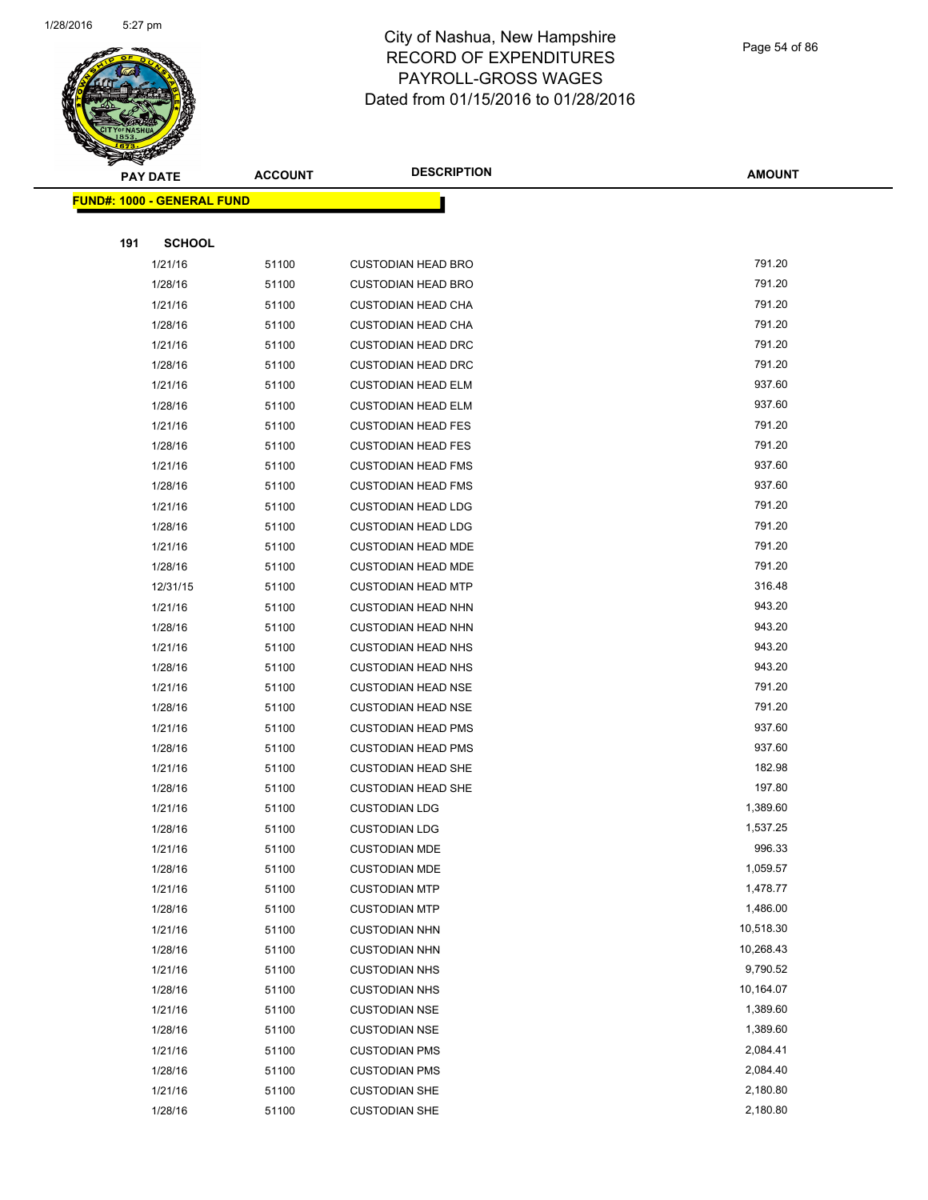# City of Nashua, New Hampshire
## RECORD OF EXPENDITURES
## PAYROLL-GROSS WAGES
## Dated from 01/15/2016 to 01/28/2016

| PAY DATE | ACCOUNT | DESCRIPTION | AMOUNT |
|---|---|---|---|
| **FUND#: 1000 - GENERAL FUND** | | | |
| **191 SCHOOL** | | | |
| 1/21/16 | 51100 | CUSTODIAN HEAD BRO | 791.20 |
| 1/28/16 | 51100 | CUSTODIAN HEAD BRO | 791.20 |
| 1/21/16 | 51100 | CUSTODIAN HEAD CHA | 791.20 |
| 1/28/16 | 51100 | CUSTODIAN HEAD CHA | 791.20 |
| 1/21/16 | 51100 | CUSTODIAN HEAD DRC | 791.20 |
| 1/28/16 | 51100 | CUSTODIAN HEAD DRC | 791.20 |
| 1/21/16 | 51100 | CUSTODIAN HEAD ELM | 937.60 |
| 1/28/16 | 51100 | CUSTODIAN HEAD ELM | 937.60 |
| 1/21/16 | 51100 | CUSTODIAN HEAD FES | 791.20 |
| 1/28/16 | 51100 | CUSTODIAN HEAD FES | 791.20 |
| 1/21/16 | 51100 | CUSTODIAN HEAD FMS | 937.60 |
| 1/28/16 | 51100 | CUSTODIAN HEAD FMS | 937.60 |
| 1/21/16 | 51100 | CUSTODIAN HEAD LDG | 791.20 |
| 1/28/16 | 51100 | CUSTODIAN HEAD LDG | 791.20 |
| 1/21/16 | 51100 | CUSTODIAN HEAD MDE | 791.20 |
| 1/28/16 | 51100 | CUSTODIAN HEAD MDE | 791.20 |
| 12/31/15 | 51100 | CUSTODIAN HEAD MTP | 316.48 |
| 1/21/16 | 51100 | CUSTODIAN HEAD NHN | 943.20 |
| 1/28/16 | 51100 | CUSTODIAN HEAD NHN | 943.20 |
| 1/21/16 | 51100 | CUSTODIAN HEAD NHS | 943.20 |
| 1/28/16 | 51100 | CUSTODIAN HEAD NHS | 943.20 |
| 1/21/16 | 51100 | CUSTODIAN HEAD NSE | 791.20 |
| 1/28/16 | 51100 | CUSTODIAN HEAD NSE | 791.20 |
| 1/21/16 | 51100 | CUSTODIAN HEAD PMS | 937.60 |
| 1/28/16 | 51100 | CUSTODIAN HEAD PMS | 937.60 |
| 1/21/16 | 51100 | CUSTODIAN HEAD SHE | 182.98 |
| 1/28/16 | 51100 | CUSTODIAN HEAD SHE | 197.80 |
| 1/21/16 | 51100 | CUSTODIAN LDG | 1,389.60 |
| 1/28/16 | 51100 | CUSTODIAN LDG | 1,537.25 |
| 1/21/16 | 51100 | CUSTODIAN MDE | 996.33 |
| 1/28/16 | 51100 | CUSTODIAN MDE | 1,059.57 |
| 1/21/16 | 51100 | CUSTODIAN MTP | 1,478.77 |
| 1/28/16 | 51100 | CUSTODIAN MTP | 1,486.00 |
| 1/21/16 | 51100 | CUSTODIAN NHN | 10,518.30 |
| 1/28/16 | 51100 | CUSTODIAN NHN | 10,268.43 |
| 1/21/16 | 51100 | CUSTODIAN NHS | 9,790.52 |
| 1/28/16 | 51100 | CUSTODIAN NHS | 10,164.07 |
| 1/21/16 | 51100 | CUSTODIAN NSE | 1,389.60 |
| 1/28/16 | 51100 | CUSTODIAN NSE | 1,389.60 |
| 1/21/16 | 51100 | CUSTODIAN PMS | 2,084.41 |
| 1/28/16 | 51100 | CUSTODIAN PMS | 2,084.40 |
| 1/21/16 | 51100 | CUSTODIAN SHE | 2,180.80 |
| 1/28/16 | 51100 | CUSTODIAN SHE | 2,180.80 |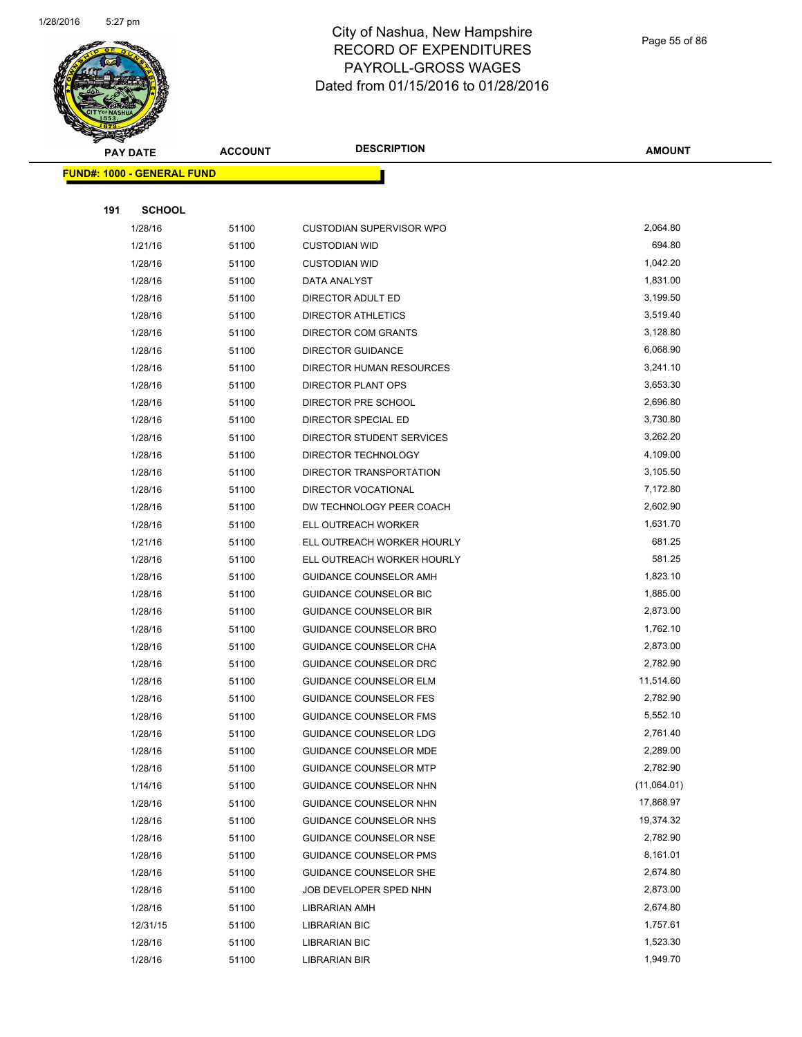# City of Nashua, New Hampshire
## RECORD OF EXPENDITURES
## PAYROLL-GROSS WAGES
## Dated from 01/15/2016 to 01/28/2016

**FUND#: 1000 - GENERAL FUND**

**191 SCHOOL**

| PAY DATE | ACCOUNT | DESCRIPTION | AMOUNT |
|---|---|---|---|
| 1/28/16 | 51100 | CUSTODIAN SUPERVISOR WPO | 2,064.80 |
| 1/21/16 | 51100 | CUSTODIAN WID | 694.80 |
| 1/28/16 | 51100 | CUSTODIAN WID | 1,042.20 |
| 1/28/16 | 51100 | DATA ANALYST | 1,831.00 |
| 1/28/16 | 51100 | DIRECTOR ADULT ED | 3,199.50 |
| 1/28/16 | 51100 | DIRECTOR ATHLETICS | 3,519.40 |
| 1/28/16 | 51100 | DIRECTOR COM GRANTS | 3,128.80 |
| 1/28/16 | 51100 | DIRECTOR GUIDANCE | 6,068.90 |
| 1/28/16 | 51100 | DIRECTOR HUMAN RESOURCES | 3,241.10 |
| 1/28/16 | 51100 | DIRECTOR PLANT OPS | 3,653.30 |
| 1/28/16 | 51100 | DIRECTOR PRE SCHOOL | 2,696.80 |
| 1/28/16 | 51100 | DIRECTOR SPECIAL ED | 3,730.80 |
| 1/28/16 | 51100 | DIRECTOR STUDENT SERVICES | 3,262.20 |
| 1/28/16 | 51100 | DIRECTOR TECHNOLOGY | 4,109.00 |
| 1/28/16 | 51100 | DIRECTOR TRANSPORTATION | 3,105.50 |
| 1/28/16 | 51100 | DIRECTOR VOCATIONAL | 7,172.80 |
| 1/28/16 | 51100 | DW TECHNOLOGY PEER COACH | 2,602.90 |
| 1/28/16 | 51100 | ELL OUTREACH WORKER | 1,631.70 |
| 1/21/16 | 51100 | ELL OUTREACH WORKER HOURLY | 681.25 |
| 1/28/16 | 51100 | ELL OUTREACH WORKER HOURLY | 581.25 |
| 1/28/16 | 51100 | GUIDANCE COUNSELOR AMH | 1,823.10 |
| 1/28/16 | 51100 | GUIDANCE COUNSELOR BIC | 1,885.00 |
| 1/28/16 | 51100 | GUIDANCE COUNSELOR BIR | 2,873.00 |
| 1/28/16 | 51100 | GUIDANCE COUNSELOR BRO | 1,762.10 |
| 1/28/16 | 51100 | GUIDANCE COUNSELOR CHA | 2,873.00 |
| 1/28/16 | 51100 | GUIDANCE COUNSELOR DRC | 2,782.90 |
| 1/28/16 | 51100 | GUIDANCE COUNSELOR ELM | 11,514.60 |
| 1/28/16 | 51100 | GUIDANCE COUNSELOR FES | 2,782.90 |
| 1/28/16 | 51100 | GUIDANCE COUNSELOR FMS | 5,552.10 |
| 1/28/16 | 51100 | GUIDANCE COUNSELOR LDG | 2,761.40 |
| 1/28/16 | 51100 | GUIDANCE COUNSELOR MDE | 2,289.00 |
| 1/28/16 | 51100 | GUIDANCE COUNSELOR MTP | 2,782.90 |
| 1/14/16 | 51100 | GUIDANCE COUNSELOR NHN | (11,064.01) |
| 1/28/16 | 51100 | GUIDANCE COUNSELOR NHN | 17,868.97 |
| 1/28/16 | 51100 | GUIDANCE COUNSELOR NHS | 19,374.32 |
| 1/28/16 | 51100 | GUIDANCE COUNSELOR NSE | 2,782.90 |
| 1/28/16 | 51100 | GUIDANCE COUNSELOR PMS | 8,161.01 |
| 1/28/16 | 51100 | GUIDANCE COUNSELOR SHE | 2,674.80 |
| 1/28/16 | 51100 | JOB DEVELOPER SPED NHN | 2,873.00 |
| 1/28/16 | 51100 | LIBRARIAN AMH | 2,674.80 |
| 12/31/15 | 51100 | LIBRARIAN BIC | 1,757.61 |
| 1/28/16 | 51100 | LIBRARIAN BIC | 1,523.30 |
| 1/28/16 | 51100 | LIBRARIAN BIR | 1,949.70 |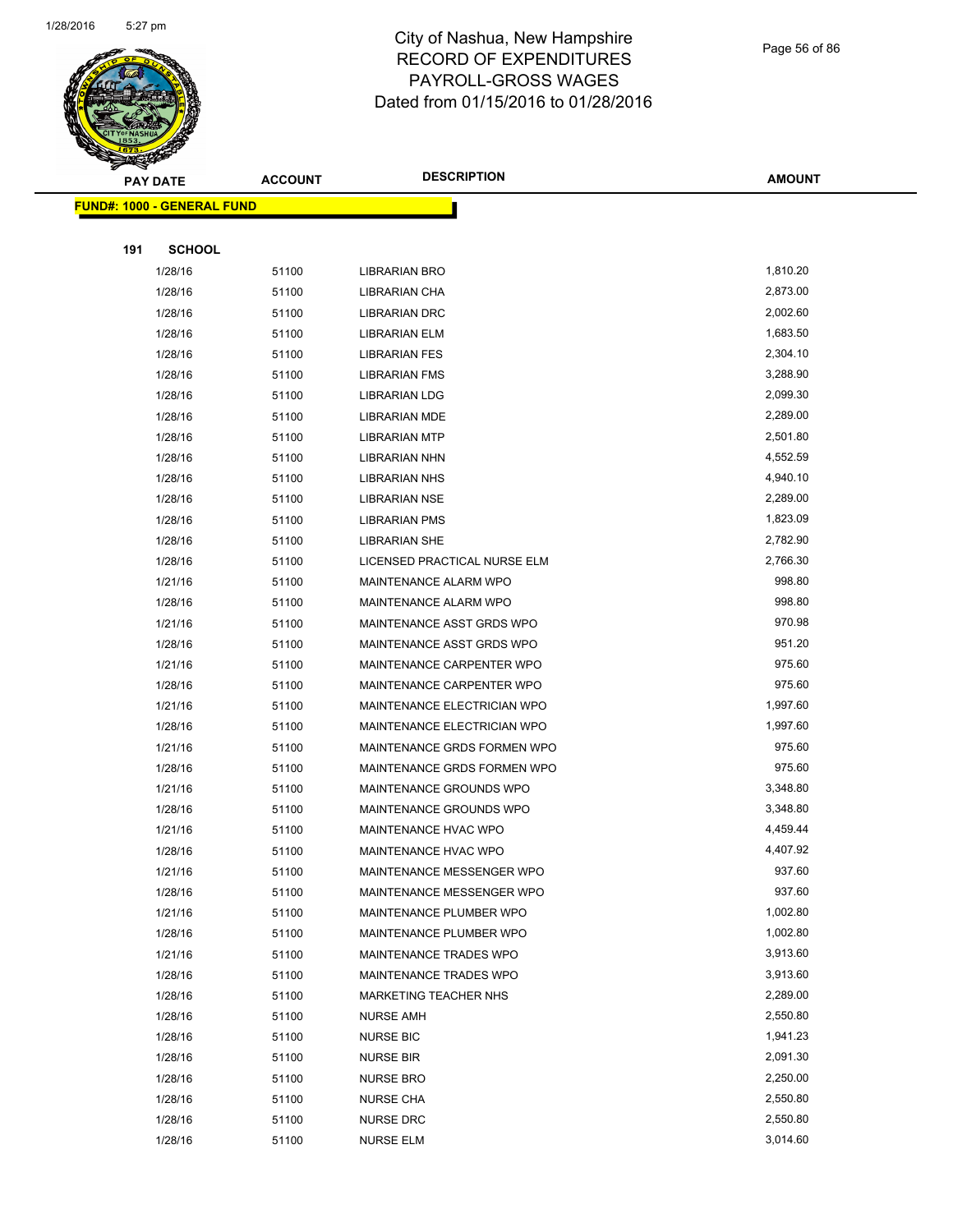# City of Nashua, New Hampshire
## RECORD OF EXPENDITURES
## PAYROLL-GROSS WAGES
## Dated from 01/15/2016 to 01/28/2016

| PAY DATE | ACCOUNT | DESCRIPTION | AMOUNT |
|---|---|---|---|
| **FUND#: 1000 - GENERAL FUND** | | | |
| **191 SCHOOL** | | | |
| 1/28/16 | 51100 | LIBRARIAN BRO | 1,810.20 |
| 1/28/16 | 51100 | LIBRARIAN CHA | 2,873.00 |
| 1/28/16 | 51100 | LIBRARIAN DRC | 2,002.60 |
| 1/28/16 | 51100 | LIBRARIAN ELM | 1,683.50 |
| 1/28/16 | 51100 | LIBRARIAN FES | 2,304.10 |
| 1/28/16 | 51100 | LIBRARIAN FMS | 3,288.90 |
| 1/28/16 | 51100 | LIBRARIAN LDG | 2,099.30 |
| 1/28/16 | 51100 | LIBRARIAN MDE | 2,289.00 |
| 1/28/16 | 51100 | LIBRARIAN MTP | 2,501.80 |
| 1/28/16 | 51100 | LIBRARIAN NHN | 4,552.59 |
| 1/28/16 | 51100 | LIBRARIAN NHS | 4,940.10 |
| 1/28/16 | 51100 | LIBRARIAN NSE | 2,289.00 |
| 1/28/16 | 51100 | LIBRARIAN PMS | 1,823.09 |
| 1/28/16 | 51100 | LIBRARIAN SHE | 2,782.90 |
| 1/28/16 | 51100 | LICENSED PRACTICAL NURSE ELM | 2,766.30 |
| 1/21/16 | 51100 | MAINTENANCE ALARM WPO | 998.80 |
| 1/28/16 | 51100 | MAINTENANCE ALARM WPO | 998.80 |
| 1/21/16 | 51100 | MAINTENANCE ASST GRDS WPO | 970.98 |
| 1/28/16 | 51100 | MAINTENANCE ASST GRDS WPO | 951.20 |
| 1/21/16 | 51100 | MAINTENANCE CARPENTER WPO | 975.60 |
| 1/28/16 | 51100 | MAINTENANCE CARPENTER WPO | 975.60 |
| 1/21/16 | 51100 | MAINTENANCE ELECTRICIAN WPO | 1,997.60 |
| 1/28/16 | 51100 | MAINTENANCE ELECTRICIAN WPO | 1,997.60 |
| 1/21/16 | 51100 | MAINTENANCE GRDS FORMEN WPO | 975.60 |
| 1/28/16 | 51100 | MAINTENANCE GRDS FORMEN WPO | 975.60 |
| 1/21/16 | 51100 | MAINTENANCE GROUNDS WPO | 3,348.80 |
| 1/28/16 | 51100 | MAINTENANCE GROUNDS WPO | 3,348.80 |
| 1/21/16 | 51100 | MAINTENANCE HVAC WPO | 4,459.44 |
| 1/28/16 | 51100 | MAINTENANCE HVAC WPO | 4,407.92 |
| 1/21/16 | 51100 | MAINTENANCE MESSENGER WPO | 937.60 |
| 1/28/16 | 51100 | MAINTENANCE MESSENGER WPO | 937.60 |
| 1/21/16 | 51100 | MAINTENANCE PLUMBER WPO | 1,002.80 |
| 1/28/16 | 51100 | MAINTENANCE PLUMBER WPO | 1,002.80 |
| 1/21/16 | 51100 | MAINTENANCE TRADES WPO | 3,913.60 |
| 1/28/16 | 51100 | MAINTENANCE TRADES WPO | 3,913.60 |
| 1/28/16 | 51100 | MARKETING TEACHER NHS | 2,289.00 |
| 1/28/16 | 51100 | NURSE AMH | 2,550.80 |
| 1/28/16 | 51100 | NURSE BIC | 1,941.23 |
| 1/28/16 | 51100 | NURSE BIR | 2,091.30 |
| 1/28/16 | 51100 | NURSE BRO | 2,250.00 |
| 1/28/16 | 51100 | NURSE CHA | 2,550.80 |
| 1/28/16 | 51100 | NURSE DRC | 2,550.80 |
| 1/28/16 | 51100 | NURSE ELM | 3,014.60 |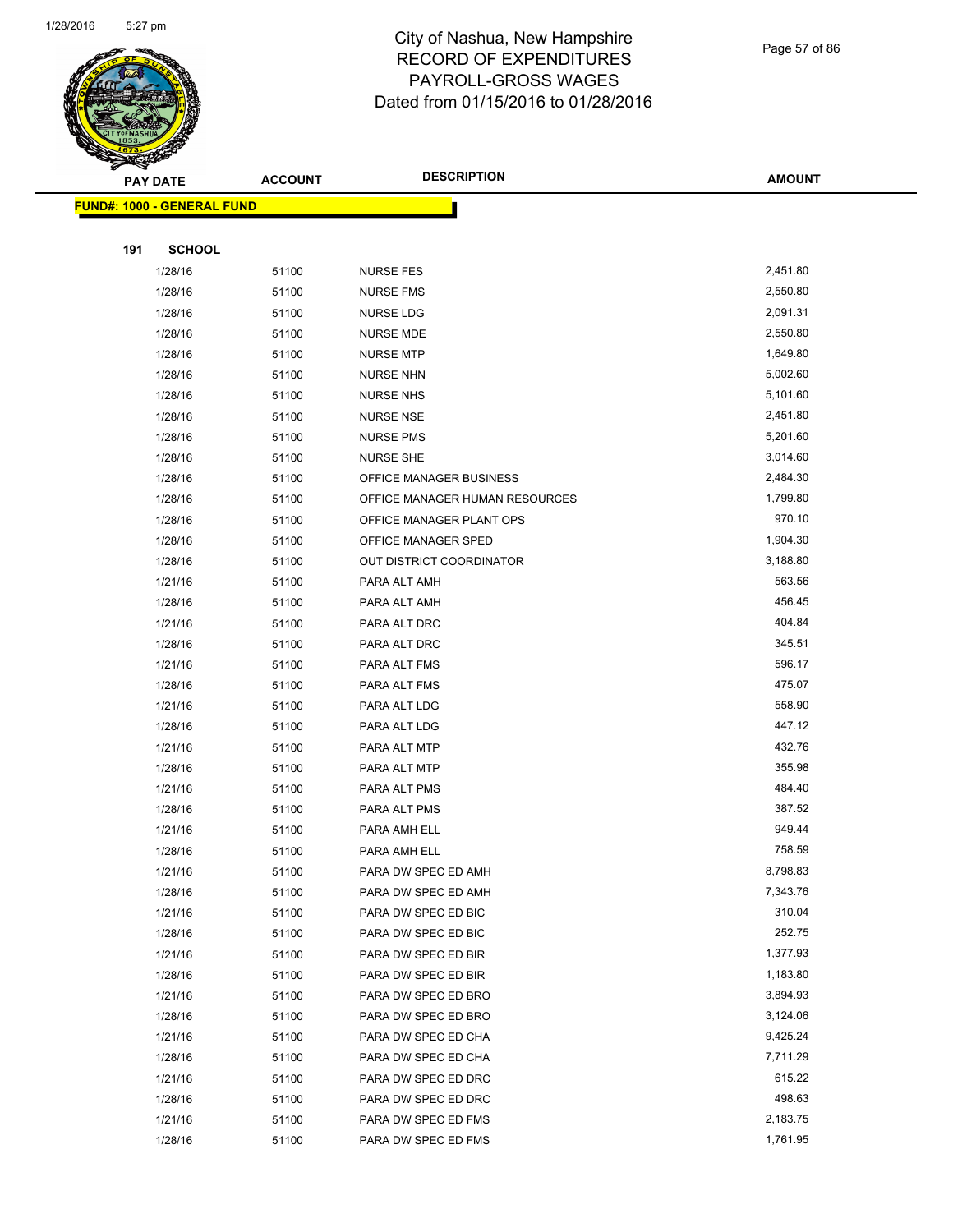# City of Nashua, New Hampshire
# RECORD OF EXPENDITURES
# PAYROLL-GROSS WAGES
# Dated from 01/15/2016 to 01/28/2016

| PAY DATE | ACCOUNT | DESCRIPTION | AMOUNT |
|---|---|---|---|

**FUND#: 1000 - GENERAL FUND**

**191 SCHOOL**

| PAY DATE | ACCOUNT | DESCRIPTION | AMOUNT |
|---|---|---|---|
| 1/28/16 | 51100 | NURSE FES | 2,451.80 |
| 1/28/16 | 51100 | NURSE FMS | 2,550.80 |
| 1/28/16 | 51100 | NURSE LDG | 2,091.31 |
| 1/28/16 | 51100 | NURSE MDE | 2,550.80 |
| 1/28/16 | 51100 | NURSE MTP | 1,649.80 |
| 1/28/16 | 51100 | NURSE NHN | 5,002.60 |
| 1/28/16 | 51100 | NURSE NHS | 5,101.60 |
| 1/28/16 | 51100 | NURSE NSE | 2,451.80 |
| 1/28/16 | 51100 | NURSE PMS | 5,201.60 |
| 1/28/16 | 51100 | NURSE SHE | 3,014.60 |
| 1/28/16 | 51100 | OFFICE MANAGER BUSINESS | 2,484.30 |
| 1/28/16 | 51100 | OFFICE MANAGER HUMAN RESOURCES | 1,799.80 |
| 1/28/16 | 51100 | OFFICE MANAGER PLANT OPS | 970.10 |
| 1/28/16 | 51100 | OFFICE MANAGER SPED | 1,904.30 |
| 1/28/16 | 51100 | OUT DISTRICT COORDINATOR | 3,188.80 |
| 1/21/16 | 51100 | PARA ALT AMH | 563.56 |
| 1/28/16 | 51100 | PARA ALT AMH | 456.45 |
| 1/21/16 | 51100 | PARA ALT DRC | 404.84 |
| 1/28/16 | 51100 | PARA ALT DRC | 345.51 |
| 1/21/16 | 51100 | PARA ALT FMS | 596.17 |
| 1/28/16 | 51100 | PARA ALT FMS | 475.07 |
| 1/21/16 | 51100 | PARA ALT LDG | 558.90 |
| 1/28/16 | 51100 | PARA ALT LDG | 447.12 |
| 1/21/16 | 51100 | PARA ALT MTP | 432.76 |
| 1/28/16 | 51100 | PARA ALT MTP | 355.98 |
| 1/21/16 | 51100 | PARA ALT PMS | 484.40 |
| 1/28/16 | 51100 | PARA ALT PMS | 387.52 |
| 1/21/16 | 51100 | PARA AMH ELL | 949.44 |
| 1/28/16 | 51100 | PARA AMH ELL | 758.59 |
| 1/21/16 | 51100 | PARA DW SPEC ED AMH | 8,798.83 |
| 1/28/16 | 51100 | PARA DW SPEC ED AMH | 7,343.76 |
| 1/21/16 | 51100 | PARA DW SPEC ED BIC | 310.04 |
| 1/28/16 | 51100 | PARA DW SPEC ED BIC | 252.75 |
| 1/21/16 | 51100 | PARA DW SPEC ED BIR | 1,377.93 |
| 1/28/16 | 51100 | PARA DW SPEC ED BIR | 1,183.80 |
| 1/21/16 | 51100 | PARA DW SPEC ED BRO | 3,894.93 |
| 1/28/16 | 51100 | PARA DW SPEC ED BRO | 3,124.06 |
| 1/21/16 | 51100 | PARA DW SPEC ED CHA | 9,425.24 |
| 1/28/16 | 51100 | PARA DW SPEC ED CHA | 7,711.29 |
| 1/21/16 | 51100 | PARA DW SPEC ED DRC | 615.22 |
| 1/28/16 | 51100 | PARA DW SPEC ED DRC | 498.63 |
| 1/21/16 | 51100 | PARA DW SPEC ED FMS | 2,183.75 |
| 1/28/16 | 51100 | PARA DW SPEC ED FMS | 1,761.95 |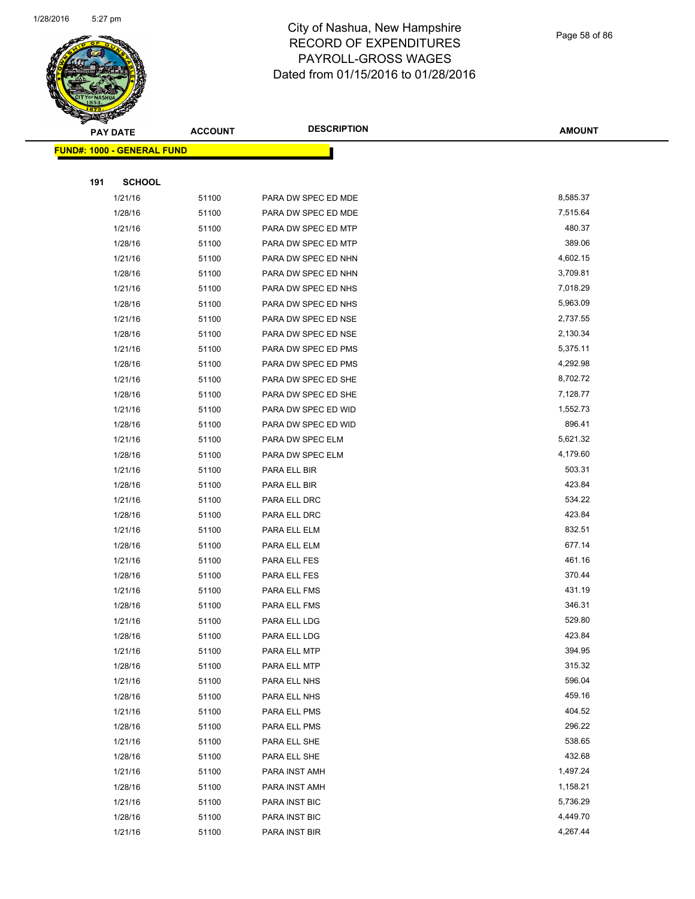# City of Nashua, New Hampshire
## RECORD OF EXPENDITURES
## PAYROLL-GROSS WAGES
## Dated from 01/15/2016 to 01/28/2016

| PAY DATE | ACCOUNT | DESCRIPTION | AMOUNT |
|---|---|---|---|

**FUND#: 1000 - GENERAL FUND**

**191 SCHOOL**

| PAY DATE | ACCOUNT | DESCRIPTION | AMOUNT |
|---|---|---|---|
| 1/21/16 | 51100 | PARA DW SPEC ED MDE | 8,585.37 |
| 1/28/16 | 51100 | PARA DW SPEC ED MDE | 7,515.64 |
| 1/21/16 | 51100 | PARA DW SPEC ED MTP | 480.37 |
| 1/28/16 | 51100 | PARA DW SPEC ED MTP | 389.06 |
| 1/21/16 | 51100 | PARA DW SPEC ED NHN | 4,602.15 |
| 1/28/16 | 51100 | PARA DW SPEC ED NHN | 3,709.81 |
| 1/21/16 | 51100 | PARA DW SPEC ED NHS | 7,018.29 |
| 1/28/16 | 51100 | PARA DW SPEC ED NHS | 5,963.09 |
| 1/21/16 | 51100 | PARA DW SPEC ED NSE | 2,737.55 |
| 1/28/16 | 51100 | PARA DW SPEC ED NSE | 2,130.34 |
| 1/21/16 | 51100 | PARA DW SPEC ED PMS | 5,375.11 |
| 1/28/16 | 51100 | PARA DW SPEC ED PMS | 4,292.98 |
| 1/21/16 | 51100 | PARA DW SPEC ED SHE | 8,702.72 |
| 1/28/16 | 51100 | PARA DW SPEC ED SHE | 7,128.77 |
| 1/21/16 | 51100 | PARA DW SPEC ED WID | 1,552.73 |
| 1/28/16 | 51100 | PARA DW SPEC ED WID | 896.41 |
| 1/21/16 | 51100 | PARA DW SPEC ELM | 5,621.32 |
| 1/28/16 | 51100 | PARA DW SPEC ELM | 4,179.60 |
| 1/21/16 | 51100 | PARA ELL BIR | 503.31 |
| 1/28/16 | 51100 | PARA ELL BIR | 423.84 |
| 1/21/16 | 51100 | PARA ELL DRC | 534.22 |
| 1/28/16 | 51100 | PARA ELL DRC | 423.84 |
| 1/21/16 | 51100 | PARA ELL ELM | 832.51 |
| 1/28/16 | 51100 | PARA ELL ELM | 677.14 |
| 1/21/16 | 51100 | PARA ELL FES | 461.16 |
| 1/28/16 | 51100 | PARA ELL FES | 370.44 |
| 1/21/16 | 51100 | PARA ELL FMS | 431.19 |
| 1/28/16 | 51100 | PARA ELL FMS | 346.31 |
| 1/21/16 | 51100 | PARA ELL LDG | 529.80 |
| 1/28/16 | 51100 | PARA ELL LDG | 423.84 |
| 1/21/16 | 51100 | PARA ELL MTP | 394.95 |
| 1/28/16 | 51100 | PARA ELL MTP | 315.32 |
| 1/21/16 | 51100 | PARA ELL NHS | 596.04 |
| 1/28/16 | 51100 | PARA ELL NHS | 459.16 |
| 1/21/16 | 51100 | PARA ELL PMS | 404.52 |
| 1/28/16 | 51100 | PARA ELL PMS | 296.22 |
| 1/21/16 | 51100 | PARA ELL SHE | 538.65 |
| 1/28/16 | 51100 | PARA ELL SHE | 432.68 |
| 1/21/16 | 51100 | PARA INST AMH | 1,497.24 |
| 1/28/16 | 51100 | PARA INST AMH | 1,158.21 |
| 1/21/16 | 51100 | PARA INST BIC | 5,736.29 |
| 1/28/16 | 51100 | PARA INST BIC | 4,449.70 |
| 1/21/16 | 51100 | PARA INST BIR | 4,267.44 |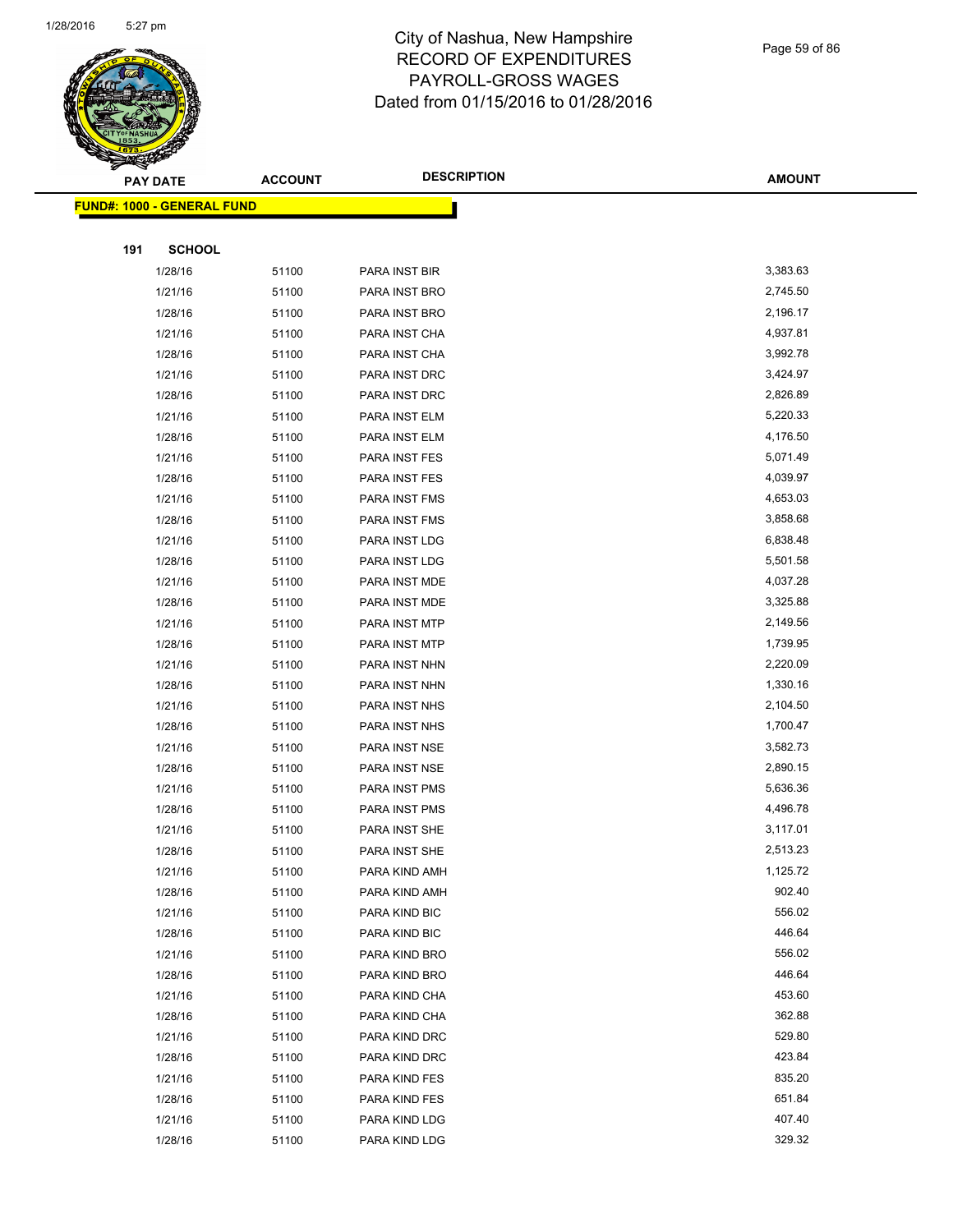# City of Nashua, New Hampshire
## RECORD OF EXPENDITURES
## PAYROLL-GROSS WAGES
## Dated from 01/15/2016 to 01/28/2016

| PAY DATE | ACCOUNT | DESCRIPTION | AMOUNT |
|---|---|---|---|

**FUND#: 1000 - GENERAL FUND**

**191 SCHOOL**

| PAY DATE | ACCOUNT | DESCRIPTION | AMOUNT |
|---|---|---|---|
| 1/28/16 | 51100 | PARA INST BIR | 3,383.63 |
| 1/21/16 | 51100 | PARA INST BRO | 2,745.50 |
| 1/28/16 | 51100 | PARA INST BRO | 2,196.17 |
| 1/21/16 | 51100 | PARA INST CHA | 4,937.81 |
| 1/28/16 | 51100 | PARA INST CHA | 3,992.78 |
| 1/21/16 | 51100 | PARA INST DRC | 3,424.97 |
| 1/28/16 | 51100 | PARA INST DRC | 2,826.89 |
| 1/21/16 | 51100 | PARA INST ELM | 5,220.33 |
| 1/28/16 | 51100 | PARA INST ELM | 4,176.50 |
| 1/21/16 | 51100 | PARA INST FES | 5,071.49 |
| 1/28/16 | 51100 | PARA INST FES | 4,039.97 |
| 1/21/16 | 51100 | PARA INST FMS | 4,653.03 |
| 1/28/16 | 51100 | PARA INST FMS | 3,858.68 |
| 1/21/16 | 51100 | PARA INST LDG | 6,838.48 |
| 1/28/16 | 51100 | PARA INST LDG | 5,501.58 |
| 1/21/16 | 51100 | PARA INST MDE | 4,037.28 |
| 1/28/16 | 51100 | PARA INST MDE | 3,325.88 |
| 1/21/16 | 51100 | PARA INST MTP | 2,149.56 |
| 1/28/16 | 51100 | PARA INST MTP | 1,739.95 |
| 1/21/16 | 51100 | PARA INST NHN | 2,220.09 |
| 1/28/16 | 51100 | PARA INST NHN | 1,330.16 |
| 1/21/16 | 51100 | PARA INST NHS | 2,104.50 |
| 1/28/16 | 51100 | PARA INST NHS | 1,700.47 |
| 1/21/16 | 51100 | PARA INST NSE | 3,582.73 |
| 1/28/16 | 51100 | PARA INST NSE | 2,890.15 |
| 1/21/16 | 51100 | PARA INST PMS | 5,636.36 |
| 1/28/16 | 51100 | PARA INST PMS | 4,496.78 |
| 1/21/16 | 51100 | PARA INST SHE | 3,117.01 |
| 1/28/16 | 51100 | PARA INST SHE | 2,513.23 |
| 1/21/16 | 51100 | PARA KIND AMH | 1,125.72 |
| 1/28/16 | 51100 | PARA KIND AMH | 902.40 |
| 1/21/16 | 51100 | PARA KIND BIC | 556.02 |
| 1/28/16 | 51100 | PARA KIND BIC | 446.64 |
| 1/21/16 | 51100 | PARA KIND BRO | 556.02 |
| 1/28/16 | 51100 | PARA KIND BRO | 446.64 |
| 1/21/16 | 51100 | PARA KIND CHA | 453.60 |
| 1/28/16 | 51100 | PARA KIND CHA | 362.88 |
| 1/21/16 | 51100 | PARA KIND DRC | 529.80 |
| 1/28/16 | 51100 | PARA KIND DRC | 423.84 |
| 1/21/16 | 51100 | PARA KIND FES | 835.20 |
| 1/28/16 | 51100 | PARA KIND FES | 651.84 |
| 1/21/16 | 51100 | PARA KIND LDG | 407.40 |
| 1/28/16 | 51100 | PARA KIND LDG | 329.32 |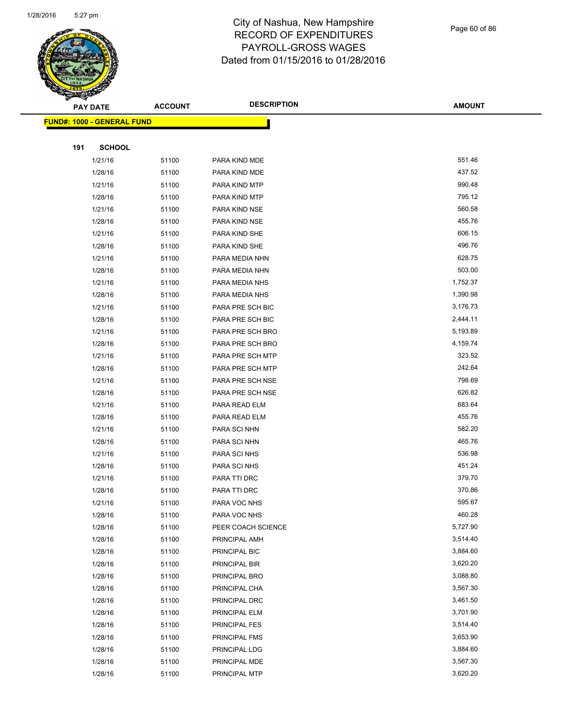# City of Nashua, New Hampshire
# RECORD OF EXPENDITURES
# PAYROLL-GROSS WAGES
# Dated from 01/15/2016 to 01/28/2016

| PAY DATE | ACCOUNT | DESCRIPTION | AMOUNT |
|---|---|---|---|
| **FUND#: 1000 - GENERAL FUND** | | | |
| **191 SCHOOL** | | | |
| 1/21/16 | 51100 | PARA KIND MDE | 551.46 |
| 1/28/16 | 51100 | PARA KIND MDE | 437.52 |
| 1/21/16 | 51100 | PARA KIND MTP | 990.48 |
| 1/28/16 | 51100 | PARA KIND MTP | 795.12 |
| 1/21/16 | 51100 | PARA KIND NSE | 560.58 |
| 1/28/16 | 51100 | PARA KIND NSE | 455.76 |
| 1/21/16 | 51100 | PARA KIND SHE | 606.15 |
| 1/28/16 | 51100 | PARA KIND SHE | 496.76 |
| 1/21/16 | 51100 | PARA MEDIA NHN | 628.75 |
| 1/28/16 | 51100 | PARA MEDIA NHN | 503.00 |
| 1/21/16 | 51100 | PARA MEDIA NHS | 1,752.37 |
| 1/28/16 | 51100 | PARA MEDIA NHS | 1,390.98 |
| 1/21/16 | 51100 | PARA PRE SCH BIC | 3,176.73 |
| 1/28/16 | 51100 | PARA PRE SCH BIC | 2,444.11 |
| 1/21/16 | 51100 | PARA PRE SCH BRO | 5,193.89 |
| 1/28/16 | 51100 | PARA PRE SCH BRO | 4,159.74 |
| 1/21/16 | 51100 | PARA PRE SCH MTP | 323.52 |
| 1/28/16 | 51100 | PARA PRE SCH MTP | 242.64 |
| 1/21/16 | 51100 | PARA PRE SCH NSE | 798.69 |
| 1/28/16 | 51100 | PARA PRE SCH NSE | 626.82 |
| 1/21/16 | 51100 | PARA READ ELM | 683.64 |
| 1/28/16 | 51100 | PARA READ ELM | 455.76 |
| 1/21/16 | 51100 | PARA SCI NHN | 582.20 |
| 1/28/16 | 51100 | PARA SCI NHN | 465.76 |
| 1/21/16 | 51100 | PARA SCI NHS | 536.98 |
| 1/28/16 | 51100 | PARA SCI NHS | 451.24 |
| 1/21/16 | 51100 | PARA TTI DRC | 379.70 |
| 1/28/16 | 51100 | PARA TTI DRC | 370.86 |
| 1/21/16 | 51100 | PARA VOC NHS | 595.67 |
| 1/28/16 | 51100 | PARA VOC NHS | 460.28 |
| 1/28/16 | 51100 | PEER COACH SCIENCE | 5,727.90 |
| 1/28/16 | 51100 | PRINCIPAL AMH | 3,514.40 |
| 1/28/16 | 51100 | PRINCIPAL BIC | 3,884.60 |
| 1/28/16 | 51100 | PRINCIPAL BIR | 3,620.20 |
| 1/28/16 | 51100 | PRINCIPAL BRO | 3,088.80 |
| 1/28/16 | 51100 | PRINCIPAL CHA | 3,567.30 |
| 1/28/16 | 51100 | PRINCIPAL DRC | 3,461.50 |
| 1/28/16 | 51100 | PRINCIPAL ELM | 3,701.90 |
| 1/28/16 | 51100 | PRINCIPAL FES | 3,514.40 |
| 1/28/16 | 51100 | PRINCIPAL FMS | 3,653.90 |
| 1/28/16 | 51100 | PRINCIPAL LDG | 3,884.60 |
| 1/28/16 | 51100 | PRINCIPAL MDE | 3,567.30 |
| 1/28/16 | 51100 | PRINCIPAL MTP | 3,620.20 |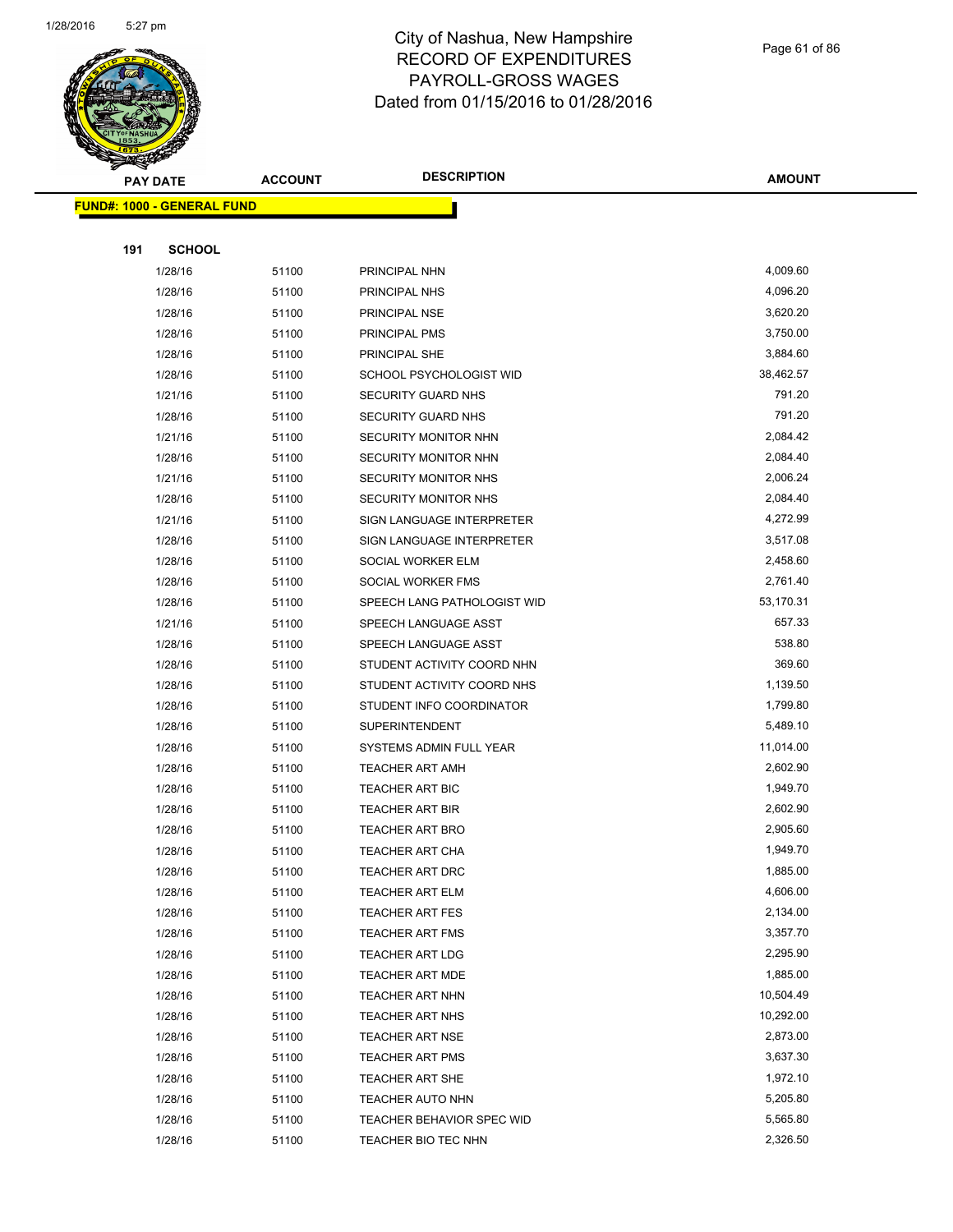# City of Nashua, New Hampshire
## RECORD OF EXPENDITURES
## PAYROLL-GROSS WAGES
## Dated from 01/15/2016 to 01/28/2016

| PAY DATE | ACCOUNT | DESCRIPTION | AMOUNT |
|---|---|---|---|

**FUND#: 1000 - GENERAL FUND**

**191 SCHOOL**

| PAY DATE | ACCOUNT | DESCRIPTION | AMOUNT |
|---|---|---|---|
| 1/28/16 | 51100 | PRINCIPAL NHN | 4,009.60 |
| 1/28/16 | 51100 | PRINCIPAL NHS | 4,096.20 |
| 1/28/16 | 51100 | PRINCIPAL NSE | 3,620.20 |
| 1/28/16 | 51100 | PRINCIPAL PMS | 3,750.00 |
| 1/28/16 | 51100 | PRINCIPAL SHE | 3,884.60 |
| 1/28/16 | 51100 | SCHOOL PSYCHOLOGIST WID | 38,462.57 |
| 1/21/16 | 51100 | SECURITY GUARD NHS | 791.20 |
| 1/28/16 | 51100 | SECURITY GUARD NHS | 791.20 |
| 1/21/16 | 51100 | SECURITY MONITOR NHN | 2,084.42 |
| 1/28/16 | 51100 | SECURITY MONITOR NHN | 2,084.40 |
| 1/21/16 | 51100 | SECURITY MONITOR NHS | 2,006.24 |
| 1/28/16 | 51100 | SECURITY MONITOR NHS | 2,084.40 |
| 1/21/16 | 51100 | SIGN LANGUAGE INTERPRETER | 4,272.99 |
| 1/28/16 | 51100 | SIGN LANGUAGE INTERPRETER | 3,517.08 |
| 1/28/16 | 51100 | SOCIAL WORKER ELM | 2,458.60 |
| 1/28/16 | 51100 | SOCIAL WORKER FMS | 2,761.40 |
| 1/28/16 | 51100 | SPEECH LANG PATHOLOGIST WID | 53,170.31 |
| 1/21/16 | 51100 | SPEECH LANGUAGE ASST | 657.33 |
| 1/28/16 | 51100 | SPEECH LANGUAGE ASST | 538.80 |
| 1/28/16 | 51100 | STUDENT ACTIVITY COORD NHN | 369.60 |
| 1/28/16 | 51100 | STUDENT ACTIVITY COORD NHS | 1,139.50 |
| 1/28/16 | 51100 | STUDENT INFO COORDINATOR | 1,799.80 |
| 1/28/16 | 51100 | SUPERINTENDENT | 5,489.10 |
| 1/28/16 | 51100 | SYSTEMS ADMIN FULL YEAR | 11,014.00 |
| 1/28/16 | 51100 | TEACHER ART AMH | 2,602.90 |
| 1/28/16 | 51100 | TEACHER ART BIC | 1,949.70 |
| 1/28/16 | 51100 | TEACHER ART BIR | 2,602.90 |
| 1/28/16 | 51100 | TEACHER ART BRO | 2,905.60 |
| 1/28/16 | 51100 | TEACHER ART CHA | 1,949.70 |
| 1/28/16 | 51100 | TEACHER ART DRC | 1,885.00 |
| 1/28/16 | 51100 | TEACHER ART ELM | 4,606.00 |
| 1/28/16 | 51100 | TEACHER ART FES | 2,134.00 |
| 1/28/16 | 51100 | TEACHER ART FMS | 3,357.70 |
| 1/28/16 | 51100 | TEACHER ART LDG | 2,295.90 |
| 1/28/16 | 51100 | TEACHER ART MDE | 1,885.00 |
| 1/28/16 | 51100 | TEACHER ART NHN | 10,504.49 |
| 1/28/16 | 51100 | TEACHER ART NHS | 10,292.00 |
| 1/28/16 | 51100 | TEACHER ART NSE | 2,873.00 |
| 1/28/16 | 51100 | TEACHER ART PMS | 3,637.30 |
| 1/28/16 | 51100 | TEACHER ART SHE | 1,972.10 |
| 1/28/16 | 51100 | TEACHER AUTO NHN | 5,205.80 |
| 1/28/16 | 51100 | TEACHER BEHAVIOR SPEC WID | 5,565.80 |
| 1/28/16 | 51100 | TEACHER BIO TEC NHN | 2,326.50 |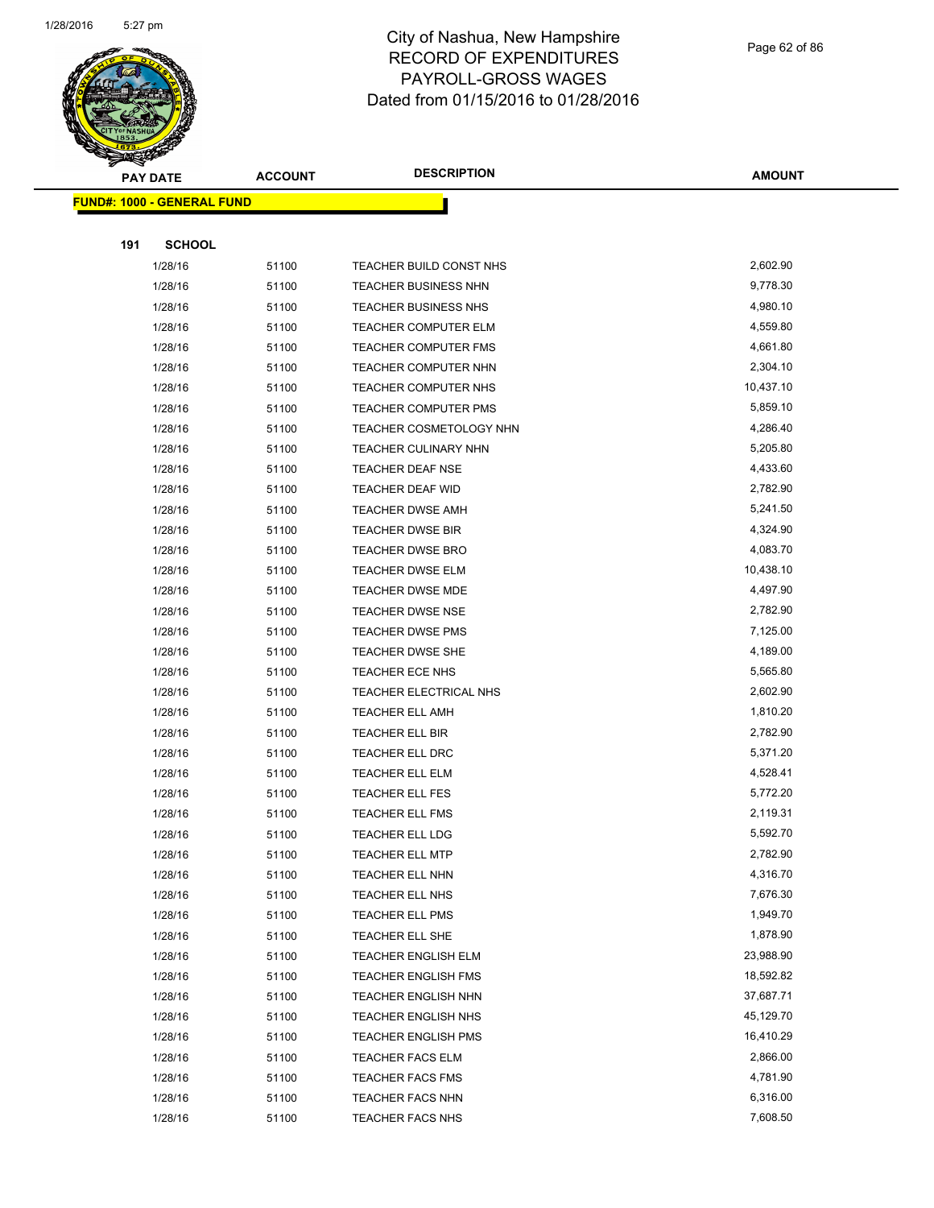# City of Nashua, New Hampshire
## RECORD OF EXPENDITURES
## PAYROLL-GROSS WAGES
## Dated from 01/15/2016 to 01/28/2016

**FUND#: 1000 - GENERAL FUND**

**191 SCHOOL**

| PAY DATE | ACCOUNT | DESCRIPTION | AMOUNT |
|---|---|---|---|
| 1/28/16 | 51100 | TEACHER BUILD CONST NHS | 2,602.90 |
| 1/28/16 | 51100 | TEACHER BUSINESS NHN | 9,778.30 |
| 1/28/16 | 51100 | TEACHER BUSINESS NHS | 4,980.10 |
| 1/28/16 | 51100 | TEACHER COMPUTER ELM | 4,559.80 |
| 1/28/16 | 51100 | TEACHER COMPUTER FMS | 4,661.80 |
| 1/28/16 | 51100 | TEACHER COMPUTER NHN | 2,304.10 |
| 1/28/16 | 51100 | TEACHER COMPUTER NHS | 10,437.10 |
| 1/28/16 | 51100 | TEACHER COMPUTER PMS | 5,859.10 |
| 1/28/16 | 51100 | TEACHER COSMETOLOGY NHN | 4,286.40 |
| 1/28/16 | 51100 | TEACHER CULINARY NHN | 5,205.80 |
| 1/28/16 | 51100 | TEACHER DEAF NSE | 4,433.60 |
| 1/28/16 | 51100 | TEACHER DEAF WID | 2,782.90 |
| 1/28/16 | 51100 | TEACHER DWSE AMH | 5,241.50 |
| 1/28/16 | 51100 | TEACHER DWSE BIR | 4,324.90 |
| 1/28/16 | 51100 | TEACHER DWSE BRO | 4,083.70 |
| 1/28/16 | 51100 | TEACHER DWSE ELM | 10,438.10 |
| 1/28/16 | 51100 | TEACHER DWSE MDE | 4,497.90 |
| 1/28/16 | 51100 | TEACHER DWSE NSE | 2,782.90 |
| 1/28/16 | 51100 | TEACHER DWSE PMS | 7,125.00 |
| 1/28/16 | 51100 | TEACHER DWSE SHE | 4,189.00 |
| 1/28/16 | 51100 | TEACHER ECE NHS | 5,565.80 |
| 1/28/16 | 51100 | TEACHER ELECTRICAL NHS | 2,602.90 |
| 1/28/16 | 51100 | TEACHER ELL AMH | 1,810.20 |
| 1/28/16 | 51100 | TEACHER ELL BIR | 2,782.90 |
| 1/28/16 | 51100 | TEACHER ELL DRC | 5,371.20 |
| 1/28/16 | 51100 | TEACHER ELL ELM | 4,528.41 |
| 1/28/16 | 51100 | TEACHER ELL FES | 5,772.20 |
| 1/28/16 | 51100 | TEACHER ELL FMS | 2,119.31 |
| 1/28/16 | 51100 | TEACHER ELL LDG | 5,592.70 |
| 1/28/16 | 51100 | TEACHER ELL MTP | 2,782.90 |
| 1/28/16 | 51100 | TEACHER ELL NHN | 4,316.70 |
| 1/28/16 | 51100 | TEACHER ELL NHS | 7,676.30 |
| 1/28/16 | 51100 | TEACHER ELL PMS | 1,949.70 |
| 1/28/16 | 51100 | TEACHER ELL SHE | 1,878.90 |
| 1/28/16 | 51100 | TEACHER ENGLISH ELM | 23,988.90 |
| 1/28/16 | 51100 | TEACHER ENGLISH FMS | 18,592.82 |
| 1/28/16 | 51100 | TEACHER ENGLISH NHN | 37,687.71 |
| 1/28/16 | 51100 | TEACHER ENGLISH NHS | 45,129.70 |
| 1/28/16 | 51100 | TEACHER ENGLISH PMS | 16,410.29 |
| 1/28/16 | 51100 | TEACHER FACS ELM | 2,866.00 |
| 1/28/16 | 51100 | TEACHER FACS FMS | 4,781.90 |
| 1/28/16 | 51100 | TEACHER FACS NHN | 6,316.00 |
| 1/28/16 | 51100 | TEACHER FACS NHS | 7,608.50 |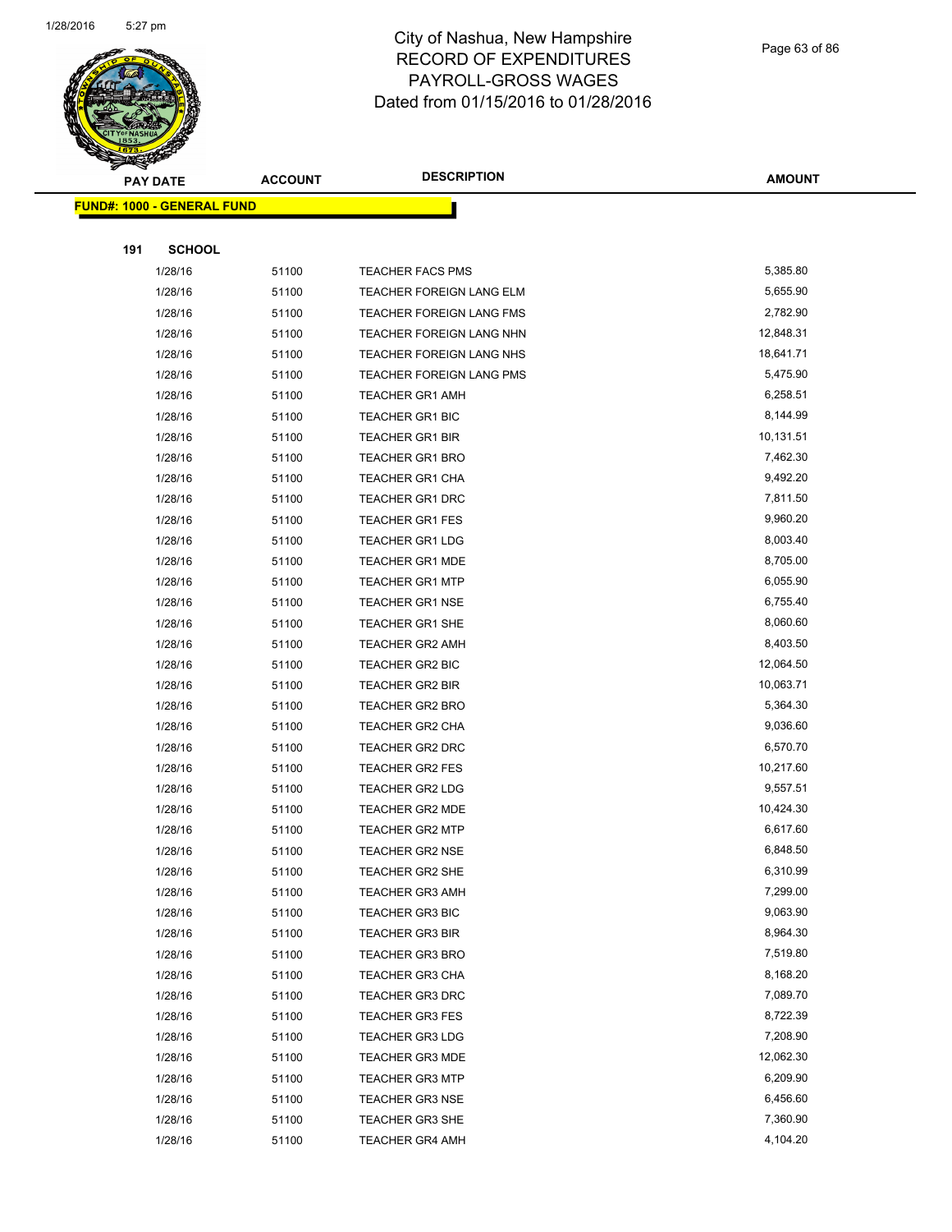# City of Nashua, New Hampshire
## RECORD OF EXPENDITURES
## PAYROLL-GROSS WAGES
## Dated from 01/15/2016 to 01/28/2016

| PAY DATE | ACCOUNT | DESCRIPTION | AMOUNT |
|---|---|---|---|

**FUND#: 1000 - GENERAL FUND**

**191 SCHOOL**

| PAY DATE | ACCOUNT | DESCRIPTION | AMOUNT |
|---|---|---|---|
| 1/28/16 | 51100 | TEACHER FACS PMS | 5,385.80 |
| 1/28/16 | 51100 | TEACHER FOREIGN LANG ELM | 5,655.90 |
| 1/28/16 | 51100 | TEACHER FOREIGN LANG FMS | 2,782.90 |
| 1/28/16 | 51100 | TEACHER FOREIGN LANG NHN | 12,848.31 |
| 1/28/16 | 51100 | TEACHER FOREIGN LANG NHS | 18,641.71 |
| 1/28/16 | 51100 | TEACHER FOREIGN LANG PMS | 5,475.90 |
| 1/28/16 | 51100 | TEACHER GR1 AMH | 6,258.51 |
| 1/28/16 | 51100 | TEACHER GR1 BIC | 8,144.99 |
| 1/28/16 | 51100 | TEACHER GR1 BIR | 10,131.51 |
| 1/28/16 | 51100 | TEACHER GR1 BRO | 7,462.30 |
| 1/28/16 | 51100 | TEACHER GR1 CHA | 9,492.20 |
| 1/28/16 | 51100 | TEACHER GR1 DRC | 7,811.50 |
| 1/28/16 | 51100 | TEACHER GR1 FES | 9,960.20 |
| 1/28/16 | 51100 | TEACHER GR1 LDG | 8,003.40 |
| 1/28/16 | 51100 | TEACHER GR1 MDE | 8,705.00 |
| 1/28/16 | 51100 | TEACHER GR1 MTP | 6,055.90 |
| 1/28/16 | 51100 | TEACHER GR1 NSE | 6,755.40 |
| 1/28/16 | 51100 | TEACHER GR1 SHE | 8,060.60 |
| 1/28/16 | 51100 | TEACHER GR2 AMH | 8,403.50 |
| 1/28/16 | 51100 | TEACHER GR2 BIC | 12,064.50 |
| 1/28/16 | 51100 | TEACHER GR2 BIR | 10,063.71 |
| 1/28/16 | 51100 | TEACHER GR2 BRO | 5,364.30 |
| 1/28/16 | 51100 | TEACHER GR2 CHA | 9,036.60 |
| 1/28/16 | 51100 | TEACHER GR2 DRC | 6,570.70 |
| 1/28/16 | 51100 | TEACHER GR2 FES | 10,217.60 |
| 1/28/16 | 51100 | TEACHER GR2 LDG | 9,557.51 |
| 1/28/16 | 51100 | TEACHER GR2 MDE | 10,424.30 |
| 1/28/16 | 51100 | TEACHER GR2 MTP | 6,617.60 |
| 1/28/16 | 51100 | TEACHER GR2 NSE | 6,848.50 |
| 1/28/16 | 51100 | TEACHER GR2 SHE | 6,310.99 |
| 1/28/16 | 51100 | TEACHER GR3 AMH | 7,299.00 |
| 1/28/16 | 51100 | TEACHER GR3 BIC | 9,063.90 |
| 1/28/16 | 51100 | TEACHER GR3 BIR | 8,964.30 |
| 1/28/16 | 51100 | TEACHER GR3 BRO | 7,519.80 |
| 1/28/16 | 51100 | TEACHER GR3 CHA | 8,168.20 |
| 1/28/16 | 51100 | TEACHER GR3 DRC | 7,089.70 |
| 1/28/16 | 51100 | TEACHER GR3 FES | 8,722.39 |
| 1/28/16 | 51100 | TEACHER GR3 LDG | 7,208.90 |
| 1/28/16 | 51100 | TEACHER GR3 MDE | 12,062.30 |
| 1/28/16 | 51100 | TEACHER GR3 MTP | 6,209.90 |
| 1/28/16 | 51100 | TEACHER GR3 NSE | 6,456.60 |
| 1/28/16 | 51100 | TEACHER GR3 SHE | 7,360.90 |
| 1/28/16 | 51100 | TEACHER GR4 AMH | 4,104.20 |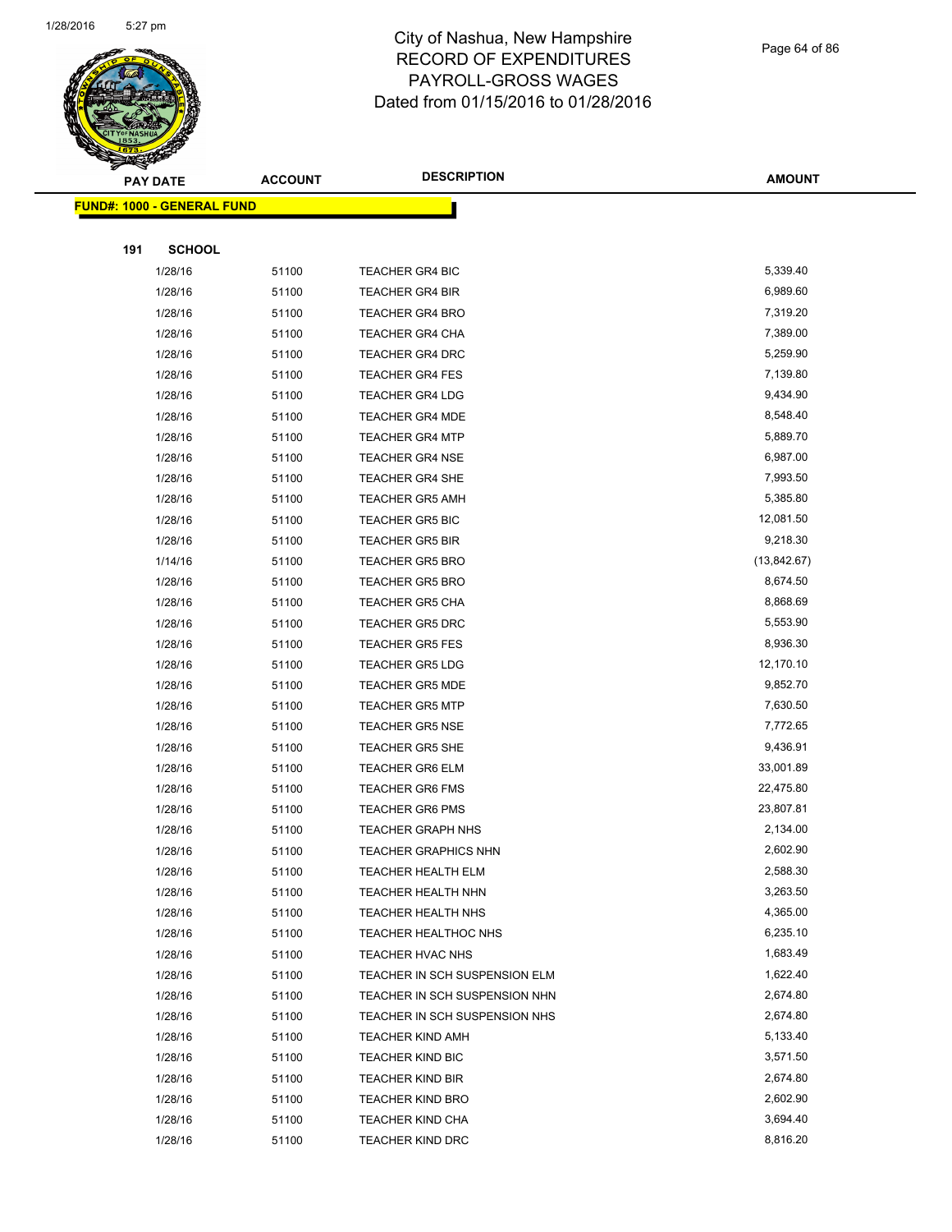# City of Nashua, New Hampshire
## RECORD OF EXPENDITURES
## PAYROLL-GROSS WAGES
## Dated from 01/15/2016 to 01/28/2016

| PAY DATE | ACCOUNT | DESCRIPTION | AMOUNT |
|---|---|---|---|
| **FUND#: 1000 - GENERAL FUND** | | | |
| **191 SCHOOL** | | | |
| 1/28/16 | 51100 | TEACHER GR4 BIC | 5,339.40 |
| 1/28/16 | 51100 | TEACHER GR4 BIR | 6,989.60 |
| 1/28/16 | 51100 | TEACHER GR4 BRO | 7,319.20 |
| 1/28/16 | 51100 | TEACHER GR4 CHA | 7,389.00 |
| 1/28/16 | 51100 | TEACHER GR4 DRC | 5,259.90 |
| 1/28/16 | 51100 | TEACHER GR4 FES | 7,139.80 |
| 1/28/16 | 51100 | TEACHER GR4 LDG | 9,434.90 |
| 1/28/16 | 51100 | TEACHER GR4 MDE | 8,548.40 |
| 1/28/16 | 51100 | TEACHER GR4 MTP | 5,889.70 |
| 1/28/16 | 51100 | TEACHER GR4 NSE | 6,987.00 |
| 1/28/16 | 51100 | TEACHER GR4 SHE | 7,993.50 |
| 1/28/16 | 51100 | TEACHER GR5 AMH | 5,385.80 |
| 1/28/16 | 51100 | TEACHER GR5 BIC | 12,081.50 |
| 1/28/16 | 51100 | TEACHER GR5 BIR | 9,218.30 |
| 1/14/16 | 51100 | TEACHER GR5 BRO | (13,842.67) |
| 1/28/16 | 51100 | TEACHER GR5 BRO | 8,674.50 |
| 1/28/16 | 51100 | TEACHER GR5 CHA | 8,868.69 |
| 1/28/16 | 51100 | TEACHER GR5 DRC | 5,553.90 |
| 1/28/16 | 51100 | TEACHER GR5 FES | 8,936.30 |
| 1/28/16 | 51100 | TEACHER GR5 LDG | 12,170.10 |
| 1/28/16 | 51100 | TEACHER GR5 MDE | 9,852.70 |
| 1/28/16 | 51100 | TEACHER GR5 MTP | 7,630.50 |
| 1/28/16 | 51100 | TEACHER GR5 NSE | 7,772.65 |
| 1/28/16 | 51100 | TEACHER GR5 SHE | 9,436.91 |
| 1/28/16 | 51100 | TEACHER GR6 ELM | 33,001.89 |
| 1/28/16 | 51100 | TEACHER GR6 FMS | 22,475.80 |
| 1/28/16 | 51100 | TEACHER GR6 PMS | 23,807.81 |
| 1/28/16 | 51100 | TEACHER GRAPH NHS | 2,134.00 |
| 1/28/16 | 51100 | TEACHER GRAPHICS NHN | 2,602.90 |
| 1/28/16 | 51100 | TEACHER HEALTH ELM | 2,588.30 |
| 1/28/16 | 51100 | TEACHER HEALTH NHN | 3,263.50 |
| 1/28/16 | 51100 | TEACHER HEALTH NHS | 4,365.00 |
| 1/28/16 | 51100 | TEACHER HEALTHOC NHS | 6,235.10 |
| 1/28/16 | 51100 | TEACHER HVAC NHS | 1,683.49 |
| 1/28/16 | 51100 | TEACHER IN SCH SUSPENSION ELM | 1,622.40 |
| 1/28/16 | 51100 | TEACHER IN SCH SUSPENSION NHN | 2,674.80 |
| 1/28/16 | 51100 | TEACHER IN SCH SUSPENSION NHS | 2,674.80 |
| 1/28/16 | 51100 | TEACHER KIND AMH | 5,133.40 |
| 1/28/16 | 51100 | TEACHER KIND BIC | 3,571.50 |
| 1/28/16 | 51100 | TEACHER KIND BIR | 2,674.80 |
| 1/28/16 | 51100 | TEACHER KIND BRO | 2,602.90 |
| 1/28/16 | 51100 | TEACHER KIND CHA | 3,694.40 |
| 1/28/16 | 51100 | TEACHER KIND DRC | 8,816.20 |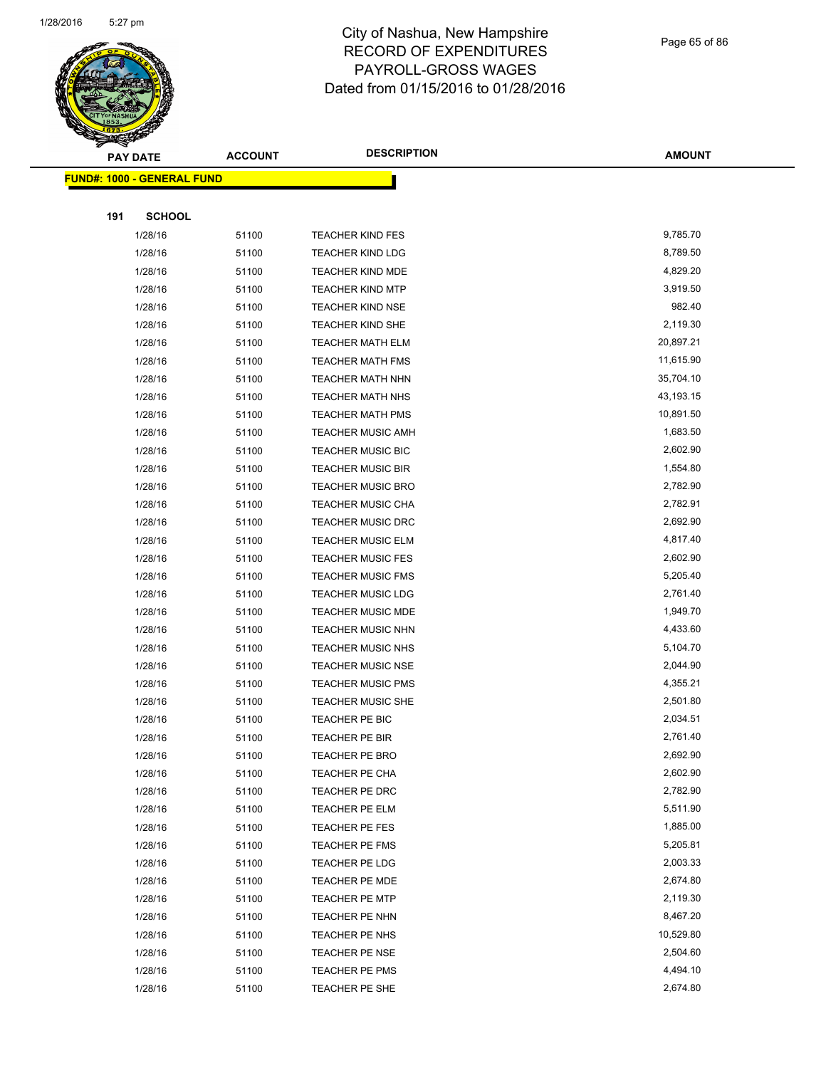# City of Nashua, New Hampshire
## RECORD OF EXPENDITURES
## PAYROLL-GROSS WAGES
## Dated from 01/15/2016 to 01/28/2016

| PAY DATE | ACCOUNT | DESCRIPTION | AMOUNT |
|---|---|---|---|

**FUND#: 1000 - GENERAL FUND**

**191 SCHOOL**

| PAY DATE | ACCOUNT | DESCRIPTION | AMOUNT |
|---|---|---|---|
| 1/28/16 | 51100 | TEACHER KIND FES | 9,785.70 |
| 1/28/16 | 51100 | TEACHER KIND LDG | 8,789.50 |
| 1/28/16 | 51100 | TEACHER KIND MDE | 4,829.20 |
| 1/28/16 | 51100 | TEACHER KIND MTP | 3,919.50 |
| 1/28/16 | 51100 | TEACHER KIND NSE | 982.40 |
| 1/28/16 | 51100 | TEACHER KIND SHE | 2,119.30 |
| 1/28/16 | 51100 | TEACHER MATH ELM | 20,897.21 |
| 1/28/16 | 51100 | TEACHER MATH FMS | 11,615.90 |
| 1/28/16 | 51100 | TEACHER MATH NHN | 35,704.10 |
| 1/28/16 | 51100 | TEACHER MATH NHS | 43,193.15 |
| 1/28/16 | 51100 | TEACHER MATH PMS | 10,891.50 |
| 1/28/16 | 51100 | TEACHER MUSIC AMH | 1,683.50 |
| 1/28/16 | 51100 | TEACHER MUSIC BIC | 2,602.90 |
| 1/28/16 | 51100 | TEACHER MUSIC BIR | 1,554.80 |
| 1/28/16 | 51100 | TEACHER MUSIC BRO | 2,782.90 |
| 1/28/16 | 51100 | TEACHER MUSIC CHA | 2,782.91 |
| 1/28/16 | 51100 | TEACHER MUSIC DRC | 2,692.90 |
| 1/28/16 | 51100 | TEACHER MUSIC ELM | 4,817.40 |
| 1/28/16 | 51100 | TEACHER MUSIC FES | 2,602.90 |
| 1/28/16 | 51100 | TEACHER MUSIC FMS | 5,205.40 |
| 1/28/16 | 51100 | TEACHER MUSIC LDG | 2,761.40 |
| 1/28/16 | 51100 | TEACHER MUSIC MDE | 1,949.70 |
| 1/28/16 | 51100 | TEACHER MUSIC NHN | 4,433.60 |
| 1/28/16 | 51100 | TEACHER MUSIC NHS | 5,104.70 |
| 1/28/16 | 51100 | TEACHER MUSIC NSE | 2,044.90 |
| 1/28/16 | 51100 | TEACHER MUSIC PMS | 4,355.21 |
| 1/28/16 | 51100 | TEACHER MUSIC SHE | 2,501.80 |
| 1/28/16 | 51100 | TEACHER PE BIC | 2,034.51 |
| 1/28/16 | 51100 | TEACHER PE BIR | 2,761.40 |
| 1/28/16 | 51100 | TEACHER PE BRO | 2,692.90 |
| 1/28/16 | 51100 | TEACHER PE CHA | 2,602.90 |
| 1/28/16 | 51100 | TEACHER PE DRC | 2,782.90 |
| 1/28/16 | 51100 | TEACHER PE ELM | 5,511.90 |
| 1/28/16 | 51100 | TEACHER PE FES | 1,885.00 |
| 1/28/16 | 51100 | TEACHER PE FMS | 5,205.81 |
| 1/28/16 | 51100 | TEACHER PE LDG | 2,003.33 |
| 1/28/16 | 51100 | TEACHER PE MDE | 2,674.80 |
| 1/28/16 | 51100 | TEACHER PE MTP | 2,119.30 |
| 1/28/16 | 51100 | TEACHER PE NHN | 8,467.20 |
| 1/28/16 | 51100 | TEACHER PE NHS | 10,529.80 |
| 1/28/16 | 51100 | TEACHER PE NSE | 2,504.60 |
| 1/28/16 | 51100 | TEACHER PE PMS | 4,494.10 |
| 1/28/16 | 51100 | TEACHER PE SHE | 2,674.80 |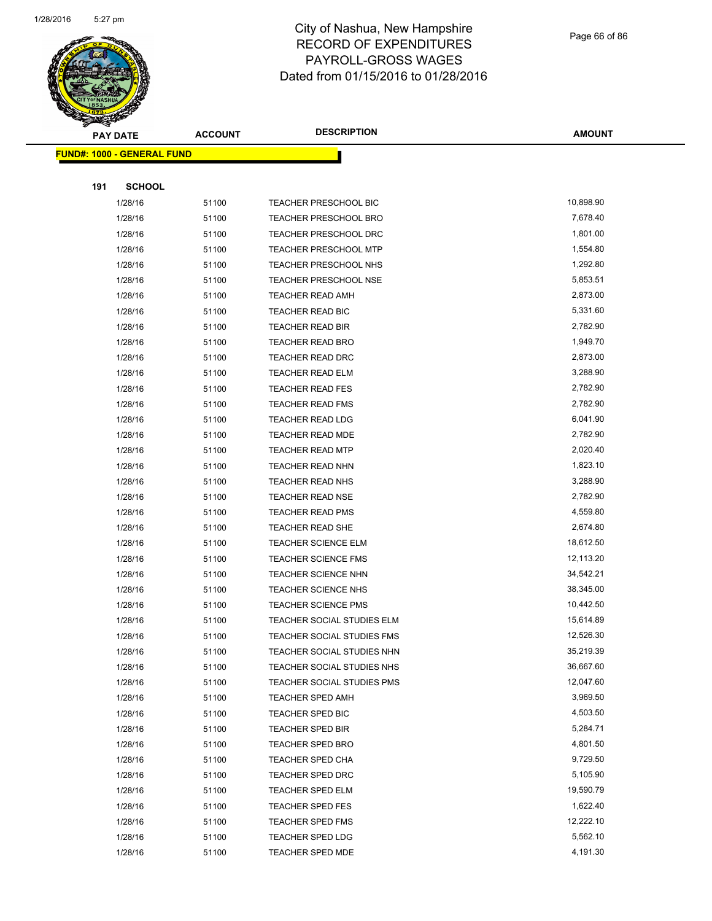# City of Nashua, New Hampshire
## RECORD OF EXPENDITURES
## PAYROLL-GROSS WAGES
### Dated from 01/15/2016 to 01/28/2016

| PAY DATE | ACCOUNT | DESCRIPTION | AMOUNT |
|---|---|---|---|

**FUND#: 1000 - GENERAL FUND**

**191 SCHOOL**

| PAY DATE | ACCOUNT | DESCRIPTION | AMOUNT |
|---|---|---|---|
| 1/28/16 | 51100 | TEACHER PRESCHOOL BIC | 10,898.90 |
| 1/28/16 | 51100 | TEACHER PRESCHOOL BRO | 7,678.40 |
| 1/28/16 | 51100 | TEACHER PRESCHOOL DRC | 1,801.00 |
| 1/28/16 | 51100 | TEACHER PRESCHOOL MTP | 1,554.80 |
| 1/28/16 | 51100 | TEACHER PRESCHOOL NHS | 1,292.80 |
| 1/28/16 | 51100 | TEACHER PRESCHOOL NSE | 5,853.51 |
| 1/28/16 | 51100 | TEACHER READ AMH | 2,873.00 |
| 1/28/16 | 51100 | TEACHER READ BIC | 5,331.60 |
| 1/28/16 | 51100 | TEACHER READ BIR | 2,782.90 |
| 1/28/16 | 51100 | TEACHER READ BRO | 1,949.70 |
| 1/28/16 | 51100 | TEACHER READ DRC | 2,873.00 |
| 1/28/16 | 51100 | TEACHER READ ELM | 3,288.90 |
| 1/28/16 | 51100 | TEACHER READ FES | 2,782.90 |
| 1/28/16 | 51100 | TEACHER READ FMS | 2,782.90 |
| 1/28/16 | 51100 | TEACHER READ LDG | 6,041.90 |
| 1/28/16 | 51100 | TEACHER READ MDE | 2,782.90 |
| 1/28/16 | 51100 | TEACHER READ MTP | 2,020.40 |
| 1/28/16 | 51100 | TEACHER READ NHN | 1,823.10 |
| 1/28/16 | 51100 | TEACHER READ NHS | 3,288.90 |
| 1/28/16 | 51100 | TEACHER READ NSE | 2,782.90 |
| 1/28/16 | 51100 | TEACHER READ PMS | 4,559.80 |
| 1/28/16 | 51100 | TEACHER READ SHE | 2,674.80 |
| 1/28/16 | 51100 | TEACHER SCIENCE ELM | 18,612.50 |
| 1/28/16 | 51100 | TEACHER SCIENCE FMS | 12,113.20 |
| 1/28/16 | 51100 | TEACHER SCIENCE NHN | 34,542.21 |
| 1/28/16 | 51100 | TEACHER SCIENCE NHS | 38,345.00 |
| 1/28/16 | 51100 | TEACHER SCIENCE PMS | 10,442.50 |
| 1/28/16 | 51100 | TEACHER SOCIAL STUDIES ELM | 15,614.89 |
| 1/28/16 | 51100 | TEACHER SOCIAL STUDIES FMS | 12,526.30 |
| 1/28/16 | 51100 | TEACHER SOCIAL STUDIES NHN | 35,219.39 |
| 1/28/16 | 51100 | TEACHER SOCIAL STUDIES NHS | 36,667.60 |
| 1/28/16 | 51100 | TEACHER SOCIAL STUDIES PMS | 12,047.60 |
| 1/28/16 | 51100 | TEACHER SPED AMH | 3,969.50 |
| 1/28/16 | 51100 | TEACHER SPED BIC | 4,503.50 |
| 1/28/16 | 51100 | TEACHER SPED BIR | 5,284.71 |
| 1/28/16 | 51100 | TEACHER SPED BRO | 4,801.50 |
| 1/28/16 | 51100 | TEACHER SPED CHA | 9,729.50 |
| 1/28/16 | 51100 | TEACHER SPED DRC | 5,105.90 |
| 1/28/16 | 51100 | TEACHER SPED ELM | 19,590.79 |
| 1/28/16 | 51100 | TEACHER SPED FES | 1,622.40 |
| 1/28/16 | 51100 | TEACHER SPED FMS | 12,222.10 |
| 1/28/16 | 51100 | TEACHER SPED LDG | 5,562.10 |
| 1/28/16 | 51100 | TEACHER SPED MDE | 4,191.30 |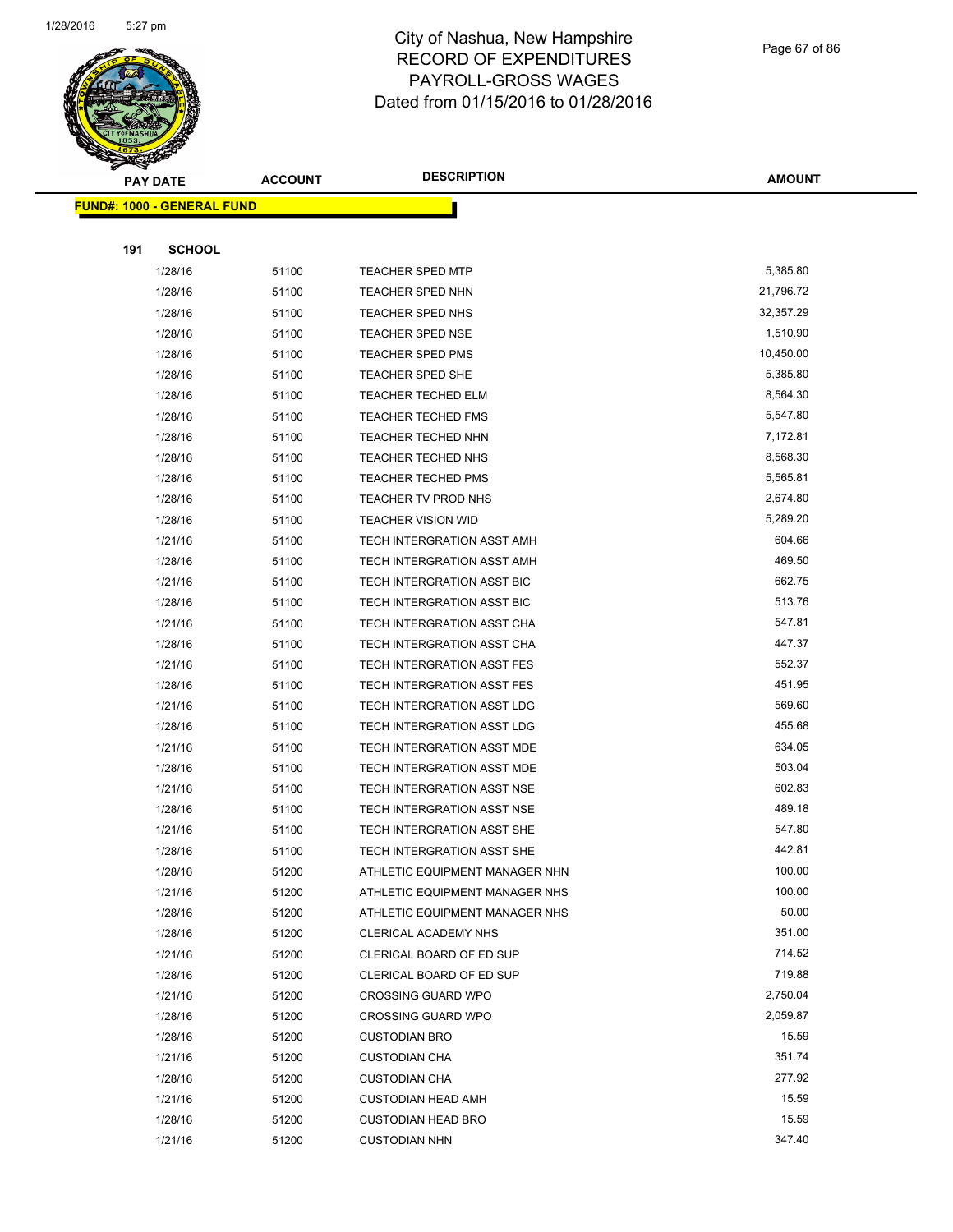# City of Nashua, New Hampshire
# RECORD OF EXPENDITURES
# PAYROLL-GROSS WAGES
# Dated from 01/15/2016 to 01/28/2016

| PAY DATE | ACCOUNT | DESCRIPTION | AMOUNT |
|---|---|---|---|

**FUND#: 1000 - GENERAL FUND**

**191 SCHOOL**

| PAY DATE | ACCOUNT | DESCRIPTION | AMOUNT |
|---|---|---|---|
| 1/28/16 | 51100 | TEACHER SPED MTP | 5,385.80 |
| 1/28/16 | 51100 | TEACHER SPED NHN | 21,796.72 |
| 1/28/16 | 51100 | TEACHER SPED NHS | 32,357.29 |
| 1/28/16 | 51100 | TEACHER SPED NSE | 1,510.90 |
| 1/28/16 | 51100 | TEACHER SPED PMS | 10,450.00 |
| 1/28/16 | 51100 | TEACHER SPED SHE | 5,385.80 |
| 1/28/16 | 51100 | TEACHER TECHED ELM | 8,564.30 |
| 1/28/16 | 51100 | TEACHER TECHED FMS | 5,547.80 |
| 1/28/16 | 51100 | TEACHER TECHED NHN | 7,172.81 |
| 1/28/16 | 51100 | TEACHER TECHED NHS | 8,568.30 |
| 1/28/16 | 51100 | TEACHER TECHED PMS | 5,565.81 |
| 1/28/16 | 51100 | TEACHER TV PROD NHS | 2,674.80 |
| 1/28/16 | 51100 | TEACHER VISION WID | 5,289.20 |
| 1/21/16 | 51100 | TECH INTERGRATION ASST AMH | 604.66 |
| 1/28/16 | 51100 | TECH INTERGRATION ASST AMH | 469.50 |
| 1/21/16 | 51100 | TECH INTERGRATION ASST BIC | 662.75 |
| 1/28/16 | 51100 | TECH INTERGRATION ASST BIC | 513.76 |
| 1/21/16 | 51100 | TECH INTERGRATION ASST CHA | 547.81 |
| 1/28/16 | 51100 | TECH INTERGRATION ASST CHA | 447.37 |
| 1/21/16 | 51100 | TECH INTERGRATION ASST FES | 552.37 |
| 1/28/16 | 51100 | TECH INTERGRATION ASST FES | 451.95 |
| 1/21/16 | 51100 | TECH INTERGRATION ASST LDG | 569.60 |
| 1/28/16 | 51100 | TECH INTERGRATION ASST LDG | 455.68 |
| 1/21/16 | 51100 | TECH INTERGRATION ASST MDE | 634.05 |
| 1/28/16 | 51100 | TECH INTERGRATION ASST MDE | 503.04 |
| 1/21/16 | 51100 | TECH INTERGRATION ASST NSE | 602.83 |
| 1/28/16 | 51100 | TECH INTERGRATION ASST NSE | 489.18 |
| 1/21/16 | 51100 | TECH INTERGRATION ASST SHE | 547.80 |
| 1/28/16 | 51100 | TECH INTERGRATION ASST SHE | 442.81 |
| 1/28/16 | 51200 | ATHLETIC EQUIPMENT MANAGER NHN | 100.00 |
| 1/21/16 | 51200 | ATHLETIC EQUIPMENT MANAGER NHS | 100.00 |
| 1/28/16 | 51200 | ATHLETIC EQUIPMENT MANAGER NHS | 50.00 |
| 1/28/16 | 51200 | CLERICAL ACADEMY NHS | 351.00 |
| 1/21/16 | 51200 | CLERICAL BOARD OF ED SUP | 714.52 |
| 1/28/16 | 51200 | CLERICAL BOARD OF ED SUP | 719.88 |
| 1/21/16 | 51200 | CROSSING GUARD WPO | 2,750.04 |
| 1/28/16 | 51200 | CROSSING GUARD WPO | 2,059.87 |
| 1/28/16 | 51200 | CUSTODIAN BRO | 15.59 |
| 1/21/16 | 51200 | CUSTODIAN CHA | 351.74 |
| 1/28/16 | 51200 | CUSTODIAN CHA | 277.92 |
| 1/21/16 | 51200 | CUSTODIAN HEAD AMH | 15.59 |
| 1/28/16 | 51200 | CUSTODIAN HEAD BRO | 15.59 |
| 1/21/16 | 51200 | CUSTODIAN NHN | 347.40 |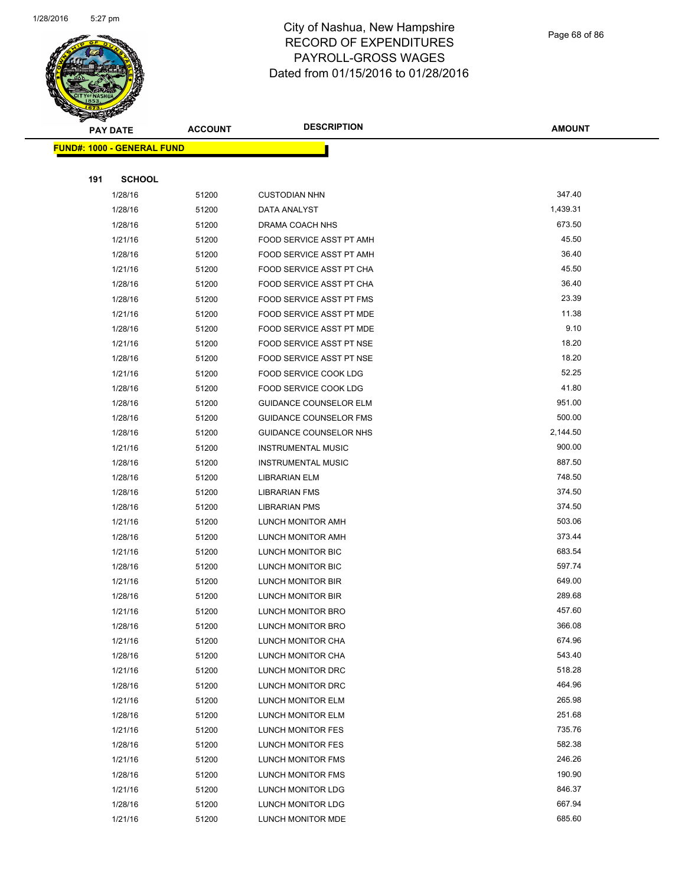# City of Nashua, New Hampshire
# RECORD OF EXPENDITURES
# PAYROLL-GROSS WAGES
# Dated from 01/15/2016 to 01/28/2016

| PAY DATE | ACCOUNT | DESCRIPTION | AMOUNT |
|---|---|---|---|

**FUND#: 1000 - GENERAL FUND**

**191 SCHOOL**

| PAY DATE | ACCOUNT | DESCRIPTION | AMOUNT |
|---|---|---|---|
| 1/28/16 | 51200 | CUSTODIAN NHN | 347.40 |
| 1/28/16 | 51200 | DATA ANALYST | 1,439.31 |
| 1/28/16 | 51200 | DRAMA COACH NHS | 673.50 |
| 1/21/16 | 51200 | FOOD SERVICE ASST PT AMH | 45.50 |
| 1/28/16 | 51200 | FOOD SERVICE ASST PT AMH | 36.40 |
| 1/21/16 | 51200 | FOOD SERVICE ASST PT CHA | 45.50 |
| 1/28/16 | 51200 | FOOD SERVICE ASST PT CHA | 36.40 |
| 1/28/16 | 51200 | FOOD SERVICE ASST PT FMS | 23.39 |
| 1/21/16 | 51200 | FOOD SERVICE ASST PT MDE | 11.38 |
| 1/28/16 | 51200 | FOOD SERVICE ASST PT MDE | 9.10 |
| 1/21/16 | 51200 | FOOD SERVICE ASST PT NSE | 18.20 |
| 1/28/16 | 51200 | FOOD SERVICE ASST PT NSE | 18.20 |
| 1/21/16 | 51200 | FOOD SERVICE COOK LDG | 52.25 |
| 1/28/16 | 51200 | FOOD SERVICE COOK LDG | 41.80 |
| 1/28/16 | 51200 | GUIDANCE COUNSELOR ELM | 951.00 |
| 1/28/16 | 51200 | GUIDANCE COUNSELOR FMS | 500.00 |
| 1/28/16 | 51200 | GUIDANCE COUNSELOR NHS | 2,144.50 |
| 1/21/16 | 51200 | INSTRUMENTAL MUSIC | 900.00 |
| 1/28/16 | 51200 | INSTRUMENTAL MUSIC | 887.50 |
| 1/28/16 | 51200 | LIBRARIAN ELM | 748.50 |
| 1/28/16 | 51200 | LIBRARIAN FMS | 374.50 |
| 1/28/16 | 51200 | LIBRARIAN PMS | 374.50 |
| 1/21/16 | 51200 | LUNCH MONITOR AMH | 503.06 |
| 1/28/16 | 51200 | LUNCH MONITOR AMH | 373.44 |
| 1/21/16 | 51200 | LUNCH MONITOR BIC | 683.54 |
| 1/28/16 | 51200 | LUNCH MONITOR BIC | 597.74 |
| 1/21/16 | 51200 | LUNCH MONITOR BIR | 649.00 |
| 1/28/16 | 51200 | LUNCH MONITOR BIR | 289.68 |
| 1/21/16 | 51200 | LUNCH MONITOR BRO | 457.60 |
| 1/28/16 | 51200 | LUNCH MONITOR BRO | 366.08 |
| 1/21/16 | 51200 | LUNCH MONITOR CHA | 674.96 |
| 1/28/16 | 51200 | LUNCH MONITOR CHA | 543.40 |
| 1/21/16 | 51200 | LUNCH MONITOR DRC | 518.28 |
| 1/28/16 | 51200 | LUNCH MONITOR DRC | 464.96 |
| 1/21/16 | 51200 | LUNCH MONITOR ELM | 265.98 |
| 1/28/16 | 51200 | LUNCH MONITOR ELM | 251.68 |
| 1/21/16 | 51200 | LUNCH MONITOR FES | 735.76 |
| 1/28/16 | 51200 | LUNCH MONITOR FES | 582.38 |
| 1/21/16 | 51200 | LUNCH MONITOR FMS | 246.26 |
| 1/28/16 | 51200 | LUNCH MONITOR FMS | 190.90 |
| 1/21/16 | 51200 | LUNCH MONITOR LDG | 846.37 |
| 1/28/16 | 51200 | LUNCH MONITOR LDG | 667.94 |
| 1/21/16 | 51200 | LUNCH MONITOR MDE | 685.60 |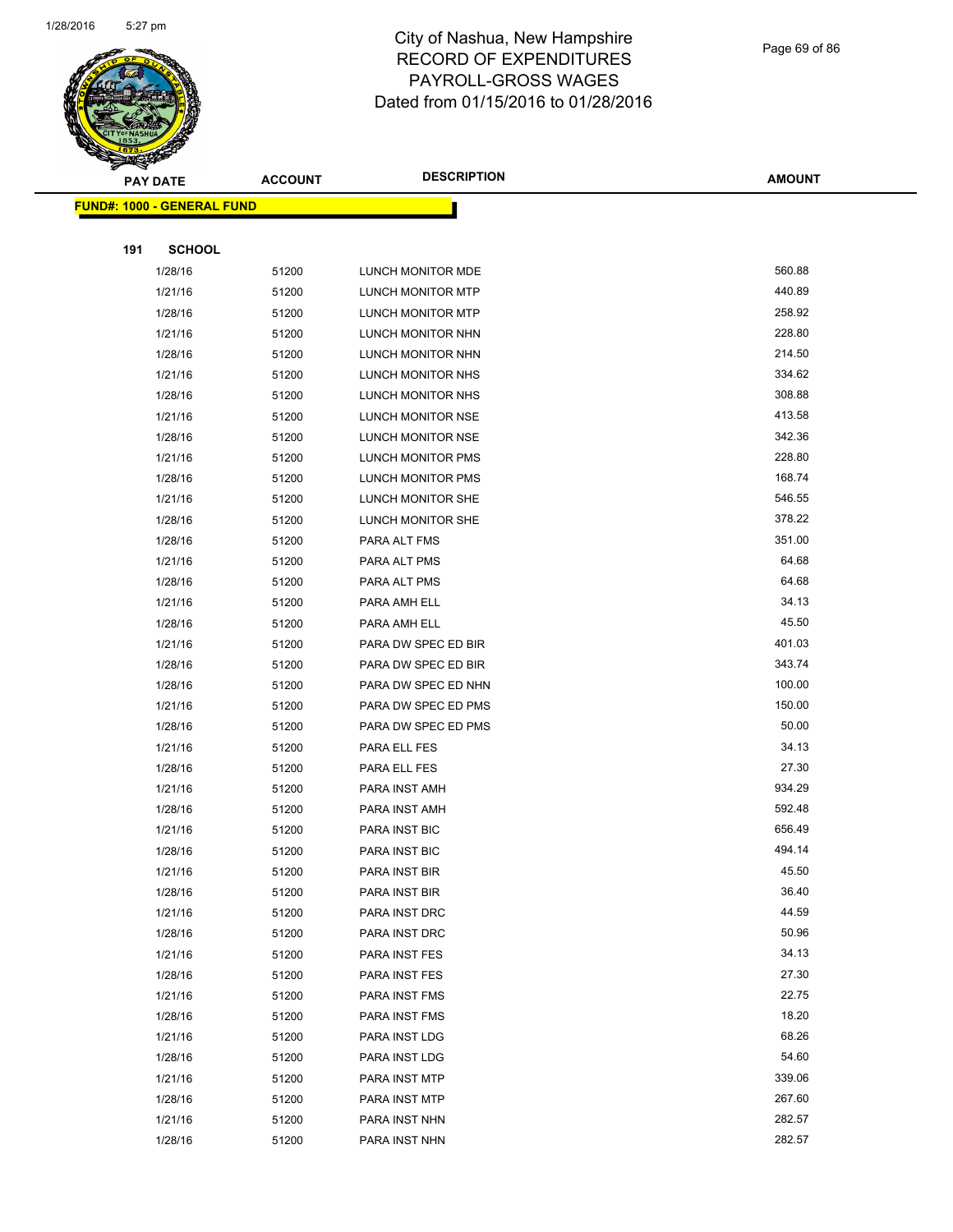# City of Nashua, New Hampshire
## RECORD OF EXPENDITURES
## PAYROLL-GROSS WAGES
## Dated from 01/15/2016 to 01/28/2016

**FUND#: 1000 - GENERAL FUND**

**191 SCHOOL**

| PAY DATE | ACCOUNT | DESCRIPTION | AMOUNT |
|---|---|---|---|
| 1/28/16 | 51200 | LUNCH MONITOR MDE | 560.88 |
| 1/21/16 | 51200 | LUNCH MONITOR MTP | 440.89 |
| 1/28/16 | 51200 | LUNCH MONITOR MTP | 258.92 |
| 1/21/16 | 51200 | LUNCH MONITOR NHN | 228.80 |
| 1/28/16 | 51200 | LUNCH MONITOR NHN | 214.50 |
| 1/21/16 | 51200 | LUNCH MONITOR NHS | 334.62 |
| 1/28/16 | 51200 | LUNCH MONITOR NHS | 308.88 |
| 1/21/16 | 51200 | LUNCH MONITOR NSE | 413.58 |
| 1/28/16 | 51200 | LUNCH MONITOR NSE | 342.36 |
| 1/21/16 | 51200 | LUNCH MONITOR PMS | 228.80 |
| 1/28/16 | 51200 | LUNCH MONITOR PMS | 168.74 |
| 1/21/16 | 51200 | LUNCH MONITOR SHE | 546.55 |
| 1/28/16 | 51200 | LUNCH MONITOR SHE | 378.22 |
| 1/28/16 | 51200 | PARA ALT FMS | 351.00 |
| 1/21/16 | 51200 | PARA ALT PMS | 64.68 |
| 1/28/16 | 51200 | PARA ALT PMS | 64.68 |
| 1/21/16 | 51200 | PARA AMH ELL | 34.13 |
| 1/28/16 | 51200 | PARA AMH ELL | 45.50 |
| 1/21/16 | 51200 | PARA DW SPEC ED BIR | 401.03 |
| 1/28/16 | 51200 | PARA DW SPEC ED BIR | 343.74 |
| 1/28/16 | 51200 | PARA DW SPEC ED NHN | 100.00 |
| 1/21/16 | 51200 | PARA DW SPEC ED PMS | 150.00 |
| 1/28/16 | 51200 | PARA DW SPEC ED PMS | 50.00 |
| 1/21/16 | 51200 | PARA ELL FES | 34.13 |
| 1/28/16 | 51200 | PARA ELL FES | 27.30 |
| 1/21/16 | 51200 | PARA INST AMH | 934.29 |
| 1/28/16 | 51200 | PARA INST AMH | 592.48 |
| 1/21/16 | 51200 | PARA INST BIC | 656.49 |
| 1/28/16 | 51200 | PARA INST BIC | 494.14 |
| 1/21/16 | 51200 | PARA INST BIR | 45.50 |
| 1/28/16 | 51200 | PARA INST BIR | 36.40 |
| 1/21/16 | 51200 | PARA INST DRC | 44.59 |
| 1/28/16 | 51200 | PARA INST DRC | 50.96 |
| 1/21/16 | 51200 | PARA INST FES | 34.13 |
| 1/28/16 | 51200 | PARA INST FES | 27.30 |
| 1/21/16 | 51200 | PARA INST FMS | 22.75 |
| 1/28/16 | 51200 | PARA INST FMS | 18.20 |
| 1/21/16 | 51200 | PARA INST LDG | 68.26 |
| 1/28/16 | 51200 | PARA INST LDG | 54.60 |
| 1/21/16 | 51200 | PARA INST MTP | 339.06 |
| 1/28/16 | 51200 | PARA INST MTP | 267.60 |
| 1/21/16 | 51200 | PARA INST NHN | 282.57 |
| 1/28/16 | 51200 | PARA INST NHN | 282.57 |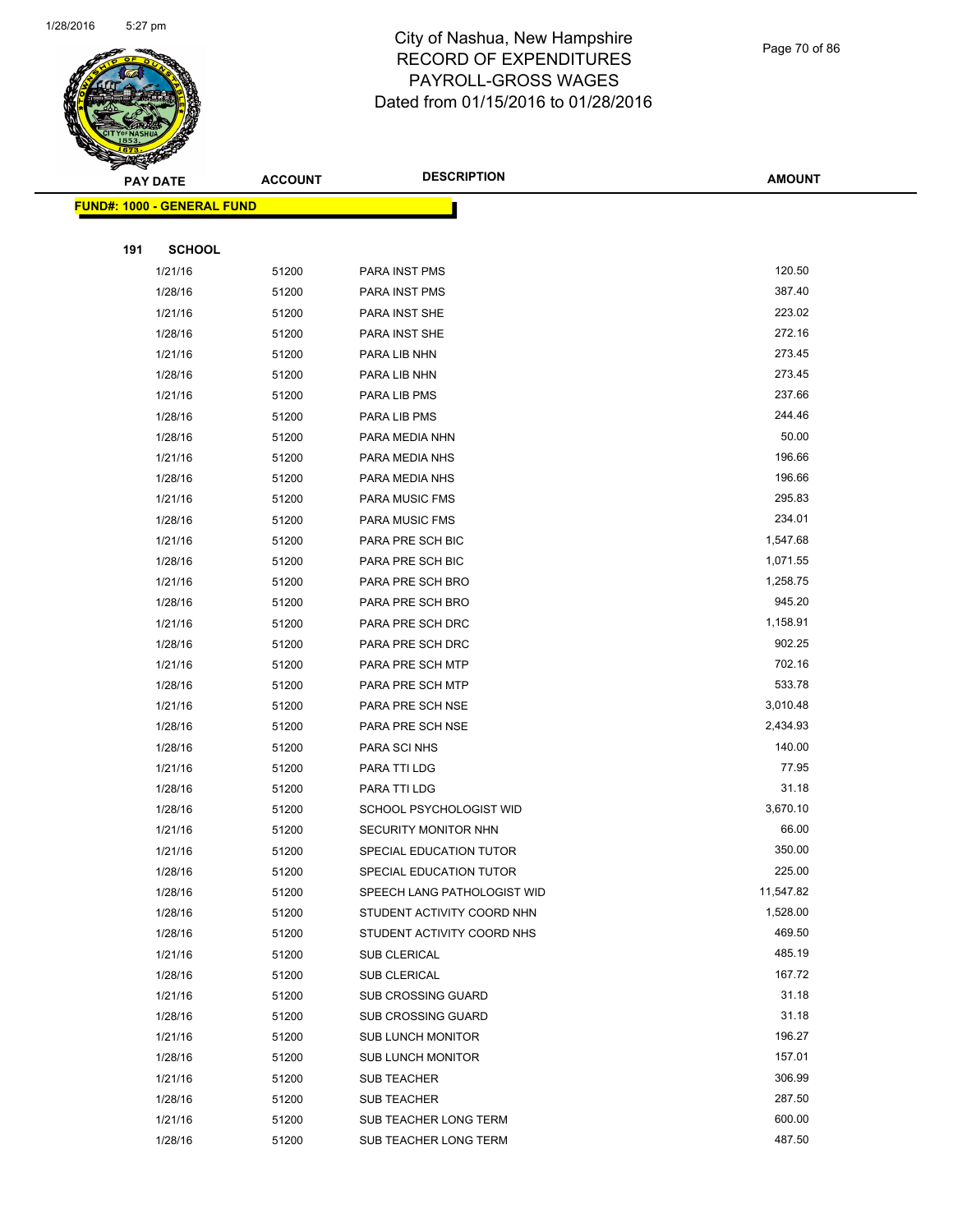# City of Nashua, New Hampshire
## RECORD OF EXPENDITURES
## PAYROLL-GROSS WAGES
## Dated from 01/15/2016 to 01/28/2016

| PAY DATE | ACCOUNT | DESCRIPTION | AMOUNT |
|---|---|---|---|

**FUND#: 1000 - GENERAL FUND**

**191 SCHOOL**

| PAY DATE | ACCOUNT | DESCRIPTION | AMOUNT |
|---|---|---|---|
| 1/21/16 | 51200 | PARA INST PMS | 120.50 |
| 1/28/16 | 51200 | PARA INST PMS | 387.40 |
| 1/21/16 | 51200 | PARA INST SHE | 223.02 |
| 1/28/16 | 51200 | PARA INST SHE | 272.16 |
| 1/21/16 | 51200 | PARA LIB NHN | 273.45 |
| 1/28/16 | 51200 | PARA LIB NHN | 273.45 |
| 1/21/16 | 51200 | PARA LIB PMS | 237.66 |
| 1/28/16 | 51200 | PARA LIB PMS | 244.46 |
| 1/28/16 | 51200 | PARA MEDIA NHN | 50.00 |
| 1/21/16 | 51200 | PARA MEDIA NHS | 196.66 |
| 1/28/16 | 51200 | PARA MEDIA NHS | 196.66 |
| 1/21/16 | 51200 | PARA MUSIC FMS | 295.83 |
| 1/28/16 | 51200 | PARA MUSIC FMS | 234.01 |
| 1/21/16 | 51200 | PARA PRE SCH BIC | 1,547.68 |
| 1/28/16 | 51200 | PARA PRE SCH BIC | 1,071.55 |
| 1/21/16 | 51200 | PARA PRE SCH BRO | 1,258.75 |
| 1/28/16 | 51200 | PARA PRE SCH BRO | 945.20 |
| 1/21/16 | 51200 | PARA PRE SCH DRC | 1,158.91 |
| 1/28/16 | 51200 | PARA PRE SCH DRC | 902.25 |
| 1/21/16 | 51200 | PARA PRE SCH MTP | 702.16 |
| 1/28/16 | 51200 | PARA PRE SCH MTP | 533.78 |
| 1/21/16 | 51200 | PARA PRE SCH NSE | 3,010.48 |
| 1/28/16 | 51200 | PARA PRE SCH NSE | 2,434.93 |
| 1/28/16 | 51200 | PARA SCI NHS | 140.00 |
| 1/21/16 | 51200 | PARA TTI LDG | 77.95 |
| 1/28/16 | 51200 | PARA TTI LDG | 31.18 |
| 1/28/16 | 51200 | SCHOOL PSYCHOLOGIST WID | 3,670.10 |
| 1/21/16 | 51200 | SECURITY MONITOR NHN | 66.00 |
| 1/21/16 | 51200 | SPECIAL EDUCATION TUTOR | 350.00 |
| 1/28/16 | 51200 | SPECIAL EDUCATION TUTOR | 225.00 |
| 1/28/16 | 51200 | SPEECH LANG PATHOLOGIST WID | 11,547.82 |
| 1/28/16 | 51200 | STUDENT ACTIVITY COORD NHN | 1,528.00 |
| 1/28/16 | 51200 | STUDENT ACTIVITY COORD NHS | 469.50 |
| 1/21/16 | 51200 | SUB CLERICAL | 485.19 |
| 1/28/16 | 51200 | SUB CLERICAL | 167.72 |
| 1/21/16 | 51200 | SUB CROSSING GUARD | 31.18 |
| 1/28/16 | 51200 | SUB CROSSING GUARD | 31.18 |
| 1/21/16 | 51200 | SUB LUNCH MONITOR | 196.27 |
| 1/28/16 | 51200 | SUB LUNCH MONITOR | 157.01 |
| 1/21/16 | 51200 | SUB TEACHER | 306.99 |
| 1/28/16 | 51200 | SUB TEACHER | 287.50 |
| 1/21/16 | 51200 | SUB TEACHER LONG TERM | 600.00 |
| 1/28/16 | 51200 | SUB TEACHER LONG TERM | 487.50 |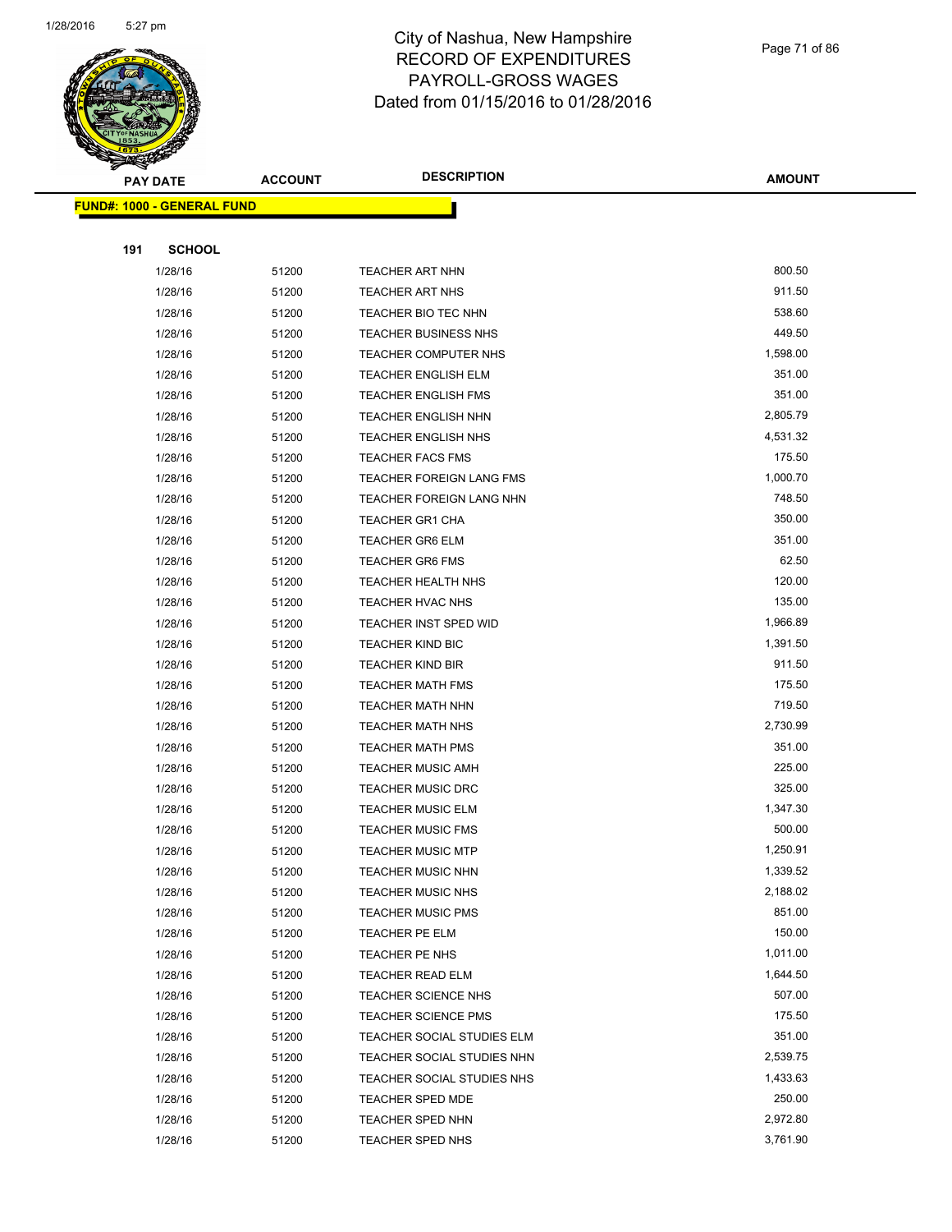# City of Nashua, New Hampshire
## RECORD OF EXPENDITURES
## PAYROLL-GROSS WAGES
## Dated from 01/15/2016 to 01/28/2016

| PAY DATE | ACCOUNT | DESCRIPTION | AMOUNT |
|---|---|---|---|

**FUND#: 1000 - GENERAL FUND**

**191 SCHOOL**

| PAY DATE | ACCOUNT | DESCRIPTION | AMOUNT |
|---|---|---|---|
| 1/28/16 | 51200 | TEACHER ART NHN | 800.50 |
| 1/28/16 | 51200 | TEACHER ART NHS | 911.50 |
| 1/28/16 | 51200 | TEACHER BIO TEC NHN | 538.60 |
| 1/28/16 | 51200 | TEACHER BUSINESS NHS | 449.50 |
| 1/28/16 | 51200 | TEACHER COMPUTER NHS | 1,598.00 |
| 1/28/16 | 51200 | TEACHER ENGLISH ELM | 351.00 |
| 1/28/16 | 51200 | TEACHER ENGLISH FMS | 351.00 |
| 1/28/16 | 51200 | TEACHER ENGLISH NHN | 2,805.79 |
| 1/28/16 | 51200 | TEACHER ENGLISH NHS | 4,531.32 |
| 1/28/16 | 51200 | TEACHER FACS FMS | 175.50 |
| 1/28/16 | 51200 | TEACHER FOREIGN LANG FMS | 1,000.70 |
| 1/28/16 | 51200 | TEACHER FOREIGN LANG NHN | 748.50 |
| 1/28/16 | 51200 | TEACHER GR1 CHA | 350.00 |
| 1/28/16 | 51200 | TEACHER GR6 ELM | 351.00 |
| 1/28/16 | 51200 | TEACHER GR6 FMS | 62.50 |
| 1/28/16 | 51200 | TEACHER HEALTH NHS | 120.00 |
| 1/28/16 | 51200 | TEACHER HVAC NHS | 135.00 |
| 1/28/16 | 51200 | TEACHER INST SPED WID | 1,966.89 |
| 1/28/16 | 51200 | TEACHER KIND BIC | 1,391.50 |
| 1/28/16 | 51200 | TEACHER KIND BIR | 911.50 |
| 1/28/16 | 51200 | TEACHER MATH FMS | 175.50 |
| 1/28/16 | 51200 | TEACHER MATH NHN | 719.50 |
| 1/28/16 | 51200 | TEACHER MATH NHS | 2,730.99 |
| 1/28/16 | 51200 | TEACHER MATH PMS | 351.00 |
| 1/28/16 | 51200 | TEACHER MUSIC AMH | 225.00 |
| 1/28/16 | 51200 | TEACHER MUSIC DRC | 325.00 |
| 1/28/16 | 51200 | TEACHER MUSIC ELM | 1,347.30 |
| 1/28/16 | 51200 | TEACHER MUSIC FMS | 500.00 |
| 1/28/16 | 51200 | TEACHER MUSIC MTP | 1,250.91 |
| 1/28/16 | 51200 | TEACHER MUSIC NHN | 1,339.52 |
| 1/28/16 | 51200 | TEACHER MUSIC NHS | 2,188.02 |
| 1/28/16 | 51200 | TEACHER MUSIC PMS | 851.00 |
| 1/28/16 | 51200 | TEACHER PE ELM | 150.00 |
| 1/28/16 | 51200 | TEACHER PE NHS | 1,011.00 |
| 1/28/16 | 51200 | TEACHER READ ELM | 1,644.50 |
| 1/28/16 | 51200 | TEACHER SCIENCE NHS | 507.00 |
| 1/28/16 | 51200 | TEACHER SCIENCE PMS | 175.50 |
| 1/28/16 | 51200 | TEACHER SOCIAL STUDIES ELM | 351.00 |
| 1/28/16 | 51200 | TEACHER SOCIAL STUDIES NHN | 2,539.75 |
| 1/28/16 | 51200 | TEACHER SOCIAL STUDIES NHS | 1,433.63 |
| 1/28/16 | 51200 | TEACHER SPED MDE | 250.00 |
| 1/28/16 | 51200 | TEACHER SPED NHN | 2,972.80 |
| 1/28/16 | 51200 | TEACHER SPED NHS | 3,761.90 |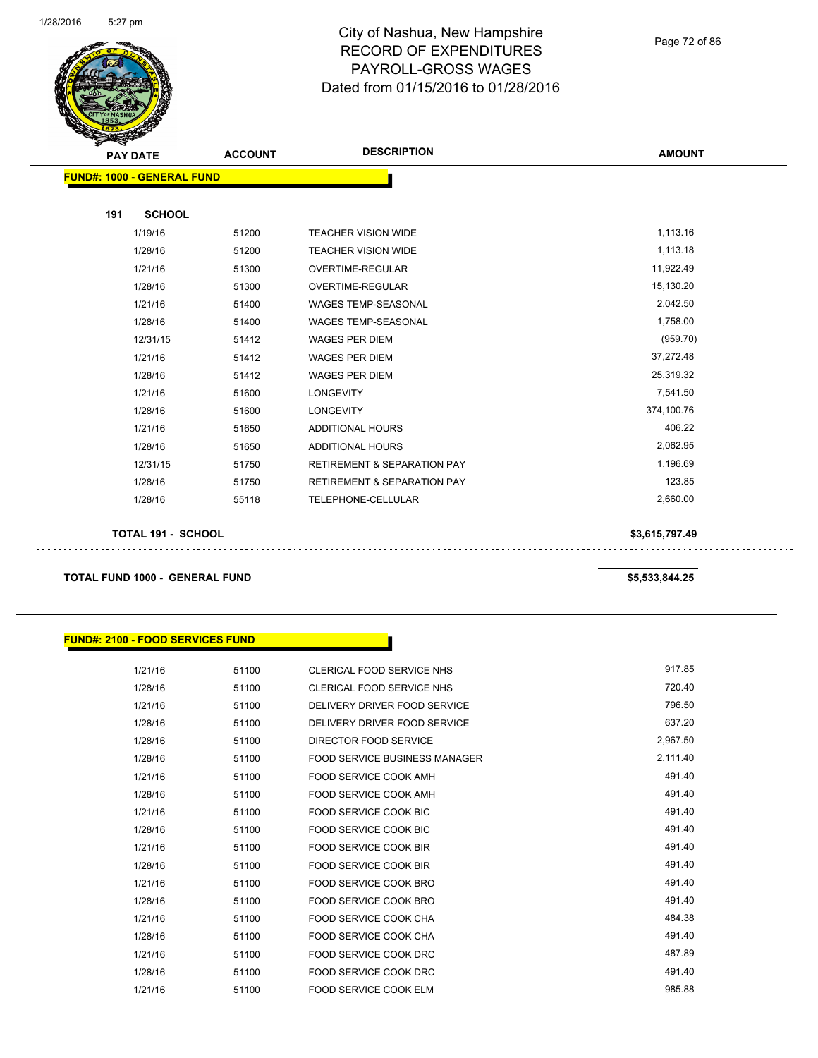# City of Nashua, New Hampshire
# RECORD OF EXPENDITURES
# PAYROLL-GROSS WAGES
# Dated from 01/15/2016 to 01/28/2016

| PAY DATE | ACCOUNT | DESCRIPTION | AMOUNT |
|---|---|---|---|

**FUND#: 1000 - GENERAL FUND**

**191 SCHOOL**

| PAY DATE | ACCOUNT | DESCRIPTION | AMOUNT |
|---|---|---|---|
| 1/19/16 | 51200 | TEACHER VISION WIDE | 1,113.16 |
| 1/28/16 | 51200 | TEACHER VISION WIDE | 1,113.18 |
| 1/21/16 | 51300 | OVERTIME-REGULAR | 11,922.49 |
| 1/28/16 | 51300 | OVERTIME-REGULAR | 15,130.20 |
| 1/21/16 | 51400 | WAGES TEMP-SEASONAL | 2,042.50 |
| 1/28/16 | 51400 | WAGES TEMP-SEASONAL | 1,758.00 |
| 12/31/15 | 51412 | WAGES PER DIEM | (959.70) |
| 1/21/16 | 51412 | WAGES PER DIEM | 37,272.48 |
| 1/28/16 | 51412 | WAGES PER DIEM | 25,319.32 |
| 1/21/16 | 51600 | LONGEVITY | 7,541.50 |
| 1/28/16 | 51600 | LONGEVITY | 374,100.76 |
| 1/21/16 | 51650 | ADDITIONAL HOURS | 406.22 |
| 1/28/16 | 51650 | ADDITIONAL HOURS | 2,062.95 |
| 12/31/15 | 51750 | RETIREMENT & SEPARATION PAY | 1,196.69 |
| 1/28/16 | 51750 | RETIREMENT & SEPARATION PAY | 123.85 |
| 1/28/16 | 55118 | TELEPHONE-CELLULAR | 2,660.00 |

**TOTAL 191 - SCHOOL** **$3,615,797.49**

**TOTAL FUND 1000 - GENERAL FUND** **$5,533,844.25**

**FUND#: 2100 - FOOD SERVICES FUND**

| PAY DATE | ACCOUNT | DESCRIPTION | AMOUNT |
|---|---|---|---|
| 1/21/16 | 51100 | CLERICAL FOOD SERVICE NHS | 917.85 |
| 1/28/16 | 51100 | CLERICAL FOOD SERVICE NHS | 720.40 |
| 1/21/16 | 51100 | DELIVERY DRIVER FOOD SERVICE | 796.50 |
| 1/28/16 | 51100 | DELIVERY DRIVER FOOD SERVICE | 637.20 |
| 1/28/16 | 51100 | DIRECTOR FOOD SERVICE | 2,967.50 |
| 1/28/16 | 51100 | FOOD SERVICE BUSINESS MANAGER | 2,111.40 |
| 1/21/16 | 51100 | FOOD SERVICE COOK AMH | 491.40 |
| 1/28/16 | 51100 | FOOD SERVICE COOK AMH | 491.40 |
| 1/21/16 | 51100 | FOOD SERVICE COOK BIC | 491.40 |
| 1/28/16 | 51100 | FOOD SERVICE COOK BIC | 491.40 |
| 1/21/16 | 51100 | FOOD SERVICE COOK BIR | 491.40 |
| 1/28/16 | 51100 | FOOD SERVICE COOK BIR | 491.40 |
| 1/21/16 | 51100 | FOOD SERVICE COOK BRO | 491.40 |
| 1/28/16 | 51100 | FOOD SERVICE COOK BRO | 491.40 |
| 1/21/16 | 51100 | FOOD SERVICE COOK CHA | 484.38 |
| 1/28/16 | 51100 | FOOD SERVICE COOK CHA | 491.40 |
| 1/21/16 | 51100 | FOOD SERVICE COOK DRC | 487.89 |
| 1/28/16 | 51100 | FOOD SERVICE COOK DRC | 491.40 |
| 1/21/16 | 51100 | FOOD SERVICE COOK ELM | 985.88 |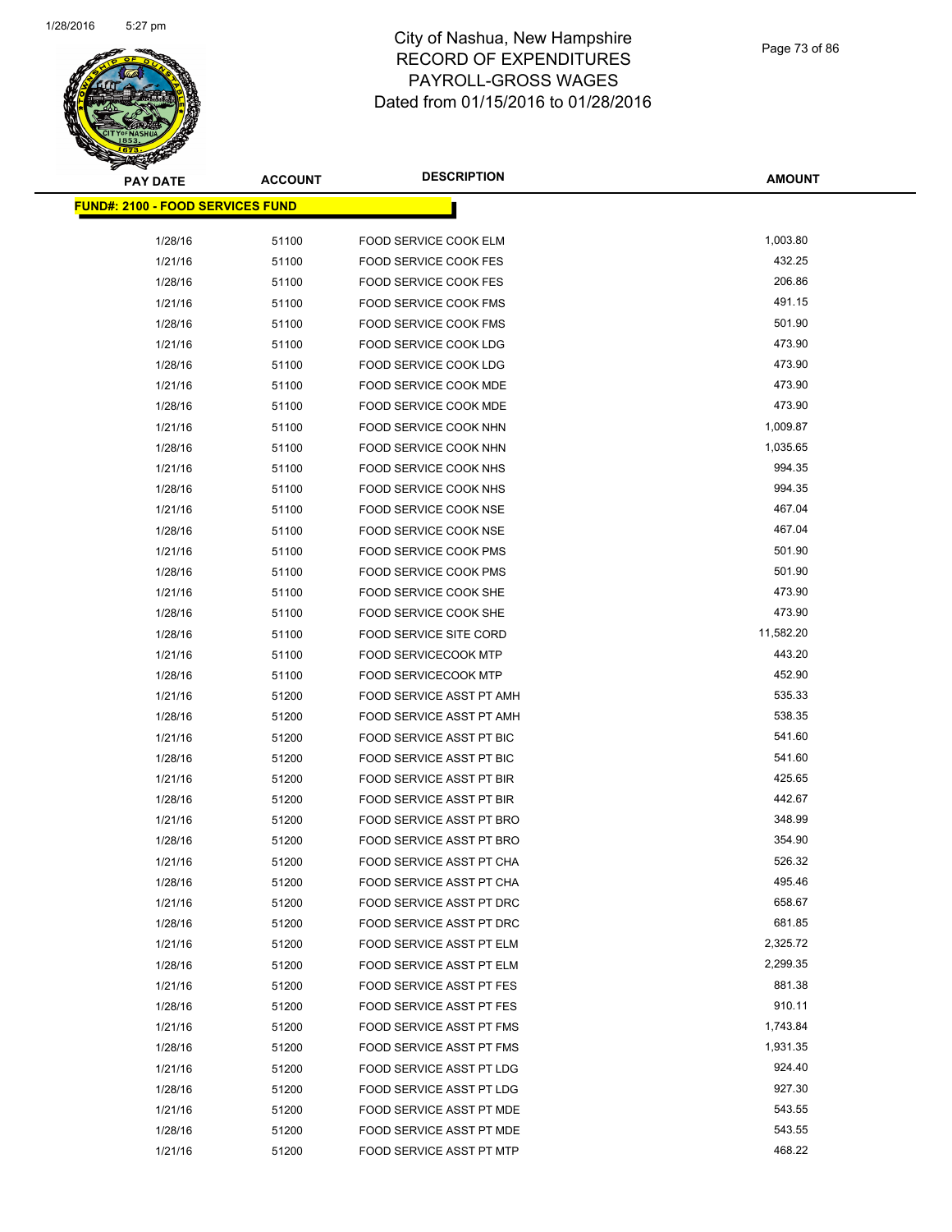# City of Nashua, New Hampshire
# RECORD OF EXPENDITURES
# PAYROLL-GROSS WAGES
# Dated from 01/15/2016 to 01/28/2016

**FUND#: 2100 - FOOD SERVICES FUND**

| PAY DATE | ACCOUNT | DESCRIPTION | AMOUNT |
|---|---|---|---|
| 1/28/16 | 51100 | FOOD SERVICE COOK ELM | 1,003.80 |
| 1/21/16 | 51100 | FOOD SERVICE COOK FES | 432.25 |
| 1/28/16 | 51100 | FOOD SERVICE COOK FES | 206.86 |
| 1/21/16 | 51100 | FOOD SERVICE COOK FMS | 491.15 |
| 1/28/16 | 51100 | FOOD SERVICE COOK FMS | 501.90 |
| 1/21/16 | 51100 | FOOD SERVICE COOK LDG | 473.90 |
| 1/28/16 | 51100 | FOOD SERVICE COOK LDG | 473.90 |
| 1/21/16 | 51100 | FOOD SERVICE COOK MDE | 473.90 |
| 1/28/16 | 51100 | FOOD SERVICE COOK MDE | 473.90 |
| 1/21/16 | 51100 | FOOD SERVICE COOK NHN | 1,009.87 |
| 1/28/16 | 51100 | FOOD SERVICE COOK NHN | 1,035.65 |
| 1/21/16 | 51100 | FOOD SERVICE COOK NHS | 994.35 |
| 1/28/16 | 51100 | FOOD SERVICE COOK NHS | 994.35 |
| 1/21/16 | 51100 | FOOD SERVICE COOK NSE | 467.04 |
| 1/28/16 | 51100 | FOOD SERVICE COOK NSE | 467.04 |
| 1/21/16 | 51100 | FOOD SERVICE COOK PMS | 501.90 |
| 1/28/16 | 51100 | FOOD SERVICE COOK PMS | 501.90 |
| 1/21/16 | 51100 | FOOD SERVICE COOK SHE | 473.90 |
| 1/28/16 | 51100 | FOOD SERVICE COOK SHE | 473.90 |
| 1/28/16 | 51100 | FOOD SERVICE SITE CORD | 11,582.20 |
| 1/21/16 | 51100 | FOOD SERVICECOOK MTP | 443.20 |
| 1/28/16 | 51100 | FOOD SERVICECOOK MTP | 452.90 |
| 1/21/16 | 51200 | FOOD SERVICE ASST PT AMH | 535.33 |
| 1/28/16 | 51200 | FOOD SERVICE ASST PT AMH | 538.35 |
| 1/21/16 | 51200 | FOOD SERVICE ASST PT BIC | 541.60 |
| 1/28/16 | 51200 | FOOD SERVICE ASST PT BIC | 541.60 |
| 1/21/16 | 51200 | FOOD SERVICE ASST PT BIR | 425.65 |
| 1/28/16 | 51200 | FOOD SERVICE ASST PT BIR | 442.67 |
| 1/21/16 | 51200 | FOOD SERVICE ASST PT BRO | 348.99 |
| 1/28/16 | 51200 | FOOD SERVICE ASST PT BRO | 354.90 |
| 1/21/16 | 51200 | FOOD SERVICE ASST PT CHA | 526.32 |
| 1/28/16 | 51200 | FOOD SERVICE ASST PT CHA | 495.46 |
| 1/21/16 | 51200 | FOOD SERVICE ASST PT DRC | 658.67 |
| 1/28/16 | 51200 | FOOD SERVICE ASST PT DRC | 681.85 |
| 1/21/16 | 51200 | FOOD SERVICE ASST PT ELM | 2,325.72 |
| 1/28/16 | 51200 | FOOD SERVICE ASST PT ELM | 2,299.35 |
| 1/21/16 | 51200 | FOOD SERVICE ASST PT FES | 881.38 |
| 1/28/16 | 51200 | FOOD SERVICE ASST PT FES | 910.11 |
| 1/21/16 | 51200 | FOOD SERVICE ASST PT FMS | 1,743.84 |
| 1/28/16 | 51200 | FOOD SERVICE ASST PT FMS | 1,931.35 |
| 1/21/16 | 51200 | FOOD SERVICE ASST PT LDG | 924.40 |
| 1/28/16 | 51200 | FOOD SERVICE ASST PT LDG | 927.30 |
| 1/21/16 | 51200 | FOOD SERVICE ASST PT MDE | 543.55 |
| 1/28/16 | 51200 | FOOD SERVICE ASST PT MDE | 543.55 |
| 1/21/16 | 51200 | FOOD SERVICE ASST PT MTP | 468.22 |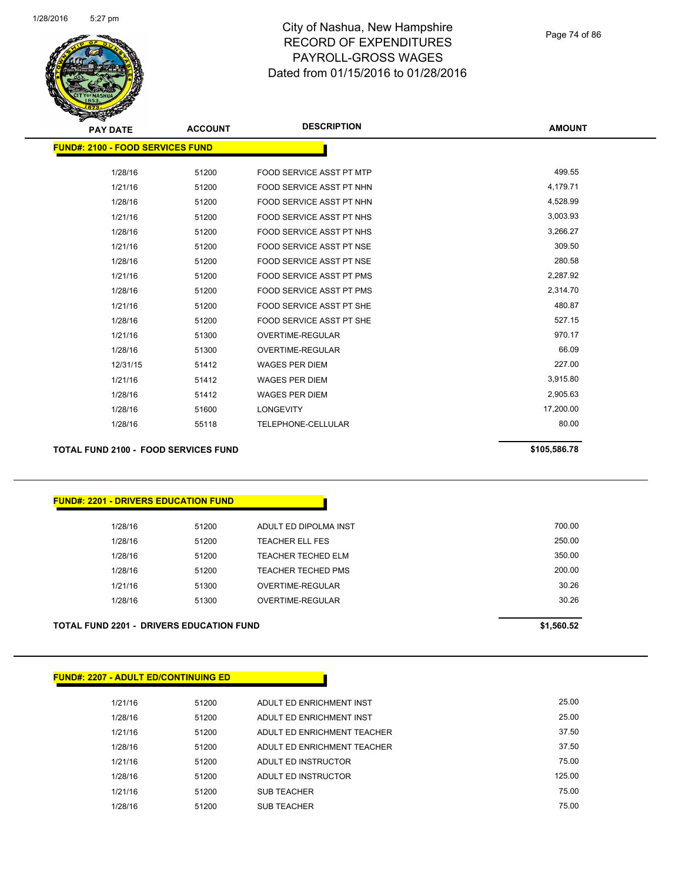# City of Nashua, New Hampshire
# RECORD OF EXPENDITURES
# PAYROLL-GROSS WAGES
# Dated from 01/15/2016 to 01/28/2016

| PAY DATE | ACCOUNT | DESCRIPTION | AMOUNT |
|---|---|---|---|

**FUND#: 2100 - FOOD SERVICES FUND**

| PAY DATE | ACCOUNT | DESCRIPTION | AMOUNT |
|---|---|---|---|
| 1/28/16 | 51200 | FOOD SERVICE ASST PT MTP | 499.55 |
| 1/21/16 | 51200 | FOOD SERVICE ASST PT NHN | 4,179.71 |
| 1/28/16 | 51200 | FOOD SERVICE ASST PT NHN | 4,528.99 |
| 1/21/16 | 51200 | FOOD SERVICE ASST PT NHS | 3,003.93 |
| 1/28/16 | 51200 | FOOD SERVICE ASST PT NHS | 3,266.27 |
| 1/21/16 | 51200 | FOOD SERVICE ASST PT NSE | 309.50 |
| 1/28/16 | 51200 | FOOD SERVICE ASST PT NSE | 280.58 |
| 1/21/16 | 51200 | FOOD SERVICE ASST PT PMS | 2,287.92 |
| 1/28/16 | 51200 | FOOD SERVICE ASST PT PMS | 2,314.70 |
| 1/21/16 | 51200 | FOOD SERVICE ASST PT SHE | 480.87 |
| 1/28/16 | 51200 | FOOD SERVICE ASST PT SHE | 527.15 |
| 1/21/16 | 51300 | OVERTIME-REGULAR | 970.17 |
| 1/28/16 | 51300 | OVERTIME-REGULAR | 66.09 |
| 12/31/15 | 51412 | WAGES PER DIEM | 227.00 |
| 1/21/16 | 51412 | WAGES PER DIEM | 3,915.80 |
| 1/28/16 | 51412 | WAGES PER DIEM | 2,905.63 |
| 1/28/16 | 51600 | LONGEVITY | 17,200.00 |
| 1/28/16 | 55118 | TELEPHONE-CELLULAR | 80.00 |

**TOTAL FUND 2100 - FOOD SERVICES FUND** **$105,586.78**

**FUND#: 2201 - DRIVERS EDUCATION FUND**

| PAY DATE | ACCOUNT | DESCRIPTION | AMOUNT |
|---|---|---|---|
| 1/28/16 | 51200 | ADULT ED DIPOLMA INST | 700.00 |
| 1/28/16 | 51200 | TEACHER ELL FES | 250.00 |
| 1/28/16 | 51200 | TEACHER TECHED ELM | 350.00 |
| 1/28/16 | 51200 | TEACHER TECHED PMS | 200.00 |
| 1/21/16 | 51300 | OVERTIME-REGULAR | 30.26 |
| 1/28/16 | 51300 | OVERTIME-REGULAR | 30.26 |

**TOTAL FUND 2201 - DRIVERS EDUCATION FUND** **$1,560.52**

**FUND#: 2207 - ADULT ED/CONTINUING ED**

| PAY DATE | ACCOUNT | DESCRIPTION | AMOUNT |
|---|---|---|---|
| 1/21/16 | 51200 | ADULT ED ENRICHMENT INST | 25.00 |
| 1/28/16 | 51200 | ADULT ED ENRICHMENT INST | 25.00 |
| 1/21/16 | 51200 | ADULT ED ENRICHMENT TEACHER | 37.50 |
| 1/28/16 | 51200 | ADULT ED ENRICHMENT TEACHER | 37.50 |
| 1/21/16 | 51200 | ADULT ED INSTRUCTOR | 75.00 |
| 1/28/16 | 51200 | ADULT ED INSTRUCTOR | 125.00 |
| 1/21/16 | 51200 | SUB TEACHER | 75.00 |
| 1/28/16 | 51200 | SUB TEACHER | 75.00 |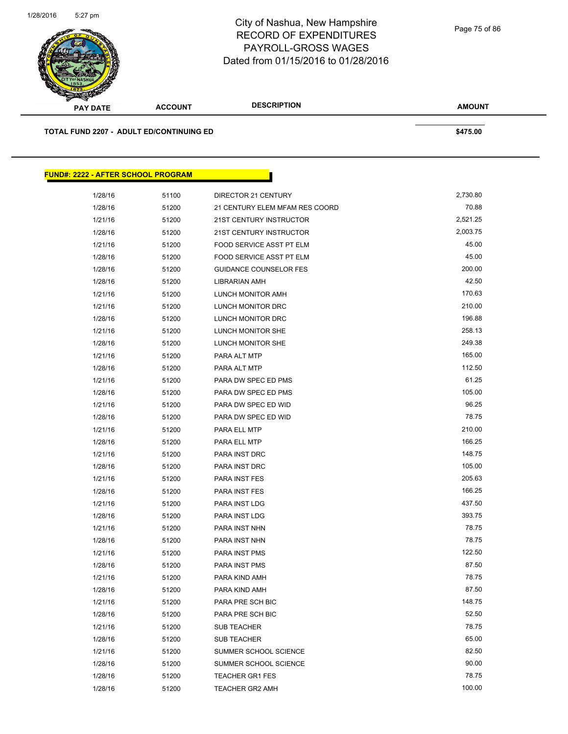| PAY DATE | ACCOUNT | DESCRIPTION | AMOUNT |
|---|---|---|---|

**TOTAL FUND 2207 - ADULT ED/CONTINUING ED** **$475.00**

## FUND#: 2222 - AFTER SCHOOL PROGRAM

| PAY DATE | ACCOUNT | DESCRIPTION | AMOUNT |
|---|---|---|---|
| 1/28/16 | 51100 | DIRECTOR 21 CENTURY | 2,730.80 |
| 1/28/16 | 51200 | 21 CENTURY ELEM MFAM RES COORD | 70.88 |
| 1/21/16 | 51200 | 21ST CENTURY INSTRUCTOR | 2,521.25 |
| 1/28/16 | 51200 | 21ST CENTURY INSTRUCTOR | 2,003.75 |
| 1/21/16 | 51200 | FOOD SERVICE ASST PT ELM | 45.00 |
| 1/28/16 | 51200 | FOOD SERVICE ASST PT ELM | 45.00 |
| 1/28/16 | 51200 | GUIDANCE COUNSELOR FES | 200.00 |
| 1/28/16 | 51200 | LIBRARIAN AMH | 42.50 |
| 1/21/16 | 51200 | LUNCH MONITOR AMH | 170.63 |
| 1/21/16 | 51200 | LUNCH MONITOR DRC | 210.00 |
| 1/28/16 | 51200 | LUNCH MONITOR DRC | 196.88 |
| 1/21/16 | 51200 | LUNCH MONITOR SHE | 258.13 |
| 1/28/16 | 51200 | LUNCH MONITOR SHE | 249.38 |
| 1/21/16 | 51200 | PARA ALT MTP | 165.00 |
| 1/28/16 | 51200 | PARA ALT MTP | 112.50 |
| 1/21/16 | 51200 | PARA DW SPEC ED PMS | 61.25 |
| 1/28/16 | 51200 | PARA DW SPEC ED PMS | 105.00 |
| 1/21/16 | 51200 | PARA DW SPEC ED WID | 96.25 |
| 1/28/16 | 51200 | PARA DW SPEC ED WID | 78.75 |
| 1/21/16 | 51200 | PARA ELL MTP | 210.00 |
| 1/28/16 | 51200 | PARA ELL MTP | 166.25 |
| 1/21/16 | 51200 | PARA INST DRC | 148.75 |
| 1/28/16 | 51200 | PARA INST DRC | 105.00 |
| 1/21/16 | 51200 | PARA INST FES | 205.63 |
| 1/28/16 | 51200 | PARA INST FES | 166.25 |
| 1/21/16 | 51200 | PARA INST LDG | 437.50 |
| 1/28/16 | 51200 | PARA INST LDG | 393.75 |
| 1/21/16 | 51200 | PARA INST NHN | 78.75 |
| 1/28/16 | 51200 | PARA INST NHN | 78.75 |
| 1/21/16 | 51200 | PARA INST PMS | 122.50 |
| 1/28/16 | 51200 | PARA INST PMS | 87.50 |
| 1/21/16 | 51200 | PARA KIND AMH | 78.75 |
| 1/28/16 | 51200 | PARA KIND AMH | 87.50 |
| 1/21/16 | 51200 | PARA PRE SCH BIC | 148.75 |
| 1/28/16 | 51200 | PARA PRE SCH BIC | 52.50 |
| 1/21/16 | 51200 | SUB TEACHER | 78.75 |
| 1/28/16 | 51200 | SUB TEACHER | 65.00 |
| 1/21/16 | 51200 | SUMMER SCHOOL SCIENCE | 82.50 |
| 1/28/16 | 51200 | SUMMER SCHOOL SCIENCE | 90.00 |
| 1/28/16 | 51200 | TEACHER GR1 FES | 78.75 |
| 1/28/16 | 51200 | TEACHER GR2 AMH | 100.00 |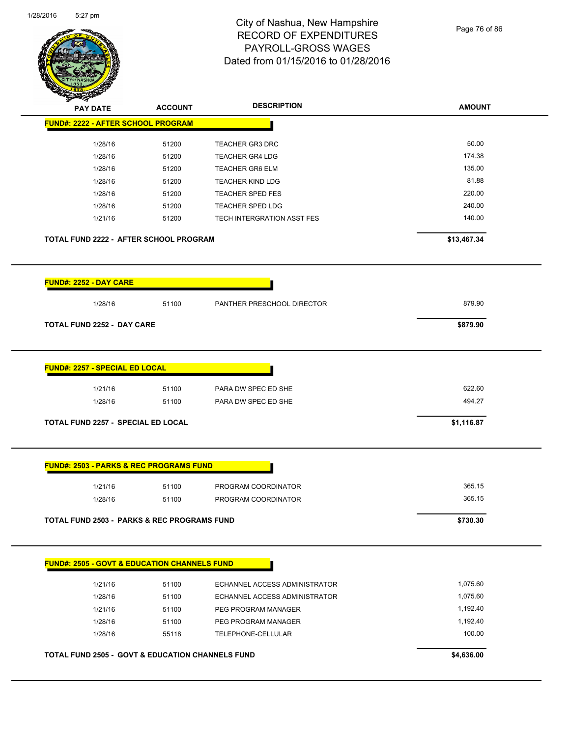# City of Nashua, New Hampshire
## RECORD OF EXPENDITURES
## PAYROLL-GROSS WAGES
## Dated from 01/15/2016 to 01/28/2016

| PAY DATE | ACCOUNT | DESCRIPTION | AMOUNT |
|---|---|---|---|
| **FUND#: 2222 - AFTER SCHOOL PROGRAM** | | | |
| 1/28/16 | 51200 | TEACHER GR3 DRC | 50.00 |
| 1/28/16 | 51200 | TEACHER GR4 LDG | 174.38 |
| 1/28/16 | 51200 | TEACHER GR6 ELM | 135.00 |
| 1/28/16 | 51200 | TEACHER KIND LDG | 81.88 |
| 1/28/16 | 51200 | TEACHER SPED FES | 220.00 |
| 1/28/16 | 51200 | TEACHER SPED LDG | 240.00 |
| 1/21/16 | 51200 | TECH INTERGRATION ASST FES | 140.00 |
| **TOTAL FUND 2222 - AFTER SCHOOL PROGRAM** | | | **$13,467.34** |

| PAY DATE | ACCOUNT | DESCRIPTION | AMOUNT |
|---|---|---|---|
| **FUND#: 2252 - DAY CARE** | | | |
| 1/28/16 | 51100 | PANTHER PRESCHOOL DIRECTOR | 879.90 |
| **TOTAL FUND 2252 - DAY CARE** | | | **$879.90** |

| PAY DATE | ACCOUNT | DESCRIPTION | AMOUNT |
|---|---|---|---|
| **FUND#: 2257 - SPECIAL ED LOCAL** | | | |
| 1/21/16 | 51100 | PARA DW SPEC ED SHE | 622.60 |
| 1/28/16 | 51100 | PARA DW SPEC ED SHE | 494.27 |
| **TOTAL FUND 2257 - SPECIAL ED LOCAL** | | | **$1,116.87** |

| PAY DATE | ACCOUNT | DESCRIPTION | AMOUNT |
|---|---|---|---|
| **FUND#: 2503 - PARKS & REC PROGRAMS FUND** | | | |
| 1/21/16 | 51100 | PROGRAM COORDINATOR | 365.15 |
| 1/28/16 | 51100 | PROGRAM COORDINATOR | 365.15 |
| **TOTAL FUND 2503 - PARKS & REC PROGRAMS FUND** | | | **$730.30** |

| PAY DATE | ACCOUNT | DESCRIPTION | AMOUNT |
|---|---|---|---|
| **FUND#: 2505 - GOVT & EDUCATION CHANNELS FUND** | | | |
| 1/21/16 | 51100 | ECHANNEL ACCESS ADMINISTRATOR | 1,075.60 |
| 1/28/16 | 51100 | ECHANNEL ACCESS ADMINISTRATOR | 1,075.60 |
| 1/21/16 | 51100 | PEG PROGRAM MANAGER | 1,192.40 |
| 1/28/16 | 51100 | PEG PROGRAM MANAGER | 1,192.40 |
| 1/28/16 | 55118 | TELEPHONE-CELLULAR | 100.00 |
| **TOTAL FUND 2505 - GOVT & EDUCATION CHANNELS FUND** | | | **$4,636.00** |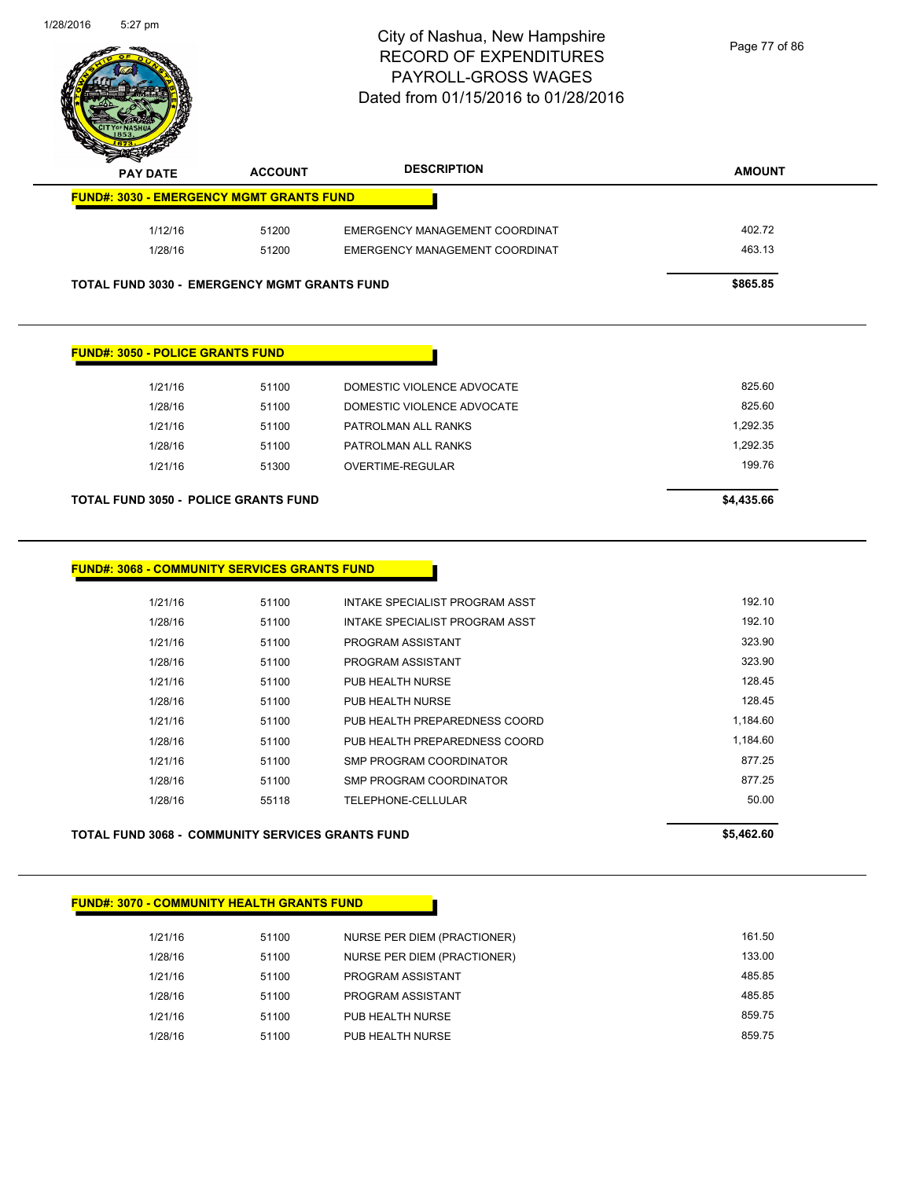# City of Nashua, New Hampshire
## RECORD OF EXPENDITURES
## PAYROLL-GROSS WAGES
## Dated from 01/15/2016 to 01/28/2016

| PAY DATE | ACCOUNT | DESCRIPTION | AMOUNT |
|---|---|---|---|
| **FUND#: 3030 - EMERGENCY MGMT GRANTS FUND** | | | |
| 1/12/16 | 51200 | EMERGENCY MANAGEMENT COORDINAT | 402.72 |
| 1/28/16 | 51200 | EMERGENCY MANAGEMENT COORDINAT | 463.13 |
| **TOTAL FUND 3030 - EMERGENCY MGMT GRANTS FUND** | | | **$865.85** |

| PAY DATE | ACCOUNT | DESCRIPTION | AMOUNT |
|---|---|---|---|
| **FUND#: 3050 - POLICE GRANTS FUND** | | | |
| 1/21/16 | 51100 | DOMESTIC VIOLENCE ADVOCATE | 825.60 |
| 1/28/16 | 51100 | DOMESTIC VIOLENCE ADVOCATE | 825.60 |
| 1/21/16 | 51100 | PATROLMAN ALL RANKS | 1,292.35 |
| 1/28/16 | 51100 | PATROLMAN ALL RANKS | 1,292.35 |
| 1/21/16 | 51300 | OVERTIME-REGULAR | 199.76 |
| **TOTAL FUND 3050 - POLICE GRANTS FUND** | | | **$4,435.66** |

| PAY DATE | ACCOUNT | DESCRIPTION | AMOUNT |
|---|---|---|---|
| **FUND#: 3068 - COMMUNITY SERVICES GRANTS FUND** | | | |
| 1/21/16 | 51100 | INTAKE SPECIALIST PROGRAM ASST | 192.10 |
| 1/28/16 | 51100 | INTAKE SPECIALIST PROGRAM ASST | 192.10 |
| 1/21/16 | 51100 | PROGRAM ASSISTANT | 323.90 |
| 1/28/16 | 51100 | PROGRAM ASSISTANT | 323.90 |
| 1/21/16 | 51100 | PUB HEALTH NURSE | 128.45 |
| 1/28/16 | 51100 | PUB HEALTH NURSE | 128.45 |
| 1/21/16 | 51100 | PUB HEALTH PREPAREDNESS COORD | 1,184.60 |
| 1/28/16 | 51100 | PUB HEALTH PREPAREDNESS COORD | 1,184.60 |
| 1/21/16 | 51100 | SMP PROGRAM COORDINATOR | 877.25 |
| 1/28/16 | 51100 | SMP PROGRAM COORDINATOR | 877.25 |
| 1/28/16 | 55118 | TELEPHONE-CELLULAR | 50.00 |
| **TOTAL FUND 3068 - COMMUNITY SERVICES GRANTS FUND** | | | **$5,462.60** |

| PAY DATE | ACCOUNT | DESCRIPTION | AMOUNT |
|---|---|---|---|
| **FUND#: 3070 - COMMUNITY HEALTH GRANTS FUND** | | | |
| 1/21/16 | 51100 | NURSE PER DIEM (PRACTIONER) | 161.50 |
| 1/28/16 | 51100 | NURSE PER DIEM (PRACTIONER) | 133.00 |
| 1/21/16 | 51100 | PROGRAM ASSISTANT | 485.85 |
| 1/28/16 | 51100 | PROGRAM ASSISTANT | 485.85 |
| 1/21/16 | 51100 | PUB HEALTH NURSE | 859.75 |
| 1/28/16 | 51100 | PUB HEALTH NURSE | 859.75 |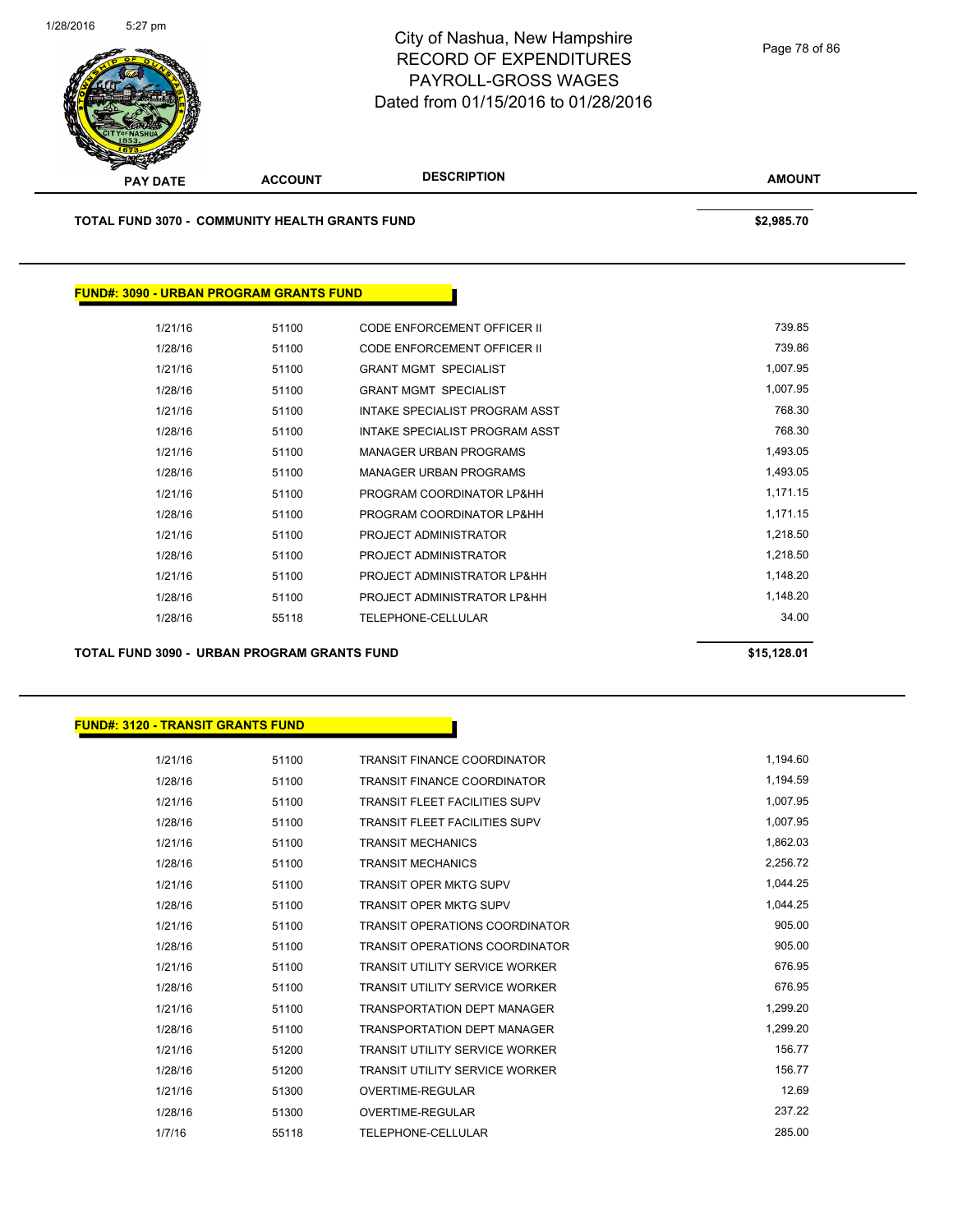| PAY DATE | ACCOUNT | DESCRIPTION | AMOUNT |
|---|---|---|---|

**TOTAL FUND 3070 - COMMUNITY HEALTH GRANTS FUND** **$2,985.70**

## FUND#: 3090 - URBAN PROGRAM GRANTS FUND

| PAY DATE | ACCOUNT | DESCRIPTION | AMOUNT |
|---|---|---|---|
| 1/21/16 | 51100 | CODE ENFORCEMENT OFFICER II | 739.85 |
| 1/28/16 | 51100 | CODE ENFORCEMENT OFFICER II | 739.86 |
| 1/21/16 | 51100 | GRANT MGMT SPECIALIST | 1,007.95 |
| 1/28/16 | 51100 | GRANT MGMT SPECIALIST | 1,007.95 |
| 1/21/16 | 51100 | INTAKE SPECIALIST PROGRAM ASST | 768.30 |
| 1/28/16 | 51100 | INTAKE SPECIALIST PROGRAM ASST | 768.30 |
| 1/21/16 | 51100 | MANAGER URBAN PROGRAMS | 1,493.05 |
| 1/28/16 | 51100 | MANAGER URBAN PROGRAMS | 1,493.05 |
| 1/21/16 | 51100 | PROGRAM COORDINATOR LP&HH | 1,171.15 |
| 1/28/16 | 51100 | PROGRAM COORDINATOR LP&HH | 1,171.15 |
| 1/21/16 | 51100 | PROJECT ADMINISTRATOR | 1,218.50 |
| 1/28/16 | 51100 | PROJECT ADMINISTRATOR | 1,218.50 |
| 1/21/16 | 51100 | PROJECT ADMINISTRATOR LP&HH | 1,148.20 |
| 1/28/16 | 51100 | PROJECT ADMINISTRATOR LP&HH | 1,148.20 |
| 1/28/16 | 55118 | TELEPHONE-CELLULAR | 34.00 |

**TOTAL FUND 3090 - URBAN PROGRAM GRANTS FUND** **$15,128.01**

## FUND#: 3120 - TRANSIT GRANTS FUND

| PAY DATE | ACCOUNT | DESCRIPTION | AMOUNT |
|---|---|---|---|
| 1/21/16 | 51100 | TRANSIT FINANCE COORDINATOR | 1,194.60 |
| 1/28/16 | 51100 | TRANSIT FINANCE COORDINATOR | 1,194.59 |
| 1/21/16 | 51100 | TRANSIT FLEET FACILITIES SUPV | 1,007.95 |
| 1/28/16 | 51100 | TRANSIT FLEET FACILITIES SUPV | 1,007.95 |
| 1/21/16 | 51100 | TRANSIT MECHANICS | 1,862.03 |
| 1/28/16 | 51100 | TRANSIT MECHANICS | 2,256.72 |
| 1/21/16 | 51100 | TRANSIT OPER MKTG SUPV | 1,044.25 |
| 1/28/16 | 51100 | TRANSIT OPER MKTG SUPV | 1,044.25 |
| 1/21/16 | 51100 | TRANSIT OPERATIONS COORDINATOR | 905.00 |
| 1/28/16 | 51100 | TRANSIT OPERATIONS COORDINATOR | 905.00 |
| 1/21/16 | 51100 | TRANSIT UTILITY SERVICE WORKER | 676.95 |
| 1/28/16 | 51100 | TRANSIT UTILITY SERVICE WORKER | 676.95 |
| 1/21/16 | 51100 | TRANSPORTATION DEPT MANAGER | 1,299.20 |
| 1/28/16 | 51100 | TRANSPORTATION DEPT MANAGER | 1,299.20 |
| 1/21/16 | 51200 | TRANSIT UTILITY SERVICE WORKER | 156.77 |
| 1/28/16 | 51200 | TRANSIT UTILITY SERVICE WORKER | 156.77 |
| 1/21/16 | 51300 | OVERTIME-REGULAR | 12.69 |
| 1/28/16 | 51300 | OVERTIME-REGULAR | 237.22 |
| 1/7/16 | 55118 | TELEPHONE-CELLULAR | 285.00 |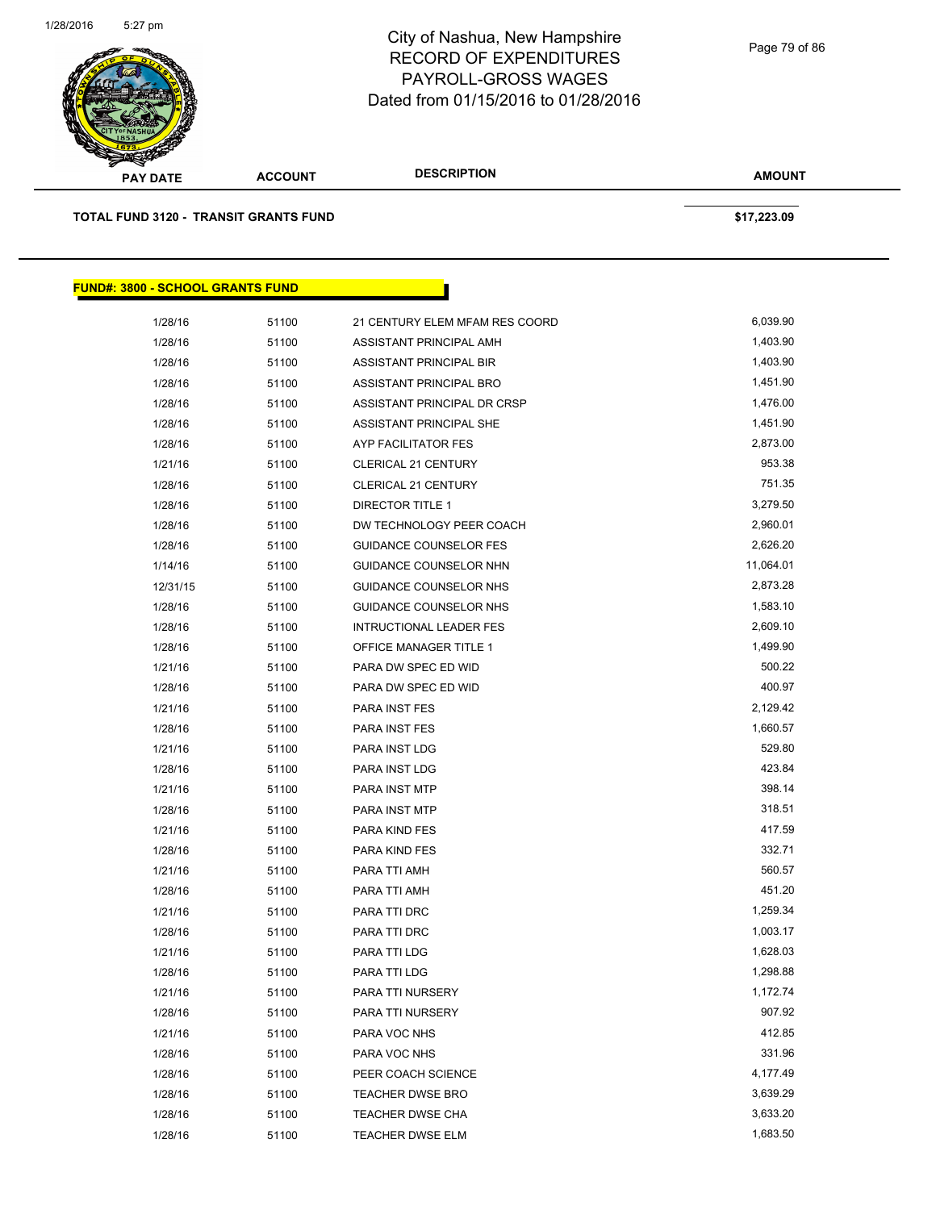| PAY DATE | ACCOUNT | DESCRIPTION | AMOUNT |
|---|---|---|---|
| **TOTAL FUND 3120 - TRANSIT GRANTS FUND** | | | **$17,223.09** |

## FUND#: 3800 - SCHOOL GRANTS FUND

| PAY DATE | ACCOUNT | DESCRIPTION | AMOUNT |
|---|---|---|---|
| 1/28/16 | 51100 | 21 CENTURY ELEM MFAM RES COORD | 6,039.90 |
| 1/28/16 | 51100 | ASSISTANT PRINCIPAL AMH | 1,403.90 |
| 1/28/16 | 51100 | ASSISTANT PRINCIPAL BIR | 1,403.90 |
| 1/28/16 | 51100 | ASSISTANT PRINCIPAL BRO | 1,451.90 |
| 1/28/16 | 51100 | ASSISTANT PRINCIPAL DR CRSP | 1,476.00 |
| 1/28/16 | 51100 | ASSISTANT PRINCIPAL SHE | 1,451.90 |
| 1/28/16 | 51100 | AYP FACILITATOR FES | 2,873.00 |
| 1/21/16 | 51100 | CLERICAL 21 CENTURY | 953.38 |
| 1/28/16 | 51100 | CLERICAL 21 CENTURY | 751.35 |
| 1/28/16 | 51100 | DIRECTOR TITLE 1 | 3,279.50 |
| 1/28/16 | 51100 | DW TECHNOLOGY PEER COACH | 2,960.01 |
| 1/28/16 | 51100 | GUIDANCE COUNSELOR FES | 2,626.20 |
| 1/14/16 | 51100 | GUIDANCE COUNSELOR NHN | 11,064.01 |
| 12/31/15 | 51100 | GUIDANCE COUNSELOR NHS | 2,873.28 |
| 1/28/16 | 51100 | GUIDANCE COUNSELOR NHS | 1,583.10 |
| 1/28/16 | 51100 | INTRUCTIONAL LEADER FES | 2,609.10 |
| 1/28/16 | 51100 | OFFICE MANAGER TITLE 1 | 1,499.90 |
| 1/21/16 | 51100 | PARA DW SPEC ED WID | 500.22 |
| 1/28/16 | 51100 | PARA DW SPEC ED WID | 400.97 |
| 1/21/16 | 51100 | PARA INST FES | 2,129.42 |
| 1/28/16 | 51100 | PARA INST FES | 1,660.57 |
| 1/21/16 | 51100 | PARA INST LDG | 529.80 |
| 1/28/16 | 51100 | PARA INST LDG | 423.84 |
| 1/21/16 | 51100 | PARA INST MTP | 398.14 |
| 1/28/16 | 51100 | PARA INST MTP | 318.51 |
| 1/21/16 | 51100 | PARA KIND FES | 417.59 |
| 1/28/16 | 51100 | PARA KIND FES | 332.71 |
| 1/21/16 | 51100 | PARA TTI AMH | 560.57 |
| 1/28/16 | 51100 | PARA TTI AMH | 451.20 |
| 1/21/16 | 51100 | PARA TTI DRC | 1,259.34 |
| 1/28/16 | 51100 | PARA TTI DRC | 1,003.17 |
| 1/21/16 | 51100 | PARA TTI LDG | 1,628.03 |
| 1/28/16 | 51100 | PARA TTI LDG | 1,298.88 |
| 1/21/16 | 51100 | PARA TTI NURSERY | 1,172.74 |
| 1/28/16 | 51100 | PARA TTI NURSERY | 907.92 |
| 1/21/16 | 51100 | PARA VOC NHS | 412.85 |
| 1/28/16 | 51100 | PARA VOC NHS | 331.96 |
| 1/28/16 | 51100 | PEER COACH SCIENCE | 4,177.49 |
| 1/28/16 | 51100 | TEACHER DWSE BRO | 3,639.29 |
| 1/28/16 | 51100 | TEACHER DWSE CHA | 3,633.20 |
| 1/28/16 | 51100 | TEACHER DWSE ELM | 1,683.50 |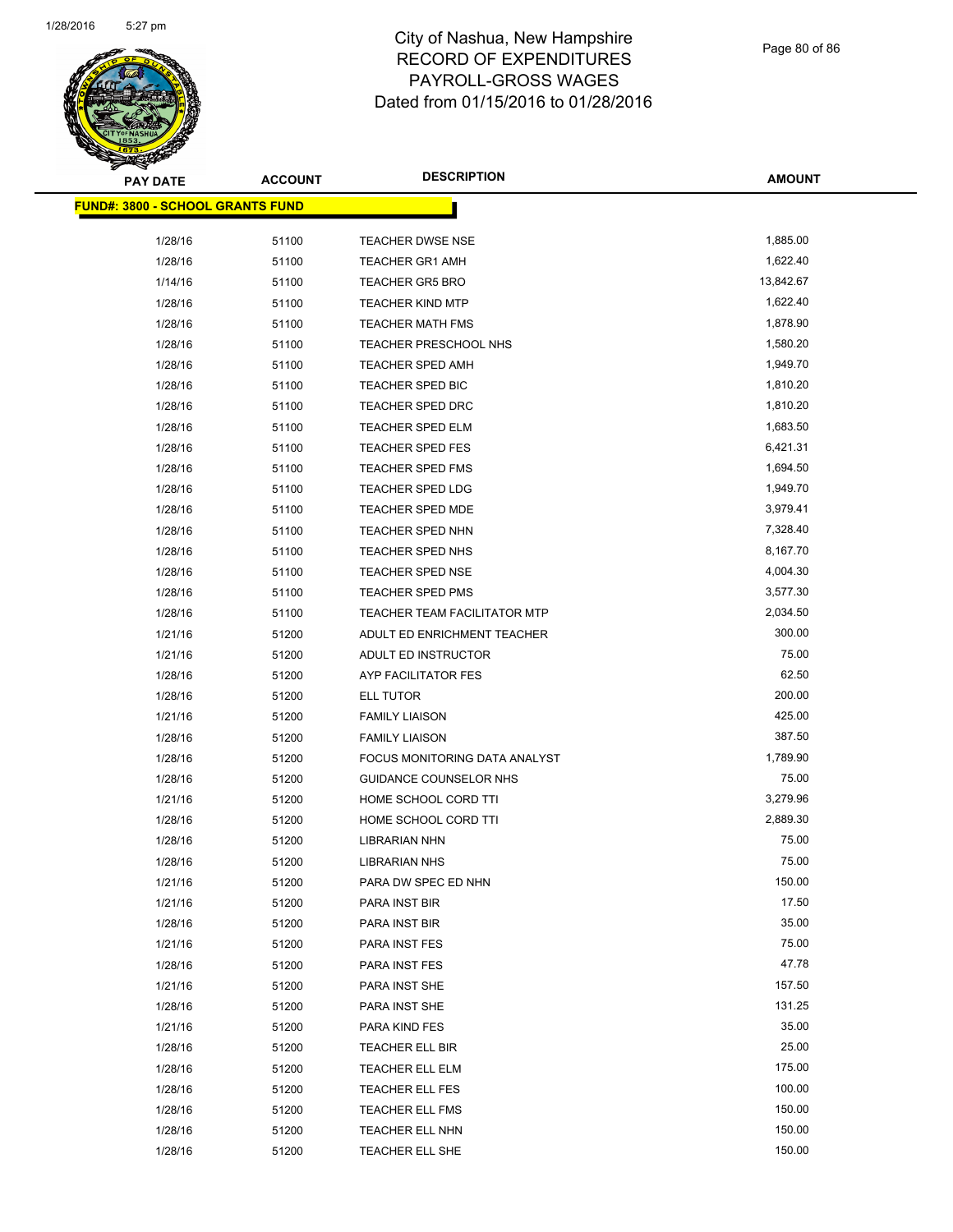# City of Nashua, New Hampshire
## RECORD OF EXPENDITURES
## PAYROLL-GROSS WAGES
### Dated from 01/15/2016 to 01/28/2016

**FUND#: 3800 - SCHOOL GRANTS FUND**

| PAY DATE | ACCOUNT | DESCRIPTION | AMOUNT |
|---|---|---|---|
| 1/28/16 | 51100 | TEACHER DWSE NSE | 1,885.00 |
| 1/28/16 | 51100 | TEACHER GR1 AMH | 1,622.40 |
| 1/14/16 | 51100 | TEACHER GR5 BRO | 13,842.67 |
| 1/28/16 | 51100 | TEACHER KIND MTP | 1,622.40 |
| 1/28/16 | 51100 | TEACHER MATH FMS | 1,878.90 |
| 1/28/16 | 51100 | TEACHER PRESCHOOL NHS | 1,580.20 |
| 1/28/16 | 51100 | TEACHER SPED AMH | 1,949.70 |
| 1/28/16 | 51100 | TEACHER SPED BIC | 1,810.20 |
| 1/28/16 | 51100 | TEACHER SPED DRC | 1,810.20 |
| 1/28/16 | 51100 | TEACHER SPED ELM | 1,683.50 |
| 1/28/16 | 51100 | TEACHER SPED FES | 6,421.31 |
| 1/28/16 | 51100 | TEACHER SPED FMS | 1,694.50 |
| 1/28/16 | 51100 | TEACHER SPED LDG | 1,949.70 |
| 1/28/16 | 51100 | TEACHER SPED MDE | 3,979.41 |
| 1/28/16 | 51100 | TEACHER SPED NHN | 7,328.40 |
| 1/28/16 | 51100 | TEACHER SPED NHS | 8,167.70 |
| 1/28/16 | 51100 | TEACHER SPED NSE | 4,004.30 |
| 1/28/16 | 51100 | TEACHER SPED PMS | 3,577.30 |
| 1/28/16 | 51100 | TEACHER TEAM FACILITATOR MTP | 2,034.50 |
| 1/21/16 | 51200 | ADULT ED ENRICHMENT TEACHER | 300.00 |
| 1/21/16 | 51200 | ADULT ED INSTRUCTOR | 75.00 |
| 1/28/16 | 51200 | AYP FACILITATOR FES | 62.50 |
| 1/28/16 | 51200 | ELL TUTOR | 200.00 |
| 1/21/16 | 51200 | FAMILY LIAISON | 425.00 |
| 1/28/16 | 51200 | FAMILY LIAISON | 387.50 |
| 1/28/16 | 51200 | FOCUS MONITORING DATA ANALYST | 1,789.90 |
| 1/28/16 | 51200 | GUIDANCE COUNSELOR NHS | 75.00 |
| 1/21/16 | 51200 | HOME SCHOOL CORD TTI | 3,279.96 |
| 1/28/16 | 51200 | HOME SCHOOL CORD TTI | 2,889.30 |
| 1/28/16 | 51200 | LIBRARIAN NHN | 75.00 |
| 1/28/16 | 51200 | LIBRARIAN NHS | 75.00 |
| 1/21/16 | 51200 | PARA DW SPEC ED NHN | 150.00 |
| 1/21/16 | 51200 | PARA INST BIR | 17.50 |
| 1/28/16 | 51200 | PARA INST BIR | 35.00 |
| 1/21/16 | 51200 | PARA INST FES | 75.00 |
| 1/28/16 | 51200 | PARA INST FES | 47.78 |
| 1/21/16 | 51200 | PARA INST SHE | 157.50 |
| 1/28/16 | 51200 | PARA INST SHE | 131.25 |
| 1/21/16 | 51200 | PARA KIND FES | 35.00 |
| 1/28/16 | 51200 | TEACHER ELL BIR | 25.00 |
| 1/28/16 | 51200 | TEACHER ELL ELM | 175.00 |
| 1/28/16 | 51200 | TEACHER ELL FES | 100.00 |
| 1/28/16 | 51200 | TEACHER ELL FMS | 150.00 |
| 1/28/16 | 51200 | TEACHER ELL NHN | 150.00 |
| 1/28/16 | 51200 | TEACHER ELL SHE | 150.00 |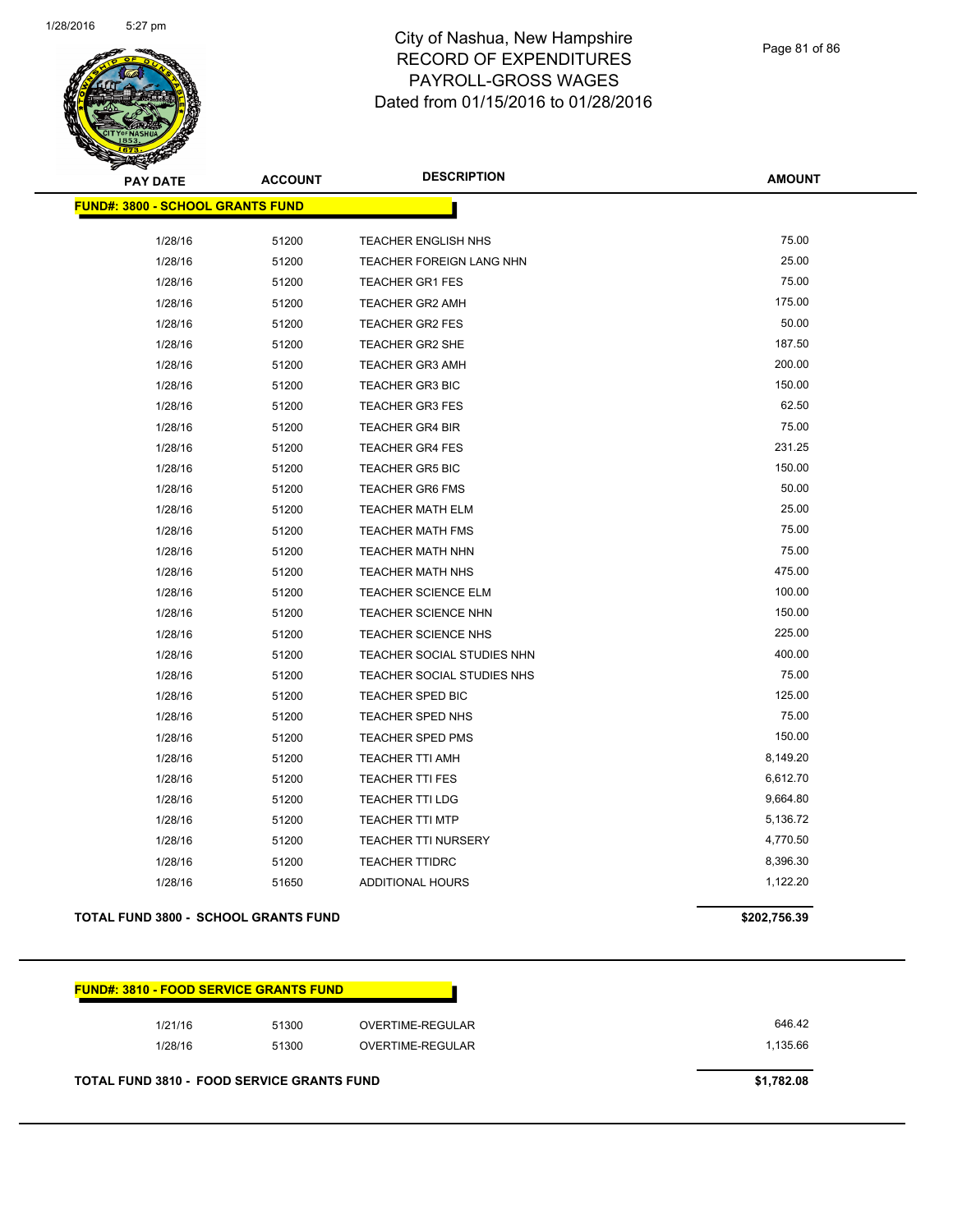# City of Nashua, New Hampshire
## RECORD OF EXPENDITURES
## PAYROLL-GROSS WAGES
### Dated from 01/15/2016 to 01/28/2016

| PAY DATE | ACCOUNT | DESCRIPTION | AMOUNT |
|---|---|---|---|
| **FUND#: 3800 - SCHOOL GRANTS FUND** | | | |
| 1/28/16 | 51200 | TEACHER ENGLISH NHS | 75.00 |
| 1/28/16 | 51200 | TEACHER FOREIGN LANG NHN | 25.00 |
| 1/28/16 | 51200 | TEACHER GR1 FES | 75.00 |
| 1/28/16 | 51200 | TEACHER GR2 AMH | 175.00 |
| 1/28/16 | 51200 | TEACHER GR2 FES | 50.00 |
| 1/28/16 | 51200 | TEACHER GR2 SHE | 187.50 |
| 1/28/16 | 51200 | TEACHER GR3 AMH | 200.00 |
| 1/28/16 | 51200 | TEACHER GR3 BIC | 150.00 |
| 1/28/16 | 51200 | TEACHER GR3 FES | 62.50 |
| 1/28/16 | 51200 | TEACHER GR4 BIR | 75.00 |
| 1/28/16 | 51200 | TEACHER GR4 FES | 231.25 |
| 1/28/16 | 51200 | TEACHER GR5 BIC | 150.00 |
| 1/28/16 | 51200 | TEACHER GR6 FMS | 50.00 |
| 1/28/16 | 51200 | TEACHER MATH ELM | 25.00 |
| 1/28/16 | 51200 | TEACHER MATH FMS | 75.00 |
| 1/28/16 | 51200 | TEACHER MATH NHN | 75.00 |
| 1/28/16 | 51200 | TEACHER MATH NHS | 475.00 |
| 1/28/16 | 51200 | TEACHER SCIENCE ELM | 100.00 |
| 1/28/16 | 51200 | TEACHER SCIENCE NHN | 150.00 |
| 1/28/16 | 51200 | TEACHER SCIENCE NHS | 225.00 |
| 1/28/16 | 51200 | TEACHER SOCIAL STUDIES NHN | 400.00 |
| 1/28/16 | 51200 | TEACHER SOCIAL STUDIES NHS | 75.00 |
| 1/28/16 | 51200 | TEACHER SPED BIC | 125.00 |
| 1/28/16 | 51200 | TEACHER SPED NHS | 75.00 |
| 1/28/16 | 51200 | TEACHER SPED PMS | 150.00 |
| 1/28/16 | 51200 | TEACHER TTI AMH | 8,149.20 |
| 1/28/16 | 51200 | TEACHER TTI FES | 6,612.70 |
| 1/28/16 | 51200 | TEACHER TTI LDG | 9,664.80 |
| 1/28/16 | 51200 | TEACHER TTI MTP | 5,136.72 |
| 1/28/16 | 51200 | TEACHER TTI NURSERY | 4,770.50 |
| 1/28/16 | 51200 | TEACHER TTIDRC | 8,396.30 |
| 1/28/16 | 51650 | ADDITIONAL HOURS | 1,122.20 |
| **TOTAL FUND 3800 - SCHOOL GRANTS FUND** | | | **$202,756.39** |

| PAY DATE | ACCOUNT | DESCRIPTION | AMOUNT |
|---|---|---|---|
| **FUND#: 3810 - FOOD SERVICE GRANTS FUND** | | | |
| 1/21/16 | 51300 | OVERTIME-REGULAR | 646.42 |
| 1/28/16 | 51300 | OVERTIME-REGULAR | 1,135.66 |
| **TOTAL FUND 3810 - FOOD SERVICE GRANTS FUND** | | | **$1,782.08** |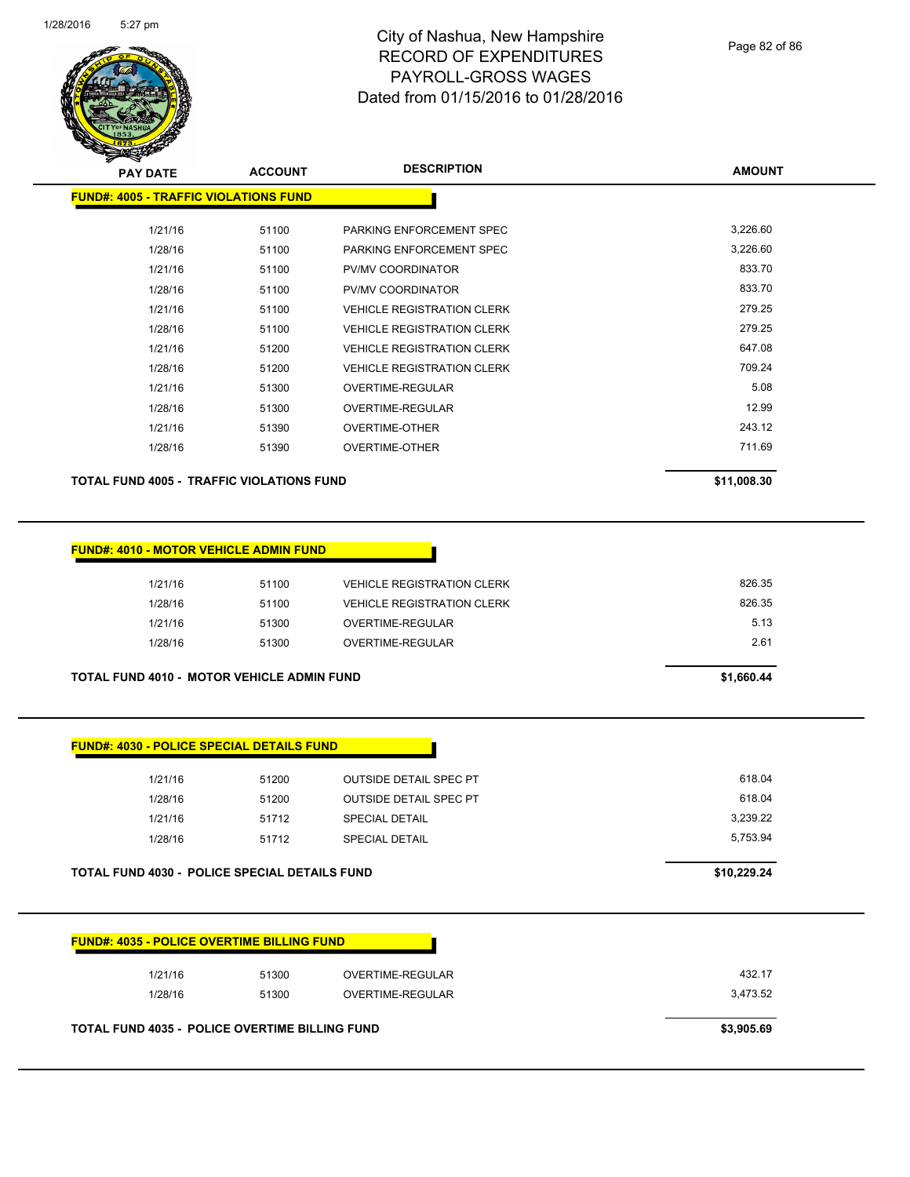# City of Nashua, New Hampshire
# RECORD OF EXPENDITURES
# PAYROLL-GROSS WAGES
# Dated from 01/15/2016 to 01/28/2016

| PAY DATE | ACCOUNT | DESCRIPTION | AMOUNT |
|---|---|---|---|
| **FUND#: 4005 - TRAFFIC VIOLATIONS FUND** | | | |
| 1/21/16 | 51100 | PARKING ENFORCEMENT SPEC | 3,226.60 |
| 1/28/16 | 51100 | PARKING ENFORCEMENT SPEC | 3,226.60 |
| 1/21/16 | 51100 | PV/MV COORDINATOR | 833.70 |
| 1/28/16 | 51100 | PV/MV COORDINATOR | 833.70 |
| 1/21/16 | 51100 | VEHICLE REGISTRATION CLERK | 279.25 |
| 1/28/16 | 51100 | VEHICLE REGISTRATION CLERK | 279.25 |
| 1/21/16 | 51200 | VEHICLE REGISTRATION CLERK | 647.08 |
| 1/28/16 | 51200 | VEHICLE REGISTRATION CLERK | 709.24 |
| 1/21/16 | 51300 | OVERTIME-REGULAR | 5.08 |
| 1/28/16 | 51300 | OVERTIME-REGULAR | 12.99 |
| 1/21/16 | 51390 | OVERTIME-OTHER | 243.12 |
| 1/28/16 | 51390 | OVERTIME-OTHER | 711.69 |
| **TOTAL FUND 4005 - TRAFFIC VIOLATIONS FUND** | | | **$11,008.30** |

| PAY DATE | ACCOUNT | DESCRIPTION | AMOUNT |
|---|---|---|---|
| **FUND#: 4010 - MOTOR VEHICLE ADMIN FUND** | | | |
| 1/21/16 | 51100 | VEHICLE REGISTRATION CLERK | 826.35 |
| 1/28/16 | 51100 | VEHICLE REGISTRATION CLERK | 826.35 |
| 1/21/16 | 51300 | OVERTIME-REGULAR | 5.13 |
| 1/28/16 | 51300 | OVERTIME-REGULAR | 2.61 |
| **TOTAL FUND 4010 - MOTOR VEHICLE ADMIN FUND** | | | **$1,660.44** |

| PAY DATE | ACCOUNT | DESCRIPTION | AMOUNT |
|---|---|---|---|
| **FUND#: 4030 - POLICE SPECIAL DETAILS FUND** | | | |
| 1/21/16 | 51200 | OUTSIDE DETAIL SPEC PT | 618.04 |
| 1/28/16 | 51200 | OUTSIDE DETAIL SPEC PT | 618.04 |
| 1/21/16 | 51712 | SPECIAL DETAIL | 3,239.22 |
| 1/28/16 | 51712 | SPECIAL DETAIL | 5,753.94 |
| **TOTAL FUND 4030 - POLICE SPECIAL DETAILS FUND** | | | **$10,229.24** |

| PAY DATE | ACCOUNT | DESCRIPTION | AMOUNT |
|---|---|---|---|
| **FUND#: 4035 - POLICE OVERTIME BILLING FUND** | | | |
| 1/21/16 | 51300 | OVERTIME-REGULAR | 432.17 |
| 1/28/16 | 51300 | OVERTIME-REGULAR | 3,473.52 |
| **TOTAL FUND 4035 - POLICE OVERTIME BILLING FUND** | | | **$3,905.69** |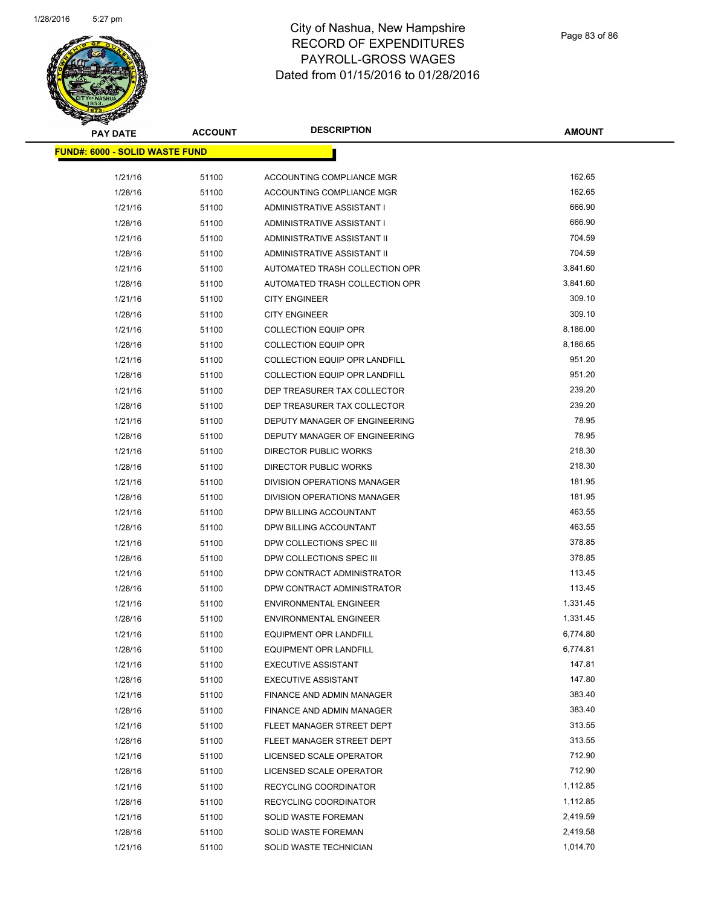# City of Nashua, New Hampshire
## RECORD OF EXPENDITURES
## PAYROLL-GROSS WAGES
## Dated from 01/15/2016 to 01/28/2016

**FUND#: 6000 - SOLID WASTE FUND**

| PAY DATE | ACCOUNT | DESCRIPTION | AMOUNT |
|---|---|---|---|
| 1/21/16 | 51100 | ACCOUNTING COMPLIANCE MGR | 162.65 |
| 1/28/16 | 51100 | ACCOUNTING COMPLIANCE MGR | 162.65 |
| 1/21/16 | 51100 | ADMINISTRATIVE ASSISTANT I | 666.90 |
| 1/28/16 | 51100 | ADMINISTRATIVE ASSISTANT I | 666.90 |
| 1/21/16 | 51100 | ADMINISTRATIVE ASSISTANT II | 704.59 |
| 1/28/16 | 51100 | ADMINISTRATIVE ASSISTANT II | 704.59 |
| 1/21/16 | 51100 | AUTOMATED TRASH COLLECTION OPR | 3,841.60 |
| 1/28/16 | 51100 | AUTOMATED TRASH COLLECTION OPR | 3,841.60 |
| 1/21/16 | 51100 | CITY ENGINEER | 309.10 |
| 1/28/16 | 51100 | CITY ENGINEER | 309.10 |
| 1/21/16 | 51100 | COLLECTION EQUIP OPR | 8,186.00 |
| 1/28/16 | 51100 | COLLECTION EQUIP OPR | 8,186.65 |
| 1/21/16 | 51100 | COLLECTION EQUIP OPR LANDFILL | 951.20 |
| 1/28/16 | 51100 | COLLECTION EQUIP OPR LANDFILL | 951.20 |
| 1/21/16 | 51100 | DEP TREASURER TAX COLLECTOR | 239.20 |
| 1/28/16 | 51100 | DEP TREASURER TAX COLLECTOR | 239.20 |
| 1/21/16 | 51100 | DEPUTY MANAGER OF ENGINEERING | 78.95 |
| 1/28/16 | 51100 | DEPUTY MANAGER OF ENGINEERING | 78.95 |
| 1/21/16 | 51100 | DIRECTOR PUBLIC WORKS | 218.30 |
| 1/28/16 | 51100 | DIRECTOR PUBLIC WORKS | 218.30 |
| 1/21/16 | 51100 | DIVISION OPERATIONS MANAGER | 181.95 |
| 1/28/16 | 51100 | DIVISION OPERATIONS MANAGER | 181.95 |
| 1/21/16 | 51100 | DPW BILLING ACCOUNTANT | 463.55 |
| 1/28/16 | 51100 | DPW BILLING ACCOUNTANT | 463.55 |
| 1/21/16 | 51100 | DPW COLLECTIONS SPEC III | 378.85 |
| 1/28/16 | 51100 | DPW COLLECTIONS SPEC III | 378.85 |
| 1/21/16 | 51100 | DPW CONTRACT ADMINISTRATOR | 113.45 |
| 1/28/16 | 51100 | DPW CONTRACT ADMINISTRATOR | 113.45 |
| 1/21/16 | 51100 | ENVIRONMENTAL ENGINEER | 1,331.45 |
| 1/28/16 | 51100 | ENVIRONMENTAL ENGINEER | 1,331.45 |
| 1/21/16 | 51100 | EQUIPMENT OPR LANDFILL | 6,774.80 |
| 1/28/16 | 51100 | EQUIPMENT OPR LANDFILL | 6,774.81 |
| 1/21/16 | 51100 | EXECUTIVE ASSISTANT | 147.81 |
| 1/28/16 | 51100 | EXECUTIVE ASSISTANT | 147.80 |
| 1/21/16 | 51100 | FINANCE AND ADMIN MANAGER | 383.40 |
| 1/28/16 | 51100 | FINANCE AND ADMIN MANAGER | 383.40 |
| 1/21/16 | 51100 | FLEET MANAGER STREET DEPT | 313.55 |
| 1/28/16 | 51100 | FLEET MANAGER STREET DEPT | 313.55 |
| 1/21/16 | 51100 | LICENSED SCALE OPERATOR | 712.90 |
| 1/28/16 | 51100 | LICENSED SCALE OPERATOR | 712.90 |
| 1/21/16 | 51100 | RECYCLING COORDINATOR | 1,112.85 |
| 1/28/16 | 51100 | RECYCLING COORDINATOR | 1,112.85 |
| 1/21/16 | 51100 | SOLID WASTE FOREMAN | 2,419.59 |
| 1/28/16 | 51100 | SOLID WASTE FOREMAN | 2,419.58 |
| 1/21/16 | 51100 | SOLID WASTE TECHNICIAN | 1,014.70 |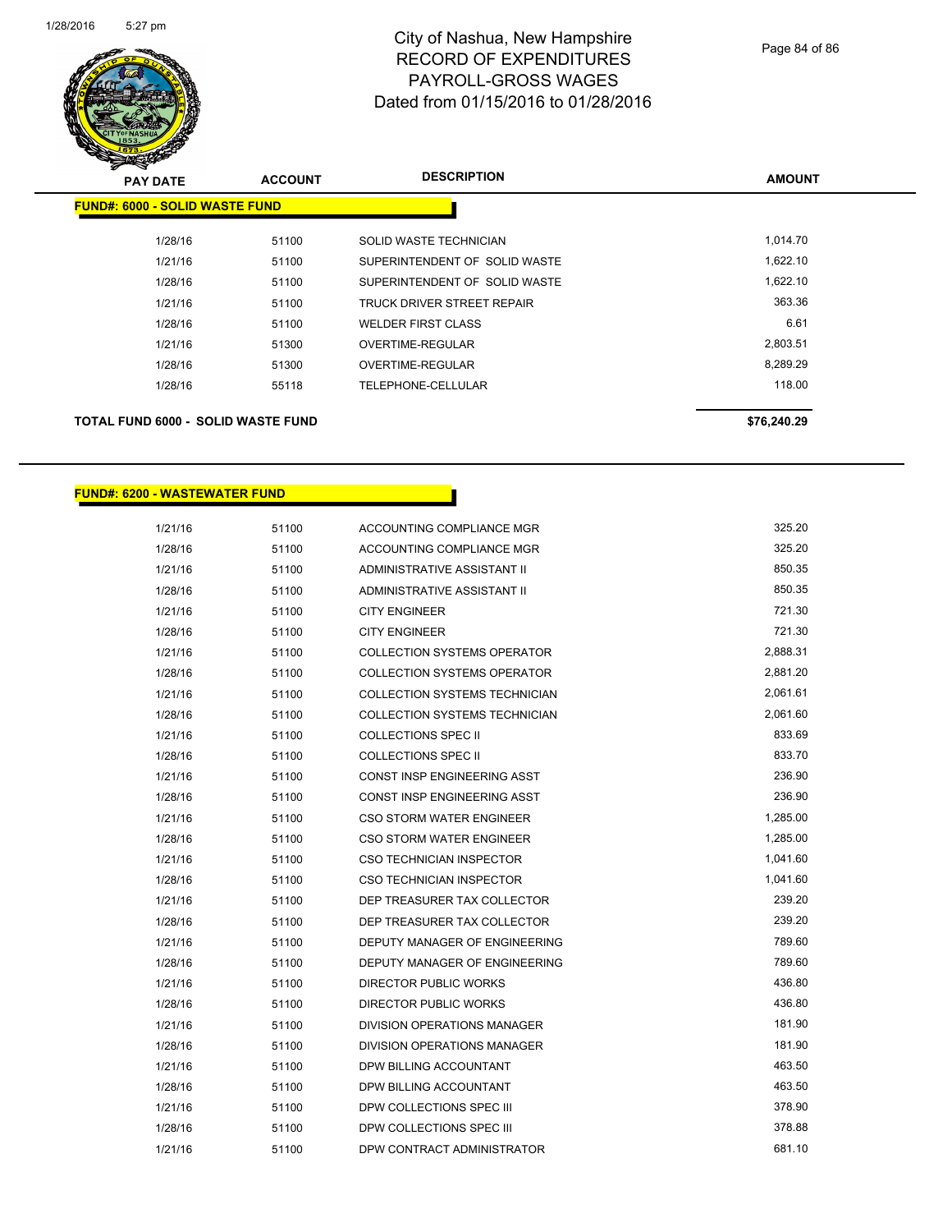# City of Nashua, New Hampshire
## RECORD OF EXPENDITURES
## PAYROLL-GROSS WAGES
## Dated from 01/15/2016 to 01/28/2016

| PAY DATE | ACCOUNT | DESCRIPTION | AMOUNT |
|---|---|---|---|
| **FUND#: 6000 - SOLID WASTE FUND** | | | |
| 1/28/16 | 51100 | SOLID WASTE TECHNICIAN | 1,014.70 |
| 1/21/16 | 51100 | SUPERINTENDENT OF SOLID WASTE | 1,622.10 |
| 1/28/16 | 51100 | SUPERINTENDENT OF SOLID WASTE | 1,622.10 |
| 1/21/16 | 51100 | TRUCK DRIVER STREET REPAIR | 363.36 |
| 1/28/16 | 51100 | WELDER FIRST CLASS | 6.61 |
| 1/21/16 | 51300 | OVERTIME-REGULAR | 2,803.51 |
| 1/28/16 | 51300 | OVERTIME-REGULAR | 8,289.29 |
| 1/28/16 | 55118 | TELEPHONE-CELLULAR | 118.00 |
| **TOTAL FUND 6000 - SOLID WASTE FUND** | | | **$76,240.29** |

| PAY DATE | ACCOUNT | DESCRIPTION | AMOUNT |
|---|---|---|---|
| **FUND#: 6200 - WASTEWATER FUND** | | | |
| 1/21/16 | 51100 | ACCOUNTING COMPLIANCE MGR | 325.20 |
| 1/28/16 | 51100 | ACCOUNTING COMPLIANCE MGR | 325.20 |
| 1/21/16 | 51100 | ADMINISTRATIVE ASSISTANT II | 850.35 |
| 1/28/16 | 51100 | ADMINISTRATIVE ASSISTANT II | 850.35 |
| 1/21/16 | 51100 | CITY ENGINEER | 721.30 |
| 1/28/16 | 51100 | CITY ENGINEER | 721.30 |
| 1/21/16 | 51100 | COLLECTION SYSTEMS OPERATOR | 2,888.31 |
| 1/28/16 | 51100 | COLLECTION SYSTEMS OPERATOR | 2,881.20 |
| 1/21/16 | 51100 | COLLECTION SYSTEMS TECHNICIAN | 2,061.61 |
| 1/28/16 | 51100 | COLLECTION SYSTEMS TECHNICIAN | 2,061.60 |
| 1/21/16 | 51100 | COLLECTIONS SPEC II | 833.69 |
| 1/28/16 | 51100 | COLLECTIONS SPEC II | 833.70 |
| 1/21/16 | 51100 | CONST INSP ENGINEERING ASST | 236.90 |
| 1/28/16 | 51100 | CONST INSP ENGINEERING ASST | 236.90 |
| 1/21/16 | 51100 | CSO STORM WATER ENGINEER | 1,285.00 |
| 1/28/16 | 51100 | CSO STORM WATER ENGINEER | 1,285.00 |
| 1/21/16 | 51100 | CSO TECHNICIAN INSPECTOR | 1,041.60 |
| 1/28/16 | 51100 | CSO TECHNICIAN INSPECTOR | 1,041.60 |
| 1/21/16 | 51100 | DEP TREASURER TAX COLLECTOR | 239.20 |
| 1/28/16 | 51100 | DEP TREASURER TAX COLLECTOR | 239.20 |
| 1/21/16 | 51100 | DEPUTY MANAGER OF ENGINEERING | 789.60 |
| 1/28/16 | 51100 | DEPUTY MANAGER OF ENGINEERING | 789.60 |
| 1/21/16 | 51100 | DIRECTOR PUBLIC WORKS | 436.80 |
| 1/28/16 | 51100 | DIRECTOR PUBLIC WORKS | 436.80 |
| 1/21/16 | 51100 | DIVISION OPERATIONS MANAGER | 181.90 |
| 1/28/16 | 51100 | DIVISION OPERATIONS MANAGER | 181.90 |
| 1/21/16 | 51100 | DPW BILLING ACCOUNTANT | 463.50 |
| 1/28/16 | 51100 | DPW BILLING ACCOUNTANT | 463.50 |
| 1/21/16 | 51100 | DPW COLLECTIONS SPEC III | 378.90 |
| 1/28/16 | 51100 | DPW COLLECTIONS SPEC III | 378.88 |
| 1/21/16 | 51100 | DPW CONTRACT ADMINISTRATOR | 681.10 |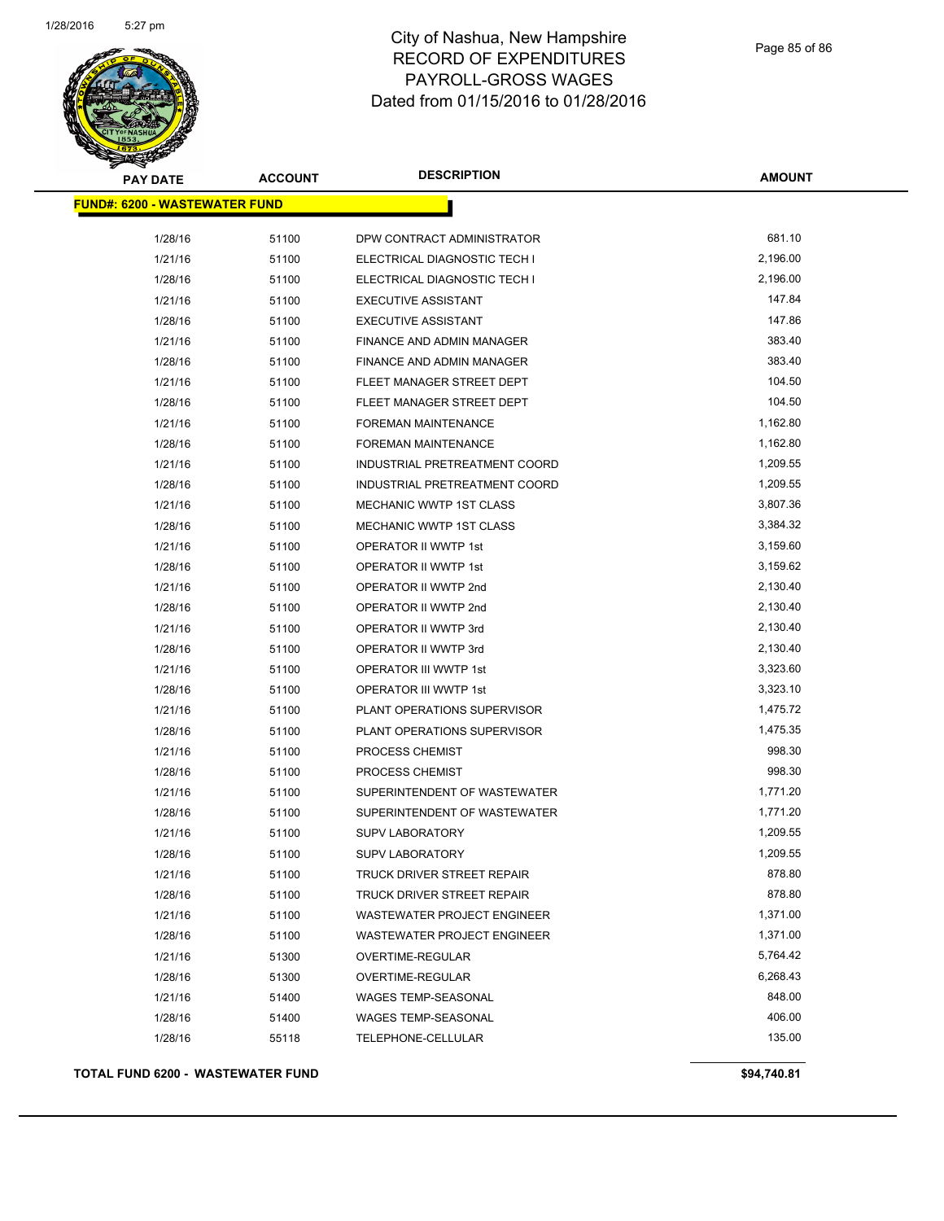# City of Nashua, New Hampshire
## RECORD OF EXPENDITURES
## PAYROLL-GROSS WAGES
## Dated from 01/15/2016 to 01/28/2016

| PAY DATE | ACCOUNT | DESCRIPTION | AMOUNT |
|---|---|---|---|
| **FUND#: 6200 - WASTEWATER FUND** | | | |
| 1/28/16 | 51100 | DPW CONTRACT ADMINISTRATOR | 681.10 |
| 1/21/16 | 51100 | ELECTRICAL DIAGNOSTIC TECH I | 2,196.00 |
| 1/28/16 | 51100 | ELECTRICAL DIAGNOSTIC TECH I | 2,196.00 |
| 1/21/16 | 51100 | EXECUTIVE ASSISTANT | 147.84 |
| 1/28/16 | 51100 | EXECUTIVE ASSISTANT | 147.86 |
| 1/21/16 | 51100 | FINANCE AND ADMIN MANAGER | 383.40 |
| 1/28/16 | 51100 | FINANCE AND ADMIN MANAGER | 383.40 |
| 1/21/16 | 51100 | FLEET MANAGER STREET DEPT | 104.50 |
| 1/28/16 | 51100 | FLEET MANAGER STREET DEPT | 104.50 |
| 1/21/16 | 51100 | FOREMAN MAINTENANCE | 1,162.80 |
| 1/28/16 | 51100 | FOREMAN MAINTENANCE | 1,162.80 |
| 1/21/16 | 51100 | INDUSTRIAL PRETREATMENT COORD | 1,209.55 |
| 1/28/16 | 51100 | INDUSTRIAL PRETREATMENT COORD | 1,209.55 |
| 1/21/16 | 51100 | MECHANIC WWTP 1ST CLASS | 3,807.36 |
| 1/28/16 | 51100 | MECHANIC WWTP 1ST CLASS | 3,384.32 |
| 1/21/16 | 51100 | OPERATOR II WWTP 1st | 3,159.60 |
| 1/28/16 | 51100 | OPERATOR II WWTP 1st | 3,159.62 |
| 1/21/16 | 51100 | OPERATOR II WWTP 2nd | 2,130.40 |
| 1/28/16 | 51100 | OPERATOR II WWTP 2nd | 2,130.40 |
| 1/21/16 | 51100 | OPERATOR II WWTP 3rd | 2,130.40 |
| 1/28/16 | 51100 | OPERATOR II WWTP 3rd | 2,130.40 |
| 1/21/16 | 51100 | OPERATOR III WWTP 1st | 3,323.60 |
| 1/28/16 | 51100 | OPERATOR III WWTP 1st | 3,323.10 |
| 1/21/16 | 51100 | PLANT OPERATIONS SUPERVISOR | 1,475.72 |
| 1/28/16 | 51100 | PLANT OPERATIONS SUPERVISOR | 1,475.35 |
| 1/21/16 | 51100 | PROCESS CHEMIST | 998.30 |
| 1/28/16 | 51100 | PROCESS CHEMIST | 998.30 |
| 1/21/16 | 51100 | SUPERINTENDENT OF WASTEWATER | 1,771.20 |
| 1/28/16 | 51100 | SUPERINTENDENT OF WASTEWATER | 1,771.20 |
| 1/21/16 | 51100 | SUPV LABORATORY | 1,209.55 |
| 1/28/16 | 51100 | SUPV LABORATORY | 1,209.55 |
| 1/21/16 | 51100 | TRUCK DRIVER STREET REPAIR | 878.80 |
| 1/28/16 | 51100 | TRUCK DRIVER STREET REPAIR | 878.80 |
| 1/21/16 | 51100 | WASTEWATER PROJECT ENGINEER | 1,371.00 |
| 1/28/16 | 51100 | WASTEWATER PROJECT ENGINEER | 1,371.00 |
| 1/21/16 | 51300 | OVERTIME-REGULAR | 5,764.42 |
| 1/28/16 | 51300 | OVERTIME-REGULAR | 6,268.43 |
| 1/21/16 | 51400 | WAGES TEMP-SEASONAL | 848.00 |
| 1/28/16 | 51400 | WAGES TEMP-SEASONAL | 406.00 |
| 1/28/16 | 55118 | TELEPHONE-CELLULAR | 135.00 |

**TOTAL FUND 6200 - WASTEWATER FUND** **$94,740.81**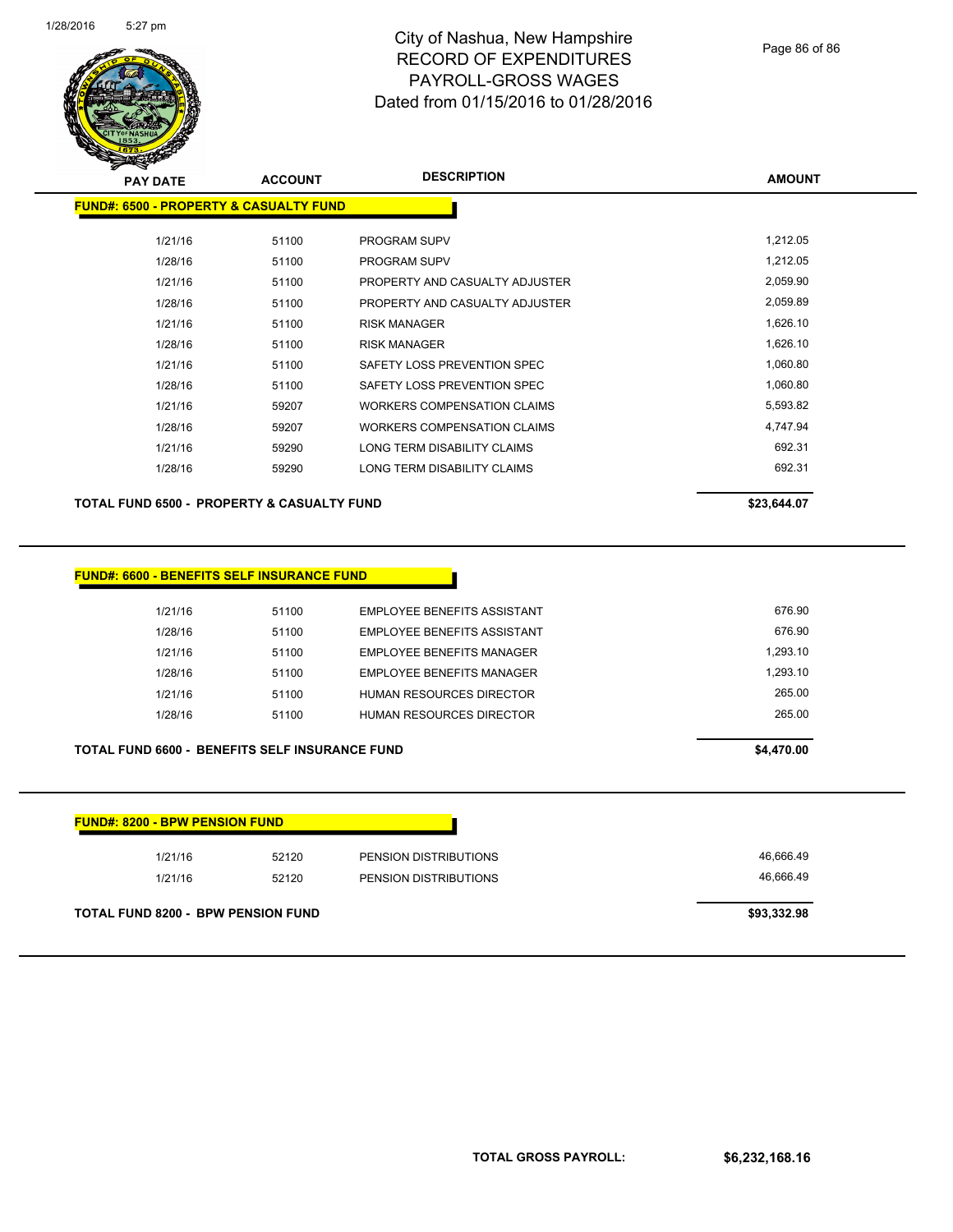# City of Nashua, New Hampshire
## RECORD OF EXPENDITURES
## PAYROLL-GROSS WAGES
## Dated from 01/15/2016 to 01/28/2016

| PAY DATE | ACCOUNT | DESCRIPTION | AMOUNT |
|---|---|---|---|
| **FUND#: 6500 - PROPERTY & CASUALTY FUND** | | | |
| 1/21/16 | 51100 | PROGRAM SUPV | 1,212.05 |
| 1/28/16 | 51100 | PROGRAM SUPV | 1,212.05 |
| 1/21/16 | 51100 | PROPERTY AND CASUALTY ADJUSTER | 2,059.90 |
| 1/28/16 | 51100 | PROPERTY AND CASUALTY ADJUSTER | 2,059.89 |
| 1/21/16 | 51100 | RISK MANAGER | 1,626.10 |
| 1/28/16 | 51100 | RISK MANAGER | 1,626.10 |
| 1/21/16 | 51100 | SAFETY LOSS PREVENTION SPEC | 1,060.80 |
| 1/28/16 | 51100 | SAFETY LOSS PREVENTION SPEC | 1,060.80 |
| 1/21/16 | 59207 | WORKERS COMPENSATION CLAIMS | 5,593.82 |
| 1/28/16 | 59207 | WORKERS COMPENSATION CLAIMS | 4,747.94 |
| 1/21/16 | 59290 | LONG TERM DISABILITY CLAIMS | 692.31 |
| 1/28/16 | 59290 | LONG TERM DISABILITY CLAIMS | 692.31 |
| **TOTAL FUND 6500 - PROPERTY & CASUALTY FUND** | | | **$23,644.07** |

| PAY DATE | ACCOUNT | DESCRIPTION | AMOUNT |
|---|---|---|---|
| **FUND#: 6600 - BENEFITS SELF INSURANCE FUND** | | | |
| 1/21/16 | 51100 | EMPLOYEE BENEFITS ASSISTANT | 676.90 |
| 1/28/16 | 51100 | EMPLOYEE BENEFITS ASSISTANT | 676.90 |
| 1/21/16 | 51100 | EMPLOYEE BENEFITS MANAGER | 1,293.10 |
| 1/28/16 | 51100 | EMPLOYEE BENEFITS MANAGER | 1,293.10 |
| 1/21/16 | 51100 | HUMAN RESOURCES DIRECTOR | 265.00 |
| 1/28/16 | 51100 | HUMAN RESOURCES DIRECTOR | 265.00 |
| **TOTAL FUND 6600 - BENEFITS SELF INSURANCE FUND** | | | **$4,470.00** |

| PAY DATE | ACCOUNT | DESCRIPTION | AMOUNT |
|---|---|---|---|
| **FUND#: 8200 - BPW PENSION FUND** | | | |
| 1/21/16 | 52120 | PENSION DISTRIBUTIONS | 46,666.49 |
| 1/21/16 | 52120 | PENSION DISTRIBUTIONS | 46,666.49 |
| **TOTAL FUND 8200 - BPW PENSION FUND** | | | **$93,332.98** |

**TOTAL GROSS PAYROLL: $6,232,168.16**